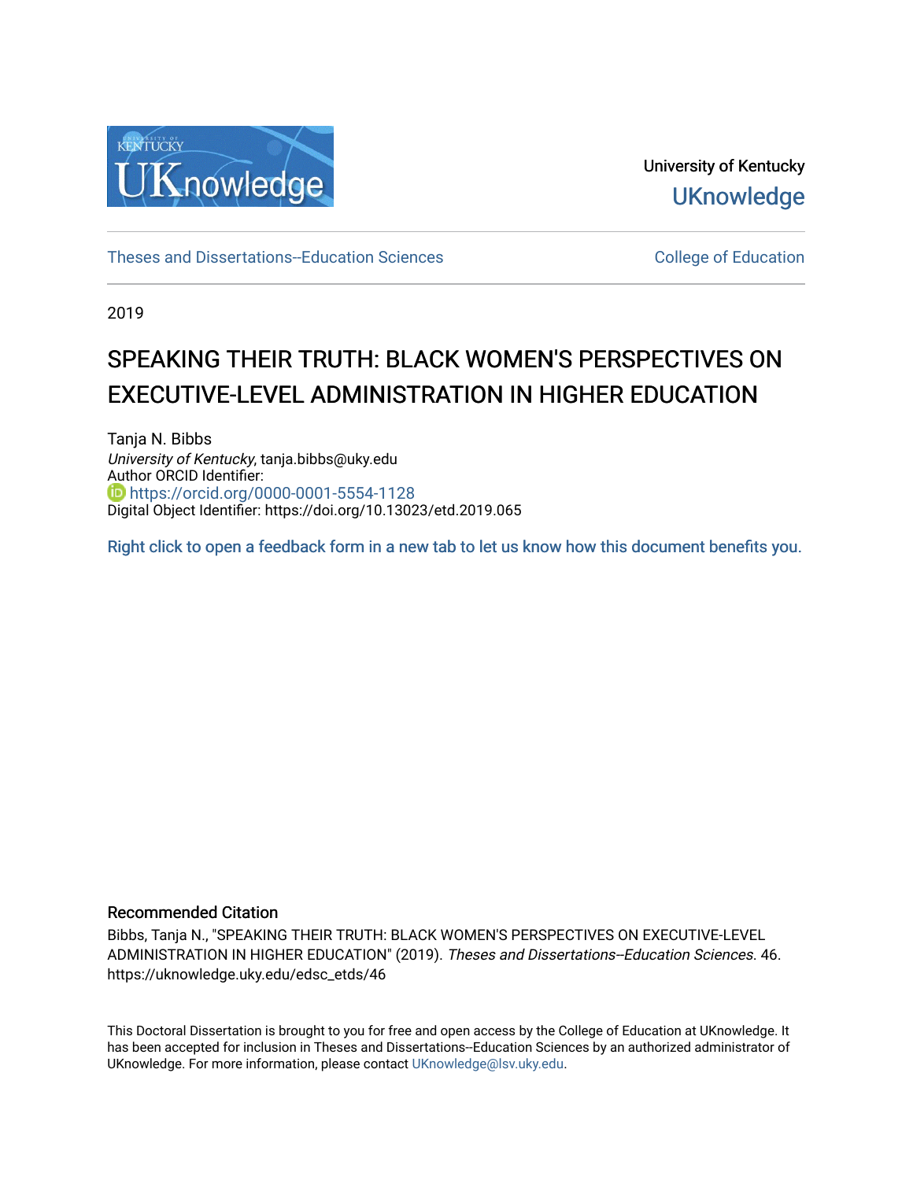University of Kentucky

UKnowledge

Theses and Dissertations--Education Sciences

College of Education

2019

# SPEAKING THEIR TRUTH: BLACK WOMEN'S PERSPECTIVES ON EXECUTIVE-LEVEL ADMINISTRATION IN HIGHER EDUCATION

Tanja N. Bibbs
*University of Kentucky*, tanja.bibbs@uky.edu
Author ORCID Identifier:
https://orcid.org/0000-0001-5554-1128
Digital Object Identifier: https://doi.org/10.13023/etd.2019.065

Right click to open a feedback form in a new tab to let us know how this document benefits you.

## Recommended Citation

Bibbs, Tanja N., "SPEAKING THEIR TRUTH: BLACK WOMEN'S PERSPECTIVES ON EXECUTIVE-LEVEL ADMINISTRATION IN HIGHER EDUCATION" (2019). *Theses and Dissertations--Education Sciences*. 46.
https://uknowledge.uky.edu/edsc_etds/46

This Doctoral Dissertation is brought to you for free and open access by the College of Education at UKnowledge. It has been accepted for inclusion in Theses and Dissertations--Education Sciences by an authorized administrator of UKnowledge. For more information, please contact UKnowledge@lsv.uky.edu.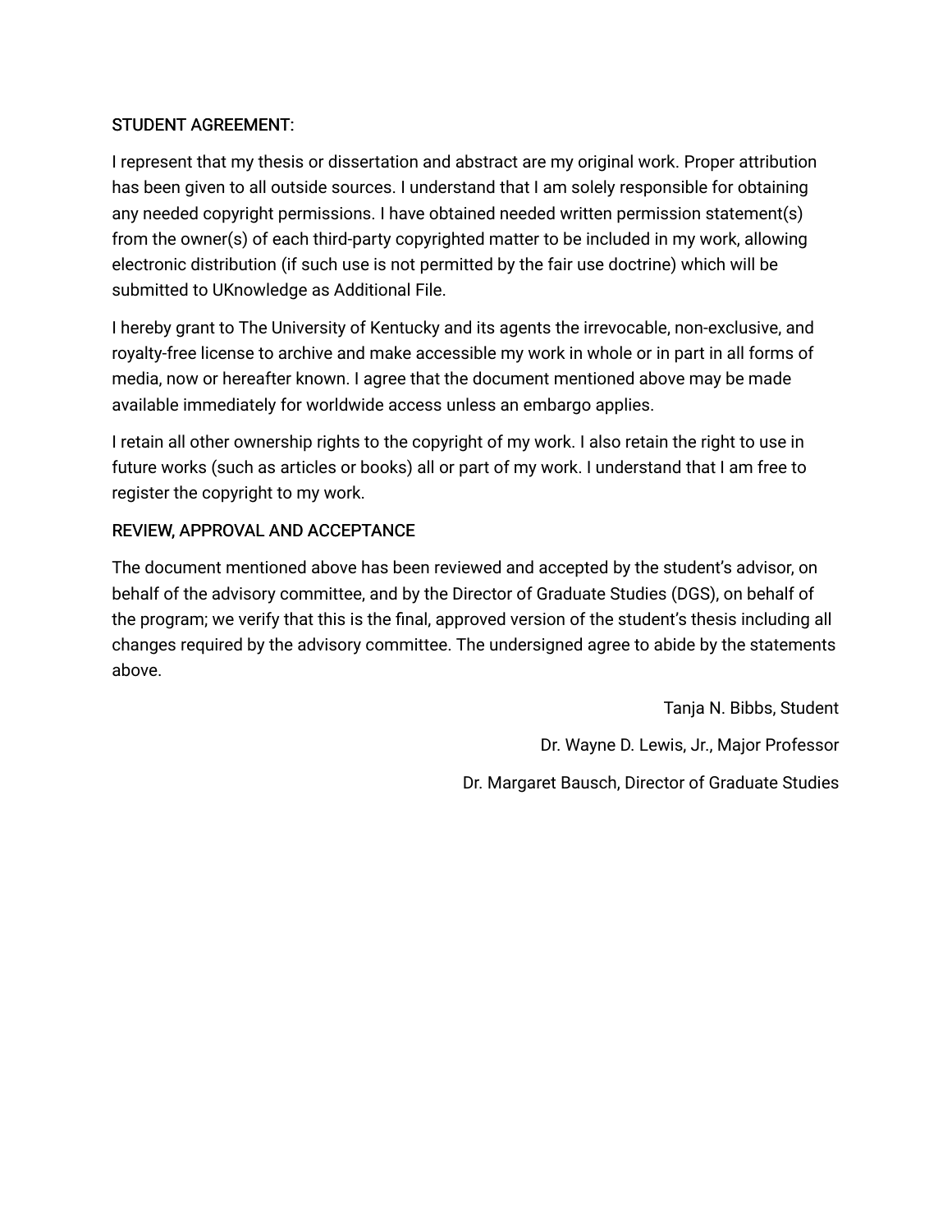STUDENT AGREEMENT:

I represent that my thesis or dissertation and abstract are my original work. Proper attribution has been given to all outside sources. I understand that I am solely responsible for obtaining any needed copyright permissions. I have obtained needed written permission statement(s) from the owner(s) of each third-party copyrighted matter to be included in my work, allowing electronic distribution (if such use is not permitted by the fair use doctrine) which will be submitted to UKnowledge as Additional File.

I hereby grant to The University of Kentucky and its agents the irrevocable, non-exclusive, and royalty-free license to archive and make accessible my work in whole or in part in all forms of media, now or hereafter known. I agree that the document mentioned above may be made available immediately for worldwide access unless an embargo applies.

I retain all other ownership rights to the copyright of my work. I also retain the right to use in future works (such as articles or books) all or part of my work. I understand that I am free to register the copyright to my work.

REVIEW, APPROVAL AND ACCEPTANCE

The document mentioned above has been reviewed and accepted by the student's advisor, on behalf of the advisory committee, and by the Director of Graduate Studies (DGS), on behalf of the program; we verify that this is the final, approved version of the student's thesis including all changes required by the advisory committee. The undersigned agree to abide by the statements above.

Tanja N. Bibbs, Student

Dr. Wayne D. Lewis, Jr., Major Professor

Dr. Margaret Bausch, Director of Graduate Studies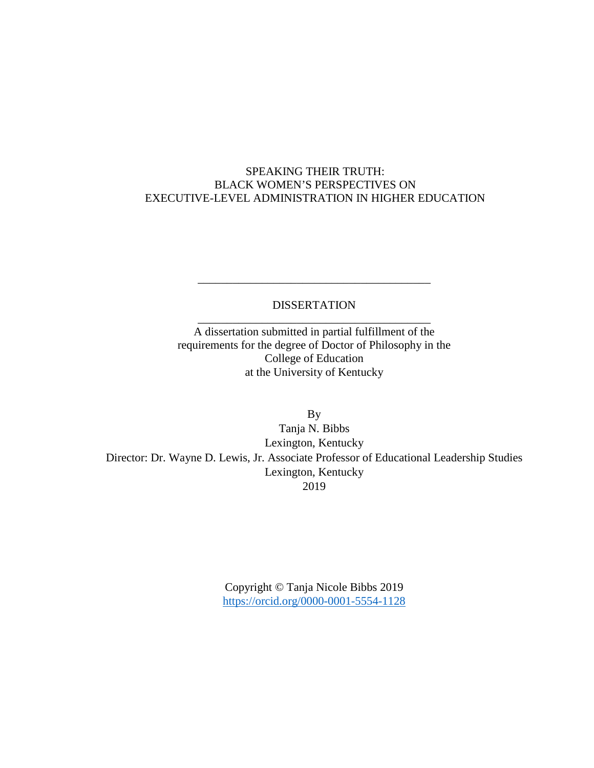# SPEAKING THEIR TRUTH:
# BLACK WOMEN'S PERSPECTIVES ON
# EXECUTIVE-LEVEL ADMINISTRATION IN HIGHER EDUCATION

---

DISSERTATION

---

A dissertation submitted in partial fulfillment of the requirements for the degree of Doctor of Philosophy in the College of Education at the University of Kentucky

By
Tanja N. Bibbs
Lexington, Kentucky
Director: Dr. Wayne D. Lewis, Jr. Associate Professor of Educational Leadership Studies
Lexington, Kentucky
2019

Copyright © Tanja Nicole Bibbs 2019
https://orcid.org/0000-0001-5554-1128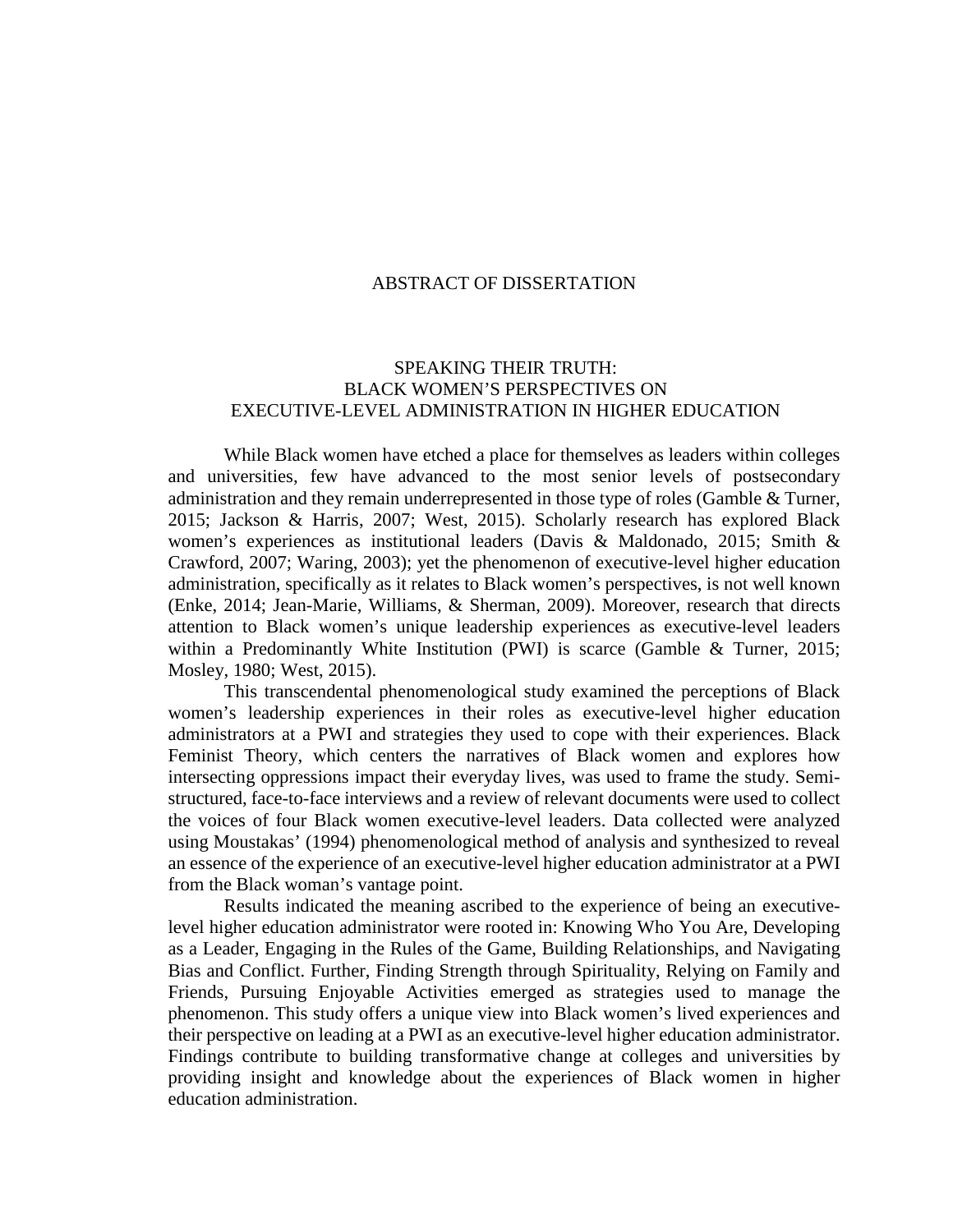# ABSTRACT OF DISSERTATION

## SPEAKING THEIR TRUTH: BLACK WOMEN'S PERSPECTIVES ON EXECUTIVE-LEVEL ADMINISTRATION IN HIGHER EDUCATION

While Black women have etched a place for themselves as leaders within colleges and universities, few have advanced to the most senior levels of postsecondary administration and they remain underrepresented in those type of roles (Gamble & Turner, 2015; Jackson & Harris, 2007; West, 2015). Scholarly research has explored Black women's experiences as institutional leaders (Davis & Maldonado, 2015; Smith & Crawford, 2007; Waring, 2003); yet the phenomenon of executive-level higher education administration, specifically as it relates to Black women's perspectives, is not well known (Enke, 2014; Jean-Marie, Williams, & Sherman, 2009). Moreover, research that directs attention to Black women's unique leadership experiences as executive-level leaders within a Predominantly White Institution (PWI) is scarce (Gamble & Turner, 2015; Mosley, 1980; West, 2015).

This transcendental phenomenological study examined the perceptions of Black women's leadership experiences in their roles as executive-level higher education administrators at a PWI and strategies they used to cope with their experiences. Black Feminist Theory, which centers the narratives of Black women and explores how intersecting oppressions impact their everyday lives, was used to frame the study. Semi-structured, face-to-face interviews and a review of relevant documents were used to collect the voices of four Black women executive-level leaders. Data collected were analyzed using Moustakas' (1994) phenomenological method of analysis and synthesized to reveal an essence of the experience of an executive-level higher education administrator at a PWI from the Black woman's vantage point.

Results indicated the meaning ascribed to the experience of being an executive-level higher education administrator were rooted in: Knowing Who You Are, Developing as a Leader, Engaging in the Rules of the Game, Building Relationships, and Navigating Bias and Conflict. Further, Finding Strength through Spirituality, Relying on Family and Friends, Pursuing Enjoyable Activities emerged as strategies used to manage the phenomenon. This study offers a unique view into Black women's lived experiences and their perspective on leading at a PWI as an executive-level higher education administrator. Findings contribute to building transformative change at colleges and universities by providing insight and knowledge about the experiences of Black women in higher education administration.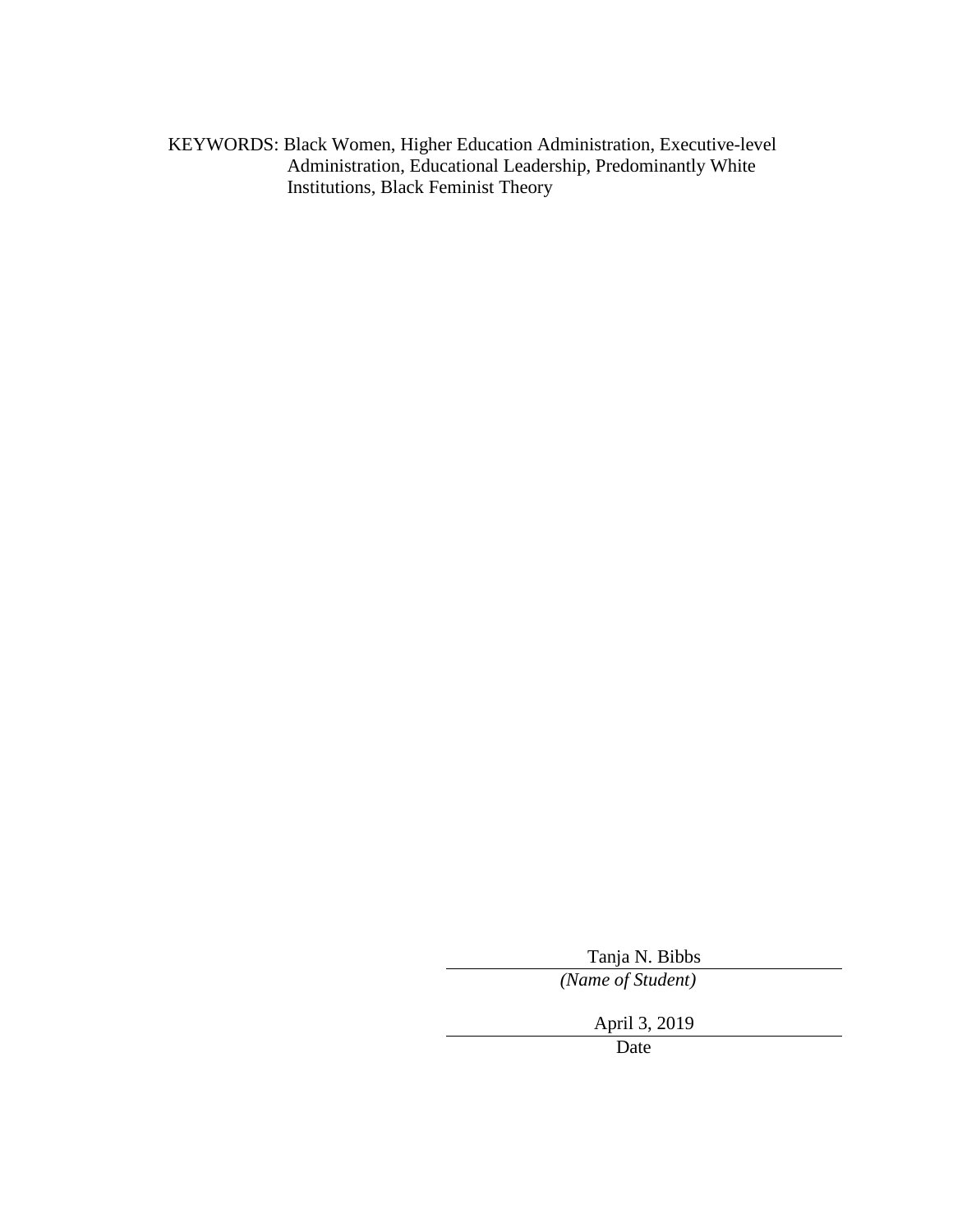KEYWORDS: Black Women, Higher Education Administration, Executive-level Administration, Educational Leadership, Predominantly White Institutions, Black Feminist Theory

Tanja N. Bibbs
*(Name of Student)*

April 3, 2019
Date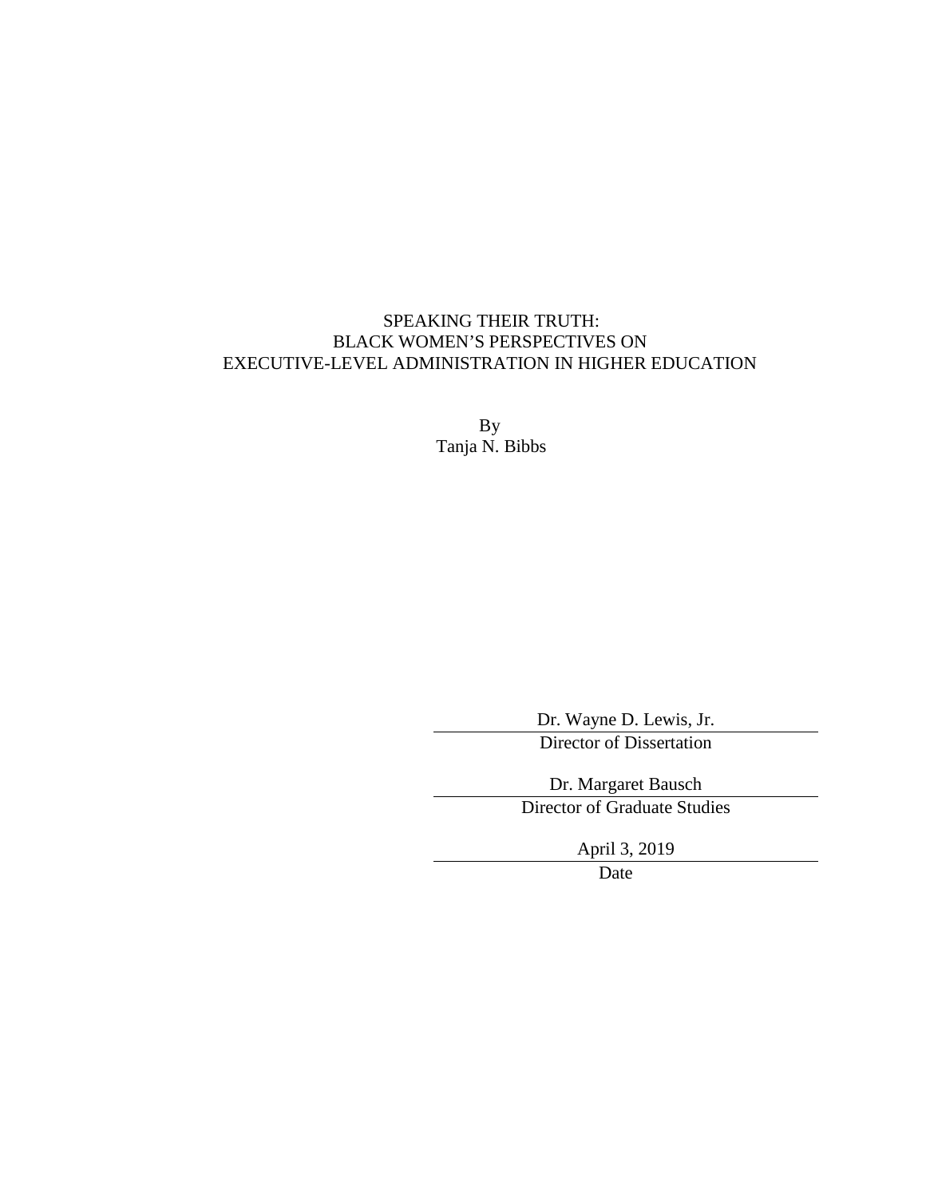SPEAKING THEIR TRUTH:
BLACK WOMEN'S PERSPECTIVES ON
EXECUTIVE-LEVEL ADMINISTRATION IN HIGHER EDUCATION

By
Tanja N. Bibbs

Dr. Wayne D. Lewis, Jr.
Director of Dissertation

Dr. Margaret Bausch
Director of Graduate Studies

April 3, 2019
Date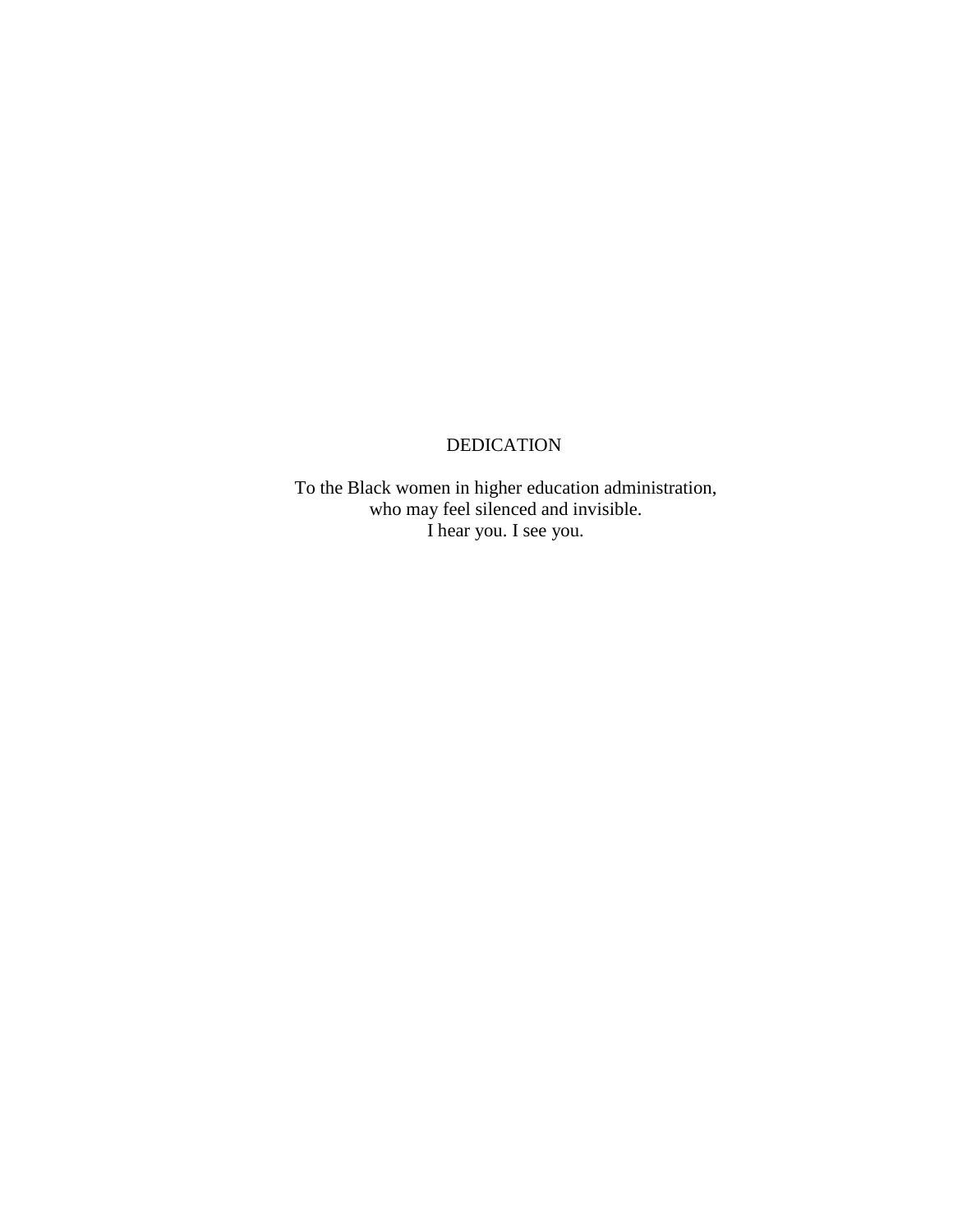# DEDICATION

To the Black women in higher education administration,
who may feel silenced and invisible.
I hear you. I see you.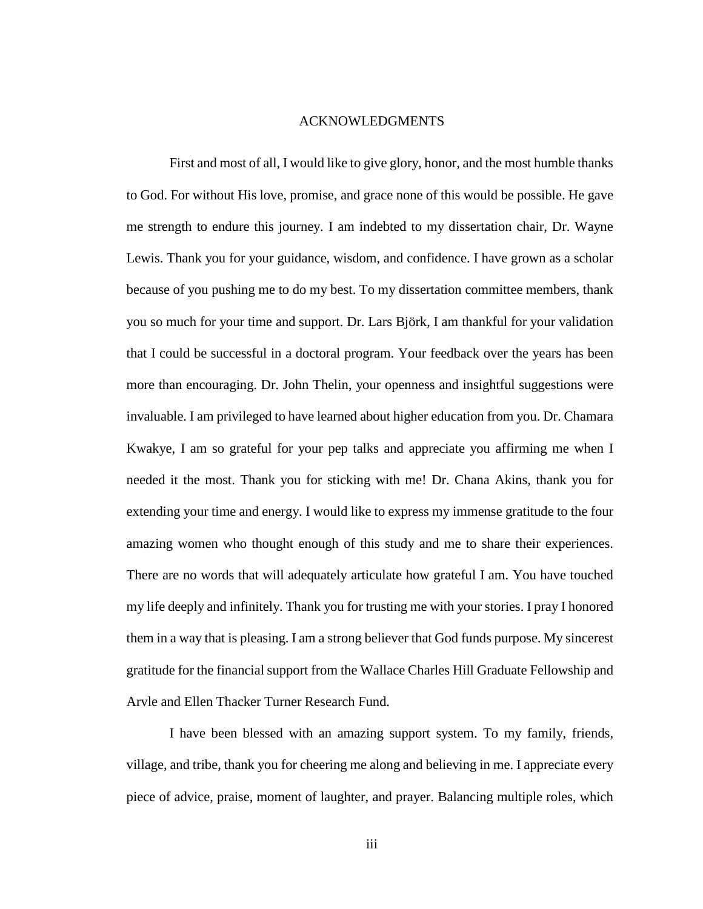# ACKNOWLEDGMENTS

First and most of all, I would like to give glory, honor, and the most humble thanks to God. For without His love, promise, and grace none of this would be possible. He gave me strength to endure this journey. I am indebted to my dissertation chair, Dr. Wayne Lewis. Thank you for your guidance, wisdom, and confidence. I have grown as a scholar because of you pushing me to do my best. To my dissertation committee members, thank you so much for your time and support. Dr. Lars Björk, I am thankful for your validation that I could be successful in a doctoral program. Your feedback over the years has been more than encouraging. Dr. John Thelin, your openness and insightful suggestions were invaluable. I am privileged to have learned about higher education from you. Dr. Chamara Kwakye, I am so grateful for your pep talks and appreciate you affirming me when I needed it the most. Thank you for sticking with me! Dr. Chana Akins, thank you for extending your time and energy. I would like to express my immense gratitude to the four amazing women who thought enough of this study and me to share their experiences. There are no words that will adequately articulate how grateful I am. You have touched my life deeply and infinitely. Thank you for trusting me with your stories. I pray I honored them in a way that is pleasing. I am a strong believer that God funds purpose. My sincerest gratitude for the financial support from the Wallace Charles Hill Graduate Fellowship and Arvle and Ellen Thacker Turner Research Fund.

I have been blessed with an amazing support system. To my family, friends, village, and tribe, thank you for cheering me along and believing in me. I appreciate every piece of advice, praise, moment of laughter, and prayer. Balancing multiple roles, which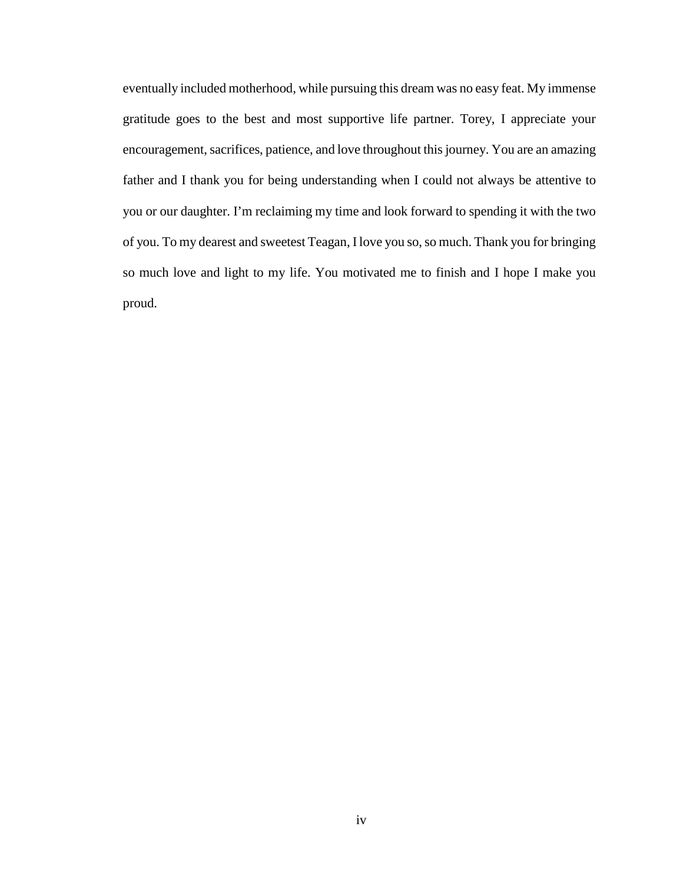eventually included motherhood, while pursuing this dream was no easy feat. My immense gratitude goes to the best and most supportive life partner. Torey, I appreciate your encouragement, sacrifices, patience, and love throughout this journey. You are an amazing father and I thank you for being understanding when I could not always be attentive to you or our daughter. I'm reclaiming my time and look forward to spending it with the two of you. To my dearest and sweetest Teagan, I love you so, so much. Thank you for bringing so much love and light to my life. You motivated me to finish and I hope I make you proud.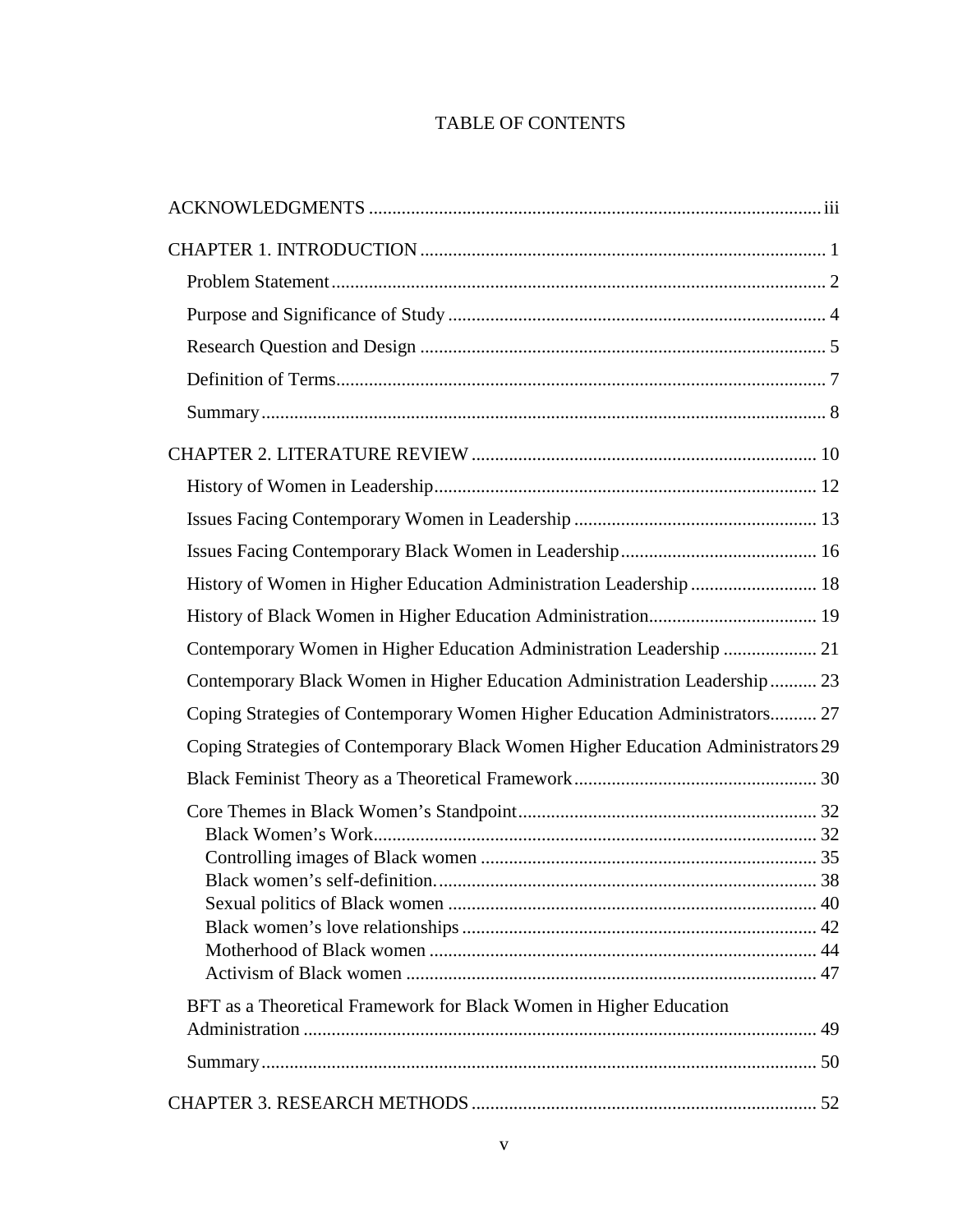# TABLE OF CONTENTS

ACKNOWLEDGMENTS ........................................................................................ iii

CHAPTER 1. INTRODUCTION ........................................................................... 1

- Problem Statement ........................................................................................ 2
- Purpose and Significance of Study ................................................................ 4
- Research Question and Design ...................................................................... 5
- Definition of Terms ........................................................................................ 7
- Summary ........................................................................................................ 8

CHAPTER 2. LITERATURE REVIEW .................................................................. 10

- History of Women in Leadership .................................................................. 12
- Issues Facing Contemporary Women in Leadership ..................................... 13
- Issues Facing Contemporary Black Women in Leadership ........................... 16
- History of Women in Higher Education Administration Leadership ............ 18
- History of Black Women in Higher Education Administration ..................... 19
- Contemporary Women in Higher Education Administration Leadership ....... 21
- Contemporary Black Women in Higher Education Administration Leadership .......... 23
- Coping Strategies of Contemporary Women Higher Education Administrators .......... 27
- Coping Strategies of Contemporary Black Women Higher Education Administrators 29
- Black Feminist Theory as a Theoretical Framework ...................................... 30
- Core Themes in Black Women's Standpoint ................................................... 32
  - Black Women's Work ................................................................................ 32
  - Controlling images of Black women .......................................................... 35
  - Black women's self-definition. ................................................................... 38
  - Sexual politics of Black women ................................................................. 40
  - Black women's love relationships .............................................................. 42
  - Motherhood of Black women ..................................................................... 44
  - Activism of Black women .......................................................................... 47
- BFT as a Theoretical Framework for Black Women in Higher Education Administration ................................................................................................ 49
- Summary ........................................................................................................ 50

CHAPTER 3. RESEARCH METHODS ................................................................... 52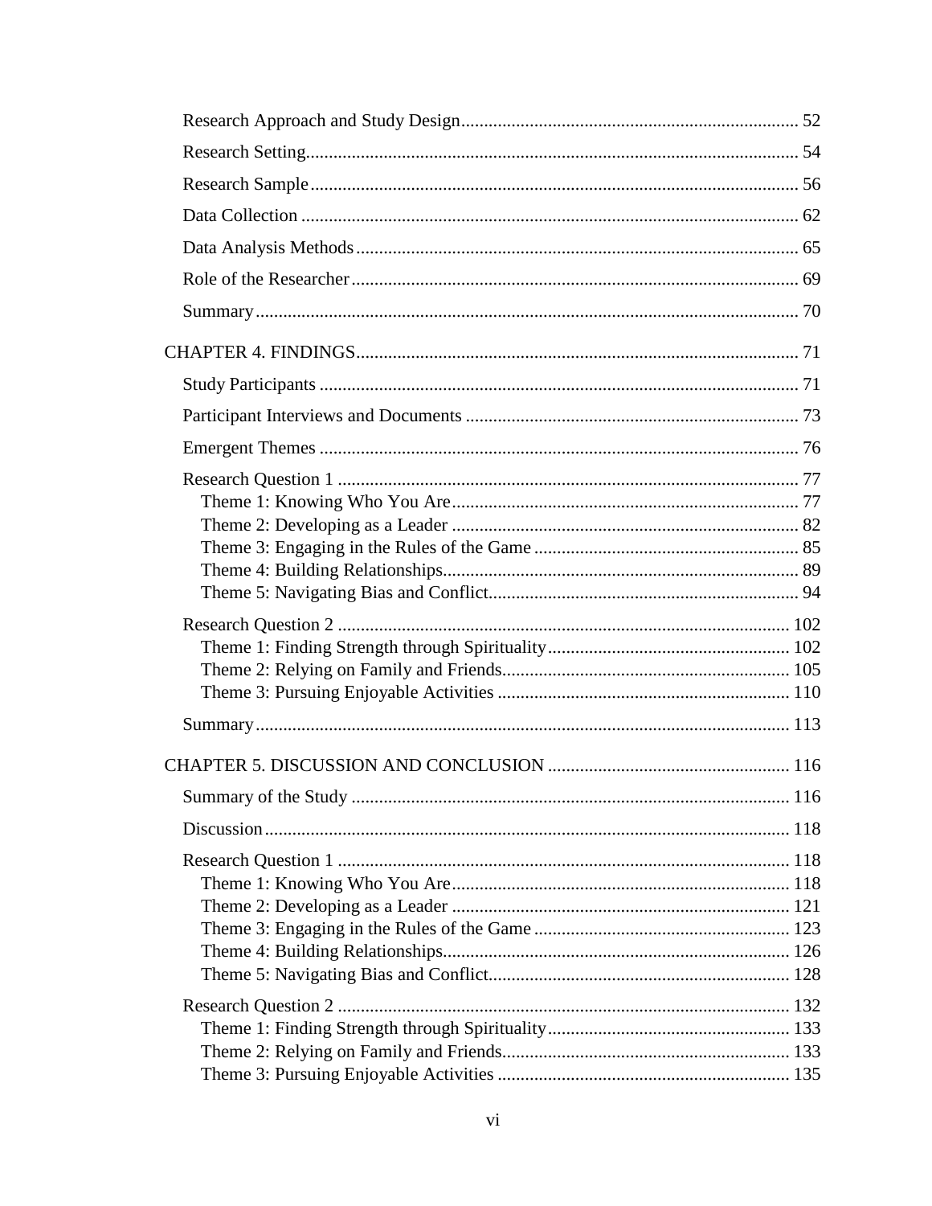Research Approach and Study Design .......................................................................... 52

Research Setting ........................................................................................................... 54

Research Sample .......................................................................................................... 56

Data Collection ............................................................................................................ 62

Data Analysis Methods ................................................................................................ 65

Role of the Researcher ................................................................................................. 69

Summary ...................................................................................................................... 70

CHAPTER 4. FINDINGS ................................................................................................ 71

Study Participants ........................................................................................................ 71

Participant Interviews and Documents ........................................................................ 73

Emergent Themes ........................................................................................................ 76

Research Question 1 .................................................................................................... 77
- Theme 1: Knowing Who You Are ............................................................................ 77
- Theme 2: Developing as a Leader ............................................................................ 82
- Theme 3: Engaging in the Rules of the Game .......................................................... 85
- Theme 4: Building Relationships ............................................................................. 89
- Theme 5: Navigating Bias and Conflict .................................................................... 94

Research Question 2 .................................................................................................. 102
- Theme 1: Finding Strength through Spirituality ..................................................... 102
- Theme 2: Relying on Family and Friends ............................................................... 105
- Theme 3: Pursuing Enjoyable Activities ................................................................ 110

Summary .................................................................................................................... 113

CHAPTER 5. DISCUSSION AND CONCLUSION ..................................................... 116

Summary of the Study ............................................................................................... 116

Discussion .................................................................................................................. 118

Research Question 1 .................................................................................................. 118
- Theme 1: Knowing Who You Are .......................................................................... 118
- Theme 2: Developing as a Leader .......................................................................... 121
- Theme 3: Engaging in the Rules of the Game ........................................................ 123
- Theme 4: Building Relationships ........................................................................... 126
- Theme 5: Navigating Bias and Conflict .................................................................. 128

Research Question 2 .................................................................................................. 132
- Theme 1: Finding Strength through Spirituality ..................................................... 133
- Theme 2: Relying on Family and Friends ............................................................... 133
- Theme 3: Pursuing Enjoyable Activities ................................................................ 135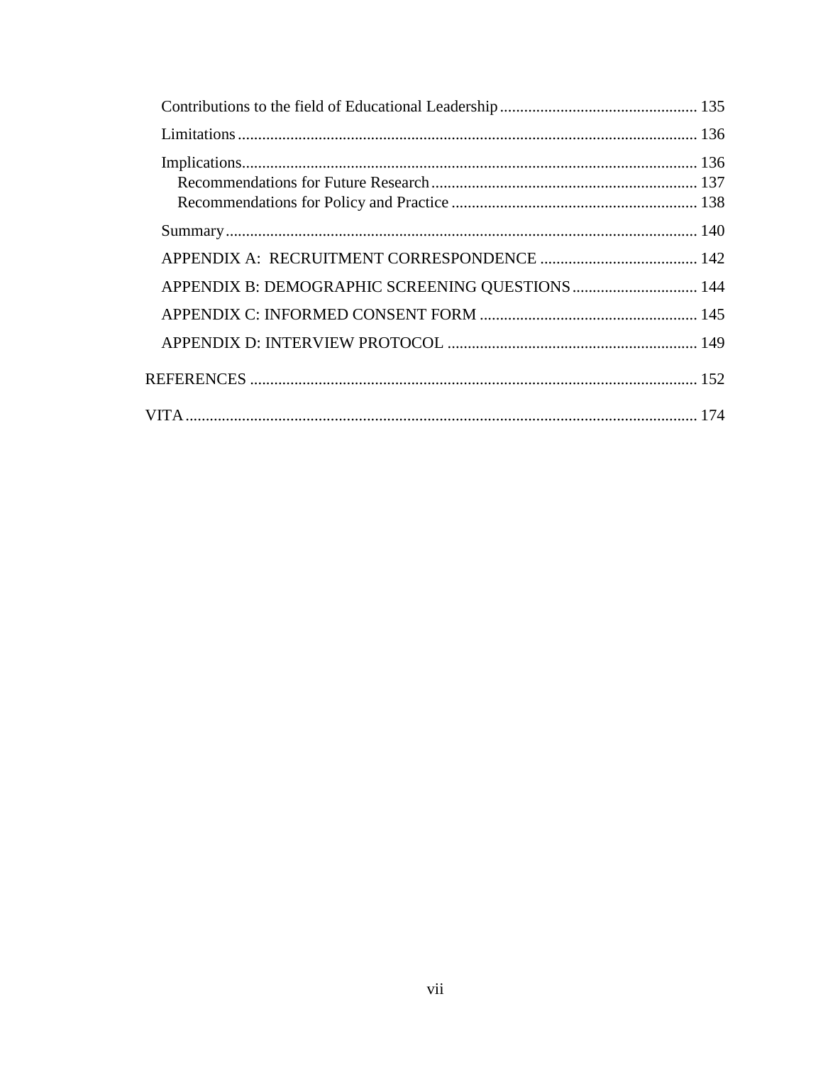Contributions to the field of Educational Leadership ................................................ 135

Limitations ................................................................................................................ 136

Implications................................................................................................................ 136

Recommendations for Future Research .................................................................. 137

Recommendations for Policy and Practice ............................................................. 138

Summary .................................................................................................................... 140

APPENDIX A: RECRUITMENT CORRESPONDENCE ....................................... 142

APPENDIX B: DEMOGRAPHIC SCREENING QUESTIONS ............................... 144

APPENDIX C: INFORMED CONSENT FORM ...................................................... 145

APPENDIX D: INTERVIEW PROTOCOL .............................................................. 149

REFERENCES .............................................................................................................. 152

VITA .............................................................................................................................. 174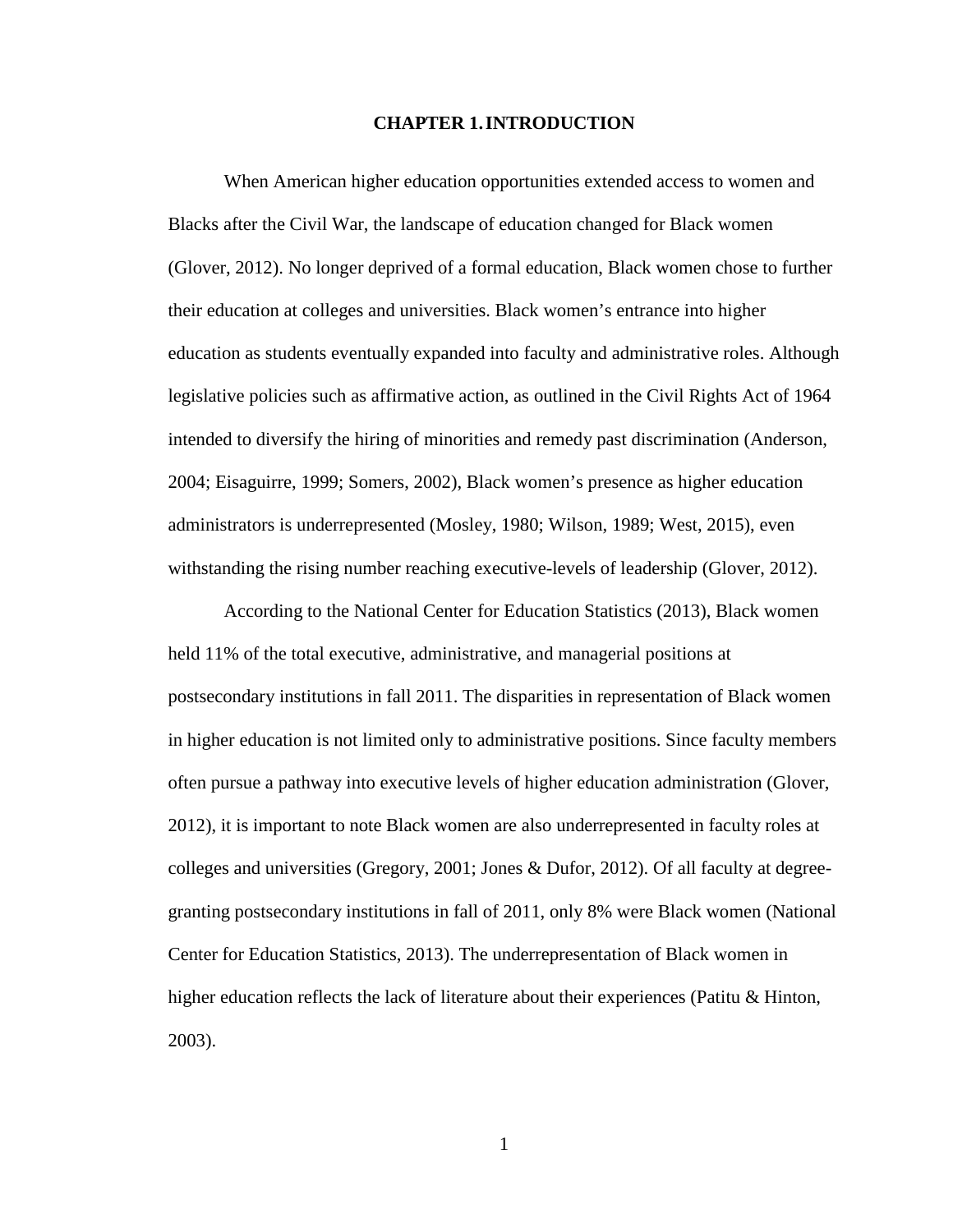# CHAPTER 1. INTRODUCTION

When American higher education opportunities extended access to women and Blacks after the Civil War, the landscape of education changed for Black women (Glover, 2012). No longer deprived of a formal education, Black women chose to further their education at colleges and universities. Black women's entrance into higher education as students eventually expanded into faculty and administrative roles. Although legislative policies such as affirmative action, as outlined in the Civil Rights Act of 1964 intended to diversify the hiring of minorities and remedy past discrimination (Anderson, 2004; Eisaguirre, 1999; Somers, 2002), Black women's presence as higher education administrators is underrepresented (Mosley, 1980; Wilson, 1989; West, 2015), even withstanding the rising number reaching executive-levels of leadership (Glover, 2012).

According to the National Center for Education Statistics (2013), Black women held 11% of the total executive, administrative, and managerial positions at postsecondary institutions in fall 2011. The disparities in representation of Black women in higher education is not limited only to administrative positions. Since faculty members often pursue a pathway into executive levels of higher education administration (Glover, 2012), it is important to note Black women are also underrepresented in faculty roles at colleges and universities (Gregory, 2001; Jones & Dufor, 2012). Of all faculty at degree-granting postsecondary institutions in fall of 2011, only 8% were Black women (National Center for Education Statistics, 2013). The underrepresentation of Black women in higher education reflects the lack of literature about their experiences (Patitu & Hinton, 2003).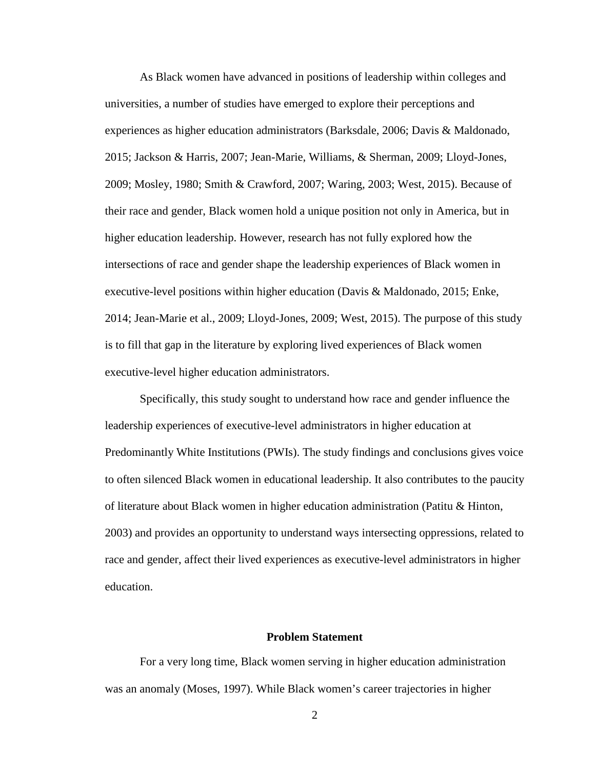As Black women have advanced in positions of leadership within colleges and universities, a number of studies have emerged to explore their perceptions and experiences as higher education administrators (Barksdale, 2006; Davis & Maldonado, 2015; Jackson & Harris, 2007; Jean-Marie, Williams, & Sherman, 2009; Lloyd-Jones, 2009; Mosley, 1980; Smith & Crawford, 2007; Waring, 2003; West, 2015). Because of their race and gender, Black women hold a unique position not only in America, but in higher education leadership. However, research has not fully explored how the intersections of race and gender shape the leadership experiences of Black women in executive-level positions within higher education (Davis & Maldonado, 2015; Enke, 2014; Jean-Marie et al., 2009; Lloyd-Jones, 2009; West, 2015). The purpose of this study is to fill that gap in the literature by exploring lived experiences of Black women executive-level higher education administrators.

Specifically, this study sought to understand how race and gender influence the leadership experiences of executive-level administrators in higher education at Predominantly White Institutions (PWIs). The study findings and conclusions gives voice to often silenced Black women in educational leadership. It also contributes to the paucity of literature about Black women in higher education administration (Patitu & Hinton, 2003) and provides an opportunity to understand ways intersecting oppressions, related to race and gender, affect their lived experiences as executive-level administrators in higher education.

## Problem Statement

For a very long time, Black women serving in higher education administration was an anomaly (Moses, 1997). While Black women's career trajectories in higher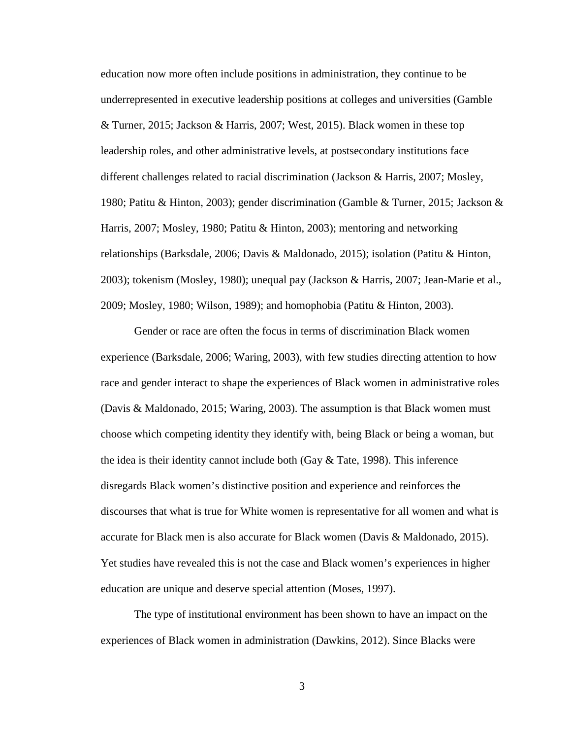education now more often include positions in administration, they continue to be underrepresented in executive leadership positions at colleges and universities (Gamble & Turner, 2015; Jackson & Harris, 2007; West, 2015). Black women in these top leadership roles, and other administrative levels, at postsecondary institutions face different challenges related to racial discrimination (Jackson & Harris, 2007; Mosley, 1980; Patitu & Hinton, 2003); gender discrimination (Gamble & Turner, 2015; Jackson & Harris, 2007; Mosley, 1980; Patitu & Hinton, 2003); mentoring and networking relationships (Barksdale, 2006; Davis & Maldonado, 2015); isolation (Patitu & Hinton, 2003); tokenism (Mosley, 1980); unequal pay (Jackson & Harris, 2007; Jean-Marie et al., 2009; Mosley, 1980; Wilson, 1989); and homophobia (Patitu & Hinton, 2003).

Gender or race are often the focus in terms of discrimination Black women experience (Barksdale, 2006; Waring, 2003), with few studies directing attention to how race and gender interact to shape the experiences of Black women in administrative roles (Davis & Maldonado, 2015; Waring, 2003). The assumption is that Black women must choose which competing identity they identify with, being Black or being a woman, but the idea is their identity cannot include both (Gay & Tate, 1998). This inference disregards Black women's distinctive position and experience and reinforces the discourses that what is true for White women is representative for all women and what is accurate for Black men is also accurate for Black women (Davis & Maldonado, 2015). Yet studies have revealed this is not the case and Black women's experiences in higher education are unique and deserve special attention (Moses, 1997).

The type of institutional environment has been shown to have an impact on the experiences of Black women in administration (Dawkins, 2012). Since Blacks were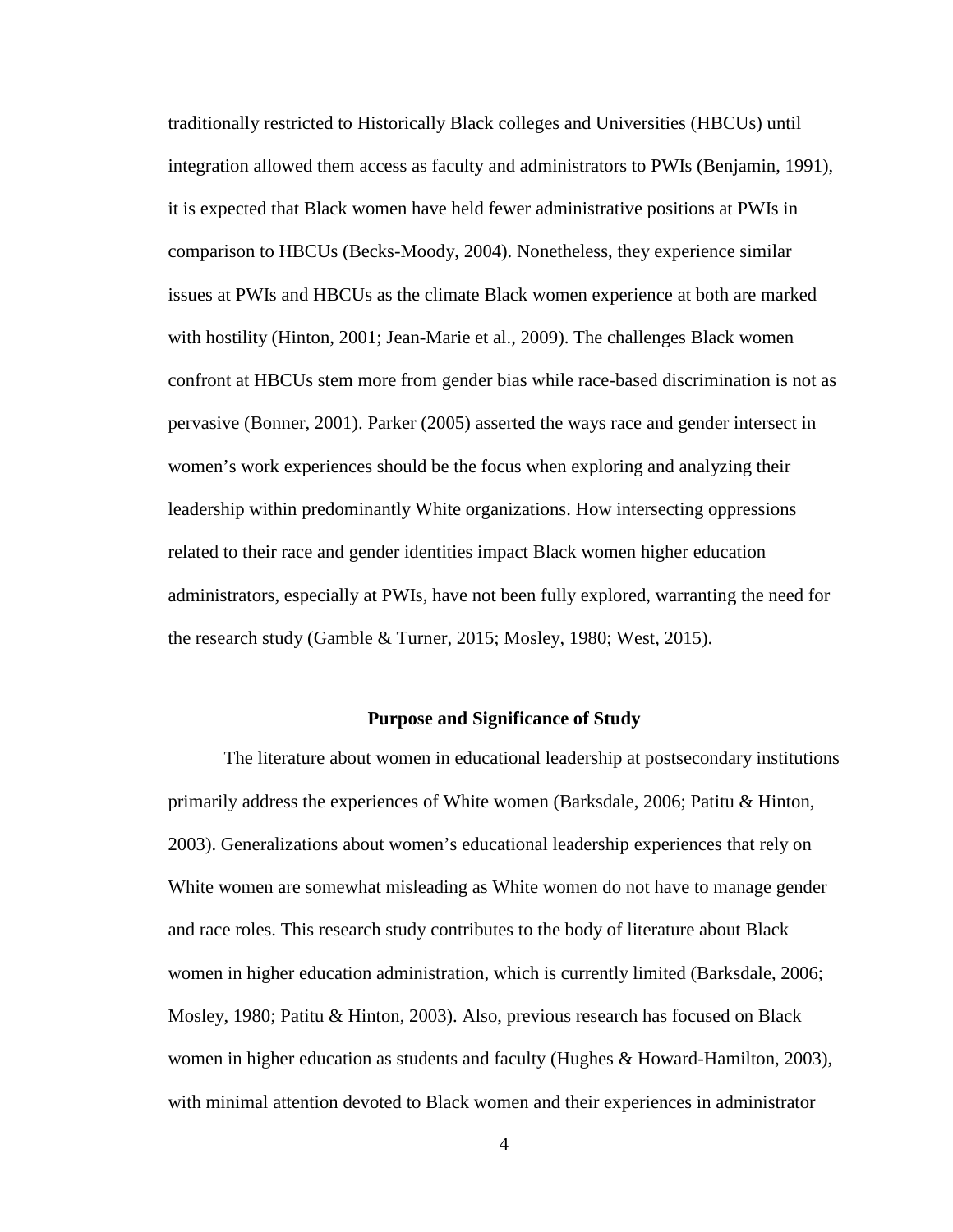traditionally restricted to Historically Black colleges and Universities (HBCUs) until integration allowed them access as faculty and administrators to PWIs (Benjamin, 1991), it is expected that Black women have held fewer administrative positions at PWIs in comparison to HBCUs (Becks-Moody, 2004). Nonetheless, they experience similar issues at PWIs and HBCUs as the climate Black women experience at both are marked with hostility (Hinton, 2001; Jean-Marie et al., 2009). The challenges Black women confront at HBCUs stem more from gender bias while race-based discrimination is not as pervasive (Bonner, 2001). Parker (2005) asserted the ways race and gender intersect in women's work experiences should be the focus when exploring and analyzing their leadership within predominantly White organizations. How intersecting oppressions related to their race and gender identities impact Black women higher education administrators, especially at PWIs, have not been fully explored, warranting the need for the research study (Gamble & Turner, 2015; Mosley, 1980; West, 2015).

## Purpose and Significance of Study

The literature about women in educational leadership at postsecondary institutions primarily address the experiences of White women (Barksdale, 2006; Patitu & Hinton, 2003). Generalizations about women's educational leadership experiences that rely on White women are somewhat misleading as White women do not have to manage gender and race roles. This research study contributes to the body of literature about Black women in higher education administration, which is currently limited (Barksdale, 2006; Mosley, 1980; Patitu & Hinton, 2003). Also, previous research has focused on Black women in higher education as students and faculty (Hughes & Howard-Hamilton, 2003), with minimal attention devoted to Black women and their experiences in administrator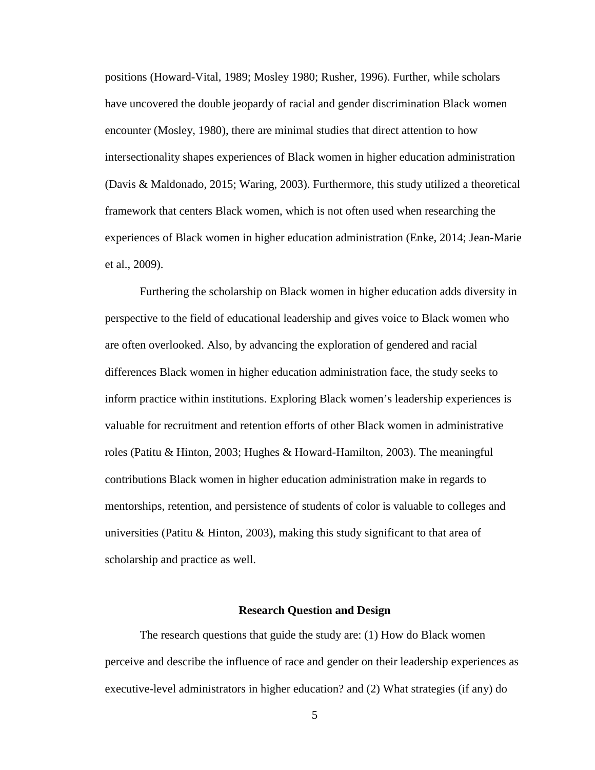positions (Howard-Vital, 1989; Mosley 1980; Rusher, 1996). Further, while scholars have uncovered the double jeopardy of racial and gender discrimination Black women encounter (Mosley, 1980), there are minimal studies that direct attention to how intersectionality shapes experiences of Black women in higher education administration (Davis & Maldonado, 2015; Waring, 2003). Furthermore, this study utilized a theoretical framework that centers Black women, which is not often used when researching the experiences of Black women in higher education administration (Enke, 2014; Jean-Marie et al., 2009).

Furthering the scholarship on Black women in higher education adds diversity in perspective to the field of educational leadership and gives voice to Black women who are often overlooked. Also, by advancing the exploration of gendered and racial differences Black women in higher education administration face, the study seeks to inform practice within institutions. Exploring Black women's leadership experiences is valuable for recruitment and retention efforts of other Black women in administrative roles (Patitu & Hinton, 2003; Hughes & Howard-Hamilton, 2003). The meaningful contributions Black women in higher education administration make in regards to mentorships, retention, and persistence of students of color is valuable to colleges and universities (Patitu & Hinton, 2003), making this study significant to that area of scholarship and practice as well.

## Research Question and Design

The research questions that guide the study are: (1) How do Black women perceive and describe the influence of race and gender on their leadership experiences as executive-level administrators in higher education? and (2) What strategies (if any) do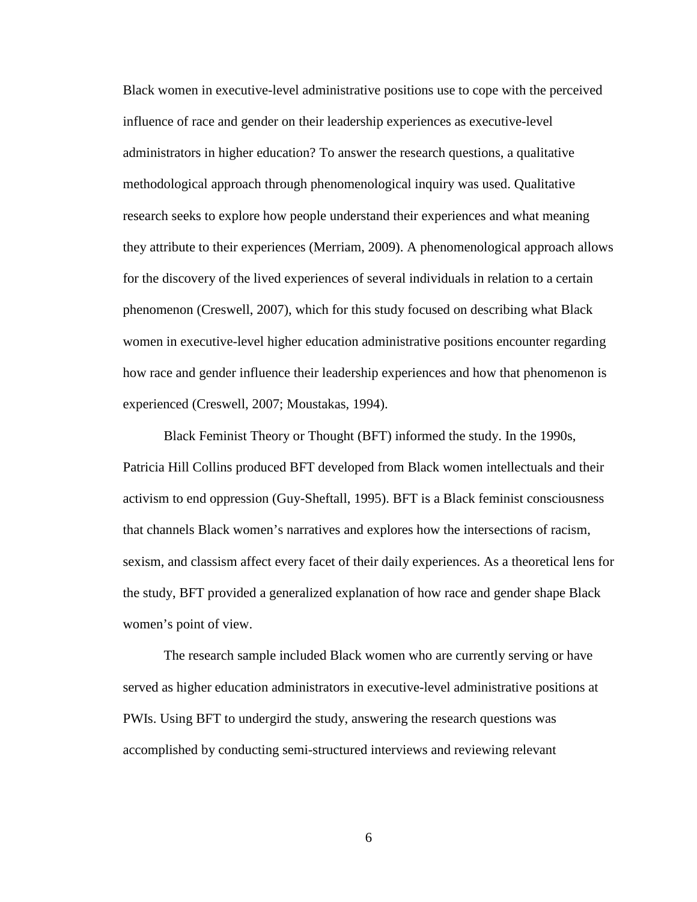Black women in executive-level administrative positions use to cope with the perceived influence of race and gender on their leadership experiences as executive-level administrators in higher education? To answer the research questions, a qualitative methodological approach through phenomenological inquiry was used. Qualitative research seeks to explore how people understand their experiences and what meaning they attribute to their experiences (Merriam, 2009). A phenomenological approach allows for the discovery of the lived experiences of several individuals in relation to a certain phenomenon (Creswell, 2007), which for this study focused on describing what Black women in executive-level higher education administrative positions encounter regarding how race and gender influence their leadership experiences and how that phenomenon is experienced (Creswell, 2007; Moustakas, 1994).

Black Feminist Theory or Thought (BFT) informed the study. In the 1990s, Patricia Hill Collins produced BFT developed from Black women intellectuals and their activism to end oppression (Guy-Sheftall, 1995). BFT is a Black feminist consciousness that channels Black women's narratives and explores how the intersections of racism, sexism, and classism affect every facet of their daily experiences. As a theoretical lens for the study, BFT provided a generalized explanation of how race and gender shape Black women's point of view.

The research sample included Black women who are currently serving or have served as higher education administrators in executive-level administrative positions at PWIs. Using BFT to undergird the study, answering the research questions was accomplished by conducting semi-structured interviews and reviewing relevant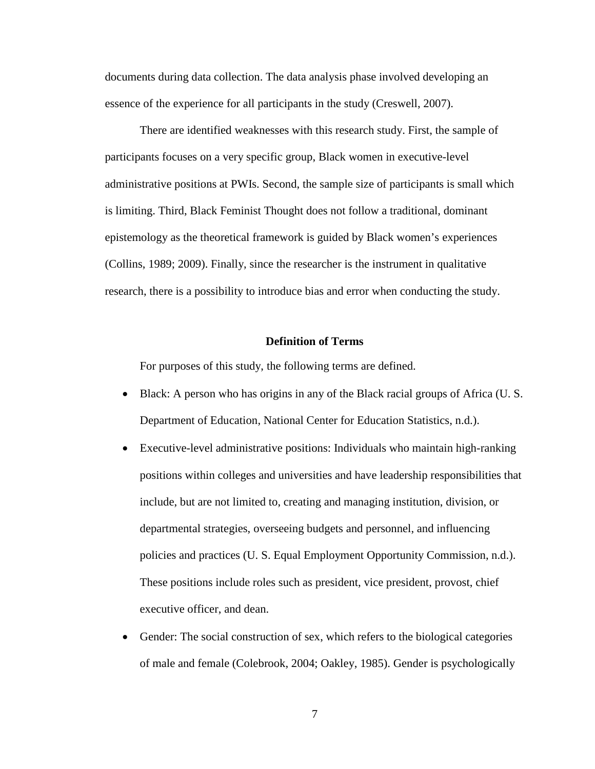documents during data collection. The data analysis phase involved developing an essence of the experience for all participants in the study (Creswell, 2007).

There are identified weaknesses with this research study. First, the sample of participants focuses on a very specific group, Black women in executive-level administrative positions at PWIs. Second, the sample size of participants is small which is limiting. Third, Black Feminist Thought does not follow a traditional, dominant epistemology as the theoretical framework is guided by Black women's experiences (Collins, 1989; 2009). Finally, since the researcher is the instrument in qualitative research, there is a possibility to introduce bias and error when conducting the study.

## Definition of Terms

For purposes of this study, the following terms are defined.

- Black: A person who has origins in any of the Black racial groups of Africa (U. S. Department of Education, National Center for Education Statistics, n.d.).
- Executive-level administrative positions: Individuals who maintain high-ranking positions within colleges and universities and have leadership responsibilities that include, but are not limited to, creating and managing institution, division, or departmental strategies, overseeing budgets and personnel, and influencing policies and practices (U. S. Equal Employment Opportunity Commission, n.d.). These positions include roles such as president, vice president, provost, chief executive officer, and dean.
- Gender: The social construction of sex, which refers to the biological categories of male and female (Colebrook, 2004; Oakley, 1985). Gender is psychologically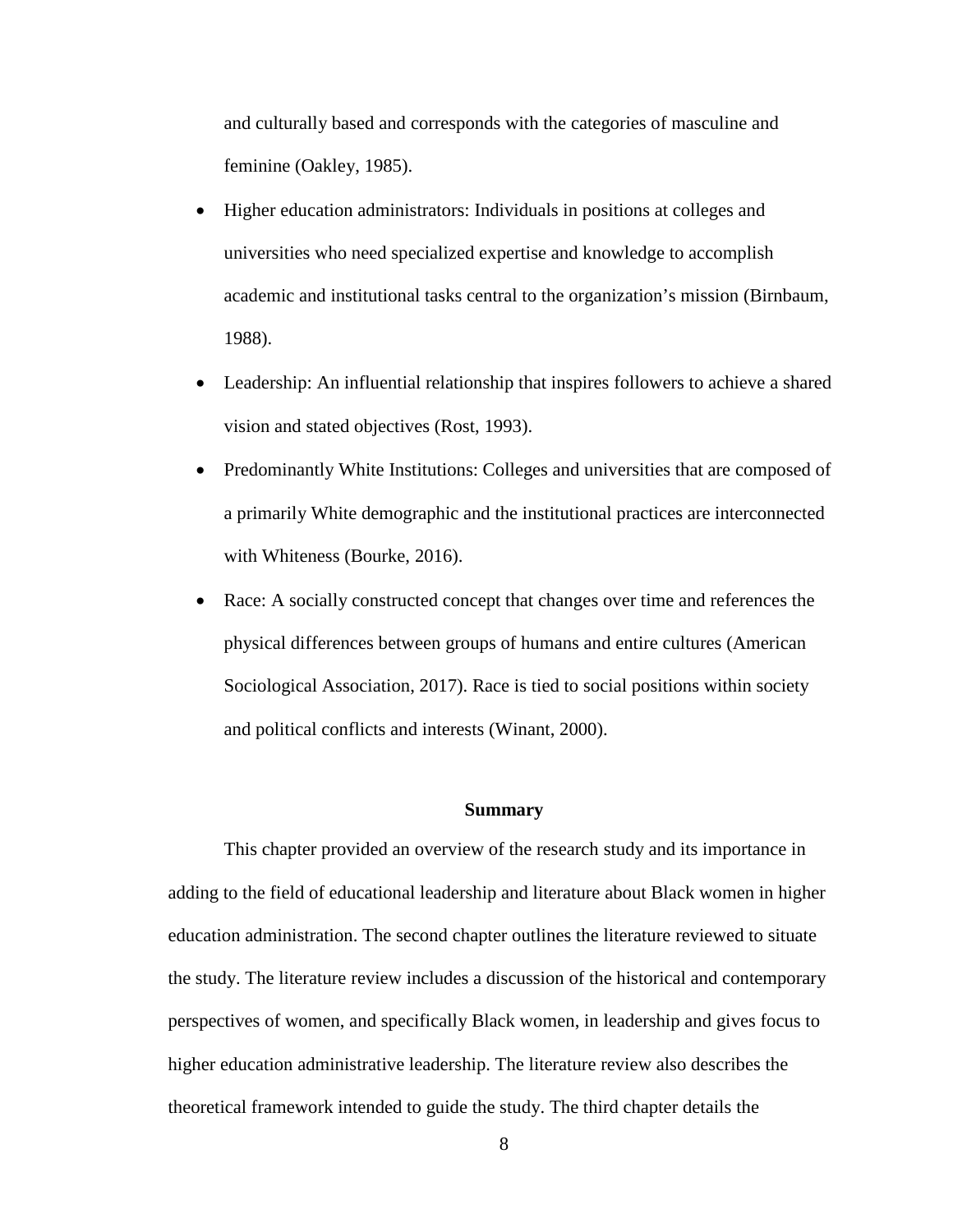and culturally based and corresponds with the categories of masculine and feminine (Oakley, 1985).

- Higher education administrators: Individuals in positions at colleges and universities who need specialized expertise and knowledge to accomplish academic and institutional tasks central to the organization's mission (Birnbaum, 1988).
- Leadership: An influential relationship that inspires followers to achieve a shared vision and stated objectives (Rost, 1993).
- Predominantly White Institutions: Colleges and universities that are composed of a primarily White demographic and the institutional practices are interconnected with Whiteness (Bourke, 2016).
- Race: A socially constructed concept that changes over time and references the physical differences between groups of humans and entire cultures (American Sociological Association, 2017). Race is tied to social positions within society and political conflicts and interests (Winant, 2000).

## Summary

This chapter provided an overview of the research study and its importance in adding to the field of educational leadership and literature about Black women in higher education administration. The second chapter outlines the literature reviewed to situate the study. The literature review includes a discussion of the historical and contemporary perspectives of women, and specifically Black women, in leadership and gives focus to higher education administrative leadership. The literature review also describes the theoretical framework intended to guide the study. The third chapter details the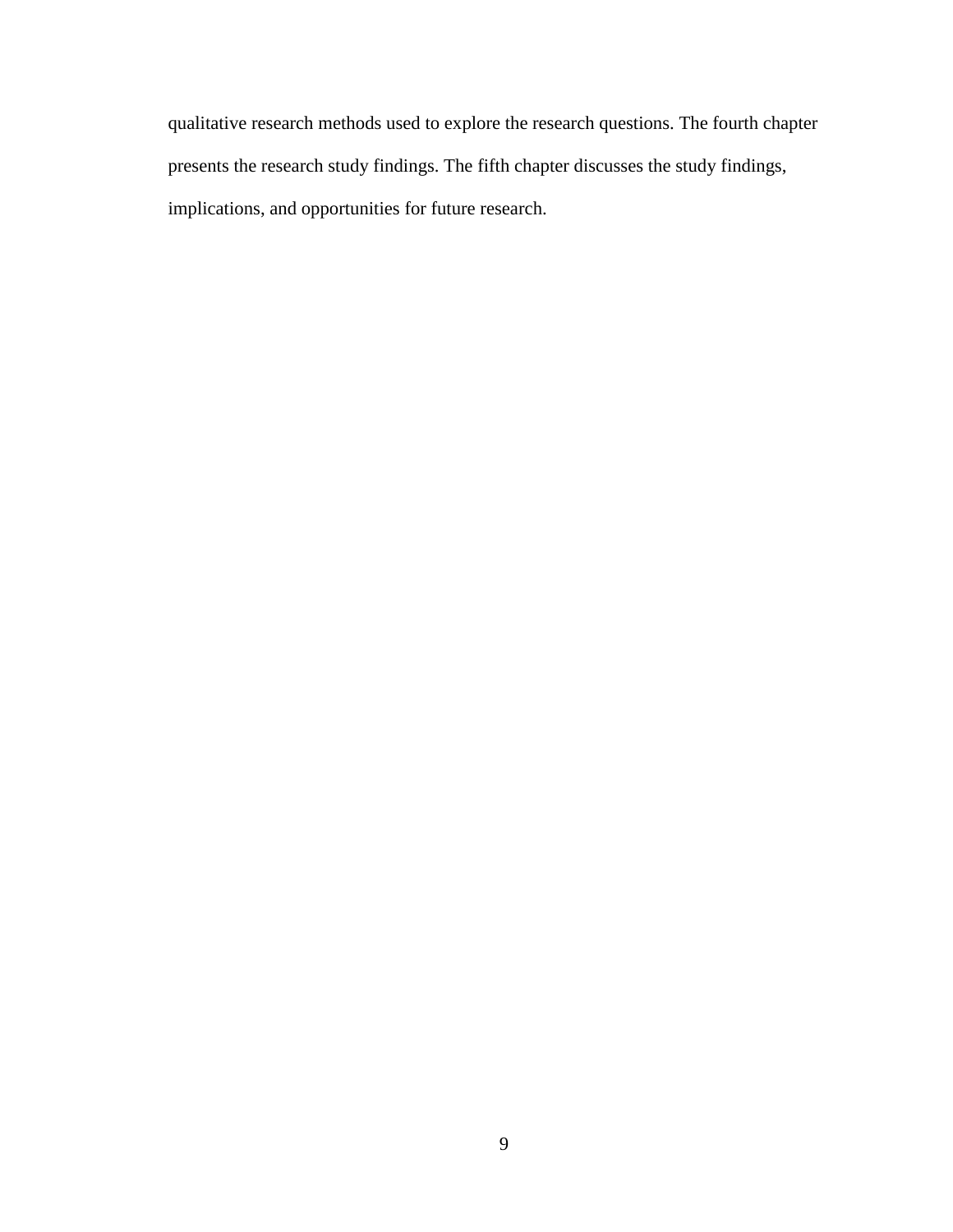qualitative research methods used to explore the research questions. The fourth chapter presents the research study findings. The fifth chapter discusses the study findings, implications, and opportunities for future research.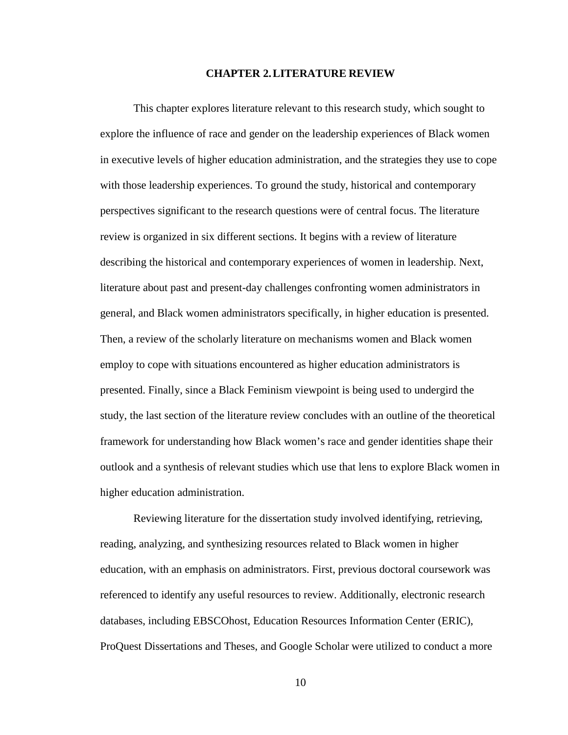# CHAPTER 2. LITERATURE REVIEW

This chapter explores literature relevant to this research study, which sought to explore the influence of race and gender on the leadership experiences of Black women in executive levels of higher education administration, and the strategies they use to cope with those leadership experiences. To ground the study, historical and contemporary perspectives significant to the research questions were of central focus. The literature review is organized in six different sections. It begins with a review of literature describing the historical and contemporary experiences of women in leadership. Next, literature about past and present-day challenges confronting women administrators in general, and Black women administrators specifically, in higher education is presented. Then, a review of the scholarly literature on mechanisms women and Black women employ to cope with situations encountered as higher education administrators is presented. Finally, since a Black Feminism viewpoint is being used to undergird the study, the last section of the literature review concludes with an outline of the theoretical framework for understanding how Black women's race and gender identities shape their outlook and a synthesis of relevant studies which use that lens to explore Black women in higher education administration.

Reviewing literature for the dissertation study involved identifying, retrieving, reading, analyzing, and synthesizing resources related to Black women in higher education, with an emphasis on administrators. First, previous doctoral coursework was referenced to identify any useful resources to review. Additionally, electronic research databases, including EBSCOhost, Education Resources Information Center (ERIC), ProQuest Dissertations and Theses, and Google Scholar were utilized to conduct a more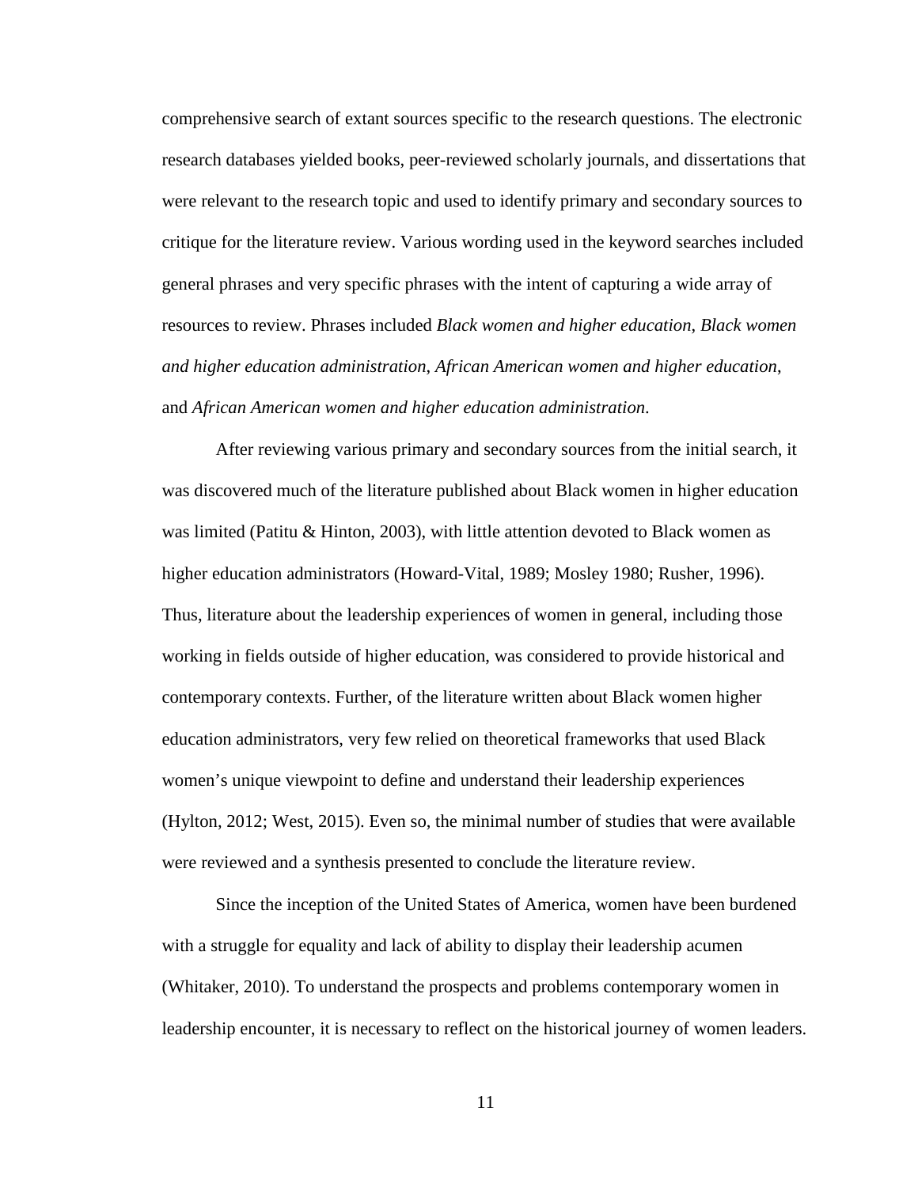comprehensive search of extant sources specific to the research questions. The electronic research databases yielded books, peer-reviewed scholarly journals, and dissertations that were relevant to the research topic and used to identify primary and secondary sources to critique for the literature review. Various wording used in the keyword searches included general phrases and very specific phrases with the intent of capturing a wide array of resources to review. Phrases included *Black women and higher education*, *Black women and higher education administration*, *African American women and higher education*, and *African American women and higher education administration*.

After reviewing various primary and secondary sources from the initial search, it was discovered much of the literature published about Black women in higher education was limited (Patitu & Hinton, 2003), with little attention devoted to Black women as higher education administrators (Howard-Vital, 1989; Mosley 1980; Rusher, 1996). Thus, literature about the leadership experiences of women in general, including those working in fields outside of higher education, was considered to provide historical and contemporary contexts. Further, of the literature written about Black women higher education administrators, very few relied on theoretical frameworks that used Black women's unique viewpoint to define and understand their leadership experiences (Hylton, 2012; West, 2015). Even so, the minimal number of studies that were available were reviewed and a synthesis presented to conclude the literature review.

Since the inception of the United States of America, women have been burdened with a struggle for equality and lack of ability to display their leadership acumen (Whitaker, 2010). To understand the prospects and problems contemporary women in leadership encounter, it is necessary to reflect on the historical journey of women leaders.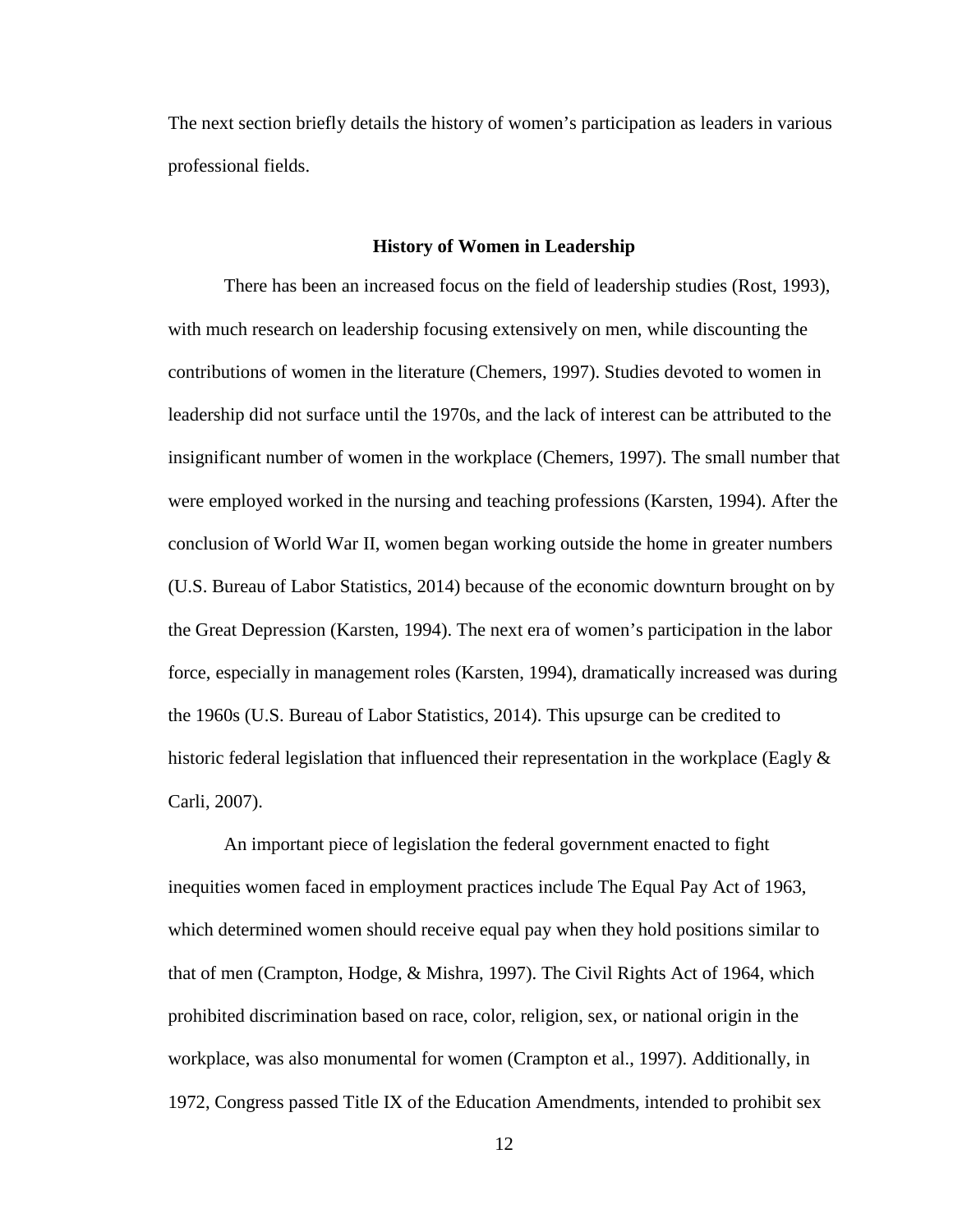The next section briefly details the history of women's participation as leaders in various professional fields.

## History of Women in Leadership

There has been an increased focus on the field of leadership studies (Rost, 1993), with much research on leadership focusing extensively on men, while discounting the contributions of women in the literature (Chemers, 1997). Studies devoted to women in leadership did not surface until the 1970s, and the lack of interest can be attributed to the insignificant number of women in the workplace (Chemers, 1997). The small number that were employed worked in the nursing and teaching professions (Karsten, 1994). After the conclusion of World War II, women began working outside the home in greater numbers (U.S. Bureau of Labor Statistics, 2014) because of the economic downturn brought on by the Great Depression (Karsten, 1994). The next era of women's participation in the labor force, especially in management roles (Karsten, 1994), dramatically increased was during the 1960s (U.S. Bureau of Labor Statistics, 2014). This upsurge can be credited to historic federal legislation that influenced their representation in the workplace (Eagly & Carli, 2007).

An important piece of legislation the federal government enacted to fight inequities women faced in employment practices include The Equal Pay Act of 1963, which determined women should receive equal pay when they hold positions similar to that of men (Crampton, Hodge, & Mishra, 1997). The Civil Rights Act of 1964, which prohibited discrimination based on race, color, religion, sex, or national origin in the workplace, was also monumental for women (Crampton et al., 1997). Additionally, in 1972, Congress passed Title IX of the Education Amendments, intended to prohibit sex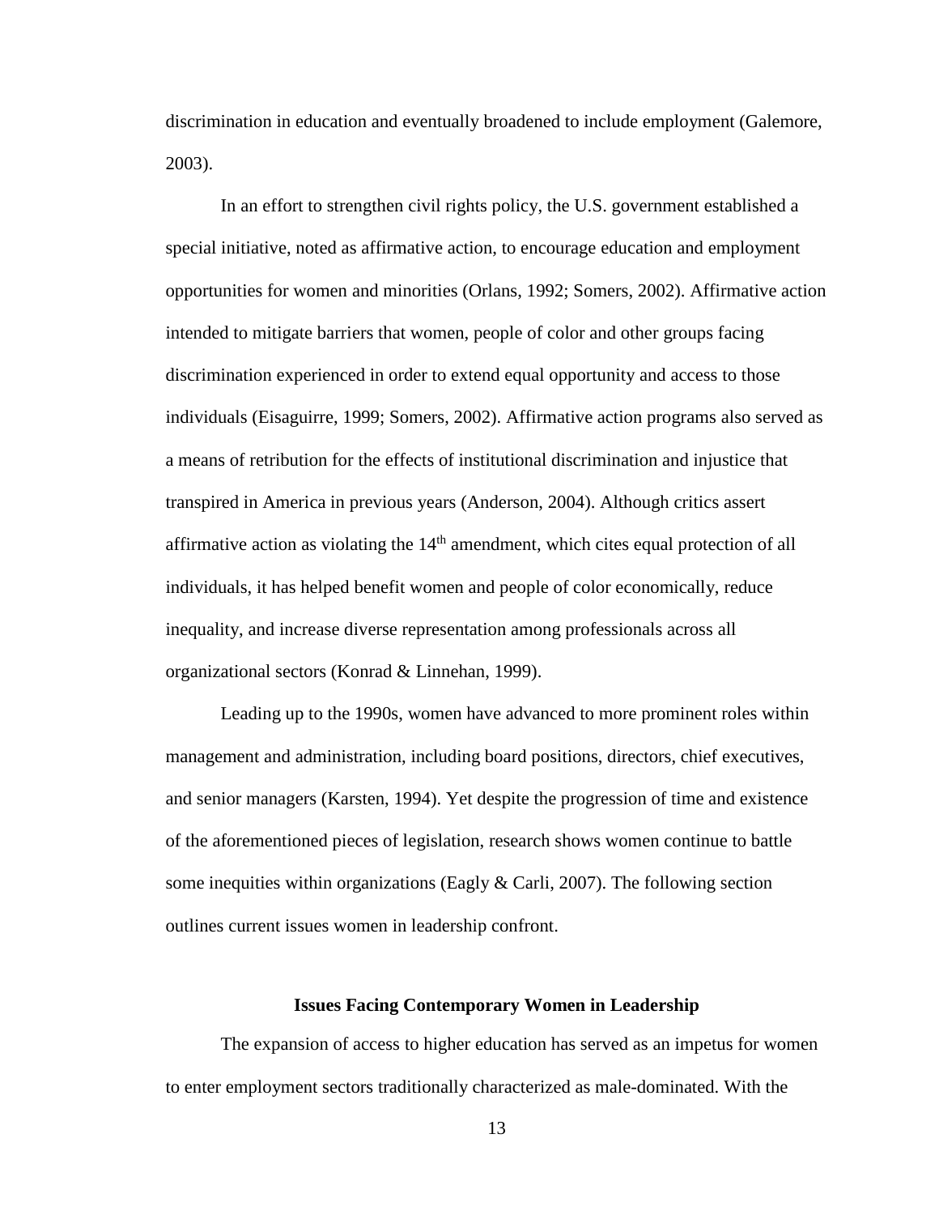discrimination in education and eventually broadened to include employment (Galemore, 2003).

In an effort to strengthen civil rights policy, the U.S. government established a special initiative, noted as affirmative action, to encourage education and employment opportunities for women and minorities (Orlans, 1992; Somers, 2002). Affirmative action intended to mitigate barriers that women, people of color and other groups facing discrimination experienced in order to extend equal opportunity and access to those individuals (Eisaguirre, 1999; Somers, 2002). Affirmative action programs also served as a means of retribution for the effects of institutional discrimination and injustice that transpired in America in previous years (Anderson, 2004). Although critics assert affirmative action as violating the 14th amendment, which cites equal protection of all individuals, it has helped benefit women and people of color economically, reduce inequality, and increase diverse representation among professionals across all organizational sectors (Konrad & Linnehan, 1999).

Leading up to the 1990s, women have advanced to more prominent roles within management and administration, including board positions, directors, chief executives, and senior managers (Karsten, 1994). Yet despite the progression of time and existence of the aforementioned pieces of legislation, research shows women continue to battle some inequities within organizations (Eagly & Carli, 2007). The following section outlines current issues women in leadership confront.

## Issues Facing Contemporary Women in Leadership

The expansion of access to higher education has served as an impetus for women to enter employment sectors traditionally characterized as male-dominated. With the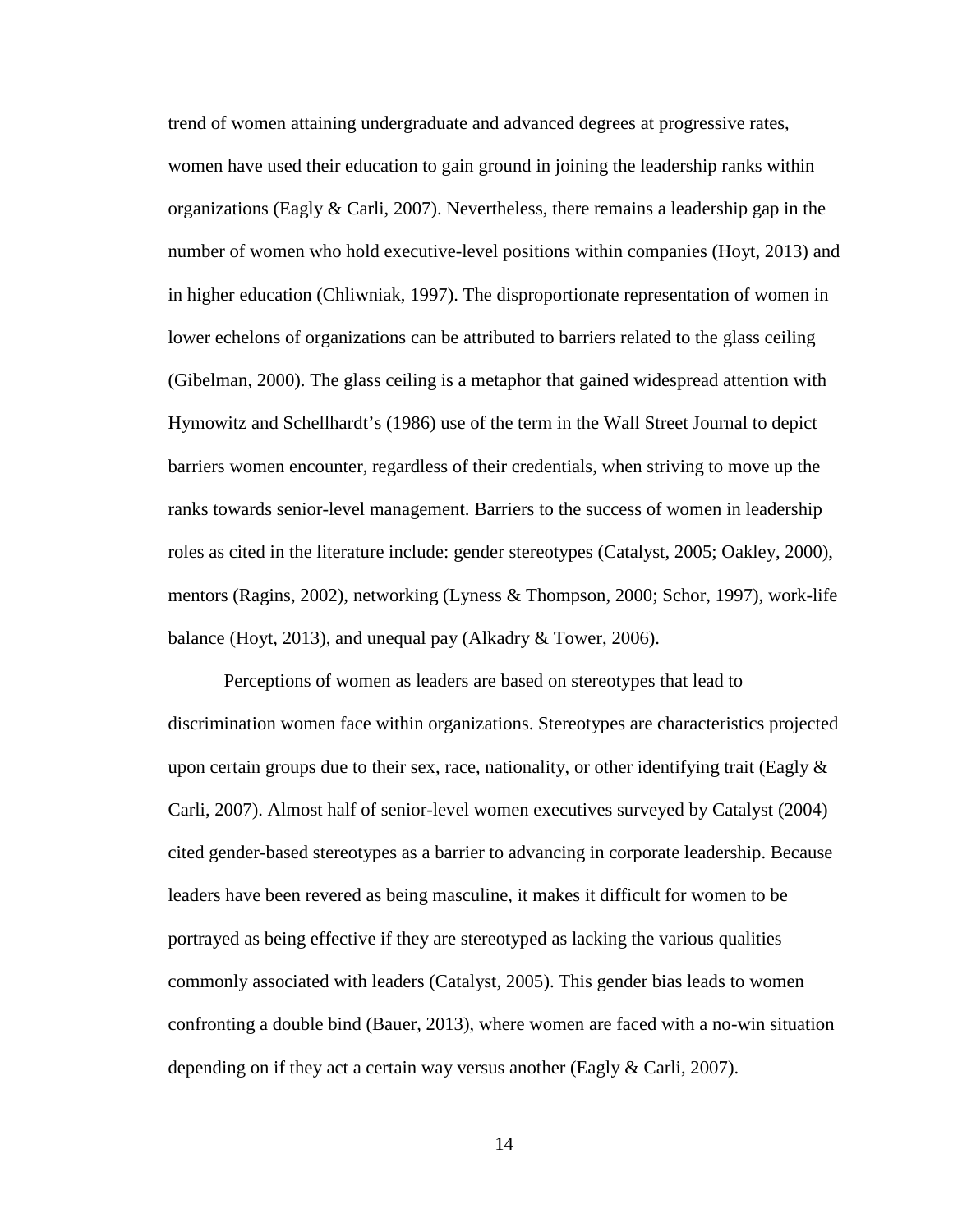trend of women attaining undergraduate and advanced degrees at progressive rates, women have used their education to gain ground in joining the leadership ranks within organizations (Eagly & Carli, 2007). Nevertheless, there remains a leadership gap in the number of women who hold executive-level positions within companies (Hoyt, 2013) and in higher education (Chliwniak, 1997). The disproportionate representation of women in lower echelons of organizations can be attributed to barriers related to the glass ceiling (Gibelman, 2000). The glass ceiling is a metaphor that gained widespread attention with Hymowitz and Schellhardt's (1986) use of the term in the Wall Street Journal to depict barriers women encounter, regardless of their credentials, when striving to move up the ranks towards senior-level management. Barriers to the success of women in leadership roles as cited in the literature include: gender stereotypes (Catalyst, 2005; Oakley, 2000), mentors (Ragins, 2002), networking (Lyness & Thompson, 2000; Schor, 1997), work-life balance (Hoyt, 2013), and unequal pay (Alkadry & Tower, 2006).

Perceptions of women as leaders are based on stereotypes that lead to discrimination women face within organizations. Stereotypes are characteristics projected upon certain groups due to their sex, race, nationality, or other identifying trait (Eagly & Carli, 2007). Almost half of senior-level women executives surveyed by Catalyst (2004) cited gender-based stereotypes as a barrier to advancing in corporate leadership. Because leaders have been revered as being masculine, it makes it difficult for women to be portrayed as being effective if they are stereotyped as lacking the various qualities commonly associated with leaders (Catalyst, 2005). This gender bias leads to women confronting a double bind (Bauer, 2013), where women are faced with a no-win situation depending on if they act a certain way versus another (Eagly & Carli, 2007).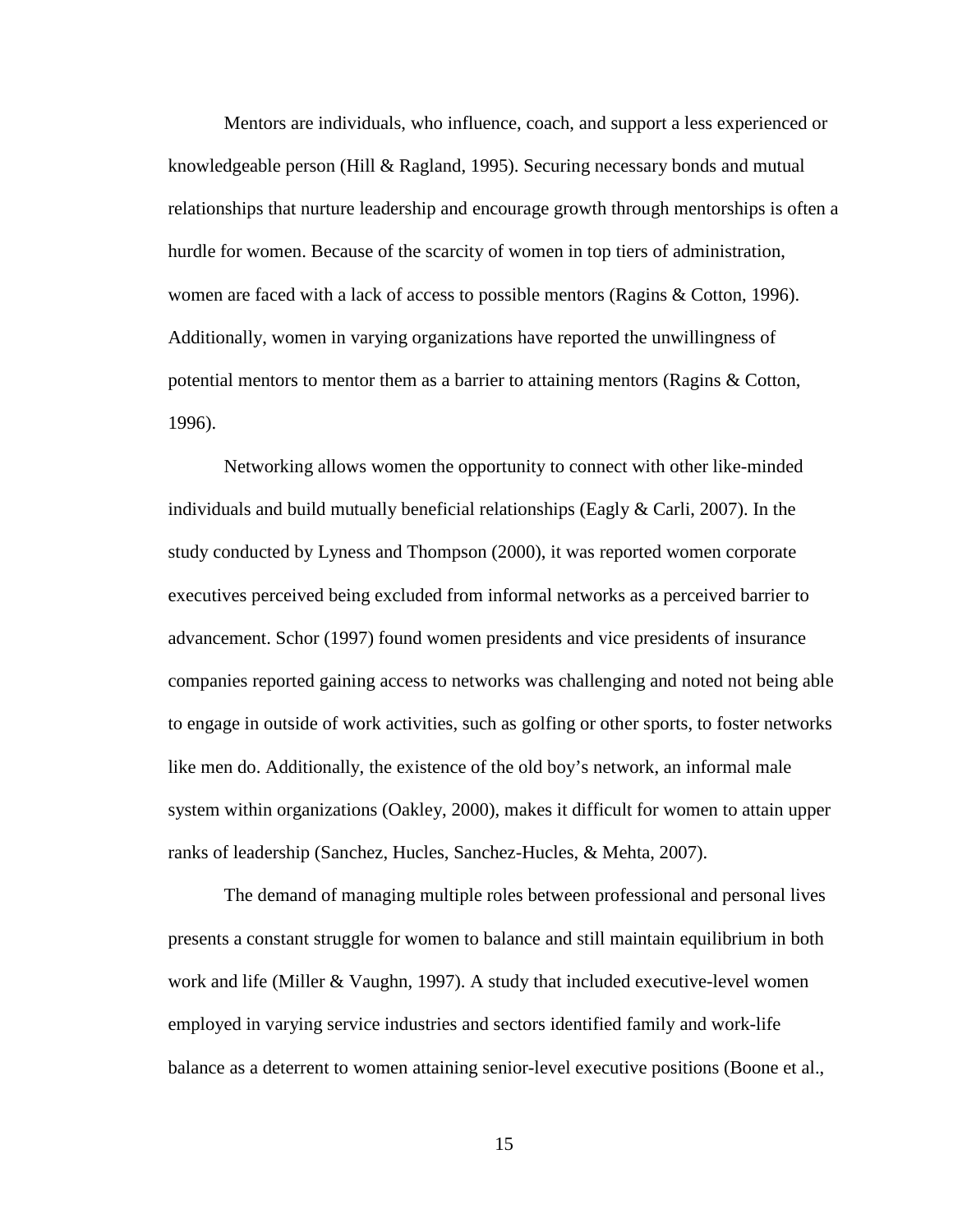Mentors are individuals, who influence, coach, and support a less experienced or knowledgeable person (Hill & Ragland, 1995). Securing necessary bonds and mutual relationships that nurture leadership and encourage growth through mentorships is often a hurdle for women. Because of the scarcity of women in top tiers of administration, women are faced with a lack of access to possible mentors (Ragins & Cotton, 1996). Additionally, women in varying organizations have reported the unwillingness of potential mentors to mentor them as a barrier to attaining mentors (Ragins & Cotton, 1996).

Networking allows women the opportunity to connect with other like-minded individuals and build mutually beneficial relationships (Eagly & Carli, 2007). In the study conducted by Lyness and Thompson (2000), it was reported women corporate executives perceived being excluded from informal networks as a perceived barrier to advancement. Schor (1997) found women presidents and vice presidents of insurance companies reported gaining access to networks was challenging and noted not being able to engage in outside of work activities, such as golfing or other sports, to foster networks like men do. Additionally, the existence of the old boy's network, an informal male system within organizations (Oakley, 2000), makes it difficult for women to attain upper ranks of leadership (Sanchez, Hucles, Sanchez-Hucles, & Mehta, 2007).

The demand of managing multiple roles between professional and personal lives presents a constant struggle for women to balance and still maintain equilibrium in both work and life (Miller & Vaughn, 1997). A study that included executive-level women employed in varying service industries and sectors identified family and work-life balance as a deterrent to women attaining senior-level executive positions (Boone et al.,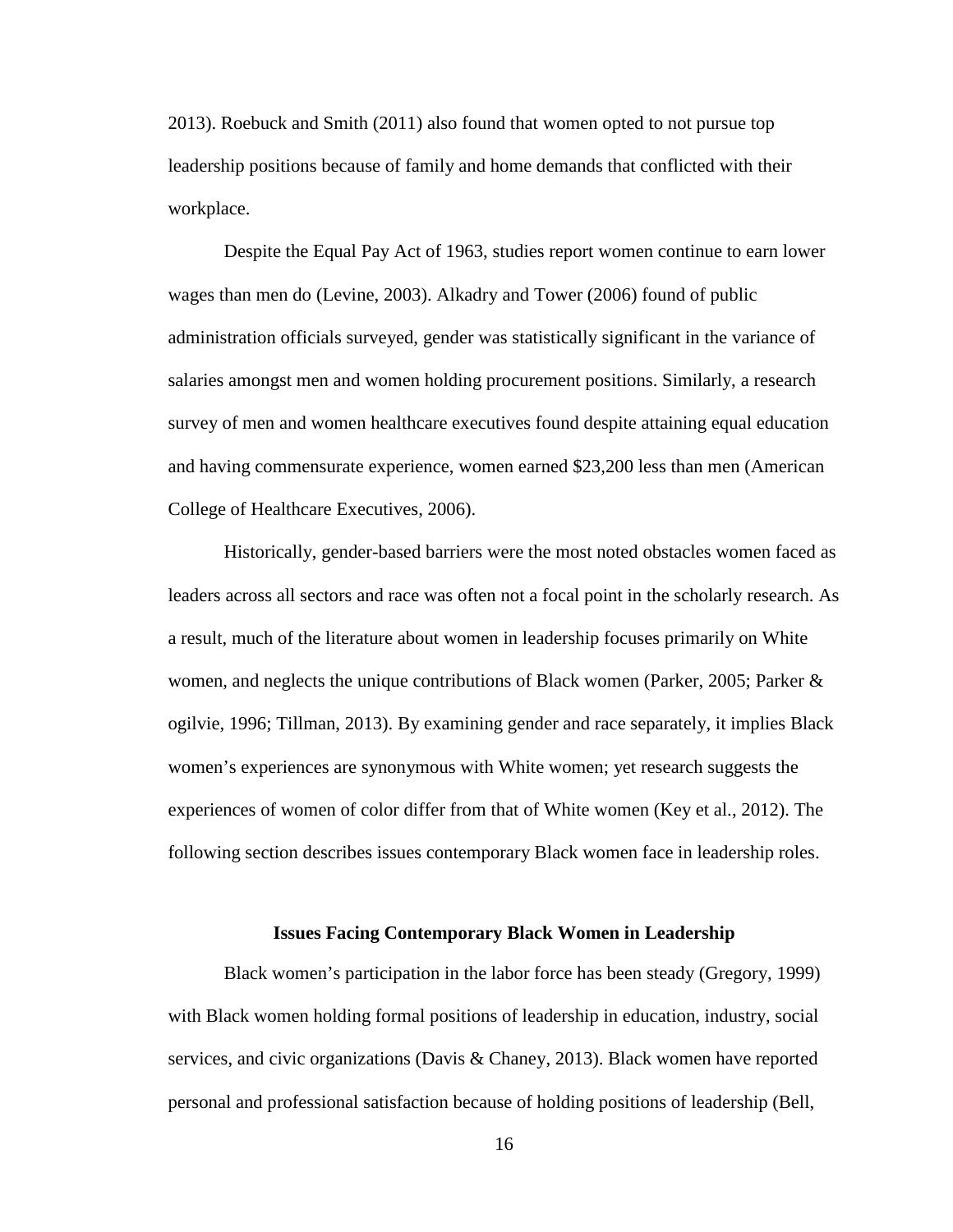2013). Roebuck and Smith (2011) also found that women opted to not pursue top leadership positions because of family and home demands that conflicted with their workplace.

Despite the Equal Pay Act of 1963, studies report women continue to earn lower wages than men do (Levine, 2003). Alkadry and Tower (2006) found of public administration officials surveyed, gender was statistically significant in the variance of salaries amongst men and women holding procurement positions. Similarly, a research survey of men and women healthcare executives found despite attaining equal education and having commensurate experience, women earned $23,200 less than men (American College of Healthcare Executives, 2006).

Historically, gender-based barriers were the most noted obstacles women faced as leaders across all sectors and race was often not a focal point in the scholarly research. As a result, much of the literature about women in leadership focuses primarily on White women, and neglects the unique contributions of Black women (Parker, 2005; Parker & ogilvie, 1996; Tillman, 2013). By examining gender and race separately, it implies Black women's experiences are synonymous with White women; yet research suggests the experiences of women of color differ from that of White women (Key et al., 2012). The following section describes issues contemporary Black women face in leadership roles.

## Issues Facing Contemporary Black Women in Leadership

Black women's participation in the labor force has been steady (Gregory, 1999) with Black women holding formal positions of leadership in education, industry, social services, and civic organizations (Davis & Chaney, 2013). Black women have reported personal and professional satisfaction because of holding positions of leadership (Bell,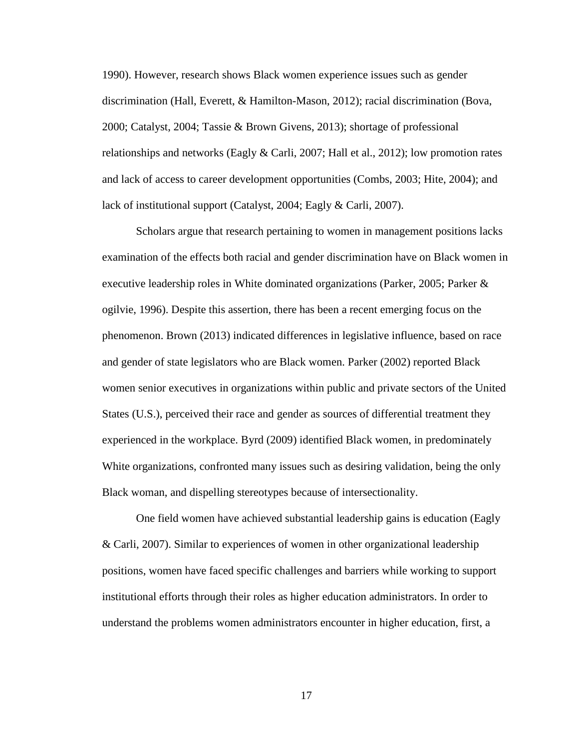1990). However, research shows Black women experience issues such as gender discrimination (Hall, Everett, & Hamilton-Mason, 2012); racial discrimination (Bova, 2000; Catalyst, 2004; Tassie & Brown Givens, 2013); shortage of professional relationships and networks (Eagly & Carli, 2007; Hall et al., 2012); low promotion rates and lack of access to career development opportunities (Combs, 2003; Hite, 2004); and lack of institutional support (Catalyst, 2004; Eagly & Carli, 2007).

Scholars argue that research pertaining to women in management positions lacks examination of the effects both racial and gender discrimination have on Black women in executive leadership roles in White dominated organizations (Parker, 2005; Parker & ogilvie, 1996). Despite this assertion, there has been a recent emerging focus on the phenomenon. Brown (2013) indicated differences in legislative influence, based on race and gender of state legislators who are Black women. Parker (2002) reported Black women senior executives in organizations within public and private sectors of the United States (U.S.), perceived their race and gender as sources of differential treatment they experienced in the workplace. Byrd (2009) identified Black women, in predominately White organizations, confronted many issues such as desiring validation, being the only Black woman, and dispelling stereotypes because of intersectionality.

One field women have achieved substantial leadership gains is education (Eagly & Carli, 2007). Similar to experiences of women in other organizational leadership positions, women have faced specific challenges and barriers while working to support institutional efforts through their roles as higher education administrators. In order to understand the problems women administrators encounter in higher education, first, a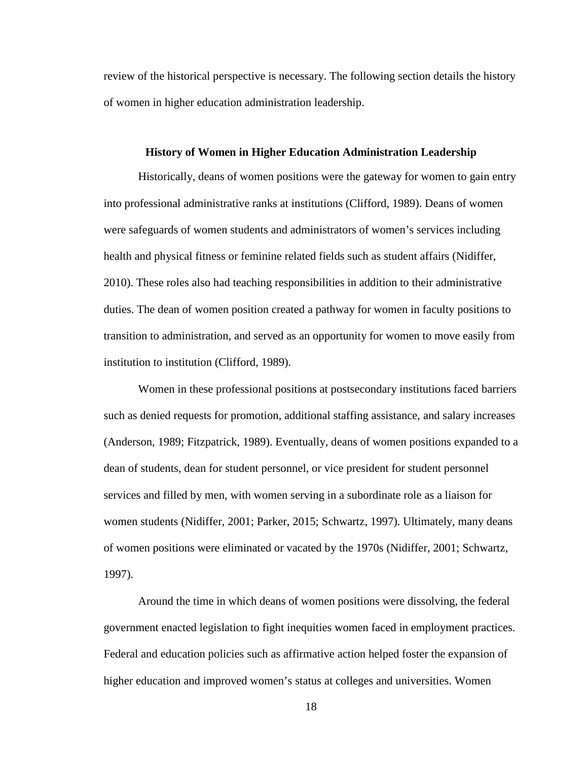review of the historical perspective is necessary. The following section details the history of women in higher education administration leadership.

## History of Women in Higher Education Administration Leadership

Historically, deans of women positions were the gateway for women to gain entry into professional administrative ranks at institutions (Clifford, 1989). Deans of women were safeguards of women students and administrators of women's services including health and physical fitness or feminine related fields such as student affairs (Nidiffer, 2010). These roles also had teaching responsibilities in addition to their administrative duties. The dean of women position created a pathway for women in faculty positions to transition to administration, and served as an opportunity for women to move easily from institution to institution (Clifford, 1989).

Women in these professional positions at postsecondary institutions faced barriers such as denied requests for promotion, additional staffing assistance, and salary increases (Anderson, 1989; Fitzpatrick, 1989). Eventually, deans of women positions expanded to a dean of students, dean for student personnel, or vice president for student personnel services and filled by men, with women serving in a subordinate role as a liaison for women students (Nidiffer, 2001; Parker, 2015; Schwartz, 1997). Ultimately, many deans of women positions were eliminated or vacated by the 1970s (Nidiffer, 2001; Schwartz, 1997).

Around the time in which deans of women positions were dissolving, the federal government enacted legislation to fight inequities women faced in employment practices. Federal and education policies such as affirmative action helped foster the expansion of higher education and improved women's status at colleges and universities. Women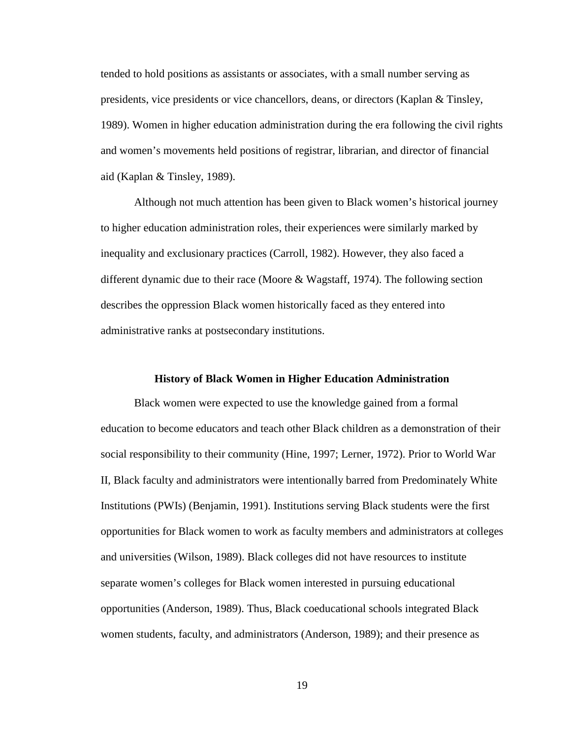tended to hold positions as assistants or associates, with a small number serving as presidents, vice presidents or vice chancellors, deans, or directors (Kaplan & Tinsley, 1989). Women in higher education administration during the era following the civil rights and women's movements held positions of registrar, librarian, and director of financial aid (Kaplan & Tinsley, 1989).

Although not much attention has been given to Black women's historical journey to higher education administration roles, their experiences were similarly marked by inequality and exclusionary practices (Carroll, 1982). However, they also faced a different dynamic due to their race (Moore & Wagstaff, 1974). The following section describes the oppression Black women historically faced as they entered into administrative ranks at postsecondary institutions.

## History of Black Women in Higher Education Administration

Black women were expected to use the knowledge gained from a formal education to become educators and teach other Black children as a demonstration of their social responsibility to their community (Hine, 1997; Lerner, 1972). Prior to World War II, Black faculty and administrators were intentionally barred from Predominately White Institutions (PWIs) (Benjamin, 1991). Institutions serving Black students were the first opportunities for Black women to work as faculty members and administrators at colleges and universities (Wilson, 1989). Black colleges did not have resources to institute separate women's colleges for Black women interested in pursuing educational opportunities (Anderson, 1989). Thus, Black coeducational schools integrated Black women students, faculty, and administrators (Anderson, 1989); and their presence as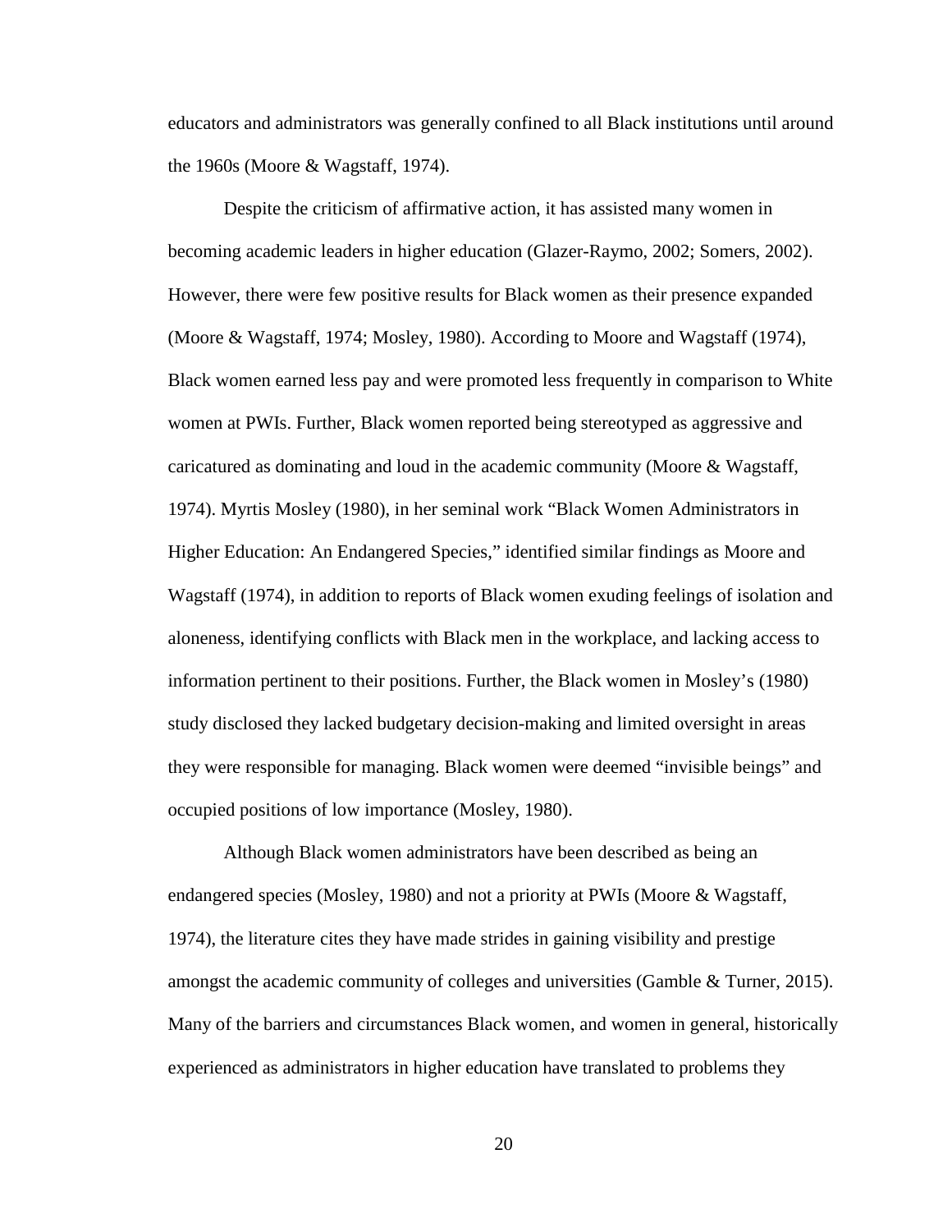educators and administrators was generally confined to all Black institutions until around the 1960s (Moore & Wagstaff, 1974).

Despite the criticism of affirmative action, it has assisted many women in becoming academic leaders in higher education (Glazer-Raymo, 2002; Somers, 2002). However, there were few positive results for Black women as their presence expanded (Moore & Wagstaff, 1974; Mosley, 1980). According to Moore and Wagstaff (1974), Black women earned less pay and were promoted less frequently in comparison to White women at PWIs. Further, Black women reported being stereotyped as aggressive and caricatured as dominating and loud in the academic community (Moore & Wagstaff, 1974). Myrtis Mosley (1980), in her seminal work "Black Women Administrators in Higher Education: An Endangered Species," identified similar findings as Moore and Wagstaff (1974), in addition to reports of Black women exuding feelings of isolation and aloneness, identifying conflicts with Black men in the workplace, and lacking access to information pertinent to their positions. Further, the Black women in Mosley's (1980) study disclosed they lacked budgetary decision-making and limited oversight in areas they were responsible for managing. Black women were deemed "invisible beings" and occupied positions of low importance (Mosley, 1980).

Although Black women administrators have been described as being an endangered species (Mosley, 1980) and not a priority at PWIs (Moore & Wagstaff, 1974), the literature cites they have made strides in gaining visibility and prestige amongst the academic community of colleges and universities (Gamble & Turner, 2015). Many of the barriers and circumstances Black women, and women in general, historically experienced as administrators in higher education have translated to problems they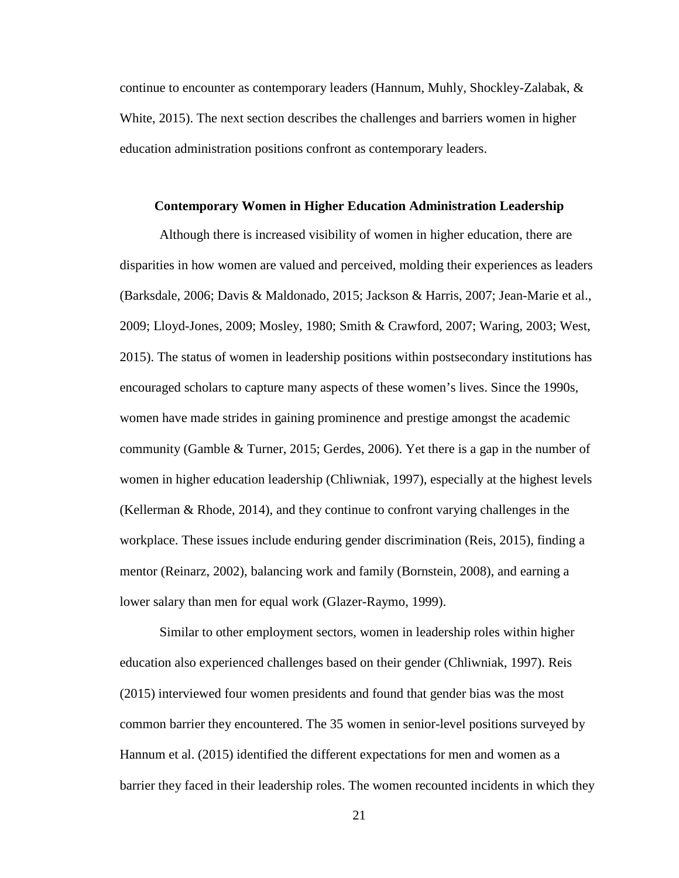continue to encounter as contemporary leaders (Hannum, Muhly, Shockley-Zalabak, & White, 2015). The next section describes the challenges and barriers women in higher education administration positions confront as contemporary leaders.

## Contemporary Women in Higher Education Administration Leadership

Although there is increased visibility of women in higher education, there are disparities in how women are valued and perceived, molding their experiences as leaders (Barksdale, 2006; Davis & Maldonado, 2015; Jackson & Harris, 2007; Jean-Marie et al., 2009; Lloyd-Jones, 2009; Mosley, 1980; Smith & Crawford, 2007; Waring, 2003; West, 2015). The status of women in leadership positions within postsecondary institutions has encouraged scholars to capture many aspects of these women's lives. Since the 1990s, women have made strides in gaining prominence and prestige amongst the academic community (Gamble & Turner, 2015; Gerdes, 2006). Yet there is a gap in the number of women in higher education leadership (Chliwniak, 1997), especially at the highest levels (Kellerman & Rhode, 2014), and they continue to confront varying challenges in the workplace. These issues include enduring gender discrimination (Reis, 2015), finding a mentor (Reinarz, 2002), balancing work and family (Bornstein, 2008), and earning a lower salary than men for equal work (Glazer-Raymo, 1999).

Similar to other employment sectors, women in leadership roles within higher education also experienced challenges based on their gender (Chliwniak, 1997). Reis (2015) interviewed four women presidents and found that gender bias was the most common barrier they encountered. The 35 women in senior-level positions surveyed by Hannum et al. (2015) identified the different expectations for men and women as a barrier they faced in their leadership roles. The women recounted incidents in which they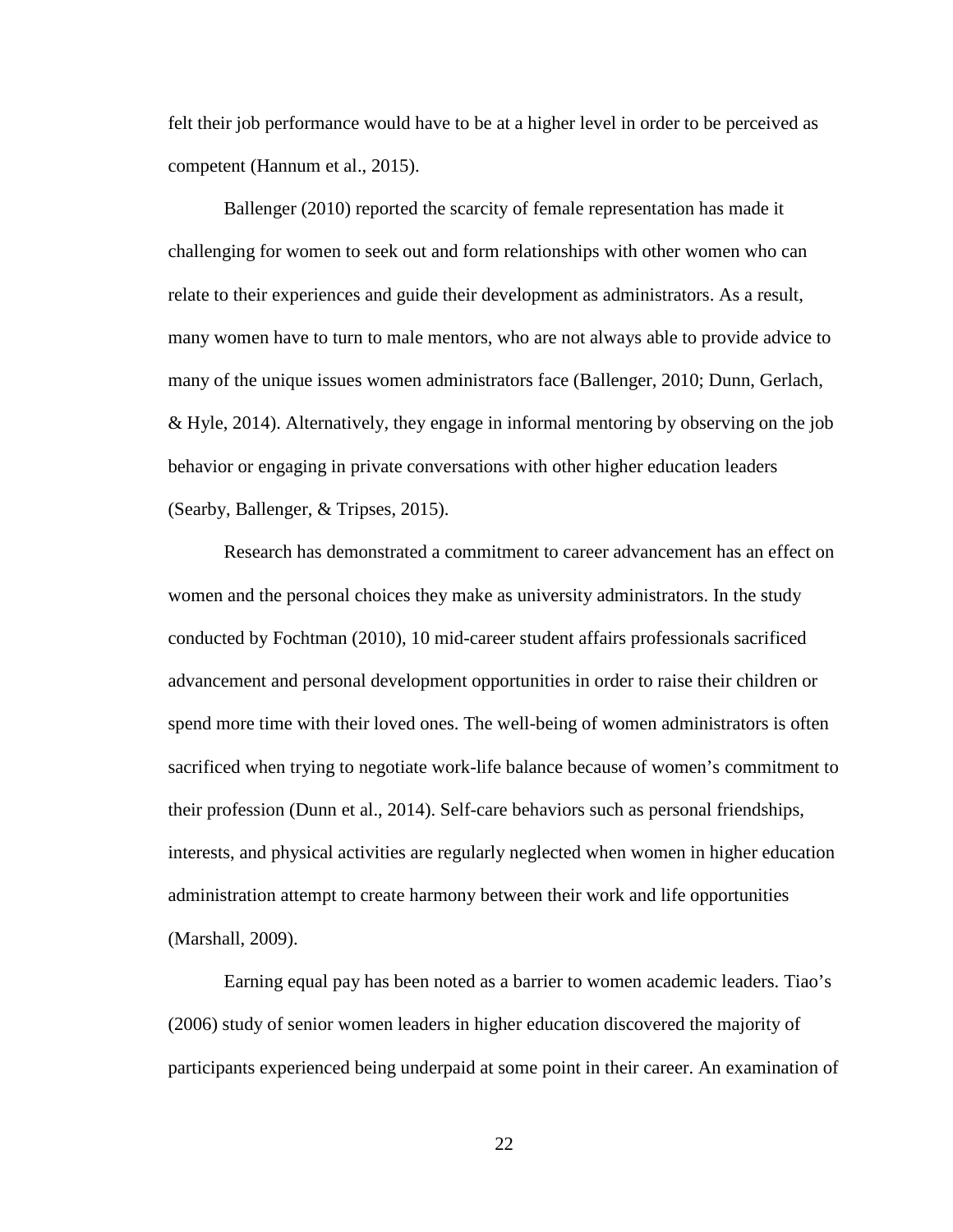felt their job performance would have to be at a higher level in order to be perceived as competent (Hannum et al., 2015).

Ballenger (2010) reported the scarcity of female representation has made it challenging for women to seek out and form relationships with other women who can relate to their experiences and guide their development as administrators. As a result, many women have to turn to male mentors, who are not always able to provide advice to many of the unique issues women administrators face (Ballenger, 2010; Dunn, Gerlach, & Hyle, 2014). Alternatively, they engage in informal mentoring by observing on the job behavior or engaging in private conversations with other higher education leaders (Searby, Ballenger, & Tripses, 2015).

Research has demonstrated a commitment to career advancement has an effect on women and the personal choices they make as university administrators. In the study conducted by Fochtman (2010), 10 mid-career student affairs professionals sacrificed advancement and personal development opportunities in order to raise their children or spend more time with their loved ones. The well-being of women administrators is often sacrificed when trying to negotiate work-life balance because of women's commitment to their profession (Dunn et al., 2014). Self-care behaviors such as personal friendships, interests, and physical activities are regularly neglected when women in higher education administration attempt to create harmony between their work and life opportunities (Marshall, 2009).

Earning equal pay has been noted as a barrier to women academic leaders. Tiao's (2006) study of senior women leaders in higher education discovered the majority of participants experienced being underpaid at some point in their career. An examination of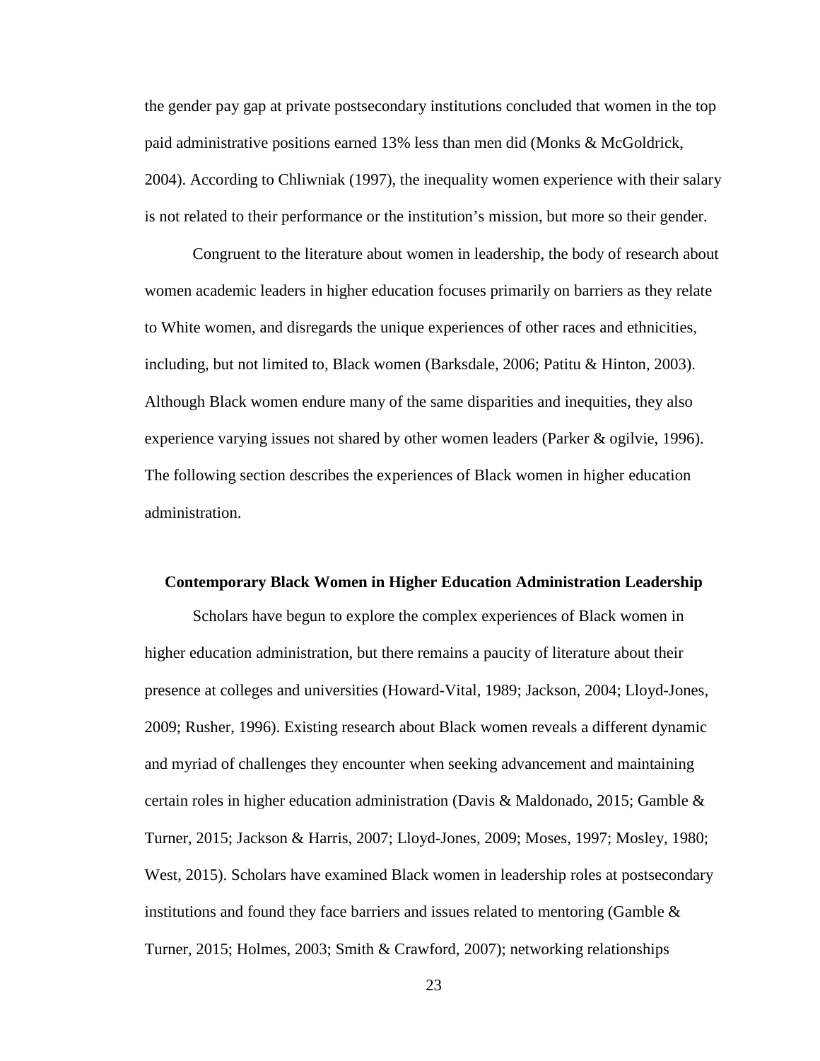the gender pay gap at private postsecondary institutions concluded that women in the top paid administrative positions earned 13% less than men did (Monks & McGoldrick, 2004). According to Chliwniak (1997), the inequality women experience with their salary is not related to their performance or the institution's mission, but more so their gender.

Congruent to the literature about women in leadership, the body of research about women academic leaders in higher education focuses primarily on barriers as they relate to White women, and disregards the unique experiences of other races and ethnicities, including, but not limited to, Black women (Barksdale, 2006; Patitu & Hinton, 2003). Although Black women endure many of the same disparities and inequities, they also experience varying issues not shared by other women leaders (Parker & ogilvie, 1996). The following section describes the experiences of Black women in higher education administration.

## Contemporary Black Women in Higher Education Administration Leadership

Scholars have begun to explore the complex experiences of Black women in higher education administration, but there remains a paucity of literature about their presence at colleges and universities (Howard-Vital, 1989; Jackson, 2004; Lloyd-Jones, 2009; Rusher, 1996). Existing research about Black women reveals a different dynamic and myriad of challenges they encounter when seeking advancement and maintaining certain roles in higher education administration (Davis & Maldonado, 2015; Gamble & Turner, 2015; Jackson & Harris, 2007; Lloyd-Jones, 2009; Moses, 1997; Mosley, 1980; West, 2015). Scholars have examined Black women in leadership roles at postsecondary institutions and found they face barriers and issues related to mentoring (Gamble & Turner, 2015; Holmes, 2003; Smith & Crawford, 2007); networking relationships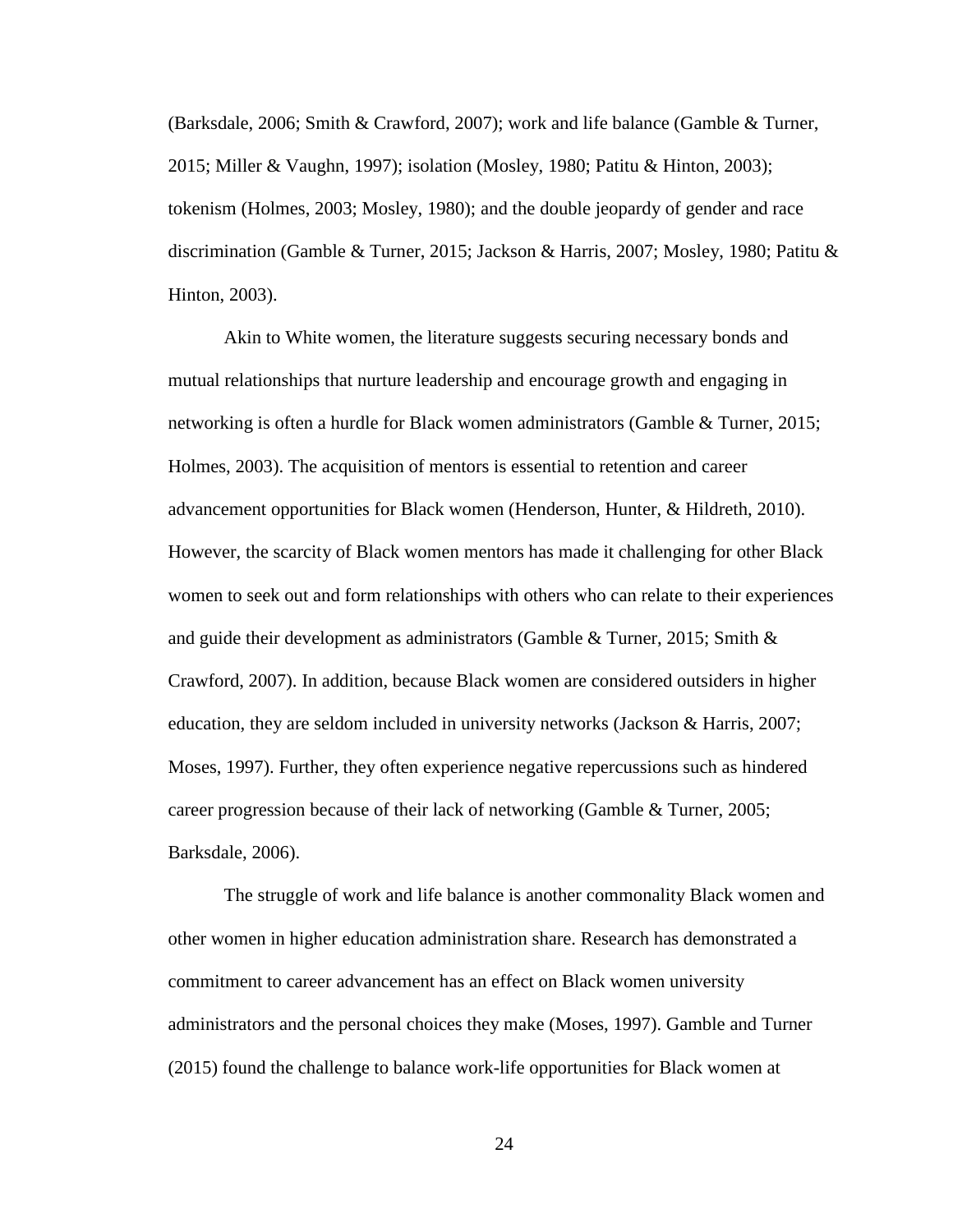(Barksdale, 2006; Smith & Crawford, 2007); work and life balance (Gamble & Turner, 2015; Miller & Vaughn, 1997); isolation (Mosley, 1980; Patitu & Hinton, 2003); tokenism (Holmes, 2003; Mosley, 1980); and the double jeopardy of gender and race discrimination (Gamble & Turner, 2015; Jackson & Harris, 2007; Mosley, 1980; Patitu & Hinton, 2003).

Akin to White women, the literature suggests securing necessary bonds and mutual relationships that nurture leadership and encourage growth and engaging in networking is often a hurdle for Black women administrators (Gamble & Turner, 2015; Holmes, 2003). The acquisition of mentors is essential to retention and career advancement opportunities for Black women (Henderson, Hunter, & Hildreth, 2010). However, the scarcity of Black women mentors has made it challenging for other Black women to seek out and form relationships with others who can relate to their experiences and guide their development as administrators (Gamble & Turner, 2015; Smith & Crawford, 2007). In addition, because Black women are considered outsiders in higher education, they are seldom included in university networks (Jackson & Harris, 2007; Moses, 1997). Further, they often experience negative repercussions such as hindered career progression because of their lack of networking (Gamble & Turner, 2005; Barksdale, 2006).

The struggle of work and life balance is another commonality Black women and other women in higher education administration share. Research has demonstrated a commitment to career advancement has an effect on Black women university administrators and the personal choices they make (Moses, 1997). Gamble and Turner (2015) found the challenge to balance work-life opportunities for Black women at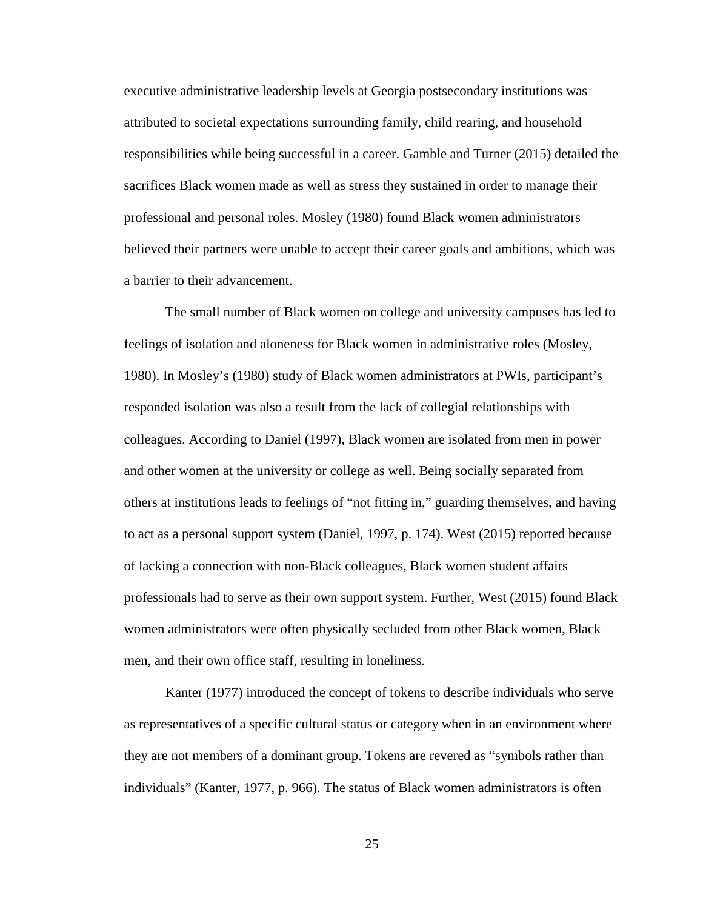executive administrative leadership levels at Georgia postsecondary institutions was attributed to societal expectations surrounding family, child rearing, and household responsibilities while being successful in a career. Gamble and Turner (2015) detailed the sacrifices Black women made as well as stress they sustained in order to manage their professional and personal roles. Mosley (1980) found Black women administrators believed their partners were unable to accept their career goals and ambitions, which was a barrier to their advancement.

The small number of Black women on college and university campuses has led to feelings of isolation and aloneness for Black women in administrative roles (Mosley, 1980). In Mosley's (1980) study of Black women administrators at PWIs, participant's responded isolation was also a result from the lack of collegial relationships with colleagues. According to Daniel (1997), Black women are isolated from men in power and other women at the university or college as well. Being socially separated from others at institutions leads to feelings of "not fitting in," guarding themselves, and having to act as a personal support system (Daniel, 1997, p. 174). West (2015) reported because of lacking a connection with non-Black colleagues, Black women student affairs professionals had to serve as their own support system. Further, West (2015) found Black women administrators were often physically secluded from other Black women, Black men, and their own office staff, resulting in loneliness.

Kanter (1977) introduced the concept of tokens to describe individuals who serve as representatives of a specific cultural status or category when in an environment where they are not members of a dominant group. Tokens are revered as "symbols rather than individuals" (Kanter, 1977, p. 966). The status of Black women administrators is often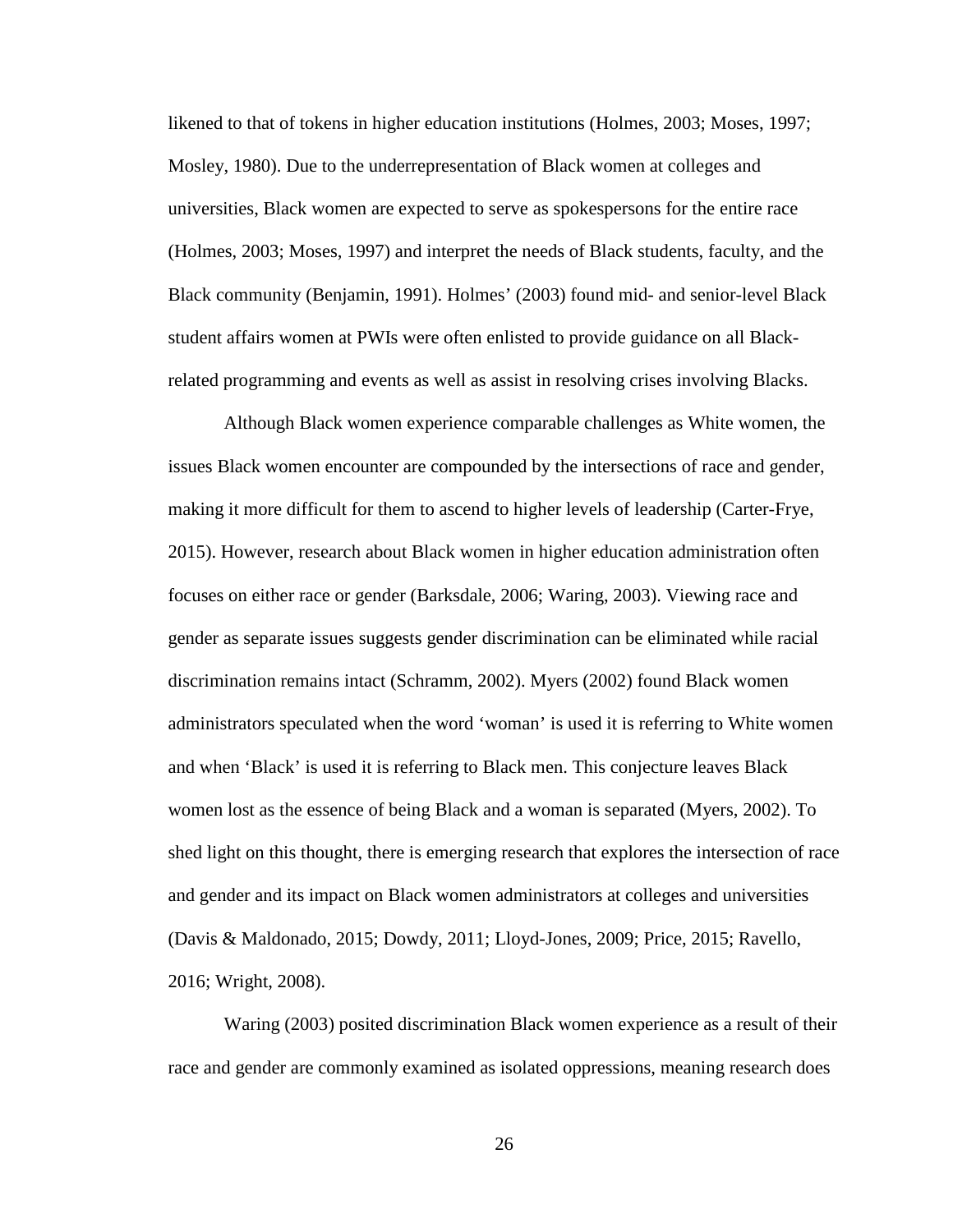likened to that of tokens in higher education institutions (Holmes, 2003; Moses, 1997; Mosley, 1980). Due to the underrepresentation of Black women at colleges and universities, Black women are expected to serve as spokespersons for the entire race (Holmes, 2003; Moses, 1997) and interpret the needs of Black students, faculty, and the Black community (Benjamin, 1991). Holmes' (2003) found mid- and senior-level Black student affairs women at PWIs were often enlisted to provide guidance on all Black-related programming and events as well as assist in resolving crises involving Blacks.

Although Black women experience comparable challenges as White women, the issues Black women encounter are compounded by the intersections of race and gender, making it more difficult for them to ascend to higher levels of leadership (Carter-Frye, 2015). However, research about Black women in higher education administration often focuses on either race or gender (Barksdale, 2006; Waring, 2003). Viewing race and gender as separate issues suggests gender discrimination can be eliminated while racial discrimination remains intact (Schramm, 2002). Myers (2002) found Black women administrators speculated when the word 'woman' is used it is referring to White women and when 'Black' is used it is referring to Black men. This conjecture leaves Black women lost as the essence of being Black and a woman is separated (Myers, 2002). To shed light on this thought, there is emerging research that explores the intersection of race and gender and its impact on Black women administrators at colleges and universities (Davis & Maldonado, 2015; Dowdy, 2011; Lloyd-Jones, 2009; Price, 2015; Ravello, 2016; Wright, 2008).

Waring (2003) posited discrimination Black women experience as a result of their race and gender are commonly examined as isolated oppressions, meaning research does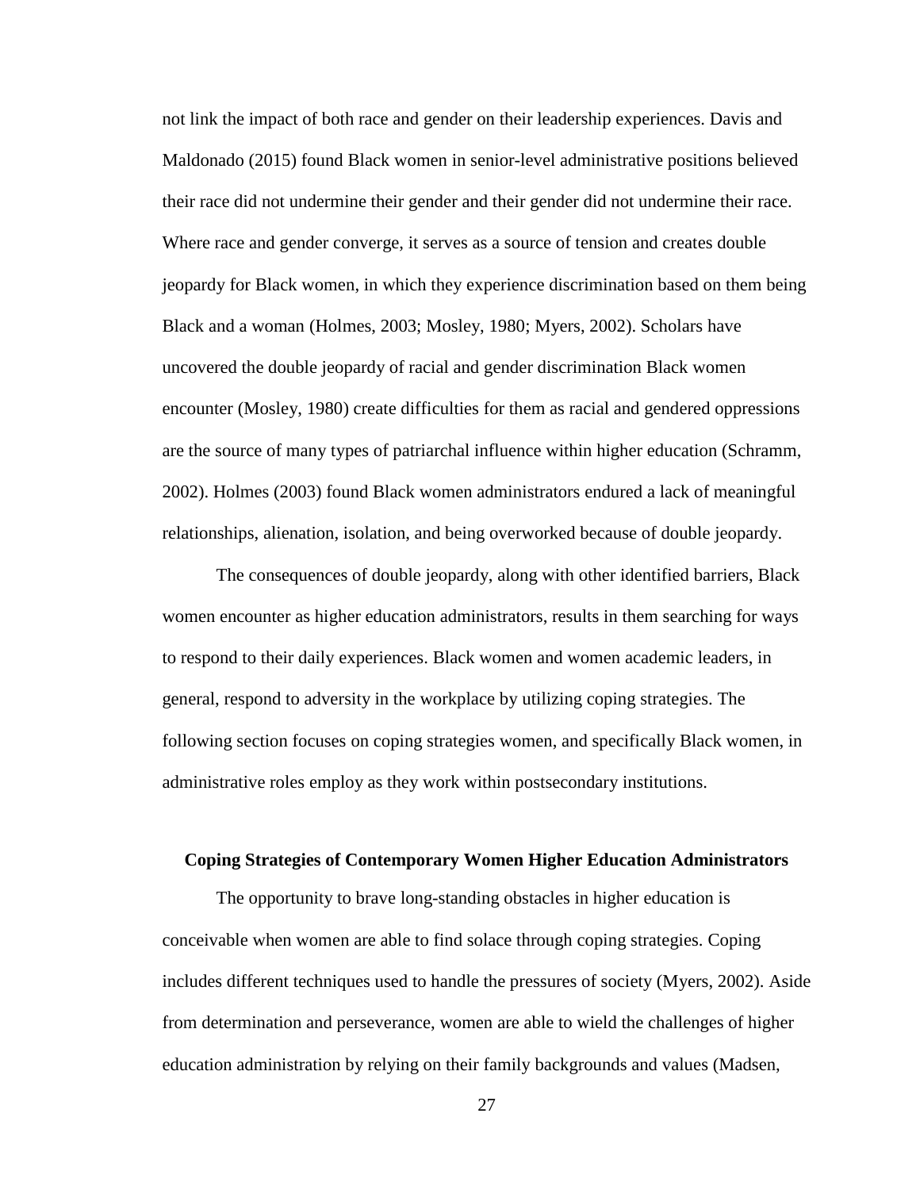not link the impact of both race and gender on their leadership experiences. Davis and Maldonado (2015) found Black women in senior-level administrative positions believed their race did not undermine their gender and their gender did not undermine their race. Where race and gender converge, it serves as a source of tension and creates double jeopardy for Black women, in which they experience discrimination based on them being Black and a woman (Holmes, 2003; Mosley, 1980; Myers, 2002). Scholars have uncovered the double jeopardy of racial and gender discrimination Black women encounter (Mosley, 1980) create difficulties for them as racial and gendered oppressions are the source of many types of patriarchal influence within higher education (Schramm, 2002). Holmes (2003) found Black women administrators endured a lack of meaningful relationships, alienation, isolation, and being overworked because of double jeopardy.

The consequences of double jeopardy, along with other identified barriers, Black women encounter as higher education administrators, results in them searching for ways to respond to their daily experiences. Black women and women academic leaders, in general, respond to adversity in the workplace by utilizing coping strategies. The following section focuses on coping strategies women, and specifically Black women, in administrative roles employ as they work within postsecondary institutions.

## Coping Strategies of Contemporary Women Higher Education Administrators

The opportunity to brave long-standing obstacles in higher education is conceivable when women are able to find solace through coping strategies. Coping includes different techniques used to handle the pressures of society (Myers, 2002). Aside from determination and perseverance, women are able to wield the challenges of higher education administration by relying on their family backgrounds and values (Madsen,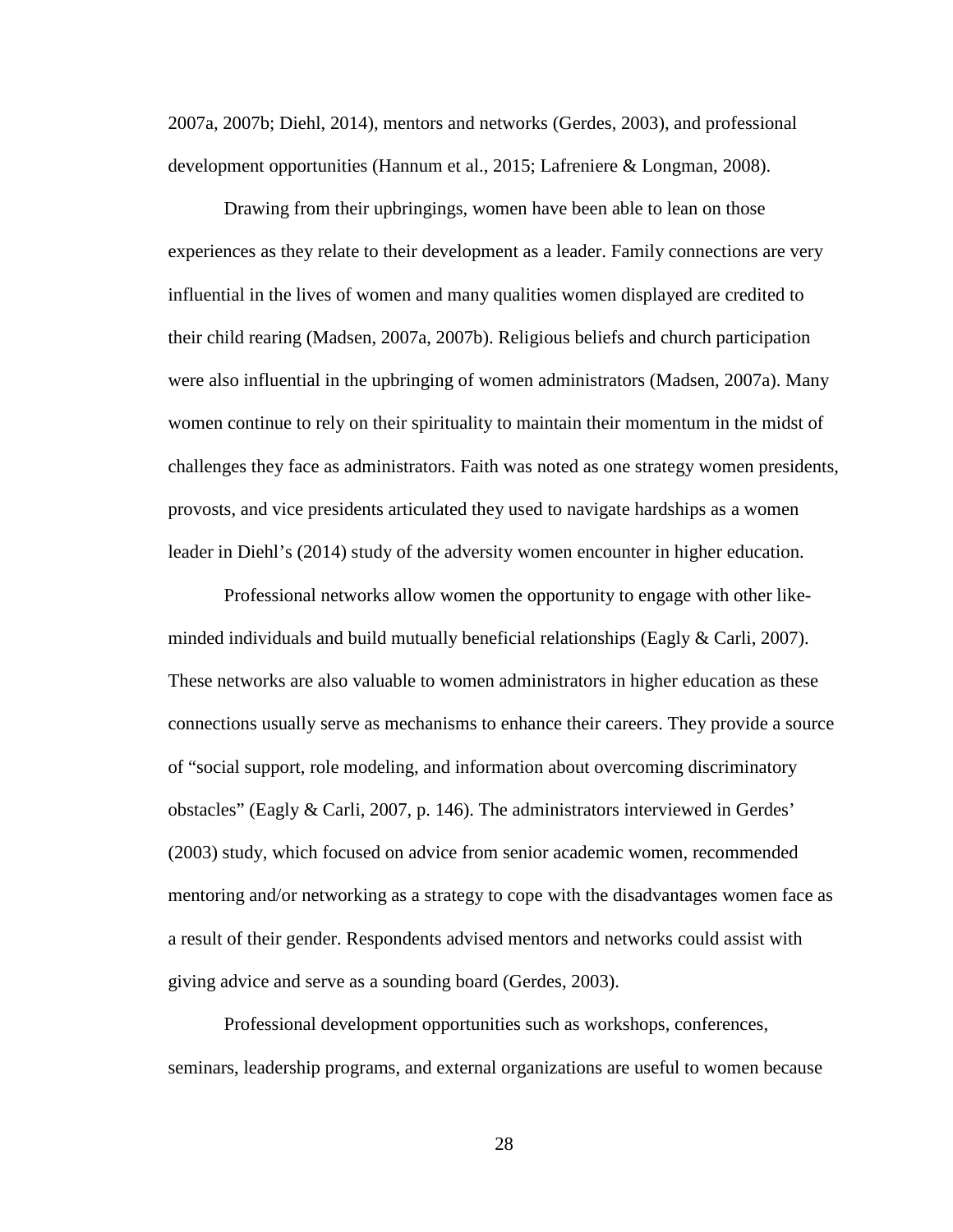2007a, 2007b; Diehl, 2014), mentors and networks (Gerdes, 2003), and professional development opportunities (Hannum et al., 2015; Lafreniere & Longman, 2008).

Drawing from their upbringings, women have been able to lean on those experiences as they relate to their development as a leader. Family connections are very influential in the lives of women and many qualities women displayed are credited to their child rearing (Madsen, 2007a, 2007b). Religious beliefs and church participation were also influential in the upbringing of women administrators (Madsen, 2007a). Many women continue to rely on their spirituality to maintain their momentum in the midst of challenges they face as administrators. Faith was noted as one strategy women presidents, provosts, and vice presidents articulated they used to navigate hardships as a women leader in Diehl's (2014) study of the adversity women encounter in higher education.

Professional networks allow women the opportunity to engage with other like-minded individuals and build mutually beneficial relationships (Eagly & Carli, 2007). These networks are also valuable to women administrators in higher education as these connections usually serve as mechanisms to enhance their careers. They provide a source of "social support, role modeling, and information about overcoming discriminatory obstacles" (Eagly & Carli, 2007, p. 146). The administrators interviewed in Gerdes' (2003) study, which focused on advice from senior academic women, recommended mentoring and/or networking as a strategy to cope with the disadvantages women face as a result of their gender. Respondents advised mentors and networks could assist with giving advice and serve as a sounding board (Gerdes, 2003).

Professional development opportunities such as workshops, conferences, seminars, leadership programs, and external organizations are useful to women because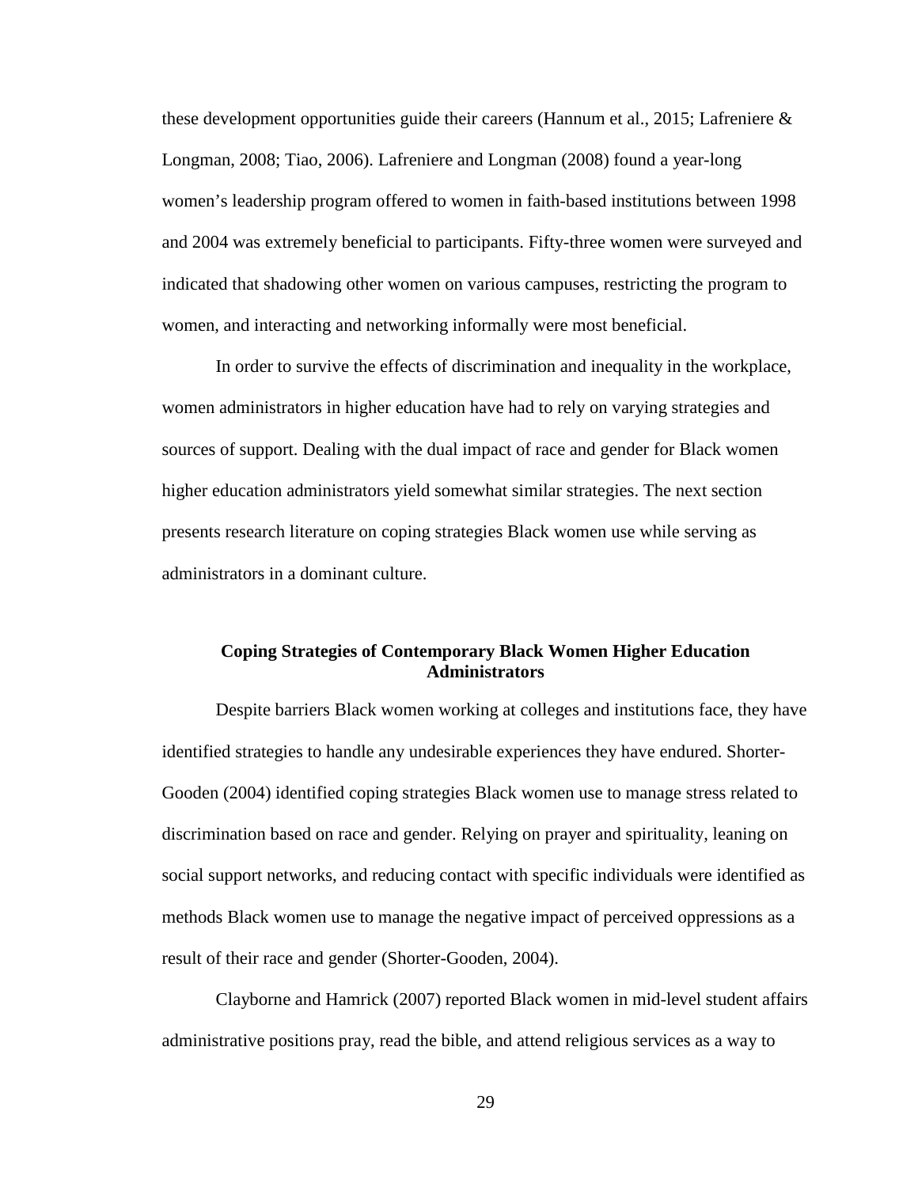these development opportunities guide their careers (Hannum et al., 2015; Lafreniere & Longman, 2008; Tiao, 2006). Lafreniere and Longman (2008) found a year-long women's leadership program offered to women in faith-based institutions between 1998 and 2004 was extremely beneficial to participants. Fifty-three women were surveyed and indicated that shadowing other women on various campuses, restricting the program to women, and interacting and networking informally were most beneficial.

In order to survive the effects of discrimination and inequality in the workplace, women administrators in higher education have had to rely on varying strategies and sources of support. Dealing with the dual impact of race and gender for Black women higher education administrators yield somewhat similar strategies. The next section presents research literature on coping strategies Black women use while serving as administrators in a dominant culture.

## Coping Strategies of Contemporary Black Women Higher Education Administrators

Despite barriers Black women working at colleges and institutions face, they have identified strategies to handle any undesirable experiences they have endured. Shorter-Gooden (2004) identified coping strategies Black women use to manage stress related to discrimination based on race and gender. Relying on prayer and spirituality, leaning on social support networks, and reducing contact with specific individuals were identified as methods Black women use to manage the negative impact of perceived oppressions as a result of their race and gender (Shorter-Gooden, 2004).

Clayborne and Hamrick (2007) reported Black women in mid-level student affairs administrative positions pray, read the bible, and attend religious services as a way to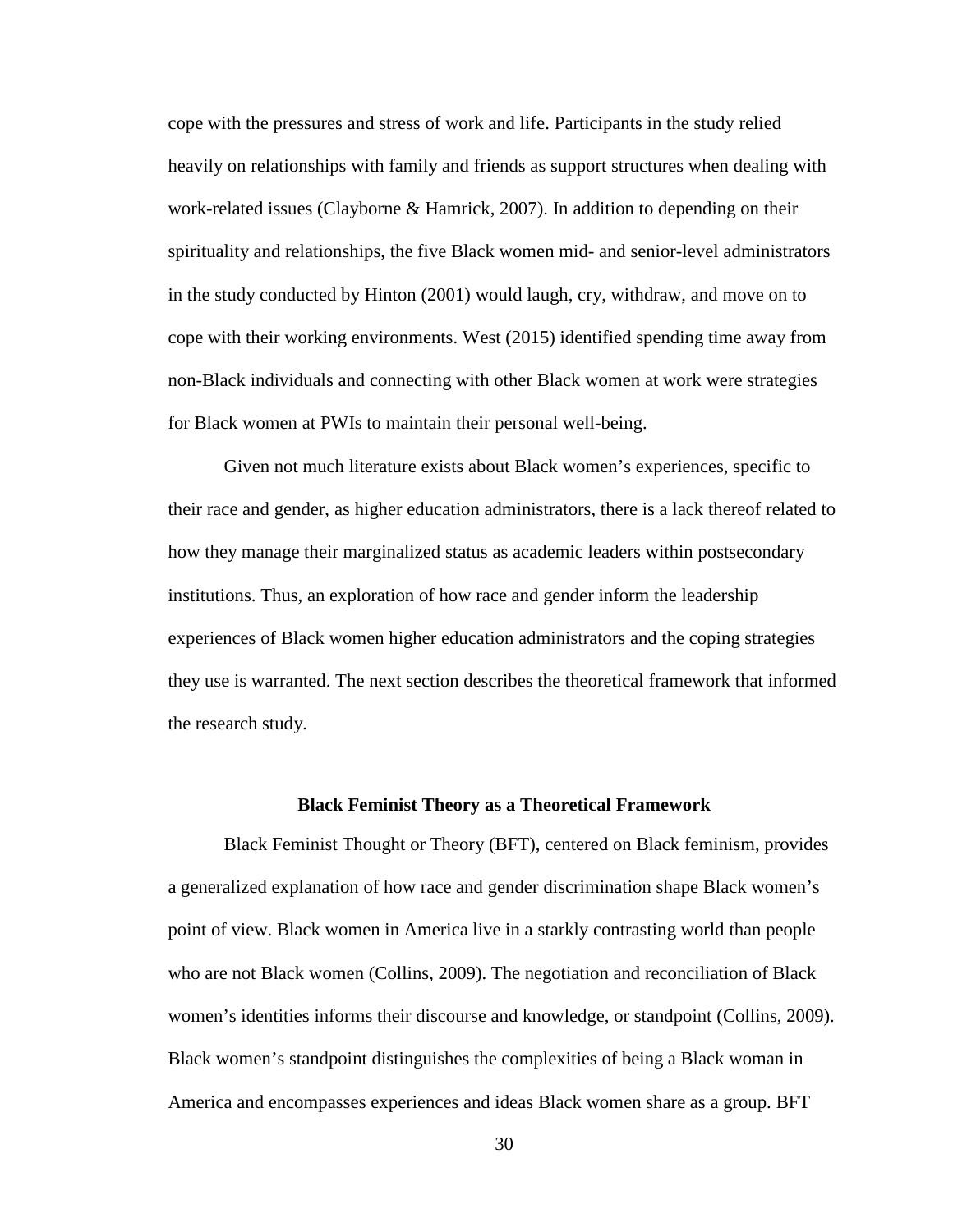cope with the pressures and stress of work and life. Participants in the study relied heavily on relationships with family and friends as support structures when dealing with work-related issues (Clayborne & Hamrick, 2007). In addition to depending on their spirituality and relationships, the five Black women mid- and senior-level administrators in the study conducted by Hinton (2001) would laugh, cry, withdraw, and move on to cope with their working environments. West (2015) identified spending time away from non-Black individuals and connecting with other Black women at work were strategies for Black women at PWIs to maintain their personal well-being.

Given not much literature exists about Black women's experiences, specific to their race and gender, as higher education administrators, there is a lack thereof related to how they manage their marginalized status as academic leaders within postsecondary institutions. Thus, an exploration of how race and gender inform the leadership experiences of Black women higher education administrators and the coping strategies they use is warranted. The next section describes the theoretical framework that informed the research study.

## Black Feminist Theory as a Theoretical Framework

Black Feminist Thought or Theory (BFT), centered on Black feminism, provides a generalized explanation of how race and gender discrimination shape Black women's point of view. Black women in America live in a starkly contrasting world than people who are not Black women (Collins, 2009). The negotiation and reconciliation of Black women's identities informs their discourse and knowledge, or standpoint (Collins, 2009). Black women's standpoint distinguishes the complexities of being a Black woman in America and encompasses experiences and ideas Black women share as a group. BFT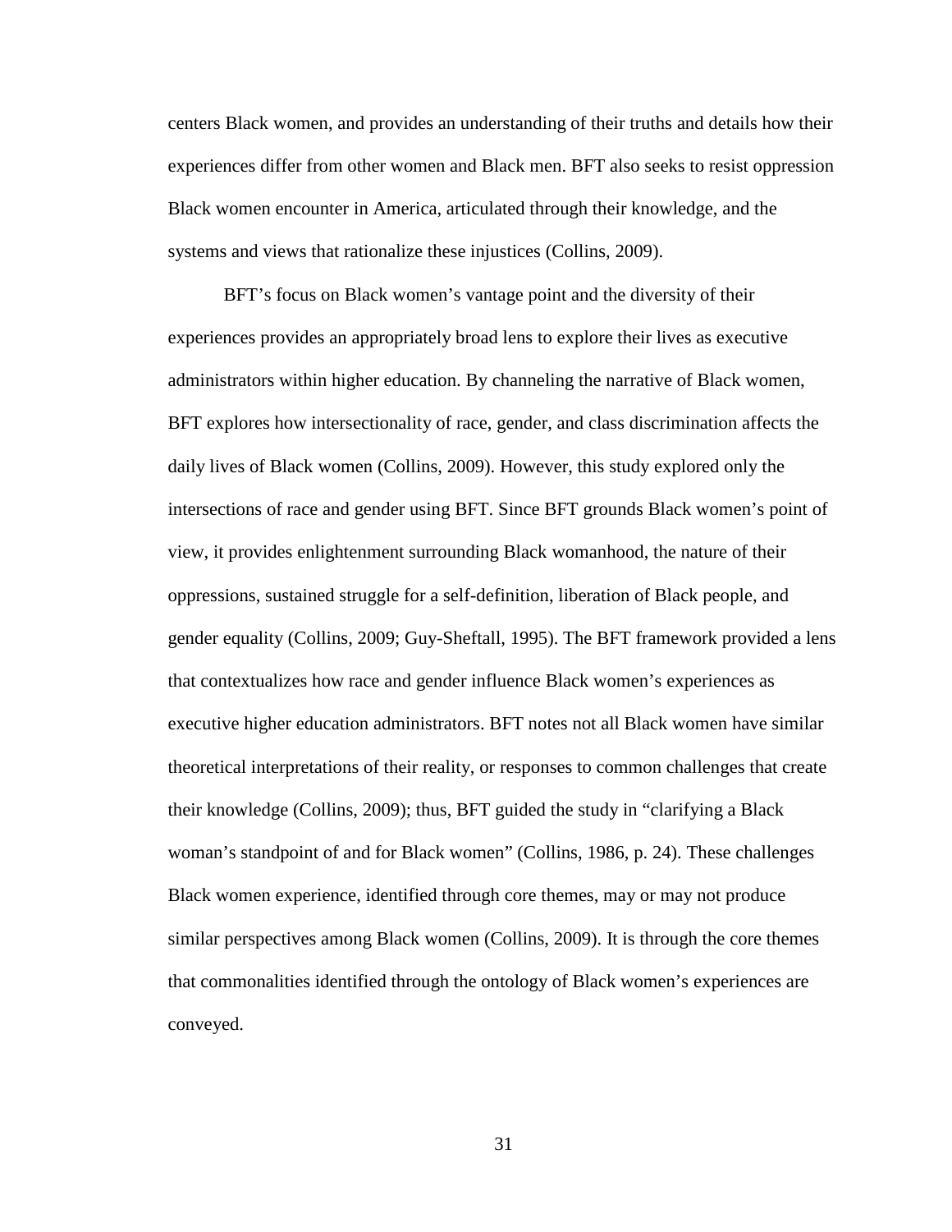centers Black women, and provides an understanding of their truths and details how their experiences differ from other women and Black men. BFT also seeks to resist oppression Black women encounter in America, articulated through their knowledge, and the systems and views that rationalize these injustices (Collins, 2009).

BFT's focus on Black women's vantage point and the diversity of their experiences provides an appropriately broad lens to explore their lives as executive administrators within higher education. By channeling the narrative of Black women, BFT explores how intersectionality of race, gender, and class discrimination affects the daily lives of Black women (Collins, 2009). However, this study explored only the intersections of race and gender using BFT. Since BFT grounds Black women's point of view, it provides enlightenment surrounding Black womanhood, the nature of their oppressions, sustained struggle for a self-definition, liberation of Black people, and gender equality (Collins, 2009; Guy-Sheftall, 1995). The BFT framework provided a lens that contextualizes how race and gender influence Black women's experiences as executive higher education administrators. BFT notes not all Black women have similar theoretical interpretations of their reality, or responses to common challenges that create their knowledge (Collins, 2009); thus, BFT guided the study in "clarifying a Black woman's standpoint of and for Black women" (Collins, 1986, p. 24). These challenges Black women experience, identified through core themes, may or may not produce similar perspectives among Black women (Collins, 2009). It is through the core themes that commonalities identified through the ontology of Black women's experiences are conveyed.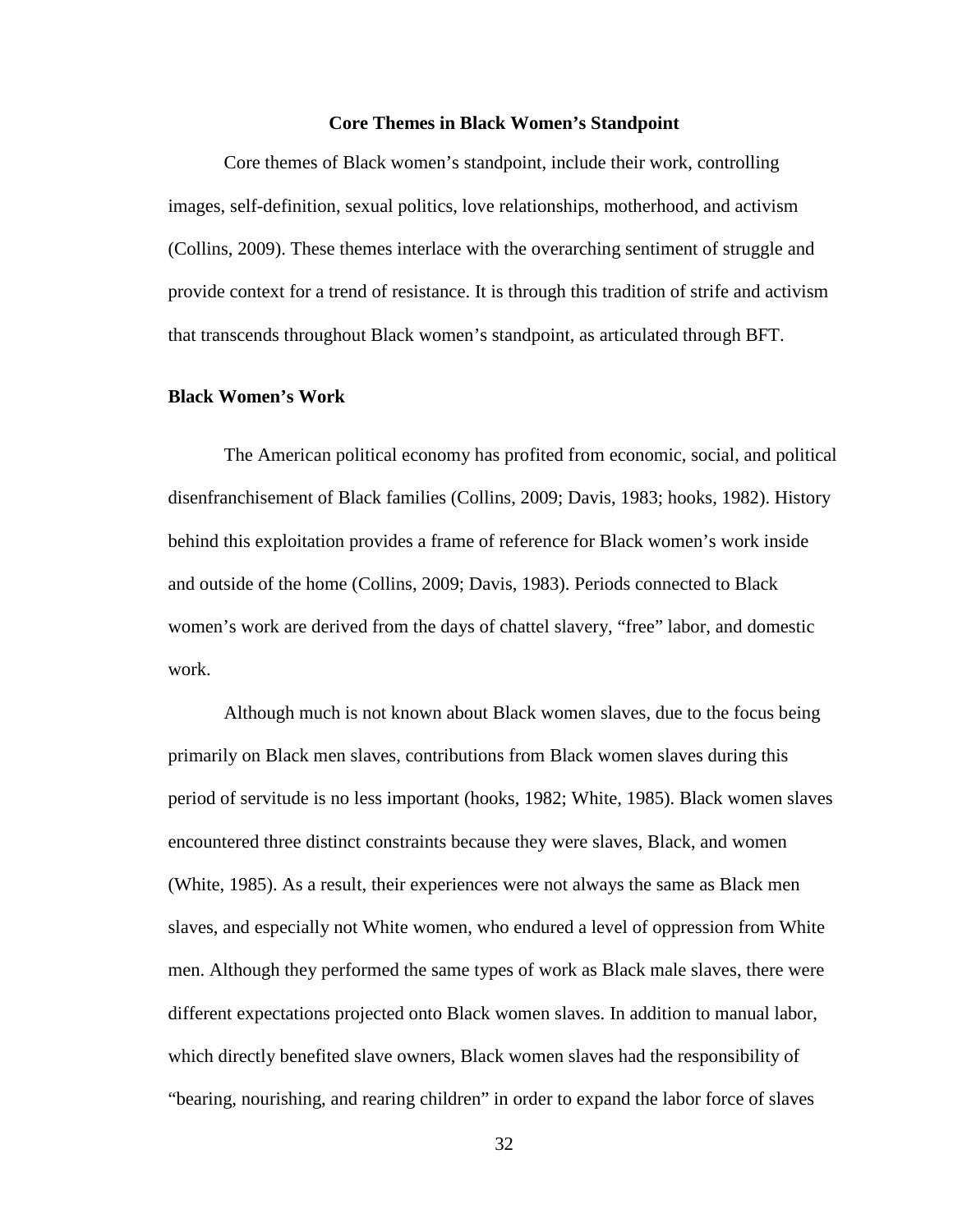## Core Themes in Black Women's Standpoint

Core themes of Black women's standpoint, include their work, controlling images, self-definition, sexual politics, love relationships, motherhood, and activism (Collins, 2009). These themes interlace with the overarching sentiment of struggle and provide context for a trend of resistance. It is through this tradition of strife and activism that transcends throughout Black women's standpoint, as articulated through BFT.

### Black Women's Work

The American political economy has profited from economic, social, and political disenfranchisement of Black families (Collins, 2009; Davis, 1983; hooks, 1982). History behind this exploitation provides a frame of reference for Black women's work inside and outside of the home (Collins, 2009; Davis, 1983). Periods connected to Black women's work are derived from the days of chattel slavery, "free" labor, and domestic work.

Although much is not known about Black women slaves, due to the focus being primarily on Black men slaves, contributions from Black women slaves during this period of servitude is no less important (hooks, 1982; White, 1985). Black women slaves encountered three distinct constraints because they were slaves, Black, and women (White, 1985). As a result, their experiences were not always the same as Black men slaves, and especially not White women, who endured a level of oppression from White men. Although they performed the same types of work as Black male slaves, there were different expectations projected onto Black women slaves. In addition to manual labor, which directly benefited slave owners, Black women slaves had the responsibility of "bearing, nourishing, and rearing children" in order to expand the labor force of slaves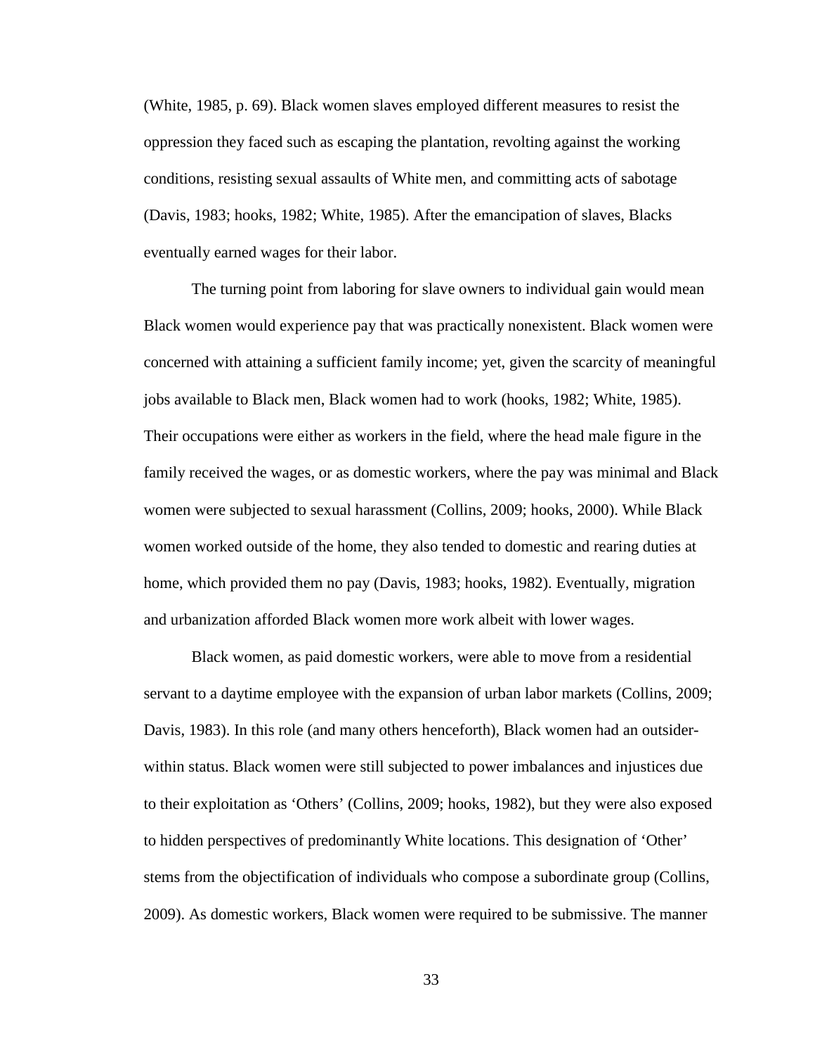(White, 1985, p. 69). Black women slaves employed different measures to resist the oppression they faced such as escaping the plantation, revolting against the working conditions, resisting sexual assaults of White men, and committing acts of sabotage (Davis, 1983; hooks, 1982; White, 1985). After the emancipation of slaves, Blacks eventually earned wages for their labor.

The turning point from laboring for slave owners to individual gain would mean Black women would experience pay that was practically nonexistent. Black women were concerned with attaining a sufficient family income; yet, given the scarcity of meaningful jobs available to Black men, Black women had to work (hooks, 1982; White, 1985). Their occupations were either as workers in the field, where the head male figure in the family received the wages, or as domestic workers, where the pay was minimal and Black women were subjected to sexual harassment (Collins, 2009; hooks, 2000). While Black women worked outside of the home, they also tended to domestic and rearing duties at home, which provided them no pay (Davis, 1983; hooks, 1982). Eventually, migration and urbanization afforded Black women more work albeit with lower wages.

Black women, as paid domestic workers, were able to move from a residential servant to a daytime employee with the expansion of urban labor markets (Collins, 2009; Davis, 1983). In this role (and many others henceforth), Black women had an outsider-within status. Black women were still subjected to power imbalances and injustices due to their exploitation as 'Others' (Collins, 2009; hooks, 1982), but they were also exposed to hidden perspectives of predominantly White locations. This designation of 'Other' stems from the objectification of individuals who compose a subordinate group (Collins, 2009). As domestic workers, Black women were required to be submissive. The manner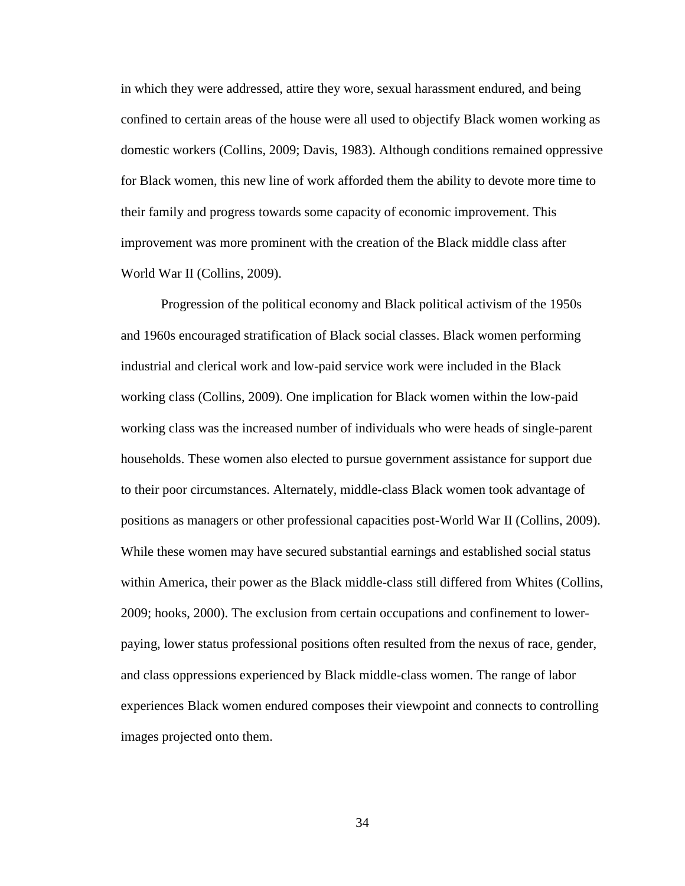in which they were addressed, attire they wore, sexual harassment endured, and being confined to certain areas of the house were all used to objectify Black women working as domestic workers (Collins, 2009; Davis, 1983). Although conditions remained oppressive for Black women, this new line of work afforded them the ability to devote more time to their family and progress towards some capacity of economic improvement. This improvement was more prominent with the creation of the Black middle class after World War II (Collins, 2009).

Progression of the political economy and Black political activism of the 1950s and 1960s encouraged stratification of Black social classes. Black women performing industrial and clerical work and low-paid service work were included in the Black working class (Collins, 2009). One implication for Black women within the low-paid working class was the increased number of individuals who were heads of single-parent households. These women also elected to pursue government assistance for support due to their poor circumstances. Alternately, middle-class Black women took advantage of positions as managers or other professional capacities post-World War II (Collins, 2009). While these women may have secured substantial earnings and established social status within America, their power as the Black middle-class still differed from Whites (Collins, 2009; hooks, 2000). The exclusion from certain occupations and confinement to lower-paying, lower status professional positions often resulted from the nexus of race, gender, and class oppressions experienced by Black middle-class women. The range of labor experiences Black women endured composes their viewpoint and connects to controlling images projected onto them.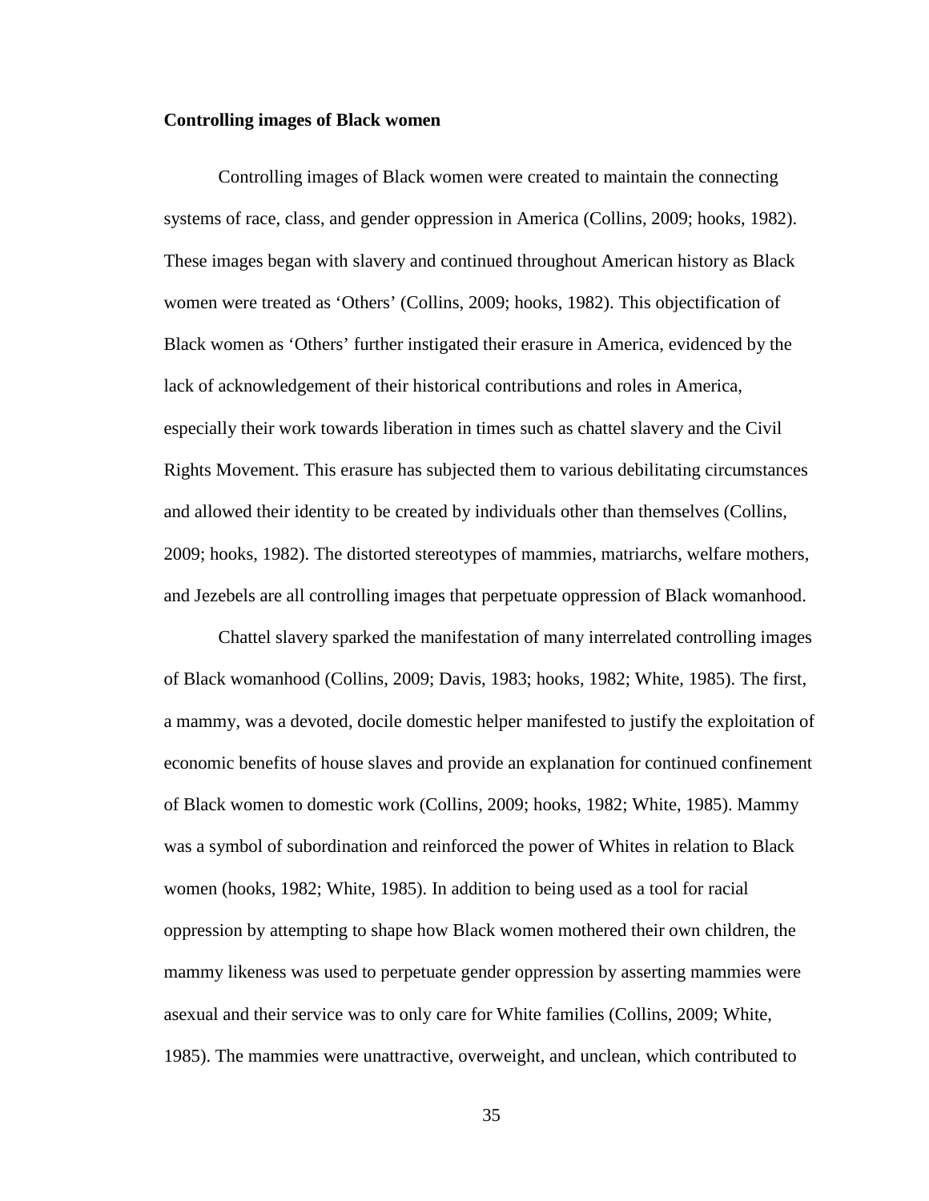**Controlling images of Black women**

Controlling images of Black women were created to maintain the connecting systems of race, class, and gender oppression in America (Collins, 2009; hooks, 1982). These images began with slavery and continued throughout American history as Black women were treated as 'Others' (Collins, 2009; hooks, 1982). This objectification of Black women as 'Others' further instigated their erasure in America, evidenced by the lack of acknowledgement of their historical contributions and roles in America, especially their work towards liberation in times such as chattel slavery and the Civil Rights Movement. This erasure has subjected them to various debilitating circumstances and allowed their identity to be created by individuals other than themselves (Collins, 2009; hooks, 1982). The distorted stereotypes of mammies, matriarchs, welfare mothers, and Jezebels are all controlling images that perpetuate oppression of Black womanhood.

Chattel slavery sparked the manifestation of many interrelated controlling images of Black womanhood (Collins, 2009; Davis, 1983; hooks, 1982; White, 1985). The first, a mammy, was a devoted, docile domestic helper manifested to justify the exploitation of economic benefits of house slaves and provide an explanation for continued confinement of Black women to domestic work (Collins, 2009; hooks, 1982; White, 1985). Mammy was a symbol of subordination and reinforced the power of Whites in relation to Black women (hooks, 1982; White, 1985). In addition to being used as a tool for racial oppression by attempting to shape how Black women mothered their own children, the mammy likeness was used to perpetuate gender oppression by asserting mammies were asexual and their service was to only care for White families (Collins, 2009; White, 1985). The mammies were unattractive, overweight, and unclean, which contributed to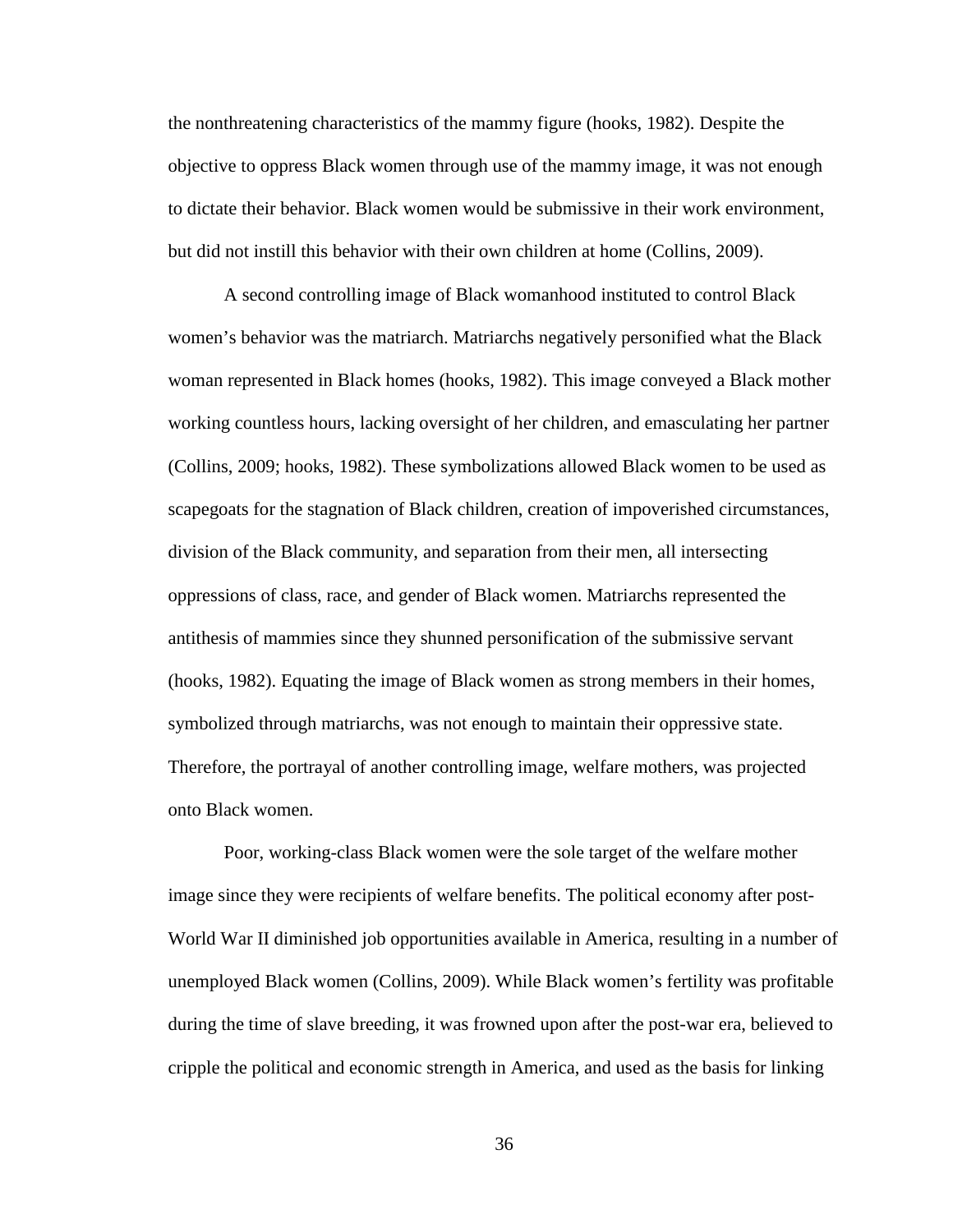the nonthreatening characteristics of the mammy figure (hooks, 1982). Despite the objective to oppress Black women through use of the mammy image, it was not enough to dictate their behavior. Black women would be submissive in their work environment, but did not instill this behavior with their own children at home (Collins, 2009).

A second controlling image of Black womanhood instituted to control Black women's behavior was the matriarch. Matriarchs negatively personified what the Black woman represented in Black homes (hooks, 1982). This image conveyed a Black mother working countless hours, lacking oversight of her children, and emasculating her partner (Collins, 2009; hooks, 1982). These symbolizations allowed Black women to be used as scapegoats for the stagnation of Black children, creation of impoverished circumstances, division of the Black community, and separation from their men, all intersecting oppressions of class, race, and gender of Black women. Matriarchs represented the antithesis of mammies since they shunned personification of the submissive servant (hooks, 1982). Equating the image of Black women as strong members in their homes, symbolized through matriarchs, was not enough to maintain their oppressive state. Therefore, the portrayal of another controlling image, welfare mothers, was projected onto Black women.

Poor, working-class Black women were the sole target of the welfare mother image since they were recipients of welfare benefits. The political economy after post-World War II diminished job opportunities available in America, resulting in a number of unemployed Black women (Collins, 2009). While Black women's fertility was profitable during the time of slave breeding, it was frowned upon after the post-war era, believed to cripple the political and economic strength in America, and used as the basis for linking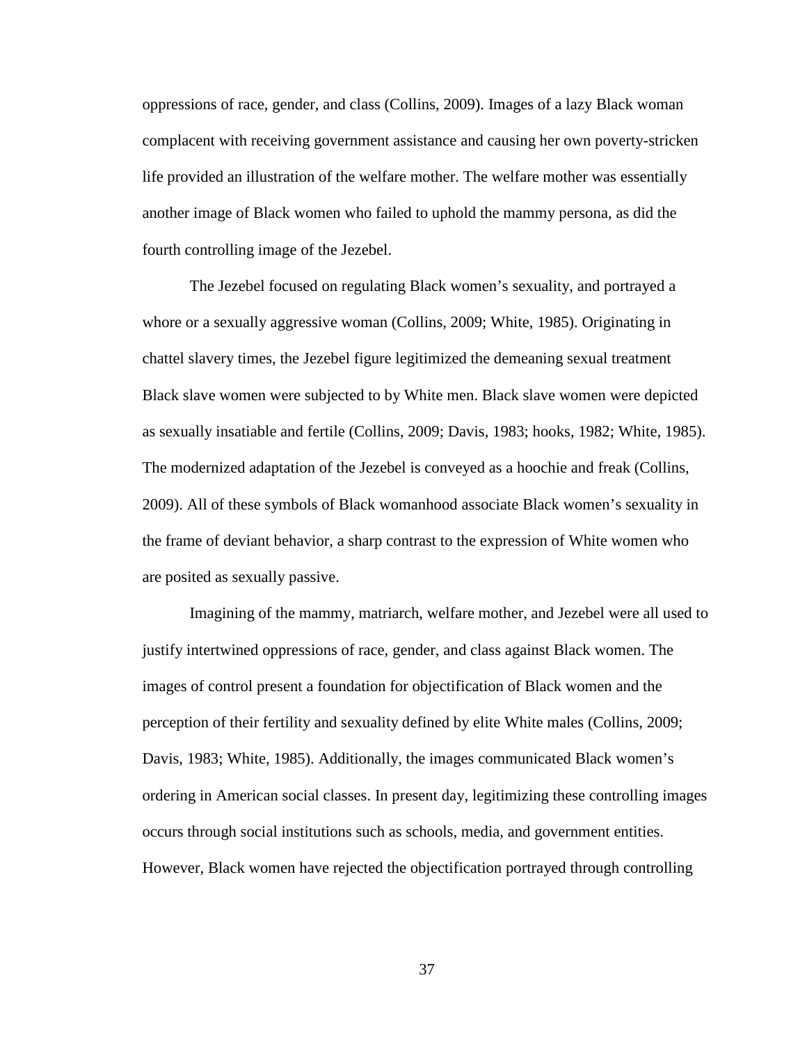oppressions of race, gender, and class (Collins, 2009). Images of a lazy Black woman complacent with receiving government assistance and causing her own poverty-stricken life provided an illustration of the welfare mother. The welfare mother was essentially another image of Black women who failed to uphold the mammy persona, as did the fourth controlling image of the Jezebel.

The Jezebel focused on regulating Black women's sexuality, and portrayed a whore or a sexually aggressive woman (Collins, 2009; White, 1985). Originating in chattel slavery times, the Jezebel figure legitimized the demeaning sexual treatment Black slave women were subjected to by White men. Black slave women were depicted as sexually insatiable and fertile (Collins, 2009; Davis, 1983; hooks, 1982; White, 1985). The modernized adaptation of the Jezebel is conveyed as a hoochie and freak (Collins, 2009). All of these symbols of Black womanhood associate Black women's sexuality in the frame of deviant behavior, a sharp contrast to the expression of White women who are posited as sexually passive.

Imagining of the mammy, matriarch, welfare mother, and Jezebel were all used to justify intertwined oppressions of race, gender, and class against Black women. The images of control present a foundation for objectification of Black women and the perception of their fertility and sexuality defined by elite White males (Collins, 2009; Davis, 1983; White, 1985). Additionally, the images communicated Black women's ordering in American social classes. In present day, legitimizing these controlling images occurs through social institutions such as schools, media, and government entities. However, Black women have rejected the objectification portrayed through controlling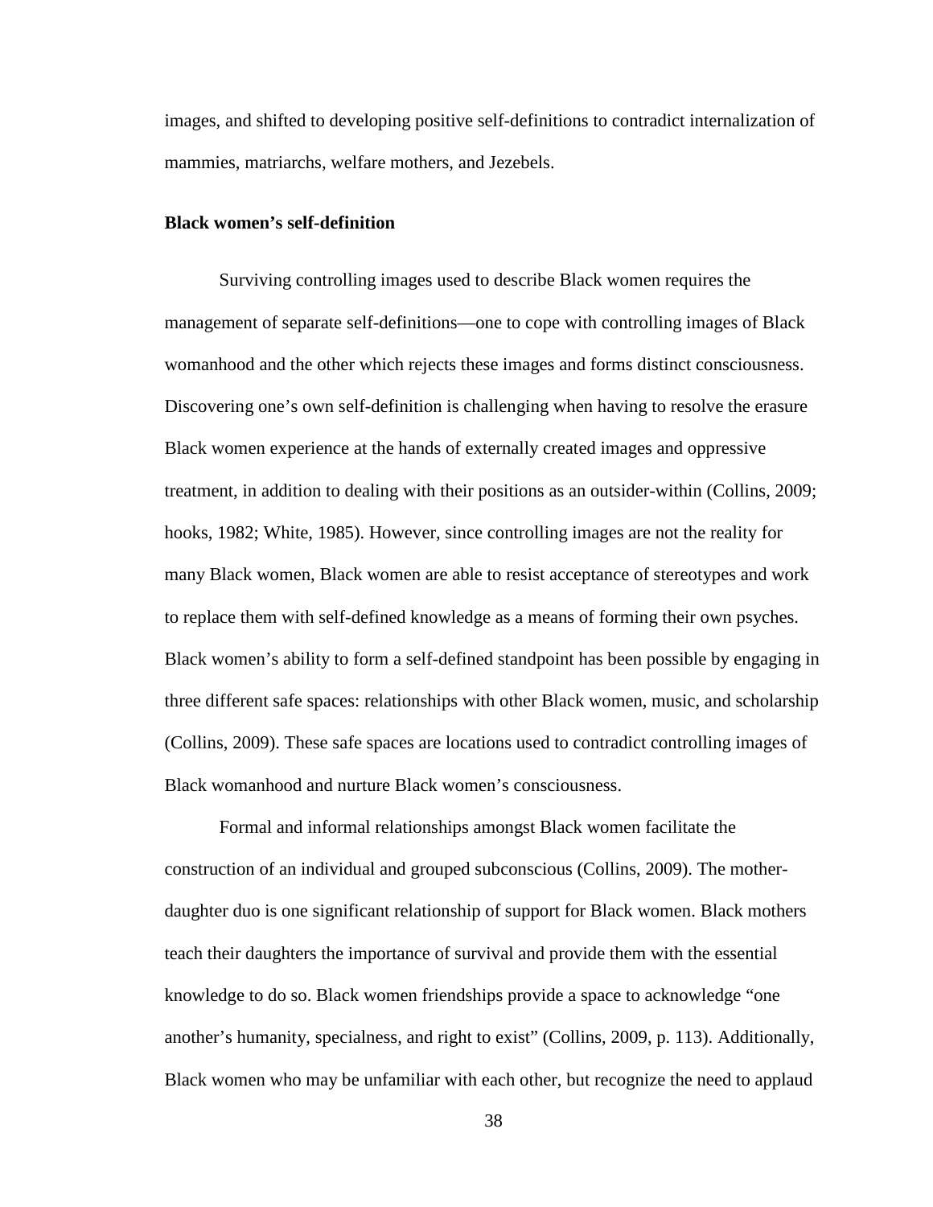images, and shifted to developing positive self-definitions to contradict internalization of mammies, matriarchs, welfare mothers, and Jezebels.

**Black women's self-definition**

Surviving controlling images used to describe Black women requires the management of separate self-definitions—one to cope with controlling images of Black womanhood and the other which rejects these images and forms distinct consciousness. Discovering one's own self-definition is challenging when having to resolve the erasure Black women experience at the hands of externally created images and oppressive treatment, in addition to dealing with their positions as an outsider-within (Collins, 2009; hooks, 1982; White, 1985). However, since controlling images are not the reality for many Black women, Black women are able to resist acceptance of stereotypes and work to replace them with self-defined knowledge as a means of forming their own psyches. Black women's ability to form a self-defined standpoint has been possible by engaging in three different safe spaces: relationships with other Black women, music, and scholarship (Collins, 2009). These safe spaces are locations used to contradict controlling images of Black womanhood and nurture Black women's consciousness.

Formal and informal relationships amongst Black women facilitate the construction of an individual and grouped subconscious (Collins, 2009). The mother-daughter duo is one significant relationship of support for Black women. Black mothers teach their daughters the importance of survival and provide them with the essential knowledge to do so. Black women friendships provide a space to acknowledge "one another's humanity, specialness, and right to exist" (Collins, 2009, p. 113). Additionally, Black women who may be unfamiliar with each other, but recognize the need to applaud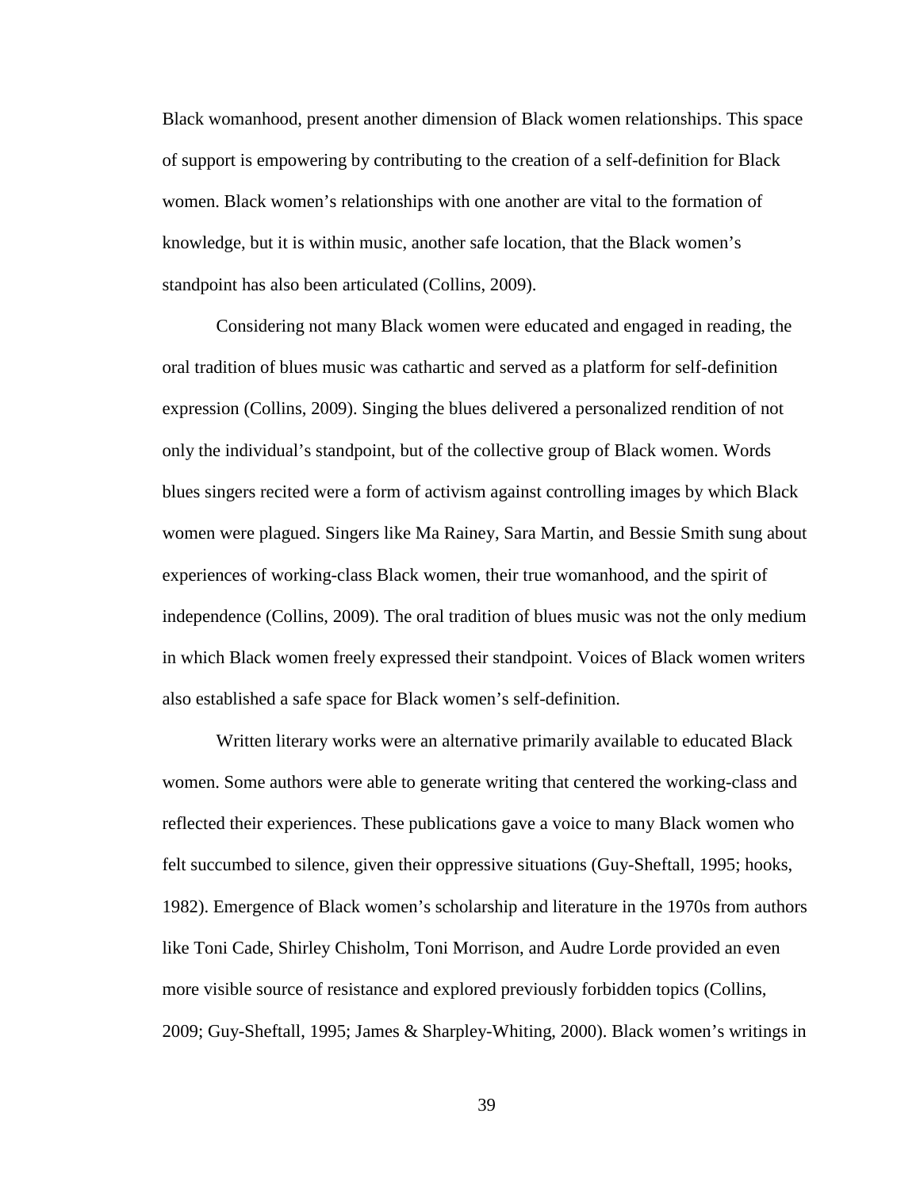Black womanhood, present another dimension of Black women relationships. This space of support is empowering by contributing to the creation of a self-definition for Black women. Black women's relationships with one another are vital to the formation of knowledge, but it is within music, another safe location, that the Black women's standpoint has also been articulated (Collins, 2009).

Considering not many Black women were educated and engaged in reading, the oral tradition of blues music was cathartic and served as a platform for self-definition expression (Collins, 2009). Singing the blues delivered a personalized rendition of not only the individual's standpoint, but of the collective group of Black women. Words blues singers recited were a form of activism against controlling images by which Black women were plagued. Singers like Ma Rainey, Sara Martin, and Bessie Smith sung about experiences of working-class Black women, their true womanhood, and the spirit of independence (Collins, 2009). The oral tradition of blues music was not the only medium in which Black women freely expressed their standpoint. Voices of Black women writers also established a safe space for Black women's self-definition.

Written literary works were an alternative primarily available to educated Black women. Some authors were able to generate writing that centered the working-class and reflected their experiences. These publications gave a voice to many Black women who felt succumbed to silence, given their oppressive situations (Guy-Sheftall, 1995; hooks, 1982). Emergence of Black women's scholarship and literature in the 1970s from authors like Toni Cade, Shirley Chisholm, Toni Morrison, and Audre Lorde provided an even more visible source of resistance and explored previously forbidden topics (Collins, 2009; Guy-Sheftall, 1995; James & Sharpley-Whiting, 2000). Black women's writings in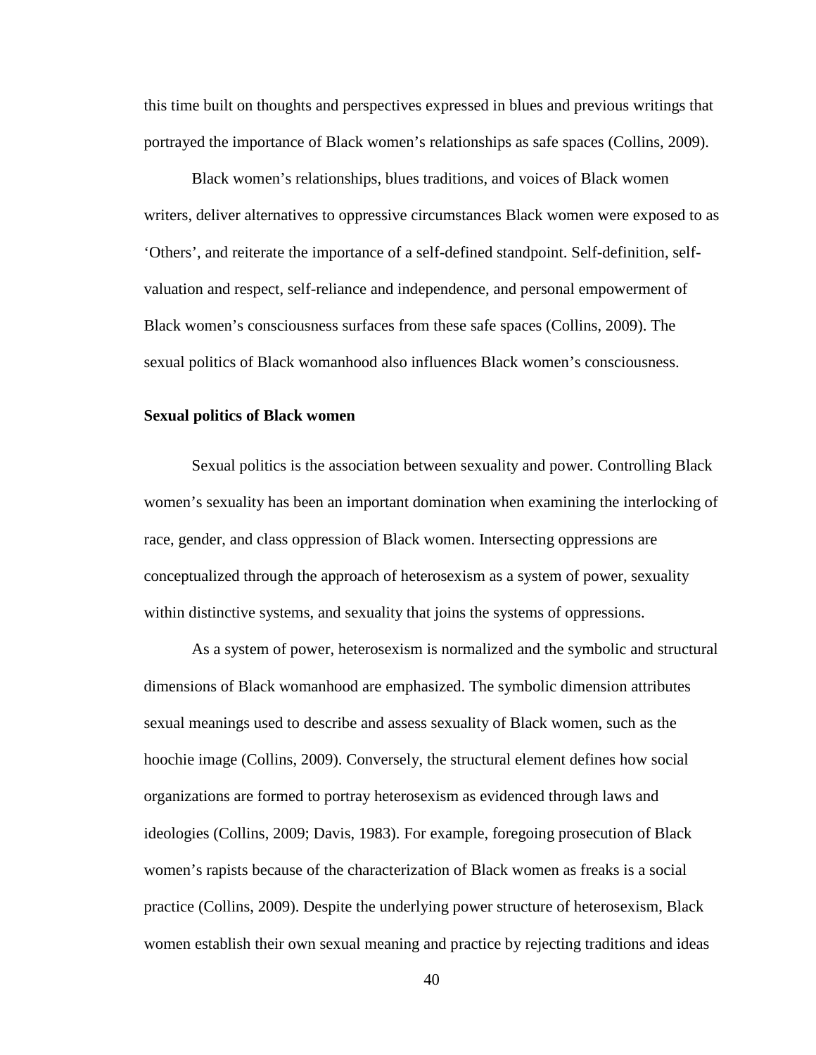this time built on thoughts and perspectives expressed in blues and previous writings that portrayed the importance of Black women's relationships as safe spaces (Collins, 2009).

Black women's relationships, blues traditions, and voices of Black women writers, deliver alternatives to oppressive circumstances Black women were exposed to as 'Others', and reiterate the importance of a self-defined standpoint. Self-definition, self-valuation and respect, self-reliance and independence, and personal empowerment of Black women's consciousness surfaces from these safe spaces (Collins, 2009). The sexual politics of Black womanhood also influences Black women's consciousness.

**Sexual politics of Black women**

Sexual politics is the association between sexuality and power. Controlling Black women's sexuality has been an important domination when examining the interlocking of race, gender, and class oppression of Black women. Intersecting oppressions are conceptualized through the approach of heterosexism as a system of power, sexuality within distinctive systems, and sexuality that joins the systems of oppressions.

As a system of power, heterosexism is normalized and the symbolic and structural dimensions of Black womanhood are emphasized. The symbolic dimension attributes sexual meanings used to describe and assess sexuality of Black women, such as the hoochie image (Collins, 2009). Conversely, the structural element defines how social organizations are formed to portray heterosexism as evidenced through laws and ideologies (Collins, 2009; Davis, 1983). For example, foregoing prosecution of Black women's rapists because of the characterization of Black women as freaks is a social practice (Collins, 2009). Despite the underlying power structure of heterosexism, Black women establish their own sexual meaning and practice by rejecting traditions and ideas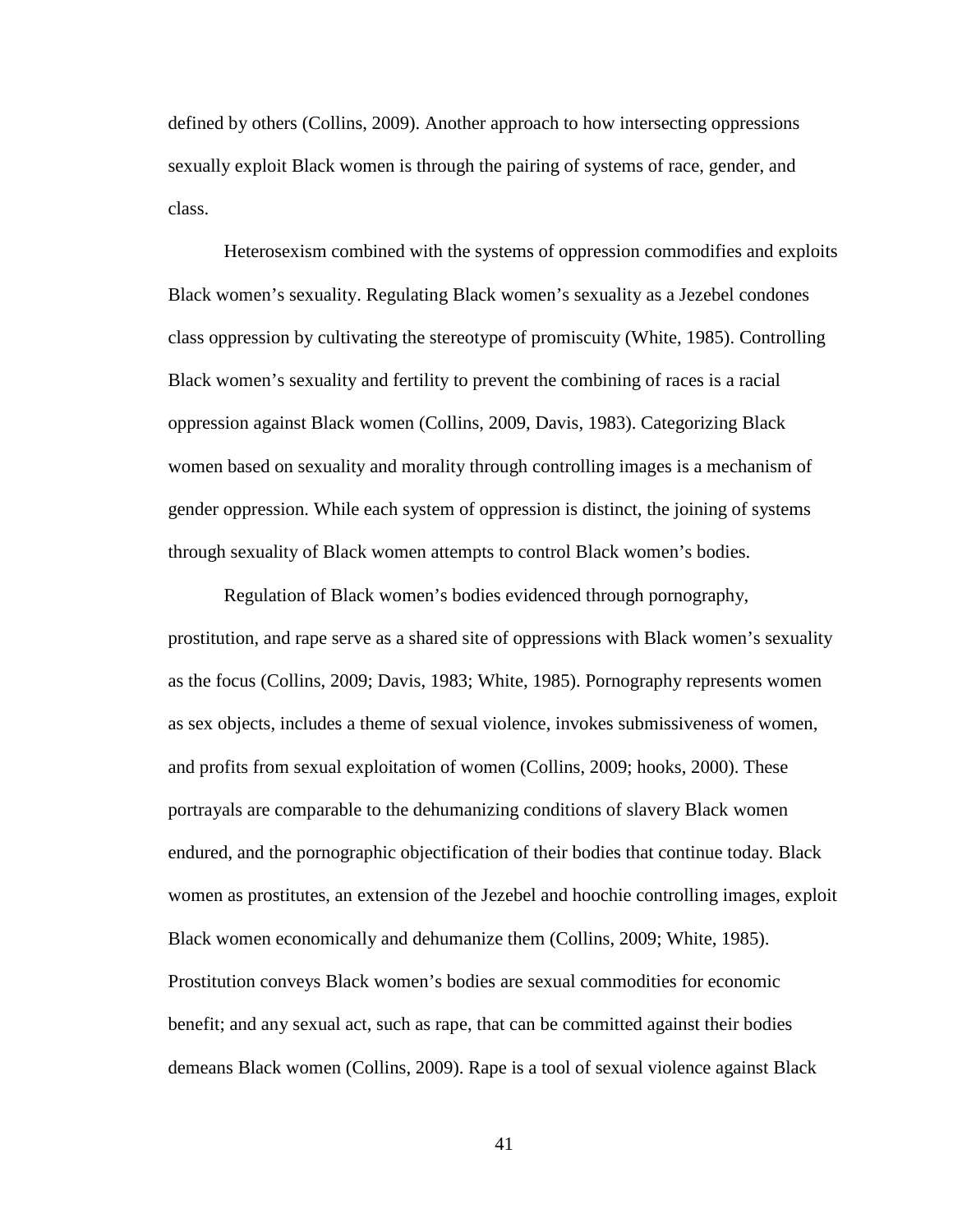defined by others (Collins, 2009). Another approach to how intersecting oppressions sexually exploit Black women is through the pairing of systems of race, gender, and class.

Heterosexism combined with the systems of oppression commodifies and exploits Black women's sexuality. Regulating Black women's sexuality as a Jezebel condones class oppression by cultivating the stereotype of promiscuity (White, 1985). Controlling Black women's sexuality and fertility to prevent the combining of races is a racial oppression against Black women (Collins, 2009, Davis, 1983). Categorizing Black women based on sexuality and morality through controlling images is a mechanism of gender oppression. While each system of oppression is distinct, the joining of systems through sexuality of Black women attempts to control Black women's bodies.

Regulation of Black women's bodies evidenced through pornography, prostitution, and rape serve as a shared site of oppressions with Black women's sexuality as the focus (Collins, 2009; Davis, 1983; White, 1985). Pornography represents women as sex objects, includes a theme of sexual violence, invokes submissiveness of women, and profits from sexual exploitation of women (Collins, 2009; hooks, 2000). These portrayals are comparable to the dehumanizing conditions of slavery Black women endured, and the pornographic objectification of their bodies that continue today. Black women as prostitutes, an extension of the Jezebel and hoochie controlling images, exploit Black women economically and dehumanize them (Collins, 2009; White, 1985). Prostitution conveys Black women's bodies are sexual commodities for economic benefit; and any sexual act, such as rape, that can be committed against their bodies demeans Black women (Collins, 2009). Rape is a tool of sexual violence against Black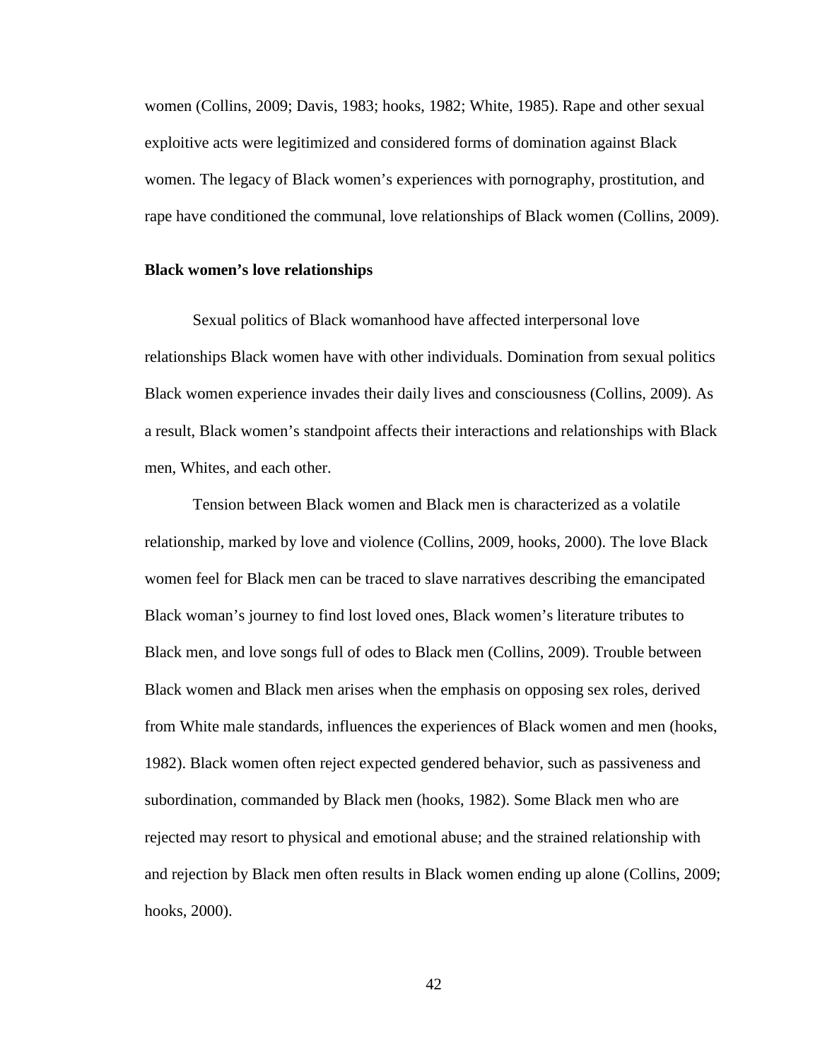women (Collins, 2009; Davis, 1983; hooks, 1982; White, 1985). Rape and other sexual exploitive acts were legitimized and considered forms of domination against Black women. The legacy of Black women's experiences with pornography, prostitution, and rape have conditioned the communal, love relationships of Black women (Collins, 2009).

**Black women's love relationships**

Sexual politics of Black womanhood have affected interpersonal love relationships Black women have with other individuals. Domination from sexual politics Black women experience invades their daily lives and consciousness (Collins, 2009). As a result, Black women's standpoint affects their interactions and relationships with Black men, Whites, and each other.

Tension between Black women and Black men is characterized as a volatile relationship, marked by love and violence (Collins, 2009, hooks, 2000). The love Black women feel for Black men can be traced to slave narratives describing the emancipated Black woman's journey to find lost loved ones, Black women's literature tributes to Black men, and love songs full of odes to Black men (Collins, 2009). Trouble between Black women and Black men arises when the emphasis on opposing sex roles, derived from White male standards, influences the experiences of Black women and men (hooks, 1982). Black women often reject expected gendered behavior, such as passiveness and subordination, commanded by Black men (hooks, 1982). Some Black men who are rejected may resort to physical and emotional abuse; and the strained relationship with and rejection by Black men often results in Black women ending up alone (Collins, 2009; hooks, 2000).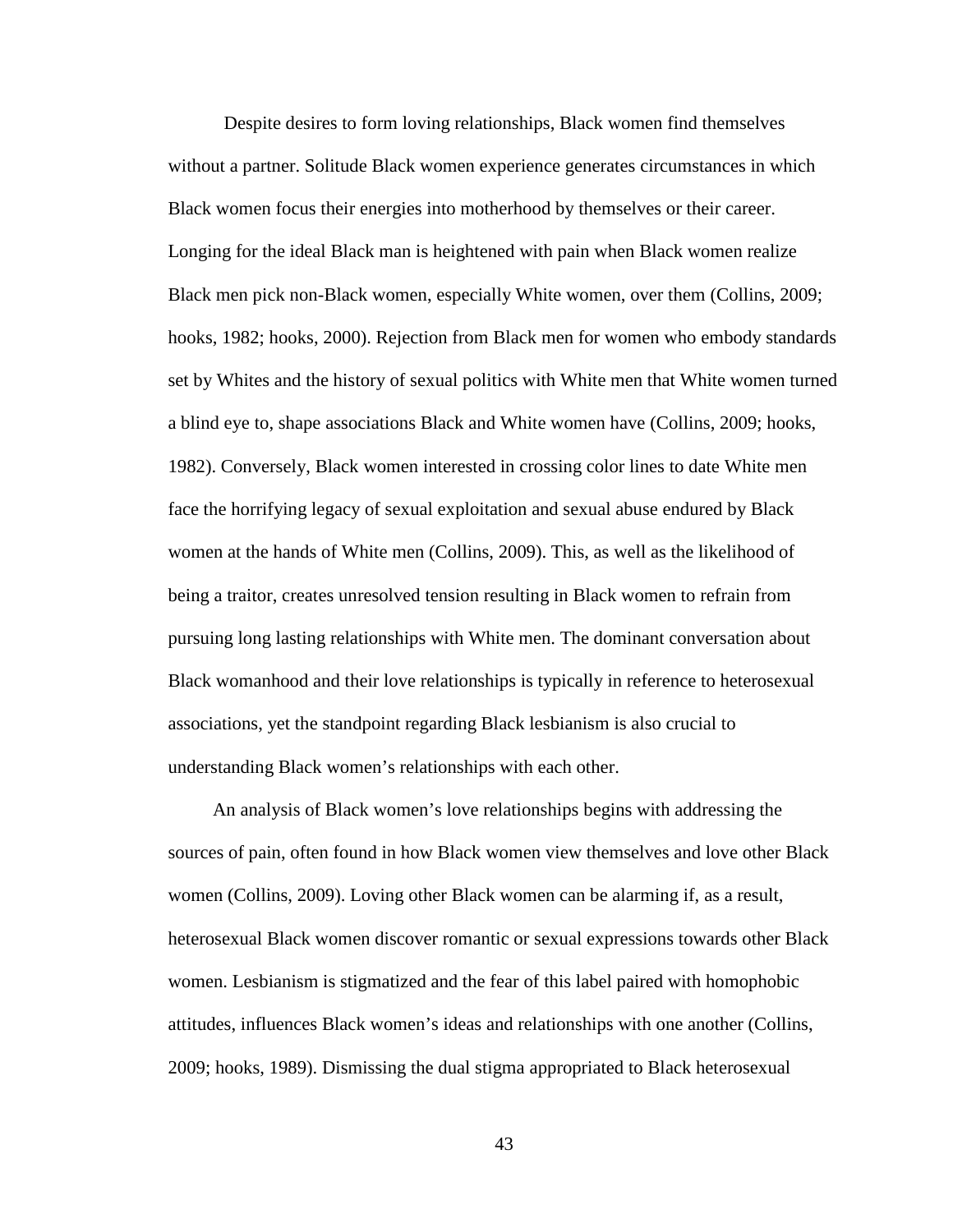Despite desires to form loving relationships, Black women find themselves without a partner. Solitude Black women experience generates circumstances in which Black women focus their energies into motherhood by themselves or their career. Longing for the ideal Black man is heightened with pain when Black women realize Black men pick non-Black women, especially White women, over them (Collins, 2009; hooks, 1982; hooks, 2000). Rejection from Black men for women who embody standards set by Whites and the history of sexual politics with White men that White women turned a blind eye to, shape associations Black and White women have (Collins, 2009; hooks, 1982). Conversely, Black women interested in crossing color lines to date White men face the horrifying legacy of sexual exploitation and sexual abuse endured by Black women at the hands of White men (Collins, 2009). This, as well as the likelihood of being a traitor, creates unresolved tension resulting in Black women to refrain from pursuing long lasting relationships with White men. The dominant conversation about Black womanhood and their love relationships is typically in reference to heterosexual associations, yet the standpoint regarding Black lesbianism is also crucial to understanding Black women's relationships with each other.

An analysis of Black women's love relationships begins with addressing the sources of pain, often found in how Black women view themselves and love other Black women (Collins, 2009). Loving other Black women can be alarming if, as a result, heterosexual Black women discover romantic or sexual expressions towards other Black women. Lesbianism is stigmatized and the fear of this label paired with homophobic attitudes, influences Black women's ideas and relationships with one another (Collins, 2009; hooks, 1989). Dismissing the dual stigma appropriated to Black heterosexual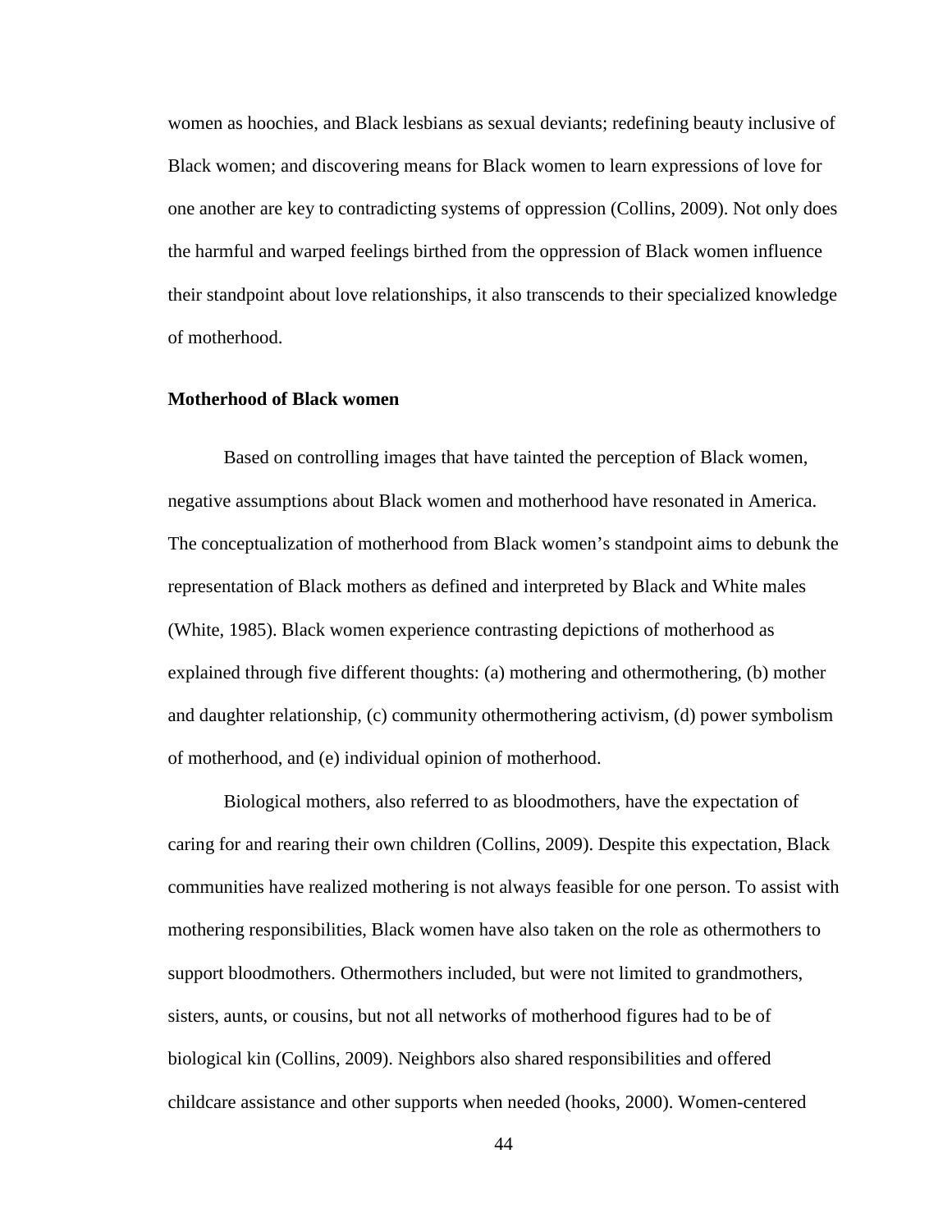women as hoochies, and Black lesbians as sexual deviants; redefining beauty inclusive of Black women; and discovering means for Black women to learn expressions of love for one another are key to contradicting systems of oppression (Collins, 2009). Not only does the harmful and warped feelings birthed from the oppression of Black women influence their standpoint about love relationships, it also transcends to their specialized knowledge of motherhood.

### Motherhood of Black women

Based on controlling images that have tainted the perception of Black women, negative assumptions about Black women and motherhood have resonated in America. The conceptualization of motherhood from Black women's standpoint aims to debunk the representation of Black mothers as defined and interpreted by Black and White males (White, 1985). Black women experience contrasting depictions of motherhood as explained through five different thoughts: (a) mothering and othermothering, (b) mother and daughter relationship, (c) community othermothering activism, (d) power symbolism of motherhood, and (e) individual opinion of motherhood.

Biological mothers, also referred to as bloodmothers, have the expectation of caring for and rearing their own children (Collins, 2009). Despite this expectation, Black communities have realized mothering is not always feasible for one person. To assist with mothering responsibilities, Black women have also taken on the role as othermothers to support bloodmothers. Othermothers included, but were not limited to grandmothers, sisters, aunts, or cousins, but not all networks of motherhood figures had to be of biological kin (Collins, 2009). Neighbors also shared responsibilities and offered childcare assistance and other supports when needed (hooks, 2000). Women-centered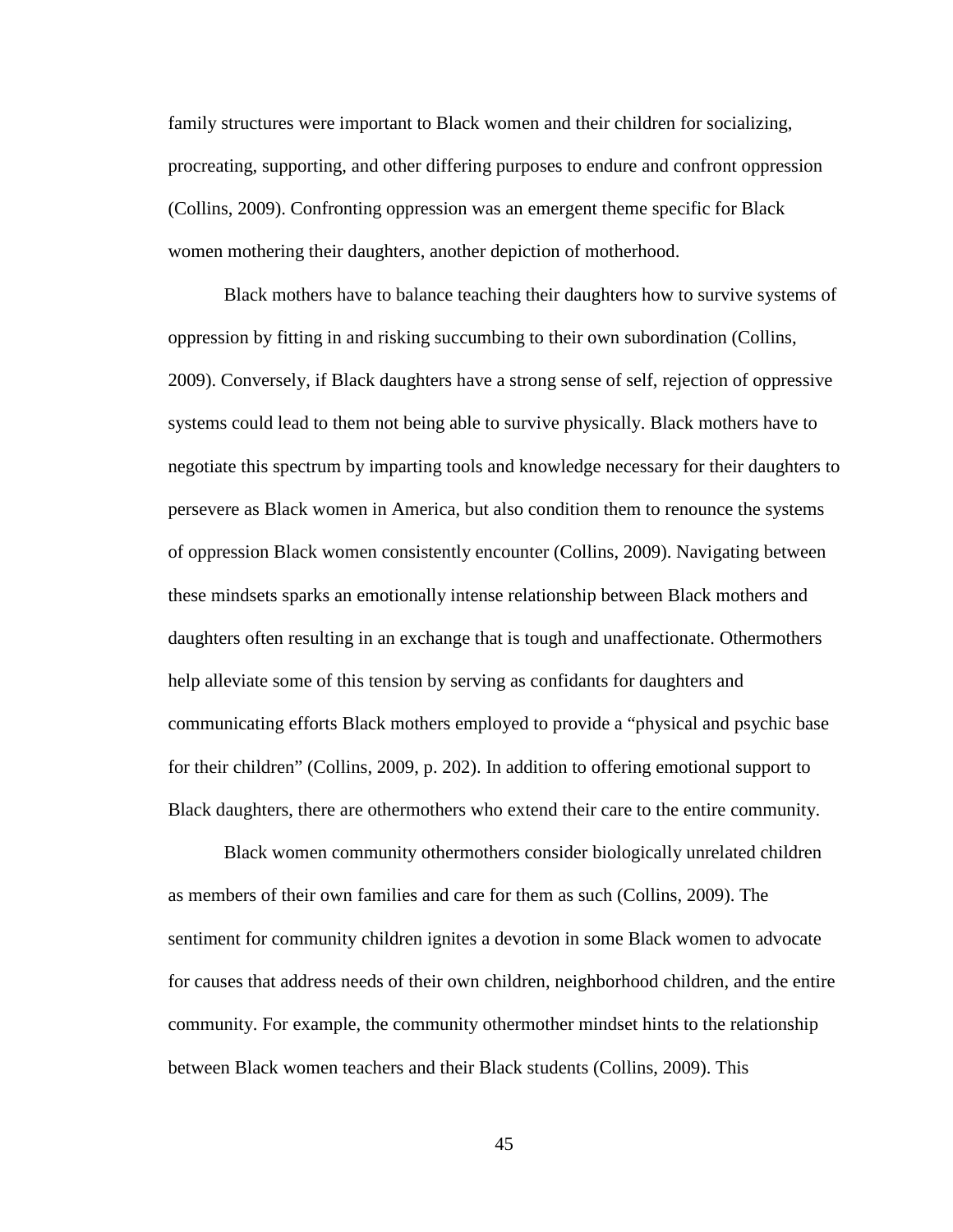family structures were important to Black women and their children for socializing, procreating, supporting, and other differing purposes to endure and confront oppression (Collins, 2009). Confronting oppression was an emergent theme specific for Black women mothering their daughters, another depiction of motherhood.

Black mothers have to balance teaching their daughters how to survive systems of oppression by fitting in and risking succumbing to their own subordination (Collins, 2009). Conversely, if Black daughters have a strong sense of self, rejection of oppressive systems could lead to them not being able to survive physically. Black mothers have to negotiate this spectrum by imparting tools and knowledge necessary for their daughters to persevere as Black women in America, but also condition them to renounce the systems of oppression Black women consistently encounter (Collins, 2009). Navigating between these mindsets sparks an emotionally intense relationship between Black mothers and daughters often resulting in an exchange that is tough and unaffectionate. Othermothers help alleviate some of this tension by serving as confidants for daughters and communicating efforts Black mothers employed to provide a "physical and psychic base for their children" (Collins, 2009, p. 202). In addition to offering emotional support to Black daughters, there are othermothers who extend their care to the entire community.

Black women community othermothers consider biologically unrelated children as members of their own families and care for them as such (Collins, 2009). The sentiment for community children ignites a devotion in some Black women to advocate for causes that address needs of their own children, neighborhood children, and the entire community. For example, the community othermother mindset hints to the relationship between Black women teachers and their Black students (Collins, 2009). This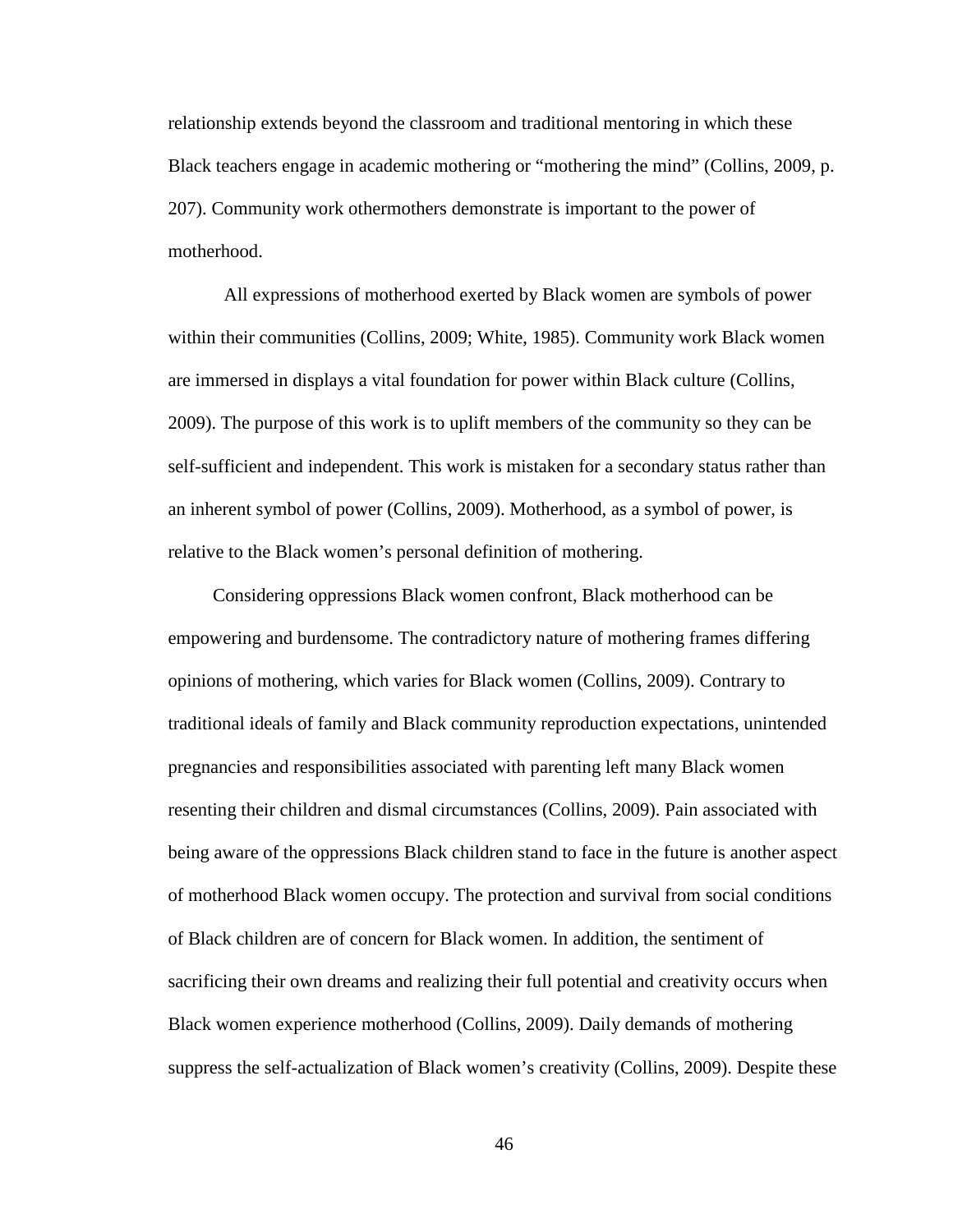relationship extends beyond the classroom and traditional mentoring in which these Black teachers engage in academic mothering or "mothering the mind" (Collins, 2009, p. 207). Community work othermothers demonstrate is important to the power of motherhood.

All expressions of motherhood exerted by Black women are symbols of power within their communities (Collins, 2009; White, 1985). Community work Black women are immersed in displays a vital foundation for power within Black culture (Collins, 2009). The purpose of this work is to uplift members of the community so they can be self-sufficient and independent. This work is mistaken for a secondary status rather than an inherent symbol of power (Collins, 2009). Motherhood, as a symbol of power, is relative to the Black women's personal definition of mothering.

Considering oppressions Black women confront, Black motherhood can be empowering and burdensome. The contradictory nature of mothering frames differing opinions of mothering, which varies for Black women (Collins, 2009). Contrary to traditional ideals of family and Black community reproduction expectations, unintended pregnancies and responsibilities associated with parenting left many Black women resenting their children and dismal circumstances (Collins, 2009). Pain associated with being aware of the oppressions Black children stand to face in the future is another aspect of motherhood Black women occupy. The protection and survival from social conditions of Black children are of concern for Black women. In addition, the sentiment of sacrificing their own dreams and realizing their full potential and creativity occurs when Black women experience motherhood (Collins, 2009). Daily demands of mothering suppress the self-actualization of Black women's creativity (Collins, 2009). Despite these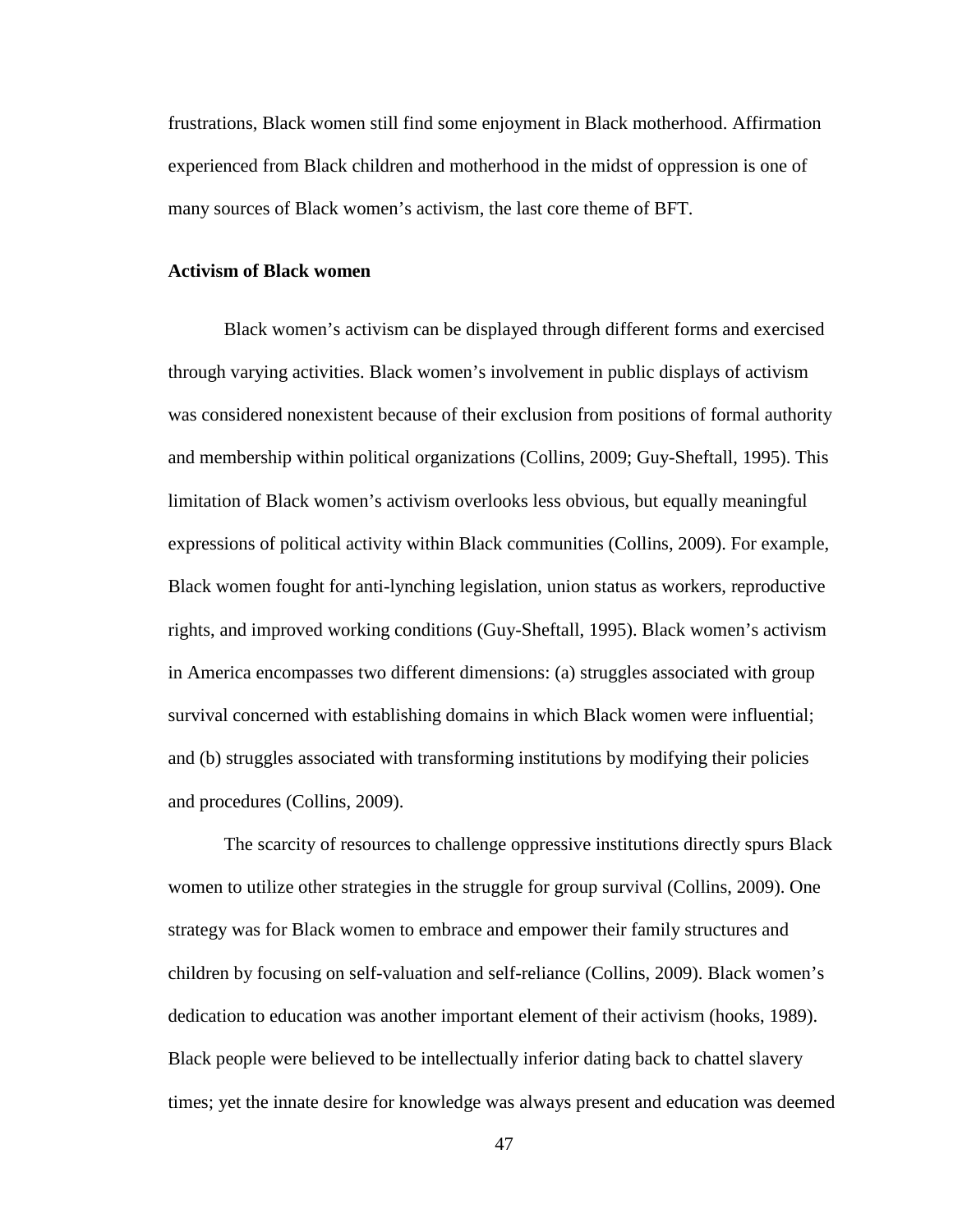frustrations, Black women still find some enjoyment in Black motherhood. Affirmation experienced from Black children and motherhood in the midst of oppression is one of many sources of Black women's activism, the last core theme of BFT.

**Activism of Black women**

Black women's activism can be displayed through different forms and exercised through varying activities. Black women's involvement in public displays of activism was considered nonexistent because of their exclusion from positions of formal authority and membership within political organizations (Collins, 2009; Guy-Sheftall, 1995). This limitation of Black women's activism overlooks less obvious, but equally meaningful expressions of political activity within Black communities (Collins, 2009). For example, Black women fought for anti-lynching legislation, union status as workers, reproductive rights, and improved working conditions (Guy-Sheftall, 1995). Black women's activism in America encompasses two different dimensions: (a) struggles associated with group survival concerned with establishing domains in which Black women were influential; and (b) struggles associated with transforming institutions by modifying their policies and procedures (Collins, 2009).

The scarcity of resources to challenge oppressive institutions directly spurs Black women to utilize other strategies in the struggle for group survival (Collins, 2009). One strategy was for Black women to embrace and empower their family structures and children by focusing on self-valuation and self-reliance (Collins, 2009). Black women's dedication to education was another important element of their activism (hooks, 1989). Black people were believed to be intellectually inferior dating back to chattel slavery times; yet the innate desire for knowledge was always present and education was deemed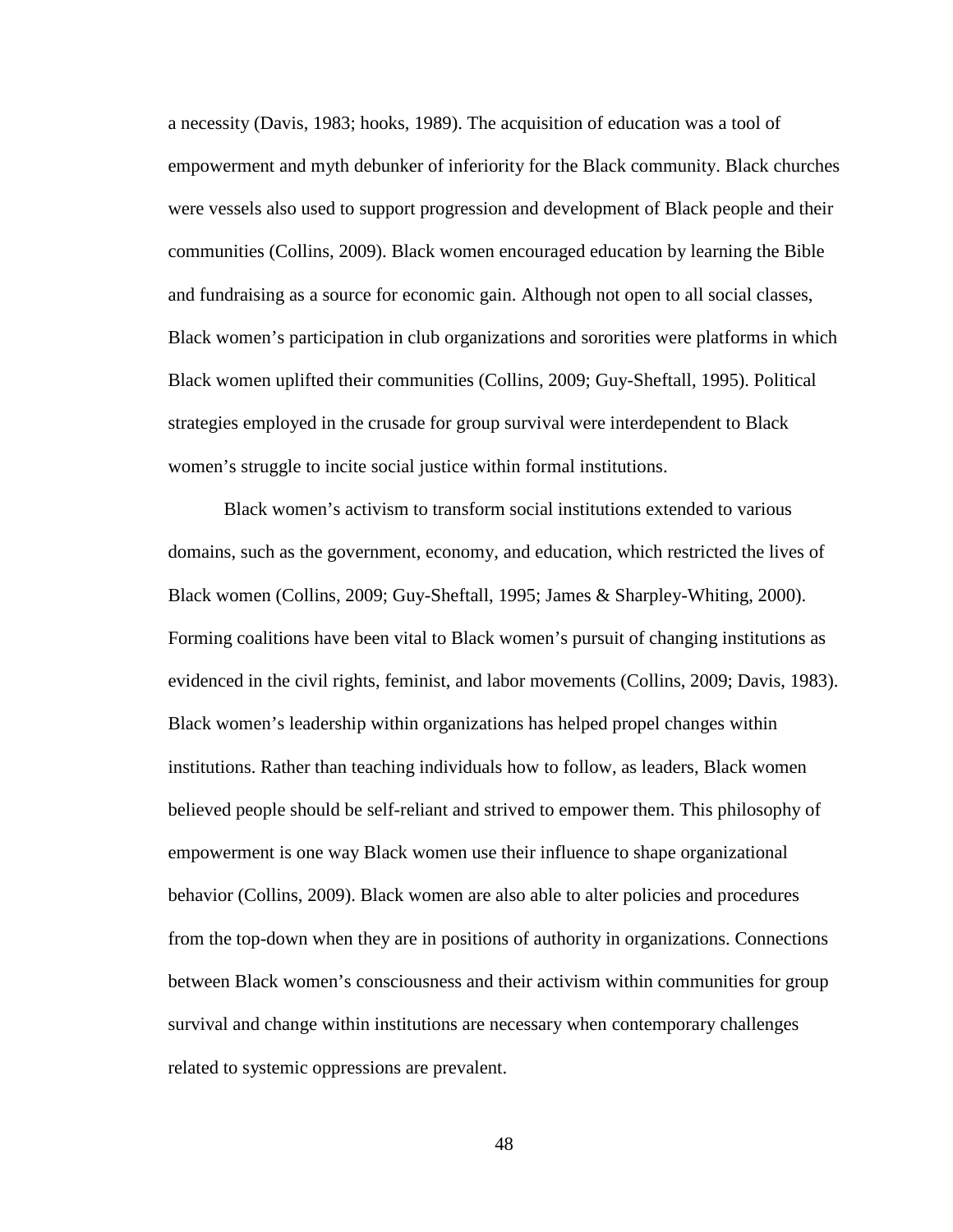a necessity (Davis, 1983; hooks, 1989). The acquisition of education was a tool of empowerment and myth debunker of inferiority for the Black community. Black churches were vessels also used to support progression and development of Black people and their communities (Collins, 2009). Black women encouraged education by learning the Bible and fundraising as a source for economic gain. Although not open to all social classes, Black women's participation in club organizations and sororities were platforms in which Black women uplifted their communities (Collins, 2009; Guy-Sheftall, 1995). Political strategies employed in the crusade for group survival were interdependent to Black women's struggle to incite social justice within formal institutions.

Black women's activism to transform social institutions extended to various domains, such as the government, economy, and education, which restricted the lives of Black women (Collins, 2009; Guy-Sheftall, 1995; James & Sharpley-Whiting, 2000). Forming coalitions have been vital to Black women's pursuit of changing institutions as evidenced in the civil rights, feminist, and labor movements (Collins, 2009; Davis, 1983). Black women's leadership within organizations has helped propel changes within institutions. Rather than teaching individuals how to follow, as leaders, Black women believed people should be self-reliant and strived to empower them. This philosophy of empowerment is one way Black women use their influence to shape organizational behavior (Collins, 2009). Black women are also able to alter policies and procedures from the top-down when they are in positions of authority in organizations. Connections between Black women's consciousness and their activism within communities for group survival and change within institutions are necessary when contemporary challenges related to systemic oppressions are prevalent.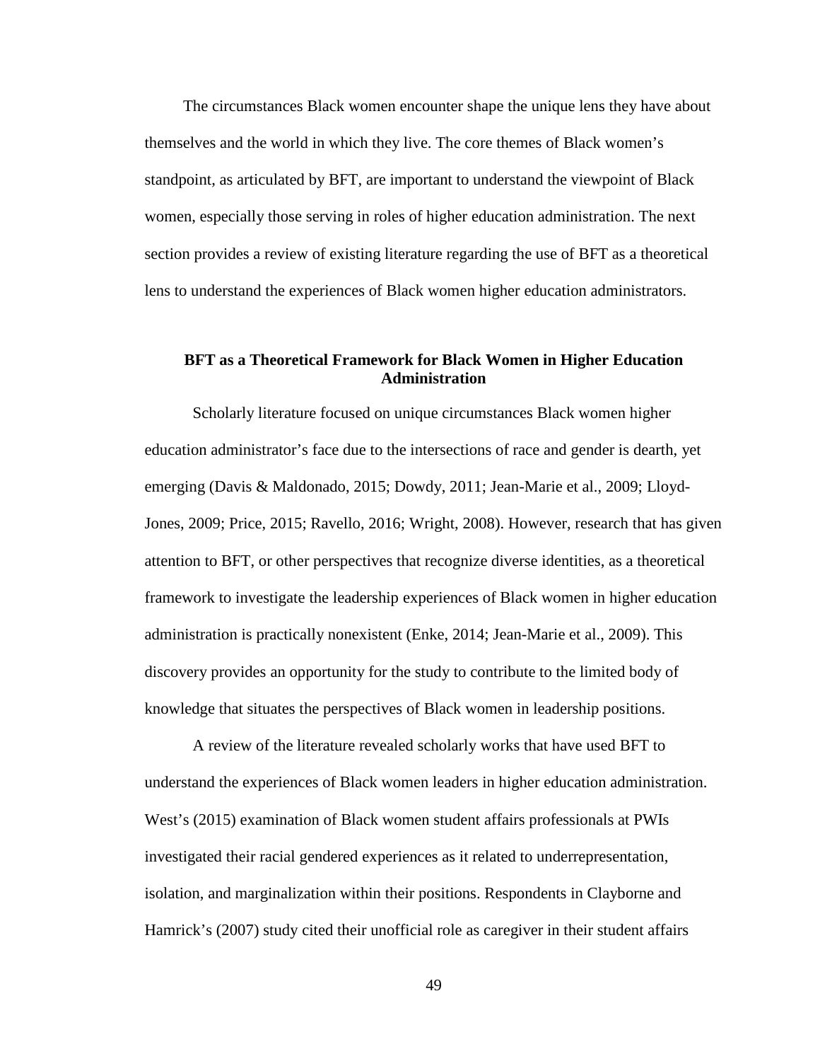The circumstances Black women encounter shape the unique lens they have about themselves and the world in which they live. The core themes of Black women's standpoint, as articulated by BFT, are important to understand the viewpoint of Black women, especially those serving in roles of higher education administration. The next section provides a review of existing literature regarding the use of BFT as a theoretical lens to understand the experiences of Black women higher education administrators.

## BFT as a Theoretical Framework for Black Women in Higher Education Administration

Scholarly literature focused on unique circumstances Black women higher education administrator's face due to the intersections of race and gender is dearth, yet emerging (Davis & Maldonado, 2015; Dowdy, 2011; Jean-Marie et al., 2009; Lloyd-Jones, 2009; Price, 2015; Ravello, 2016; Wright, 2008). However, research that has given attention to BFT, or other perspectives that recognize diverse identities, as a theoretical framework to investigate the leadership experiences of Black women in higher education administration is practically nonexistent (Enke, 2014; Jean-Marie et al., 2009). This discovery provides an opportunity for the study to contribute to the limited body of knowledge that situates the perspectives of Black women in leadership positions.

A review of the literature revealed scholarly works that have used BFT to understand the experiences of Black women leaders in higher education administration. West's (2015) examination of Black women student affairs professionals at PWIs investigated their racial gendered experiences as it related to underrepresentation, isolation, and marginalization within their positions. Respondents in Clayborne and Hamrick's (2007) study cited their unofficial role as caregiver in their student affairs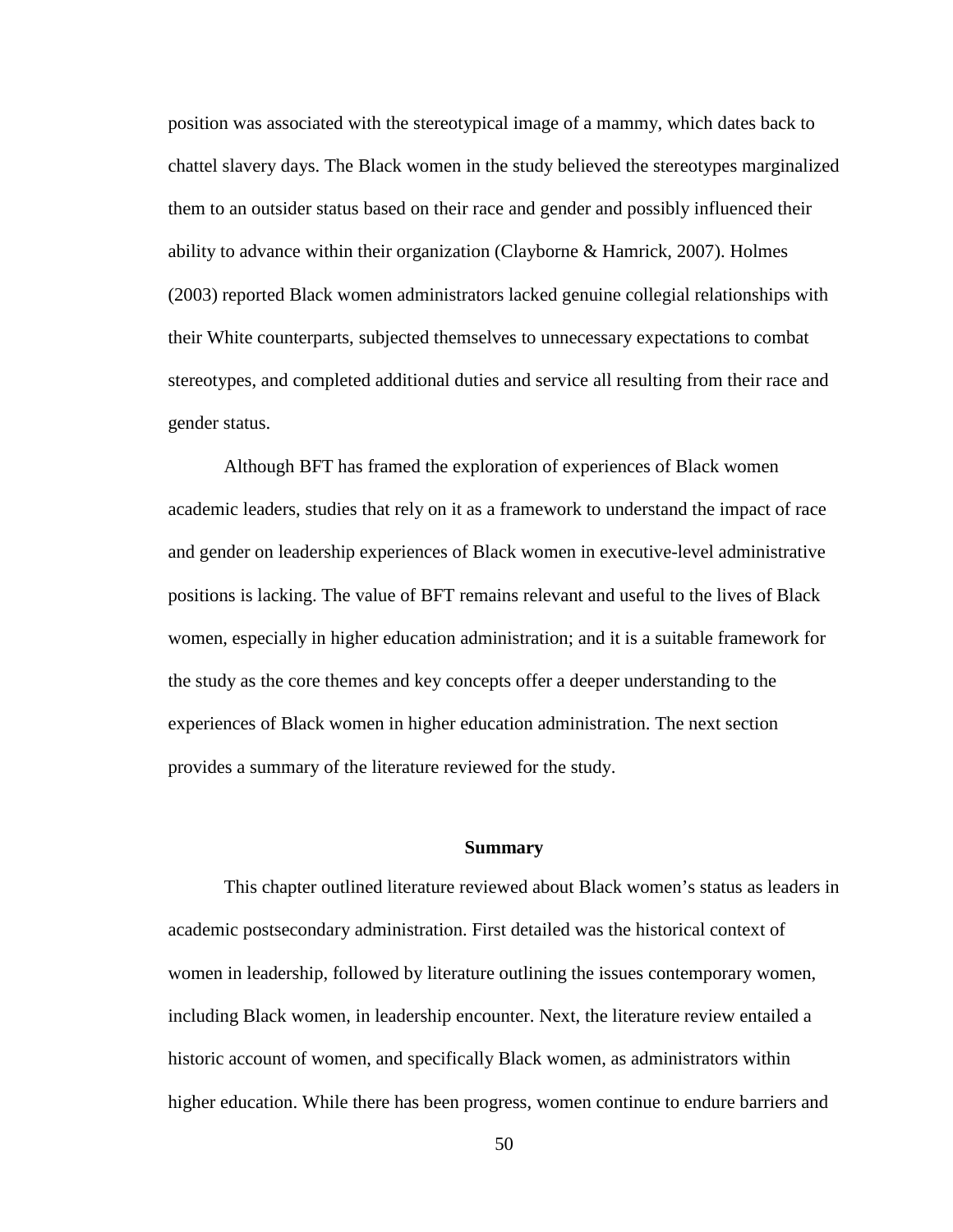position was associated with the stereotypical image of a mammy, which dates back to chattel slavery days. The Black women in the study believed the stereotypes marginalized them to an outsider status based on their race and gender and possibly influenced their ability to advance within their organization (Clayborne & Hamrick, 2007). Holmes (2003) reported Black women administrators lacked genuine collegial relationships with their White counterparts, subjected themselves to unnecessary expectations to combat stereotypes, and completed additional duties and service all resulting from their race and gender status.

Although BFT has framed the exploration of experiences of Black women academic leaders, studies that rely on it as a framework to understand the impact of race and gender on leadership experiences of Black women in executive-level administrative positions is lacking. The value of BFT remains relevant and useful to the lives of Black women, especially in higher education administration; and it is a suitable framework for the study as the core themes and key concepts offer a deeper understanding to the experiences of Black women in higher education administration. The next section provides a summary of the literature reviewed for the study.

## Summary

This chapter outlined literature reviewed about Black women's status as leaders in academic postsecondary administration. First detailed was the historical context of women in leadership, followed by literature outlining the issues contemporary women, including Black women, in leadership encounter. Next, the literature review entailed a historic account of women, and specifically Black women, as administrators within higher education. While there has been progress, women continue to endure barriers and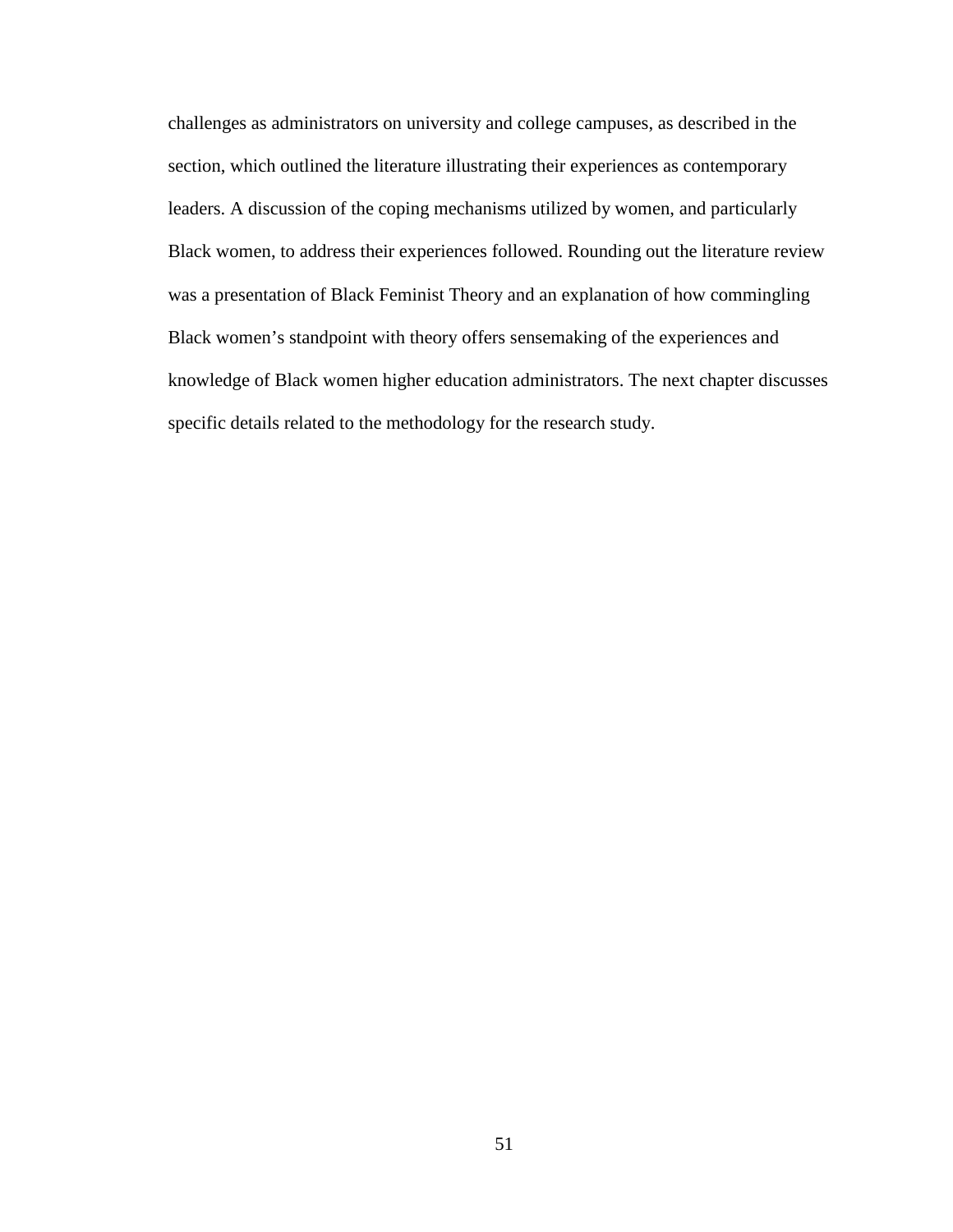challenges as administrators on university and college campuses, as described in the section, which outlined the literature illustrating their experiences as contemporary leaders. A discussion of the coping mechanisms utilized by women, and particularly Black women, to address their experiences followed. Rounding out the literature review was a presentation of Black Feminist Theory and an explanation of how commingling Black women's standpoint with theory offers sensemaking of the experiences and knowledge of Black women higher education administrators. The next chapter discusses specific details related to the methodology for the research study.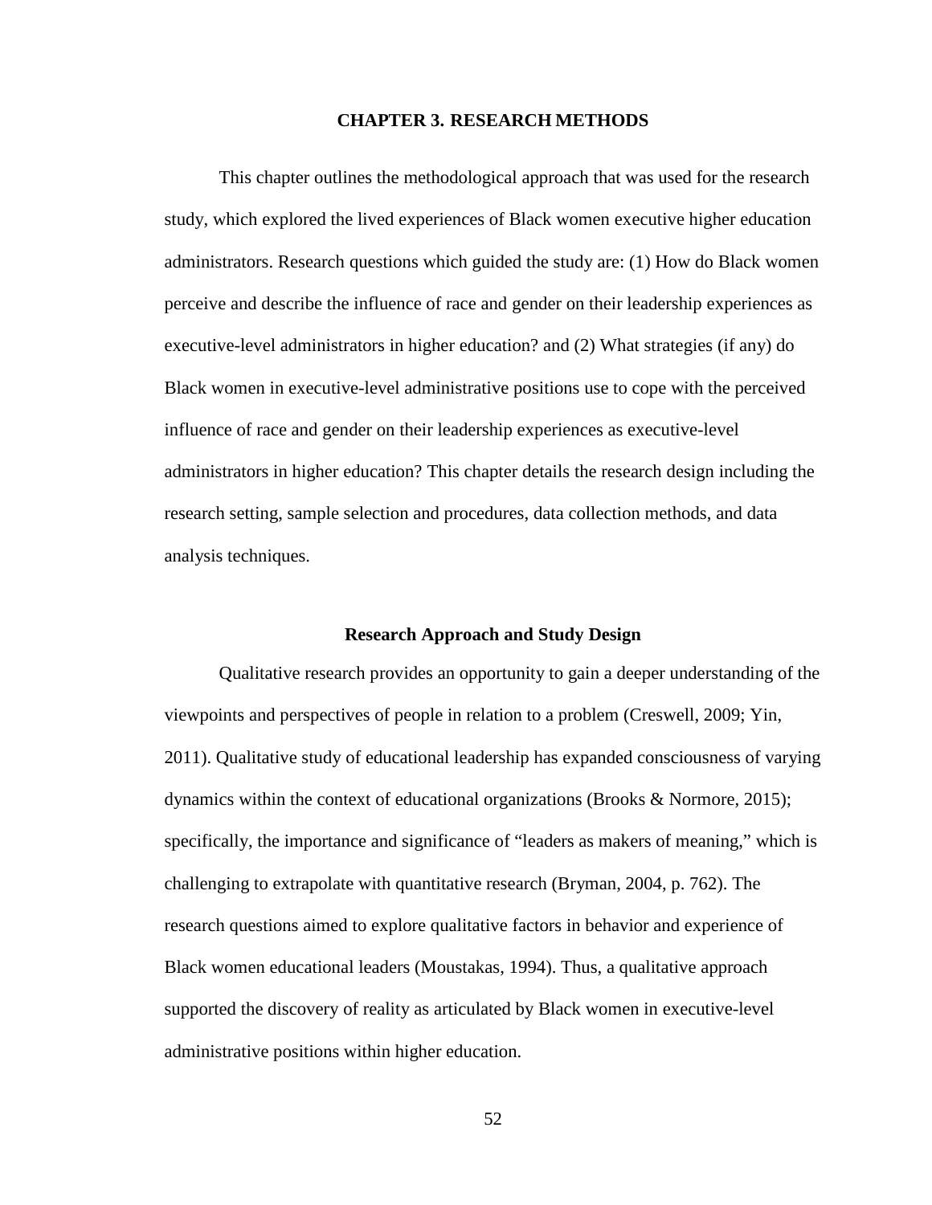# CHAPTER 3. RESEARCH METHODS

This chapter outlines the methodological approach that was used for the research study, which explored the lived experiences of Black women executive higher education administrators. Research questions which guided the study are: (1) How do Black women perceive and describe the influence of race and gender on their leadership experiences as executive-level administrators in higher education? and (2) What strategies (if any) do Black women in executive-level administrative positions use to cope with the perceived influence of race and gender on their leadership experiences as executive-level administrators in higher education? This chapter details the research design including the research setting, sample selection and procedures, data collection methods, and data analysis techniques.

## Research Approach and Study Design

Qualitative research provides an opportunity to gain a deeper understanding of the viewpoints and perspectives of people in relation to a problem (Creswell, 2009; Yin, 2011). Qualitative study of educational leadership has expanded consciousness of varying dynamics within the context of educational organizations (Brooks & Normore, 2015); specifically, the importance and significance of "leaders as makers of meaning," which is challenging to extrapolate with quantitative research (Bryman, 2004, p. 762). The research questions aimed to explore qualitative factors in behavior and experience of Black women educational leaders (Moustakas, 1994). Thus, a qualitative approach supported the discovery of reality as articulated by Black women in executive-level administrative positions within higher education.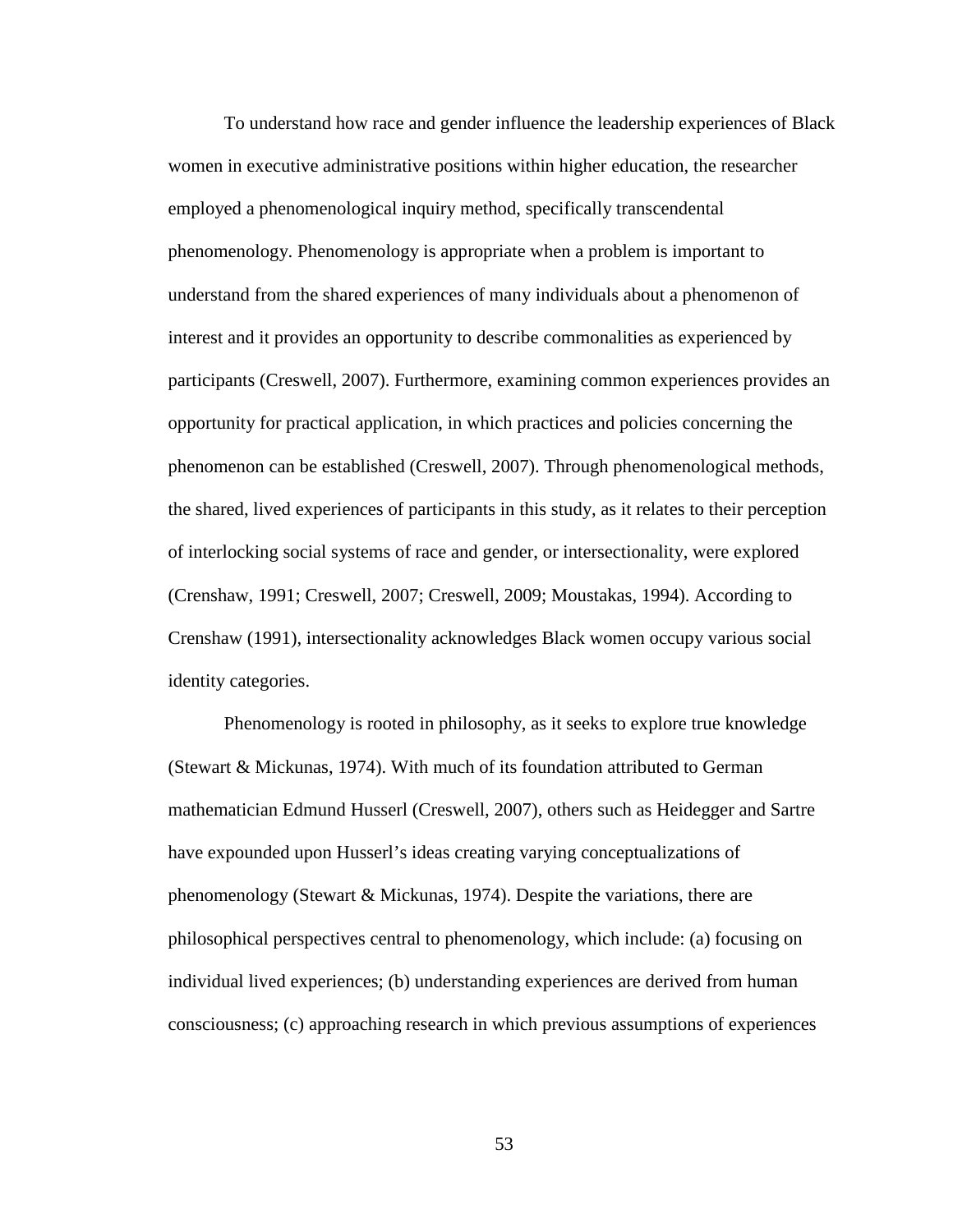To understand how race and gender influence the leadership experiences of Black women in executive administrative positions within higher education, the researcher employed a phenomenological inquiry method, specifically transcendental phenomenology. Phenomenology is appropriate when a problem is important to understand from the shared experiences of many individuals about a phenomenon of interest and it provides an opportunity to describe commonalities as experienced by participants (Creswell, 2007). Furthermore, examining common experiences provides an opportunity for practical application, in which practices and policies concerning the phenomenon can be established (Creswell, 2007). Through phenomenological methods, the shared, lived experiences of participants in this study, as it relates to their perception of interlocking social systems of race and gender, or intersectionality, were explored (Crenshaw, 1991; Creswell, 2007; Creswell, 2009; Moustakas, 1994). According to Crenshaw (1991), intersectionality acknowledges Black women occupy various social identity categories.

Phenomenology is rooted in philosophy, as it seeks to explore true knowledge (Stewart & Mickunas, 1974). With much of its foundation attributed to German mathematician Edmund Husserl (Creswell, 2007), others such as Heidegger and Sartre have expounded upon Husserl's ideas creating varying conceptualizations of phenomenology (Stewart & Mickunas, 1974). Despite the variations, there are philosophical perspectives central to phenomenology, which include: (a) focusing on individual lived experiences; (b) understanding experiences are derived from human consciousness; (c) approaching research in which previous assumptions of experiences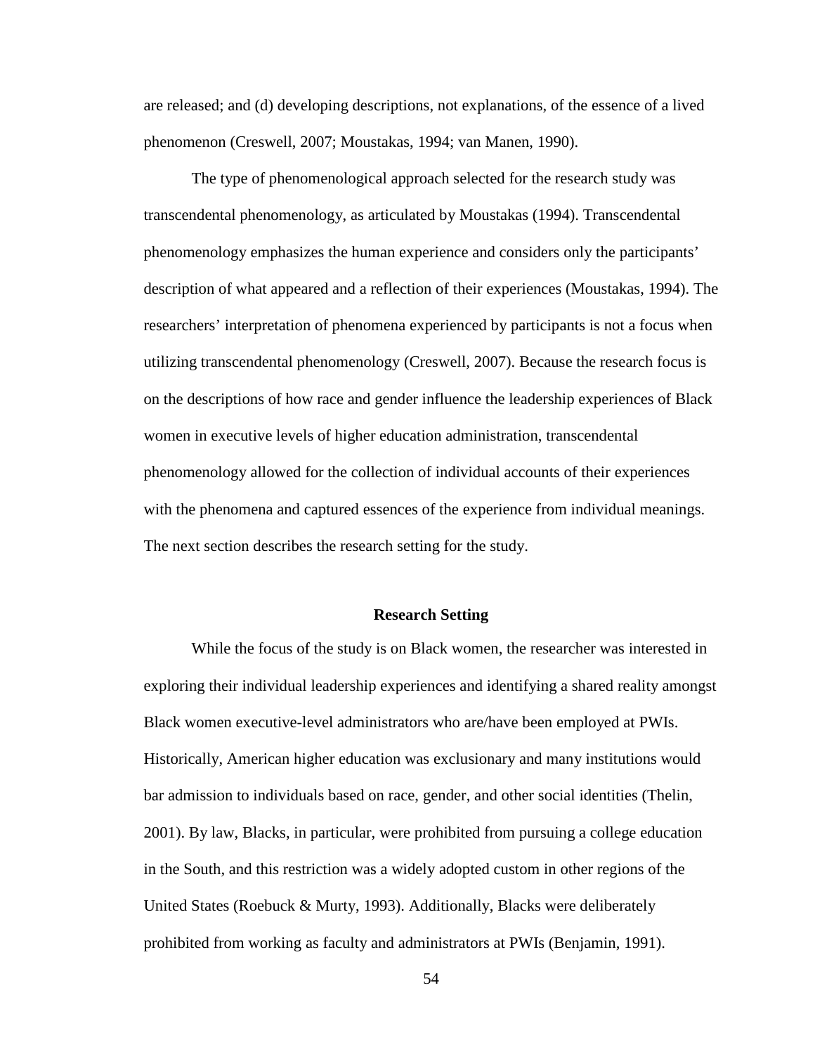are released; and (d) developing descriptions, not explanations, of the essence of a lived phenomenon (Creswell, 2007; Moustakas, 1994; van Manen, 1990).

The type of phenomenological approach selected for the research study was transcendental phenomenology, as articulated by Moustakas (1994). Transcendental phenomenology emphasizes the human experience and considers only the participants' description of what appeared and a reflection of their experiences (Moustakas, 1994). The researchers' interpretation of phenomena experienced by participants is not a focus when utilizing transcendental phenomenology (Creswell, 2007). Because the research focus is on the descriptions of how race and gender influence the leadership experiences of Black women in executive levels of higher education administration, transcendental phenomenology allowed for the collection of individual accounts of their experiences with the phenomena and captured essences of the experience from individual meanings. The next section describes the research setting for the study.

## Research Setting

While the focus of the study is on Black women, the researcher was interested in exploring their individual leadership experiences and identifying a shared reality amongst Black women executive-level administrators who are/have been employed at PWIs. Historically, American higher education was exclusionary and many institutions would bar admission to individuals based on race, gender, and other social identities (Thelin, 2001). By law, Blacks, in particular, were prohibited from pursuing a college education in the South, and this restriction was a widely adopted custom in other regions of the United States (Roebuck & Murty, 1993). Additionally, Blacks were deliberately prohibited from working as faculty and administrators at PWIs (Benjamin, 1991).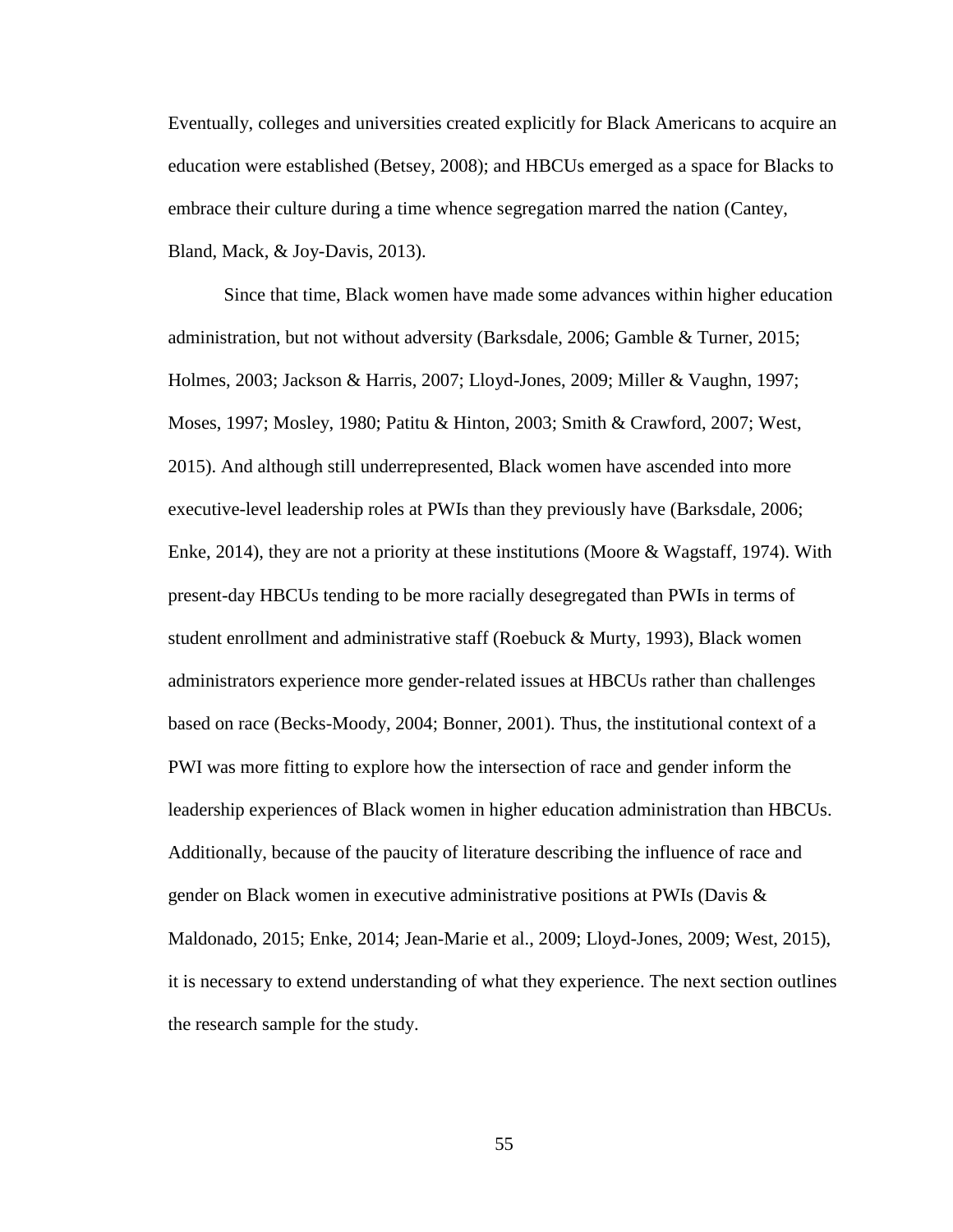Eventually, colleges and universities created explicitly for Black Americans to acquire an education were established (Betsey, 2008); and HBCUs emerged as a space for Blacks to embrace their culture during a time whence segregation marred the nation (Cantey, Bland, Mack, & Joy-Davis, 2013).

Since that time, Black women have made some advances within higher education administration, but not without adversity (Barksdale, 2006; Gamble & Turner, 2015; Holmes, 2003; Jackson & Harris, 2007; Lloyd-Jones, 2009; Miller & Vaughn, 1997; Moses, 1997; Mosley, 1980; Patitu & Hinton, 2003; Smith & Crawford, 2007; West, 2015). And although still underrepresented, Black women have ascended into more executive-level leadership roles at PWIs than they previously have (Barksdale, 2006; Enke, 2014), they are not a priority at these institutions (Moore & Wagstaff, 1974). With present-day HBCUs tending to be more racially desegregated than PWIs in terms of student enrollment and administrative staff (Roebuck & Murty, 1993), Black women administrators experience more gender-related issues at HBCUs rather than challenges based on race (Becks-Moody, 2004; Bonner, 2001). Thus, the institutional context of a PWI was more fitting to explore how the intersection of race and gender inform the leadership experiences of Black women in higher education administration than HBCUs. Additionally, because of the paucity of literature describing the influence of race and gender on Black women in executive administrative positions at PWIs (Davis & Maldonado, 2015; Enke, 2014; Jean-Marie et al., 2009; Lloyd-Jones, 2009; West, 2015), it is necessary to extend understanding of what they experience. The next section outlines the research sample for the study.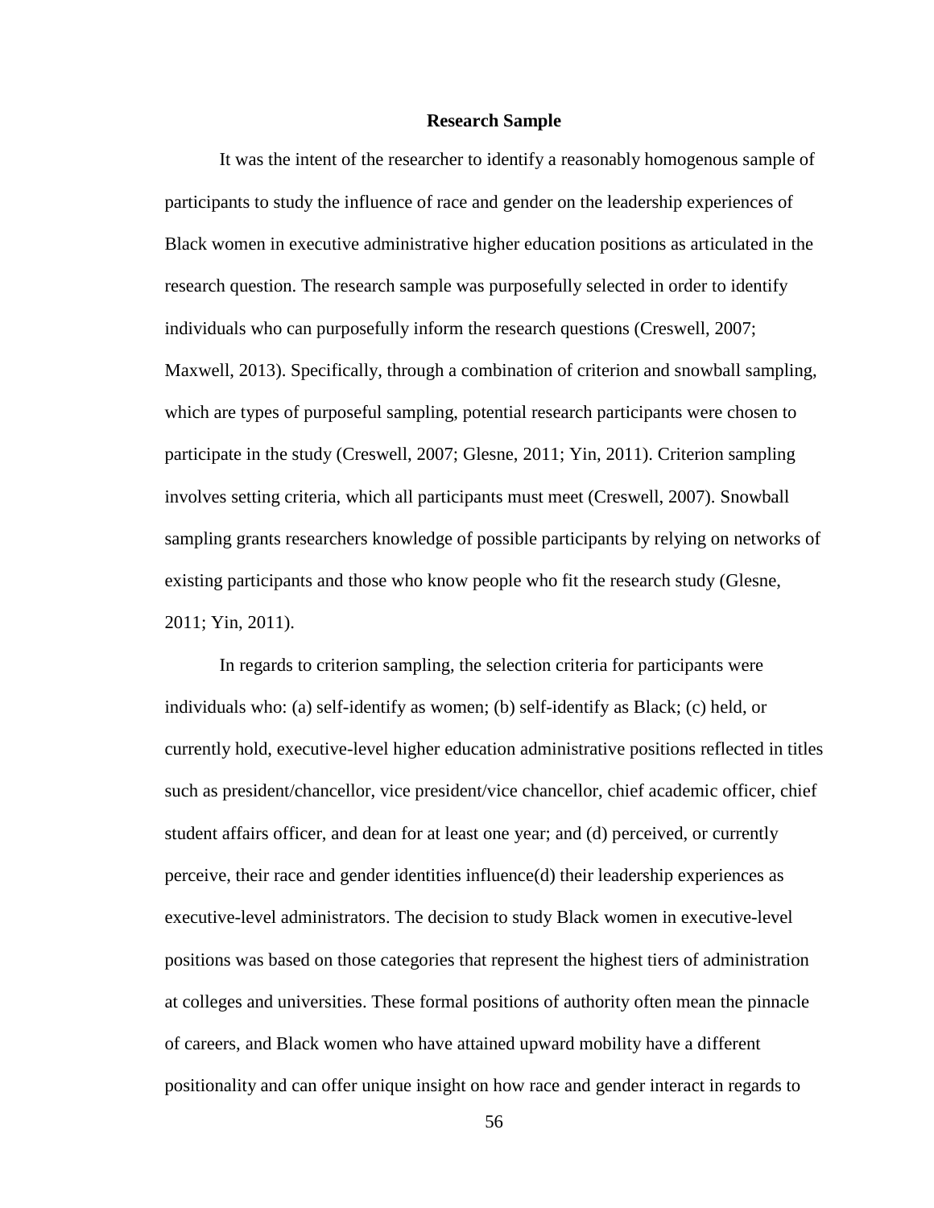## Research Sample

It was the intent of the researcher to identify a reasonably homogenous sample of participants to study the influence of race and gender on the leadership experiences of Black women in executive administrative higher education positions as articulated in the research question. The research sample was purposefully selected in order to identify individuals who can purposefully inform the research questions (Creswell, 2007; Maxwell, 2013). Specifically, through a combination of criterion and snowball sampling, which are types of purposeful sampling, potential research participants were chosen to participate in the study (Creswell, 2007; Glesne, 2011; Yin, 2011). Criterion sampling involves setting criteria, which all participants must meet (Creswell, 2007). Snowball sampling grants researchers knowledge of possible participants by relying on networks of existing participants and those who know people who fit the research study (Glesne, 2011; Yin, 2011).

In regards to criterion sampling, the selection criteria for participants were individuals who: (a) self-identify as women; (b) self-identify as Black; (c) held, or currently hold, executive-level higher education administrative positions reflected in titles such as president/chancellor, vice president/vice chancellor, chief academic officer, chief student affairs officer, and dean for at least one year; and (d) perceived, or currently perceive, their race and gender identities influence(d) their leadership experiences as executive-level administrators. The decision to study Black women in executive-level positions was based on those categories that represent the highest tiers of administration at colleges and universities. These formal positions of authority often mean the pinnacle of careers, and Black women who have attained upward mobility have a different positionality and can offer unique insight on how race and gender interact in regards to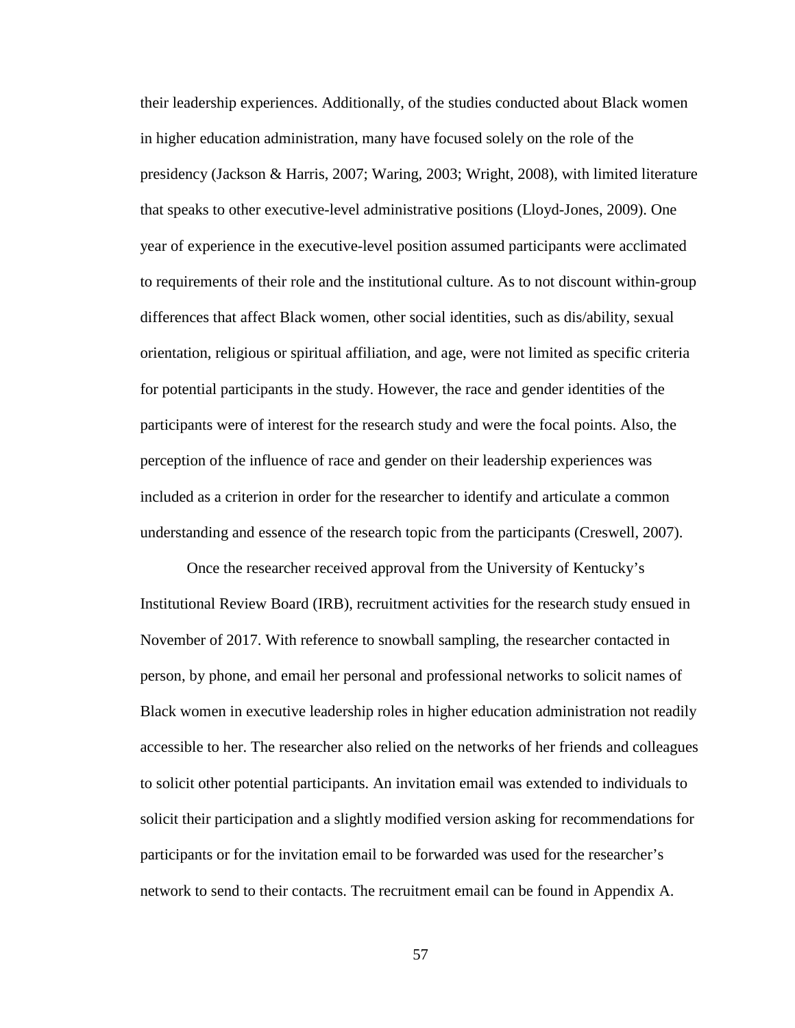their leadership experiences. Additionally, of the studies conducted about Black women in higher education administration, many have focused solely on the role of the presidency (Jackson & Harris, 2007; Waring, 2003; Wright, 2008), with limited literature that speaks to other executive-level administrative positions (Lloyd-Jones, 2009). One year of experience in the executive-level position assumed participants were acclimated to requirements of their role and the institutional culture. As to not discount within-group differences that affect Black women, other social identities, such as dis/ability, sexual orientation, religious or spiritual affiliation, and age, were not limited as specific criteria for potential participants in the study. However, the race and gender identities of the participants were of interest for the research study and were the focal points. Also, the perception of the influence of race and gender on their leadership experiences was included as a criterion in order for the researcher to identify and articulate a common understanding and essence of the research topic from the participants (Creswell, 2007).

Once the researcher received approval from the University of Kentucky's Institutional Review Board (IRB), recruitment activities for the research study ensued in November of 2017. With reference to snowball sampling, the researcher contacted in person, by phone, and email her personal and professional networks to solicit names of Black women in executive leadership roles in higher education administration not readily accessible to her. The researcher also relied on the networks of her friends and colleagues to solicit other potential participants. An invitation email was extended to individuals to solicit their participation and a slightly modified version asking for recommendations for participants or for the invitation email to be forwarded was used for the researcher's network to send to their contacts. The recruitment email can be found in Appendix A.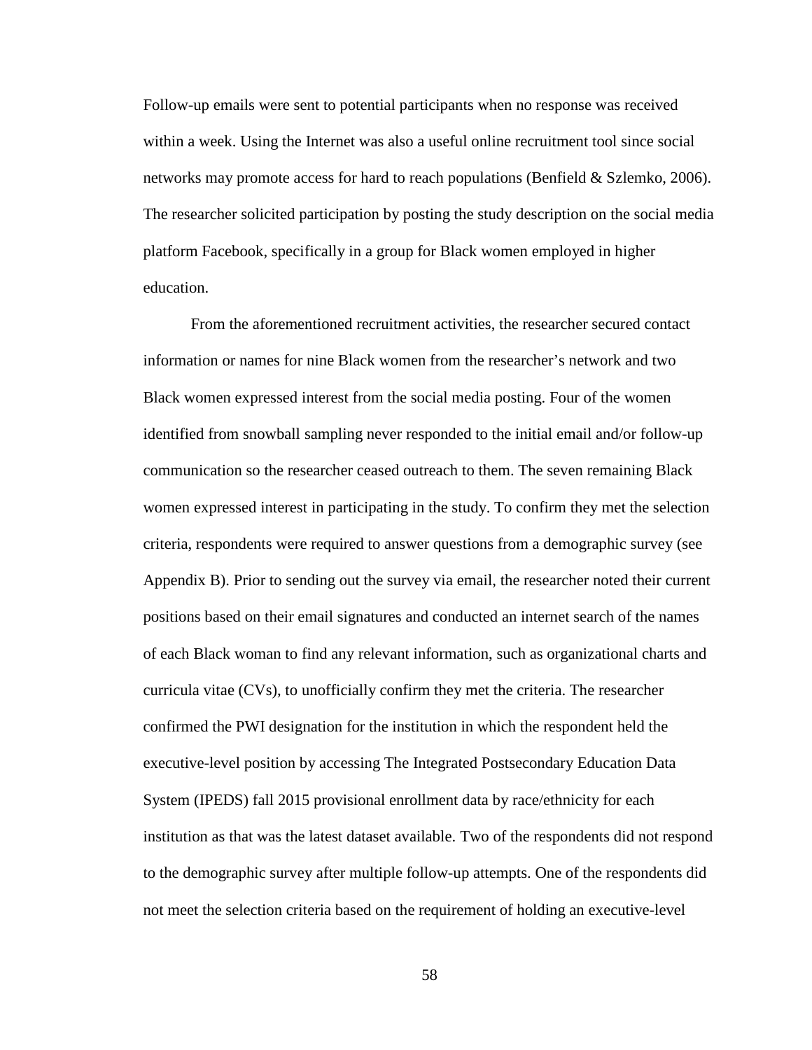Follow-up emails were sent to potential participants when no response was received within a week. Using the Internet was also a useful online recruitment tool since social networks may promote access for hard to reach populations (Benfield & Szlemko, 2006). The researcher solicited participation by posting the study description on the social media platform Facebook, specifically in a group for Black women employed in higher education.

From the aforementioned recruitment activities, the researcher secured contact information or names for nine Black women from the researcher's network and two Black women expressed interest from the social media posting. Four of the women identified from snowball sampling never responded to the initial email and/or follow-up communication so the researcher ceased outreach to them. The seven remaining Black women expressed interest in participating in the study. To confirm they met the selection criteria, respondents were required to answer questions from a demographic survey (see Appendix B). Prior to sending out the survey via email, the researcher noted their current positions based on their email signatures and conducted an internet search of the names of each Black woman to find any relevant information, such as organizational charts and curricula vitae (CVs), to unofficially confirm they met the criteria. The researcher confirmed the PWI designation for the institution in which the respondent held the executive-level position by accessing The Integrated Postsecondary Education Data System (IPEDS) fall 2015 provisional enrollment data by race/ethnicity for each institution as that was the latest dataset available. Two of the respondents did not respond to the demographic survey after multiple follow-up attempts. One of the respondents did not meet the selection criteria based on the requirement of holding an executive-level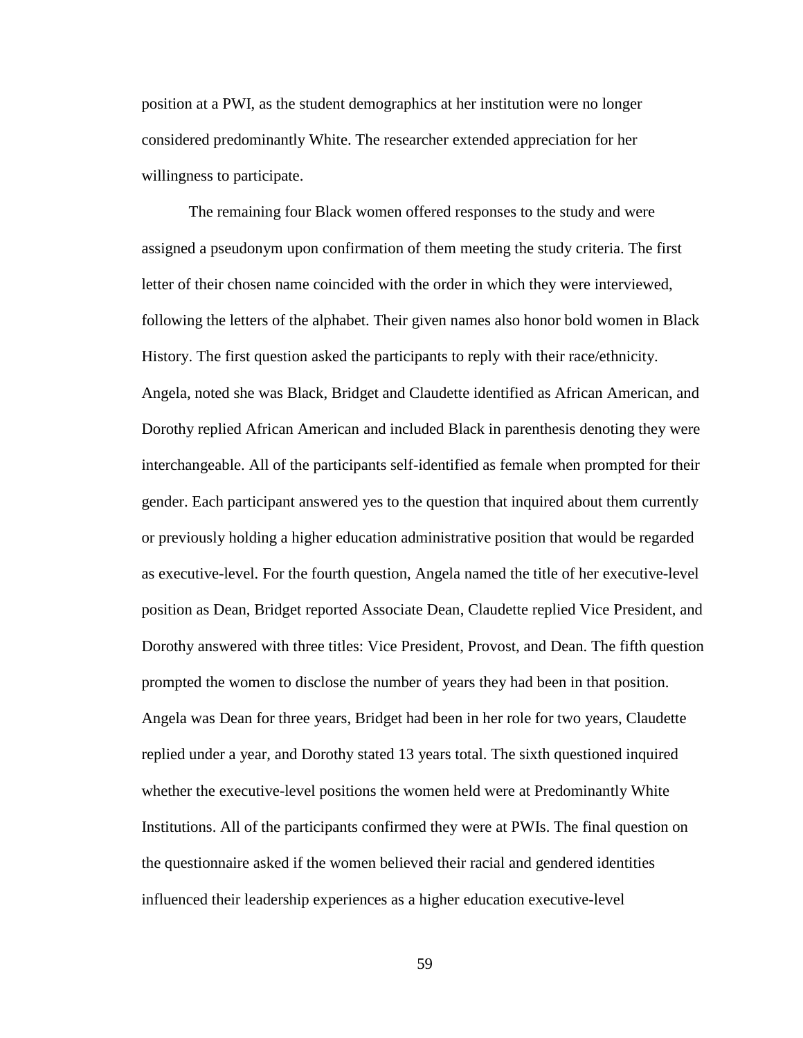position at a PWI, as the student demographics at her institution were no longer considered predominantly White. The researcher extended appreciation for her willingness to participate.

The remaining four Black women offered responses to the study and were assigned a pseudonym upon confirmation of them meeting the study criteria. The first letter of their chosen name coincided with the order in which they were interviewed, following the letters of the alphabet. Their given names also honor bold women in Black History. The first question asked the participants to reply with their race/ethnicity. Angela, noted she was Black, Bridget and Claudette identified as African American, and Dorothy replied African American and included Black in parenthesis denoting they were interchangeable. All of the participants self-identified as female when prompted for their gender. Each participant answered yes to the question that inquired about them currently or previously holding a higher education administrative position that would be regarded as executive-level. For the fourth question, Angela named the title of her executive-level position as Dean, Bridget reported Associate Dean, Claudette replied Vice President, and Dorothy answered with three titles: Vice President, Provost, and Dean. The fifth question prompted the women to disclose the number of years they had been in that position. Angela was Dean for three years, Bridget had been in her role for two years, Claudette replied under a year, and Dorothy stated 13 years total. The sixth questioned inquired whether the executive-level positions the women held were at Predominantly White Institutions. All of the participants confirmed they were at PWIs. The final question on the questionnaire asked if the women believed their racial and gendered identities influenced their leadership experiences as a higher education executive-level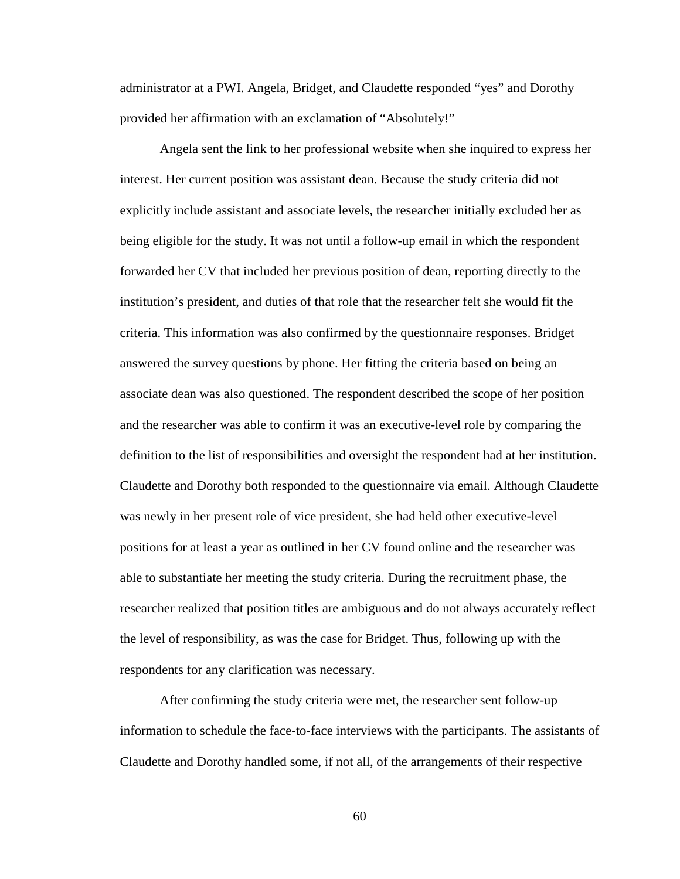administrator at a PWI. Angela, Bridget, and Claudette responded “yes” and Dorothy provided her affirmation with an exclamation of “Absolutely!”

Angela sent the link to her professional website when she inquired to express her interest. Her current position was assistant dean. Because the study criteria did not explicitly include assistant and associate levels, the researcher initially excluded her as being eligible for the study. It was not until a follow-up email in which the respondent forwarded her CV that included her previous position of dean, reporting directly to the institution’s president, and duties of that role that the researcher felt she would fit the criteria. This information was also confirmed by the questionnaire responses. Bridget answered the survey questions by phone. Her fitting the criteria based on being an associate dean was also questioned. The respondent described the scope of her position and the researcher was able to confirm it was an executive-level role by comparing the definition to the list of responsibilities and oversight the respondent had at her institution. Claudette and Dorothy both responded to the questionnaire via email. Although Claudette was newly in her present role of vice president, she had held other executive-level positions for at least a year as outlined in her CV found online and the researcher was able to substantiate her meeting the study criteria. During the recruitment phase, the researcher realized that position titles are ambiguous and do not always accurately reflect the level of responsibility, as was the case for Bridget. Thus, following up with the respondents for any clarification was necessary.

After confirming the study criteria were met, the researcher sent follow-up information to schedule the face-to-face interviews with the participants. The assistants of Claudette and Dorothy handled some, if not all, of the arrangements of their respective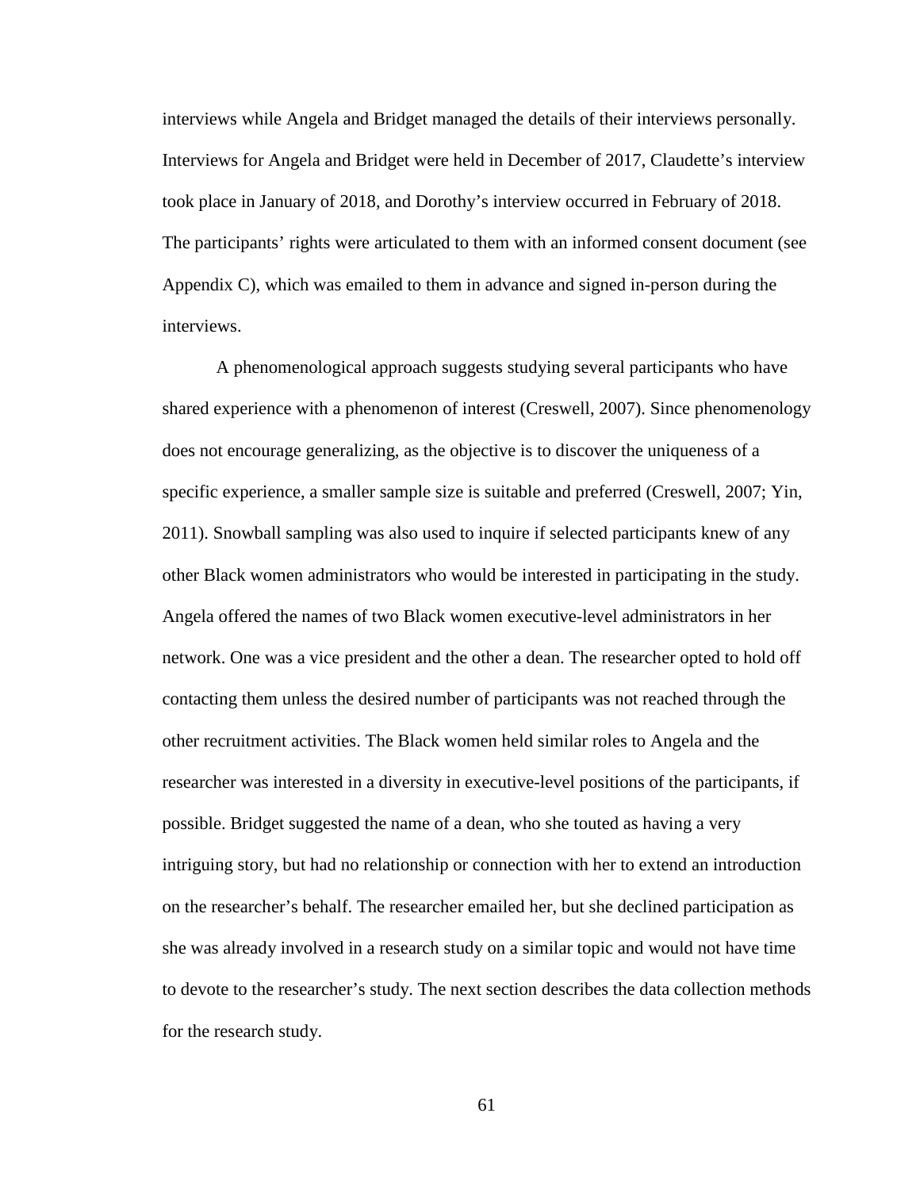interviews while Angela and Bridget managed the details of their interviews personally. Interviews for Angela and Bridget were held in December of 2017, Claudette's interview took place in January of 2018, and Dorothy's interview occurred in February of 2018. The participants' rights were articulated to them with an informed consent document (see Appendix C), which was emailed to them in advance and signed in-person during the interviews.

A phenomenological approach suggests studying several participants who have shared experience with a phenomenon of interest (Creswell, 2007). Since phenomenology does not encourage generalizing, as the objective is to discover the uniqueness of a specific experience, a smaller sample size is suitable and preferred (Creswell, 2007; Yin, 2011). Snowball sampling was also used to inquire if selected participants knew of any other Black women administrators who would be interested in participating in the study. Angela offered the names of two Black women executive-level administrators in her network. One was a vice president and the other a dean. The researcher opted to hold off contacting them unless the desired number of participants was not reached through the other recruitment activities. The Black women held similar roles to Angela and the researcher was interested in a diversity in executive-level positions of the participants, if possible. Bridget suggested the name of a dean, who she touted as having a very intriguing story, but had no relationship or connection with her to extend an introduction on the researcher's behalf. The researcher emailed her, but she declined participation as she was already involved in a research study on a similar topic and would not have time to devote to the researcher's study. The next section describes the data collection methods for the research study.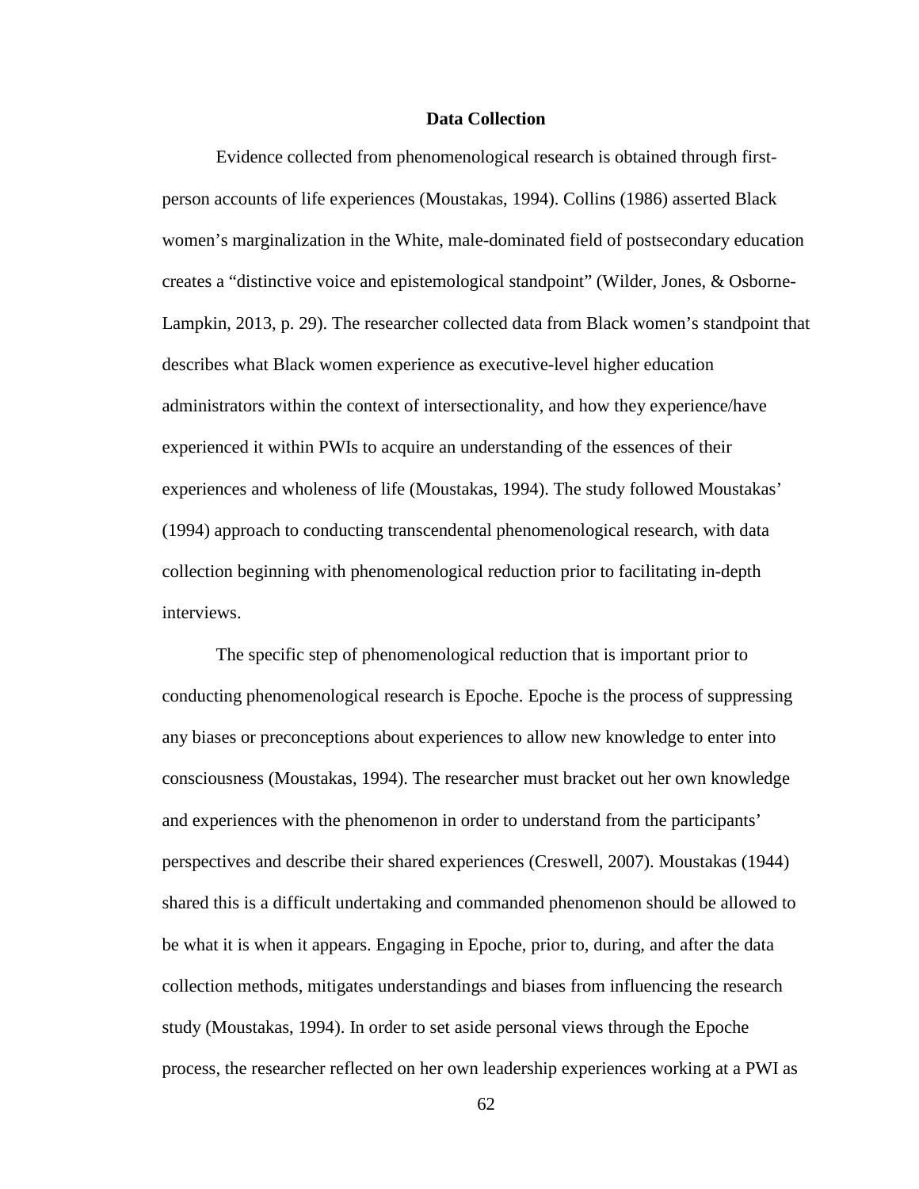## Data Collection

Evidence collected from phenomenological research is obtained through first-person accounts of life experiences (Moustakas, 1994). Collins (1986) asserted Black women's marginalization in the White, male-dominated field of postsecondary education creates a "distinctive voice and epistemological standpoint" (Wilder, Jones, & Osborne-Lampkin, 2013, p. 29). The researcher collected data from Black women's standpoint that describes what Black women experience as executive-level higher education administrators within the context of intersectionality, and how they experience/have experienced it within PWIs to acquire an understanding of the essences of their experiences and wholeness of life (Moustakas, 1994). The study followed Moustakas' (1994) approach to conducting transcendental phenomenological research, with data collection beginning with phenomenological reduction prior to facilitating in-depth interviews.

The specific step of phenomenological reduction that is important prior to conducting phenomenological research is Epoche. Epoche is the process of suppressing any biases or preconceptions about experiences to allow new knowledge to enter into consciousness (Moustakas, 1994). The researcher must bracket out her own knowledge and experiences with the phenomenon in order to understand from the participants' perspectives and describe their shared experiences (Creswell, 2007). Moustakas (1944) shared this is a difficult undertaking and commanded phenomenon should be allowed to be what it is when it appears. Engaging in Epoche, prior to, during, and after the data collection methods, mitigates understandings and biases from influencing the research study (Moustakas, 1994). In order to set aside personal views through the Epoche process, the researcher reflected on her own leadership experiences working at a PWI as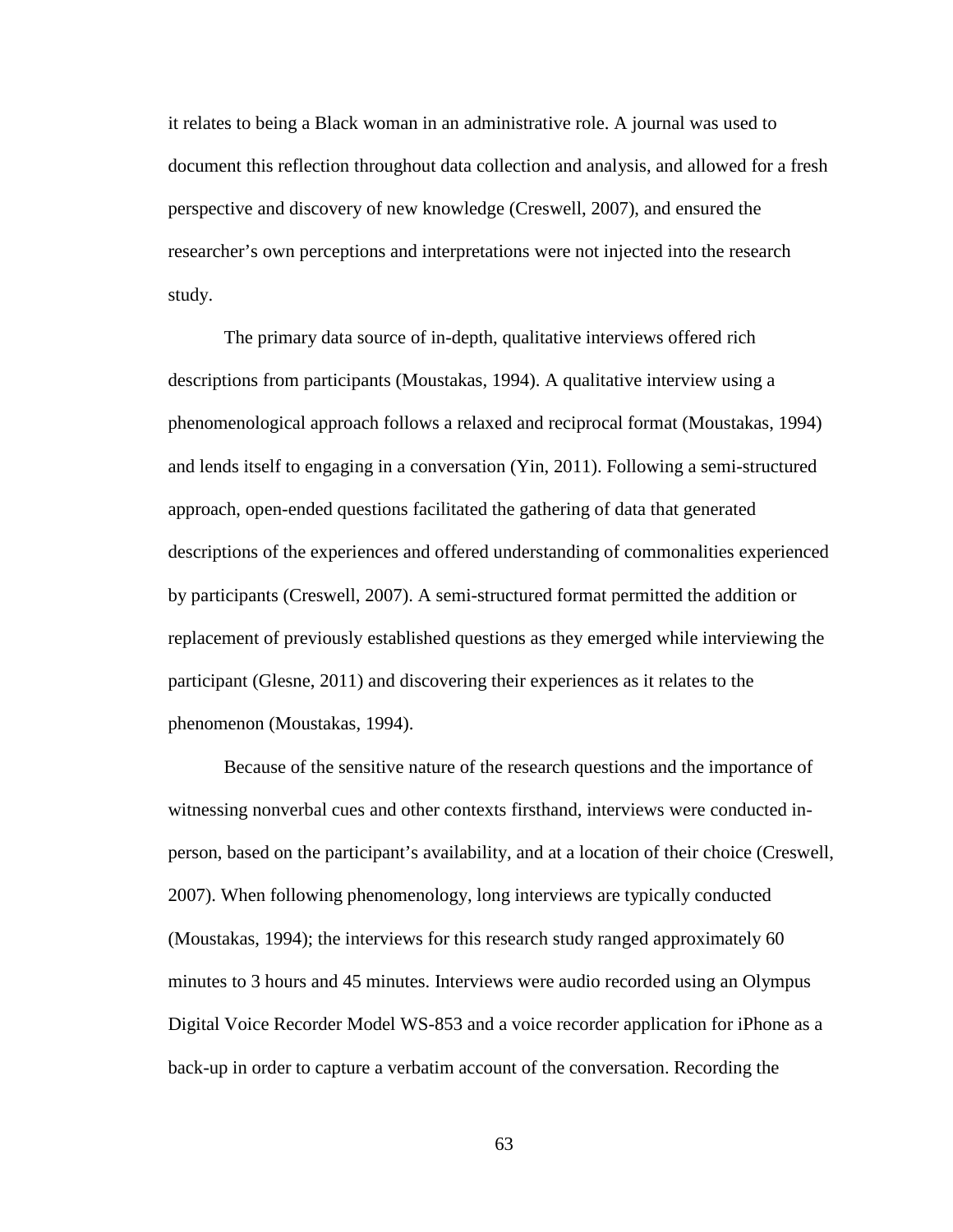it relates to being a Black woman in an administrative role. A journal was used to document this reflection throughout data collection and analysis, and allowed for a fresh perspective and discovery of new knowledge (Creswell, 2007), and ensured the researcher's own perceptions and interpretations were not injected into the research study.

The primary data source of in-depth, qualitative interviews offered rich descriptions from participants (Moustakas, 1994). A qualitative interview using a phenomenological approach follows a relaxed and reciprocal format (Moustakas, 1994) and lends itself to engaging in a conversation (Yin, 2011). Following a semi-structured approach, open-ended questions facilitated the gathering of data that generated descriptions of the experiences and offered understanding of commonalities experienced by participants (Creswell, 2007). A semi-structured format permitted the addition or replacement of previously established questions as they emerged while interviewing the participant (Glesne, 2011) and discovering their experiences as it relates to the phenomenon (Moustakas, 1994).

Because of the sensitive nature of the research questions and the importance of witnessing nonverbal cues and other contexts firsthand, interviews were conducted in-person, based on the participant's availability, and at a location of their choice (Creswell, 2007). When following phenomenology, long interviews are typically conducted (Moustakas, 1994); the interviews for this research study ranged approximately 60 minutes to 3 hours and 45 minutes. Interviews were audio recorded using an Olympus Digital Voice Recorder Model WS-853 and a voice recorder application for iPhone as a back-up in order to capture a verbatim account of the conversation. Recording the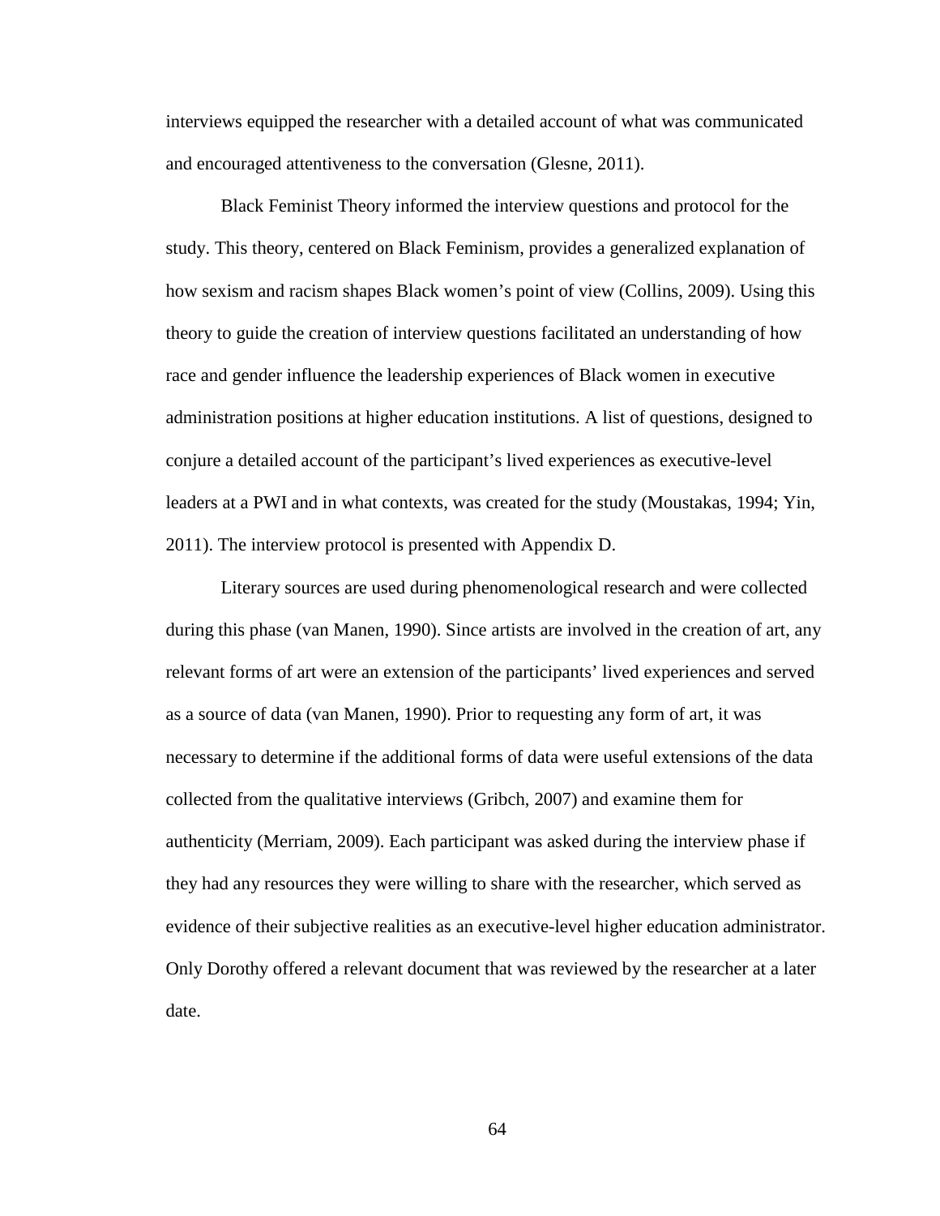interviews equipped the researcher with a detailed account of what was communicated and encouraged attentiveness to the conversation (Glesne, 2011).

Black Feminist Theory informed the interview questions and protocol for the study. This theory, centered on Black Feminism, provides a generalized explanation of how sexism and racism shapes Black women's point of view (Collins, 2009). Using this theory to guide the creation of interview questions facilitated an understanding of how race and gender influence the leadership experiences of Black women in executive administration positions at higher education institutions. A list of questions, designed to conjure a detailed account of the participant's lived experiences as executive-level leaders at a PWI and in what contexts, was created for the study (Moustakas, 1994; Yin, 2011). The interview protocol is presented with Appendix D.

Literary sources are used during phenomenological research and were collected during this phase (van Manen, 1990). Since artists are involved in the creation of art, any relevant forms of art were an extension of the participants' lived experiences and served as a source of data (van Manen, 1990). Prior to requesting any form of art, it was necessary to determine if the additional forms of data were useful extensions of the data collected from the qualitative interviews (Gribch, 2007) and examine them for authenticity (Merriam, 2009). Each participant was asked during the interview phase if they had any resources they were willing to share with the researcher, which served as evidence of their subjective realities as an executive-level higher education administrator. Only Dorothy offered a relevant document that was reviewed by the researcher at a later date.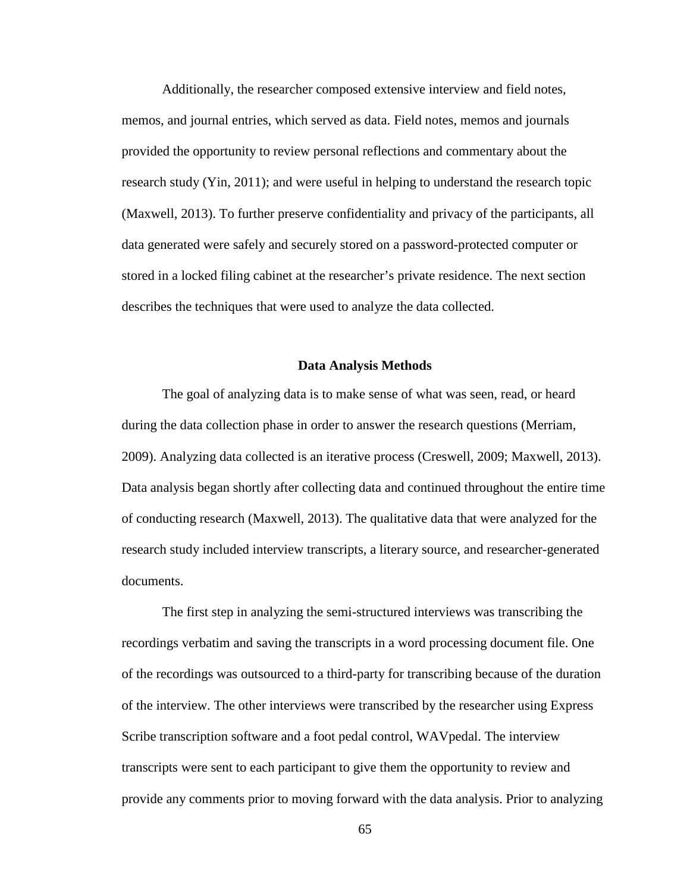Additionally, the researcher composed extensive interview and field notes, memos, and journal entries, which served as data. Field notes, memos and journals provided the opportunity to review personal reflections and commentary about the research study (Yin, 2011); and were useful in helping to understand the research topic (Maxwell, 2013). To further preserve confidentiality and privacy of the participants, all data generated were safely and securely stored on a password-protected computer or stored in a locked filing cabinet at the researcher's private residence. The next section describes the techniques that were used to analyze the data collected.

## Data Analysis Methods

The goal of analyzing data is to make sense of what was seen, read, or heard during the data collection phase in order to answer the research questions (Merriam, 2009). Analyzing data collected is an iterative process (Creswell, 2009; Maxwell, 2013). Data analysis began shortly after collecting data and continued throughout the entire time of conducting research (Maxwell, 2013). The qualitative data that were analyzed for the research study included interview transcripts, a literary source, and researcher-generated documents.

The first step in analyzing the semi-structured interviews was transcribing the recordings verbatim and saving the transcripts in a word processing document file. One of the recordings was outsourced to a third-party for transcribing because of the duration of the interview. The other interviews were transcribed by the researcher using Express Scribe transcription software and a foot pedal control, WAVpedal. The interview transcripts were sent to each participant to give them the opportunity to review and provide any comments prior to moving forward with the data analysis. Prior to analyzing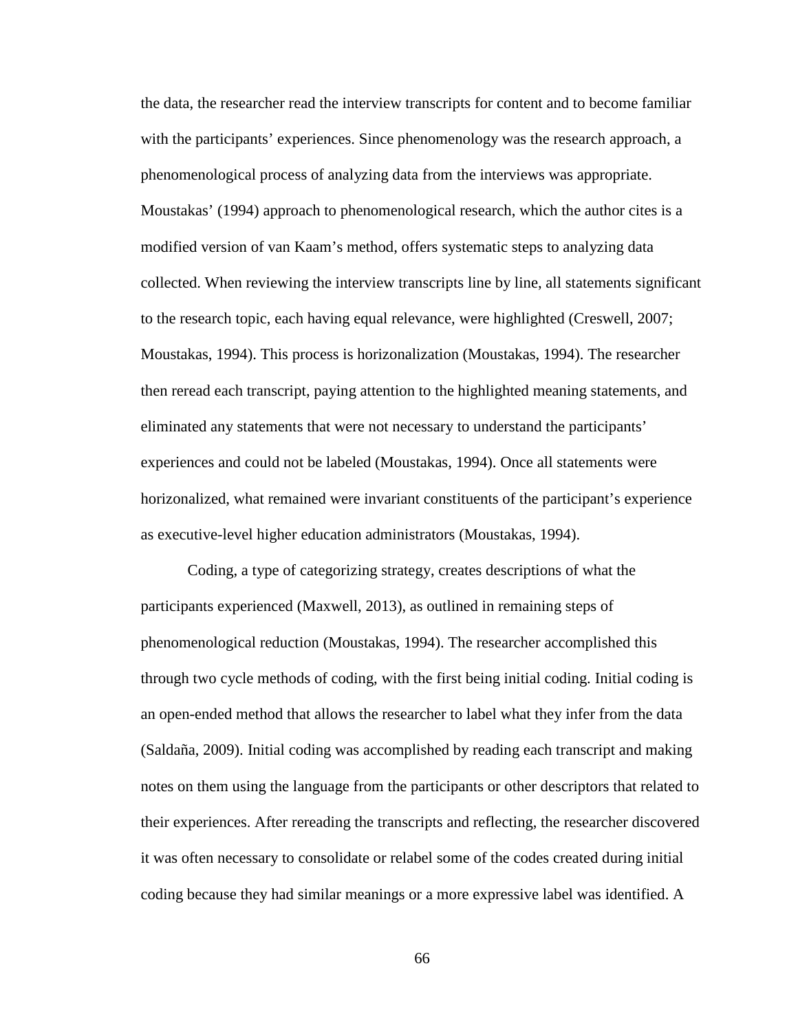the data, the researcher read the interview transcripts for content and to become familiar with the participants' experiences. Since phenomenology was the research approach, a phenomenological process of analyzing data from the interviews was appropriate. Moustakas' (1994) approach to phenomenological research, which the author cites is a modified version of van Kaam's method, offers systematic steps to analyzing data collected. When reviewing the interview transcripts line by line, all statements significant to the research topic, each having equal relevance, were highlighted (Creswell, 2007; Moustakas, 1994). This process is horizonalization (Moustakas, 1994). The researcher then reread each transcript, paying attention to the highlighted meaning statements, and eliminated any statements that were not necessary to understand the participants' experiences and could not be labeled (Moustakas, 1994). Once all statements were horizonalized, what remained were invariant constituents of the participant's experience as executive-level higher education administrators (Moustakas, 1994).

Coding, a type of categorizing strategy, creates descriptions of what the participants experienced (Maxwell, 2013), as outlined in remaining steps of phenomenological reduction (Moustakas, 1994). The researcher accomplished this through two cycle methods of coding, with the first being initial coding. Initial coding is an open-ended method that allows the researcher to label what they infer from the data (Saldaña, 2009). Initial coding was accomplished by reading each transcript and making notes on them using the language from the participants or other descriptors that related to their experiences. After rereading the transcripts and reflecting, the researcher discovered it was often necessary to consolidate or relabel some of the codes created during initial coding because they had similar meanings or a more expressive label was identified. A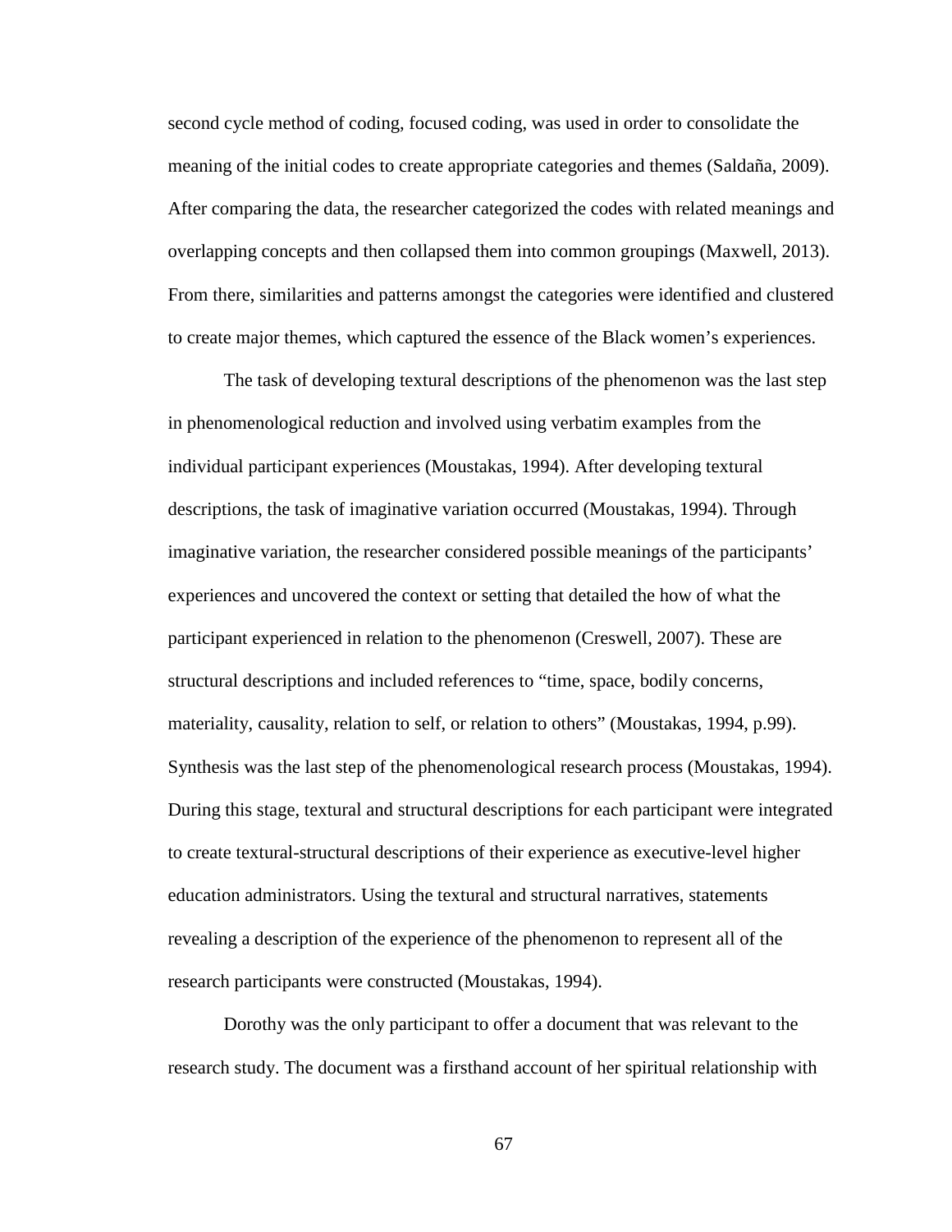second cycle method of coding, focused coding, was used in order to consolidate the meaning of the initial codes to create appropriate categories and themes (Saldaña, 2009). After comparing the data, the researcher categorized the codes with related meanings and overlapping concepts and then collapsed them into common groupings (Maxwell, 2013). From there, similarities and patterns amongst the categories were identified and clustered to create major themes, which captured the essence of the Black women's experiences.

The task of developing textural descriptions of the phenomenon was the last step in phenomenological reduction and involved using verbatim examples from the individual participant experiences (Moustakas, 1994). After developing textural descriptions, the task of imaginative variation occurred (Moustakas, 1994). Through imaginative variation, the researcher considered possible meanings of the participants' experiences and uncovered the context or setting that detailed the how of what the participant experienced in relation to the phenomenon (Creswell, 2007). These are structural descriptions and included references to "time, space, bodily concerns, materiality, causality, relation to self, or relation to others" (Moustakas, 1994, p.99). Synthesis was the last step of the phenomenological research process (Moustakas, 1994). During this stage, textural and structural descriptions for each participant were integrated to create textural-structural descriptions of their experience as executive-level higher education administrators. Using the textural and structural narratives, statements revealing a description of the experience of the phenomenon to represent all of the research participants were constructed (Moustakas, 1994).

Dorothy was the only participant to offer a document that was relevant to the research study. The document was a firsthand account of her spiritual relationship with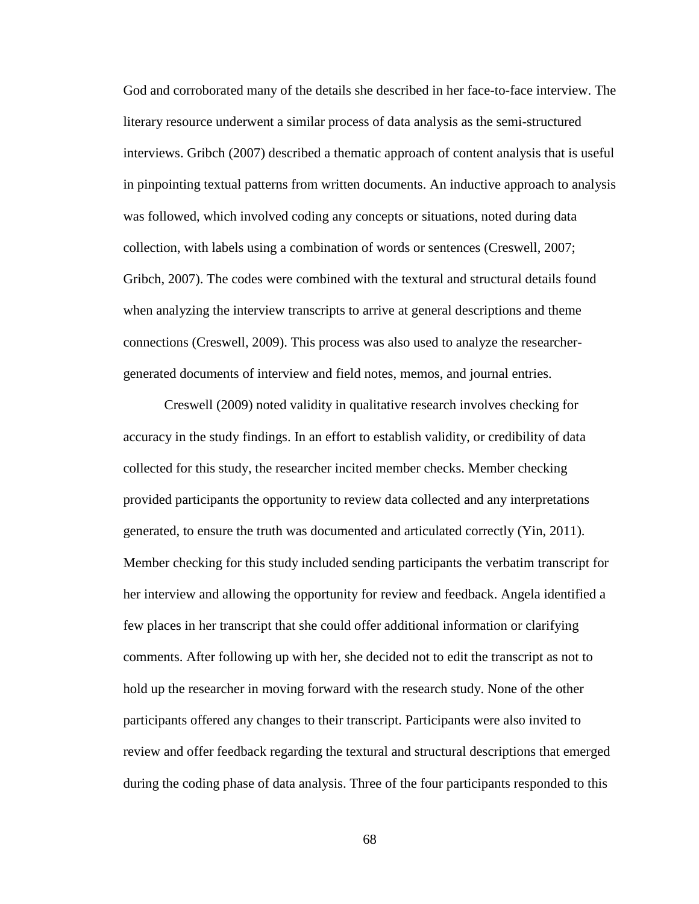God and corroborated many of the details she described in her face-to-face interview. The literary resource underwent a similar process of data analysis as the semi-structured interviews. Gribch (2007) described a thematic approach of content analysis that is useful in pinpointing textual patterns from written documents. An inductive approach to analysis was followed, which involved coding any concepts or situations, noted during data collection, with labels using a combination of words or sentences (Creswell, 2007; Gribch, 2007). The codes were combined with the textural and structural details found when analyzing the interview transcripts to arrive at general descriptions and theme connections (Creswell, 2009). This process was also used to analyze the researcher-generated documents of interview and field notes, memos, and journal entries.

Creswell (2009) noted validity in qualitative research involves checking for accuracy in the study findings. In an effort to establish validity, or credibility of data collected for this study, the researcher incited member checks. Member checking provided participants the opportunity to review data collected and any interpretations generated, to ensure the truth was documented and articulated correctly (Yin, 2011). Member checking for this study included sending participants the verbatim transcript for her interview and allowing the opportunity for review and feedback. Angela identified a few places in her transcript that she could offer additional information or clarifying comments. After following up with her, she decided not to edit the transcript as not to hold up the researcher in moving forward with the research study. None of the other participants offered any changes to their transcript. Participants were also invited to review and offer feedback regarding the textural and structural descriptions that emerged during the coding phase of data analysis. Three of the four participants responded to this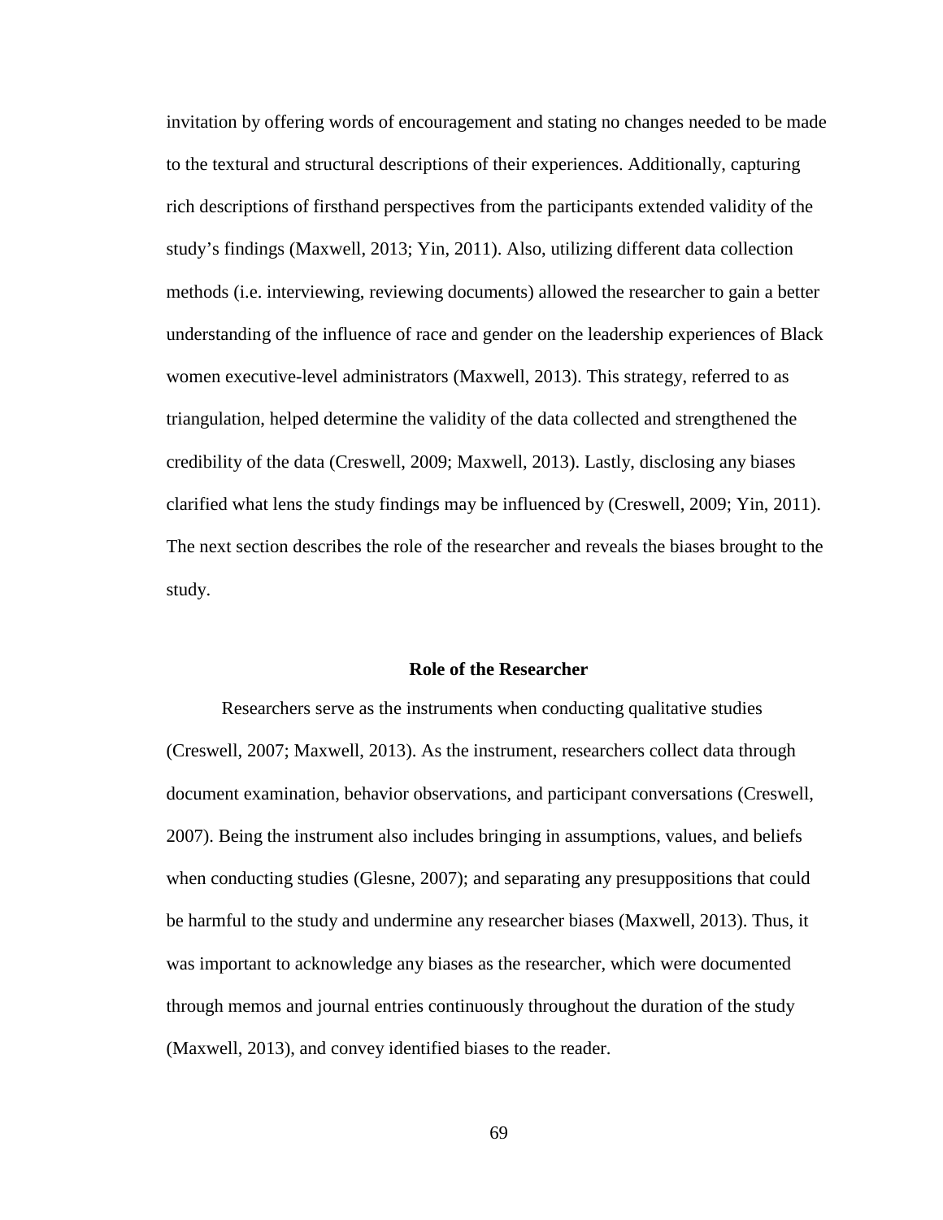invitation by offering words of encouragement and stating no changes needed to be made to the textural and structural descriptions of their experiences. Additionally, capturing rich descriptions of firsthand perspectives from the participants extended validity of the study's findings (Maxwell, 2013; Yin, 2011). Also, utilizing different data collection methods (i.e. interviewing, reviewing documents) allowed the researcher to gain a better understanding of the influence of race and gender on the leadership experiences of Black women executive-level administrators (Maxwell, 2013). This strategy, referred to as triangulation, helped determine the validity of the data collected and strengthened the credibility of the data (Creswell, 2009; Maxwell, 2013). Lastly, disclosing any biases clarified what lens the study findings may be influenced by (Creswell, 2009; Yin, 2011). The next section describes the role of the researcher and reveals the biases brought to the study.

## Role of the Researcher

Researchers serve as the instruments when conducting qualitative studies (Creswell, 2007; Maxwell, 2013). As the instrument, researchers collect data through document examination, behavior observations, and participant conversations (Creswell, 2007). Being the instrument also includes bringing in assumptions, values, and beliefs when conducting studies (Glesne, 2007); and separating any presuppositions that could be harmful to the study and undermine any researcher biases (Maxwell, 2013). Thus, it was important to acknowledge any biases as the researcher, which were documented through memos and journal entries continuously throughout the duration of the study (Maxwell, 2013), and convey identified biases to the reader.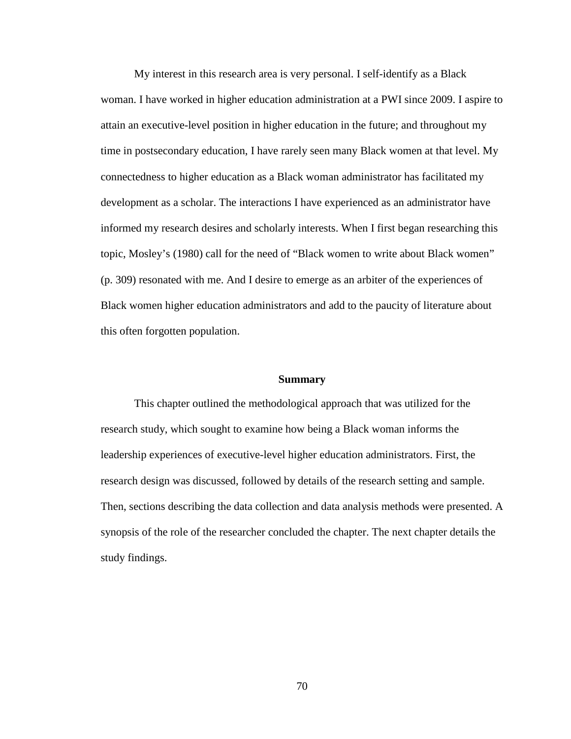My interest in this research area is very personal. I self-identify as a Black woman. I have worked in higher education administration at a PWI since 2009. I aspire to attain an executive-level position in higher education in the future; and throughout my time in postsecondary education, I have rarely seen many Black women at that level. My connectedness to higher education as a Black woman administrator has facilitated my development as a scholar. The interactions I have experienced as an administrator have informed my research desires and scholarly interests. When I first began researching this topic, Mosley's (1980) call for the need of "Black women to write about Black women" (p. 309) resonated with me. And I desire to emerge as an arbiter of the experiences of Black women higher education administrators and add to the paucity of literature about this often forgotten population.

## Summary

This chapter outlined the methodological approach that was utilized for the research study, which sought to examine how being a Black woman informs the leadership experiences of executive-level higher education administrators. First, the research design was discussed, followed by details of the research setting and sample. Then, sections describing the data collection and data analysis methods were presented. A synopsis of the role of the researcher concluded the chapter. The next chapter details the study findings.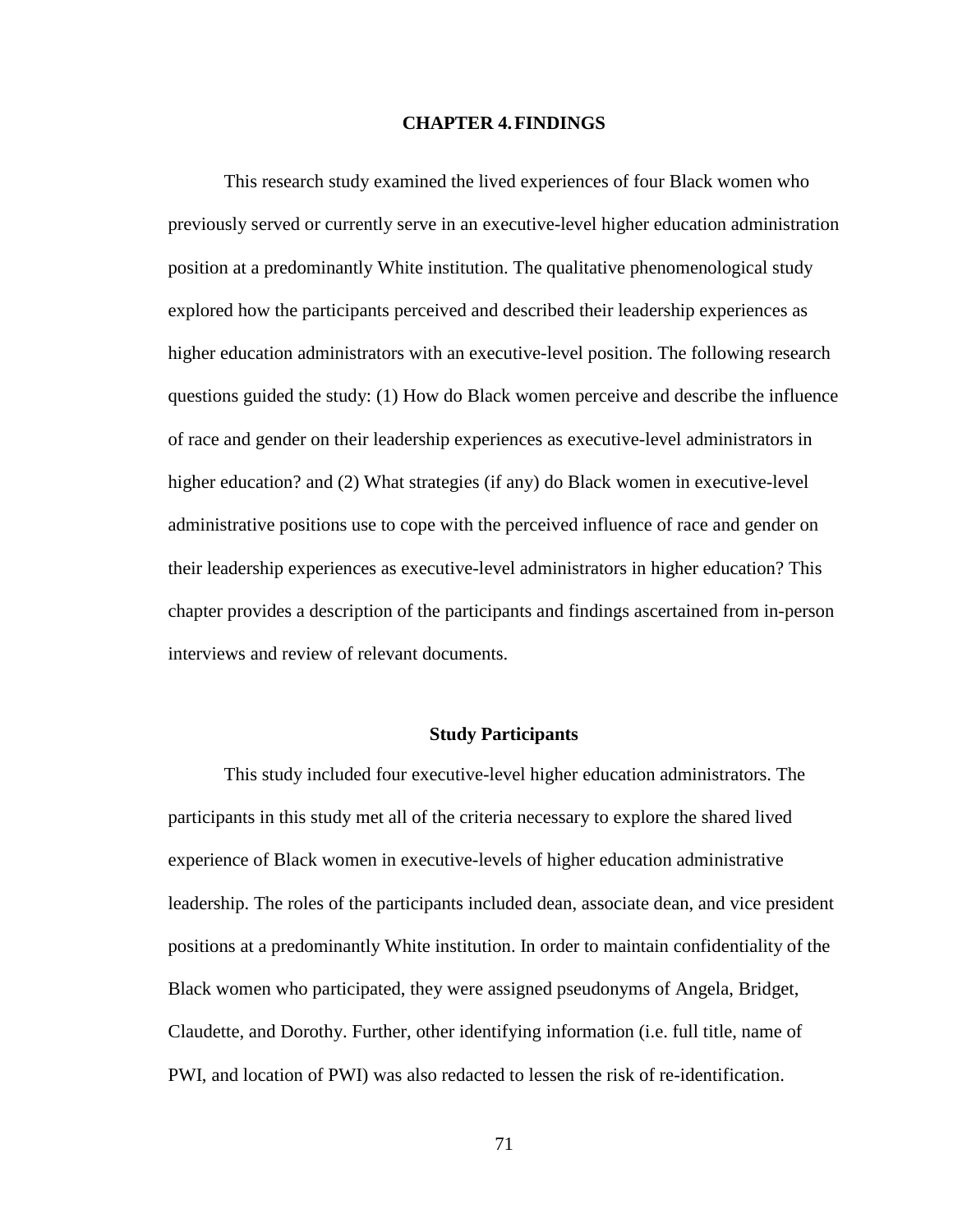# CHAPTER 4. FINDINGS

This research study examined the lived experiences of four Black women who previously served or currently serve in an executive-level higher education administration position at a predominantly White institution. The qualitative phenomenological study explored how the participants perceived and described their leadership experiences as higher education administrators with an executive-level position. The following research questions guided the study: (1) How do Black women perceive and describe the influence of race and gender on their leadership experiences as executive-level administrators in higher education? and (2) What strategies (if any) do Black women in executive-level administrative positions use to cope with the perceived influence of race and gender on their leadership experiences as executive-level administrators in higher education? This chapter provides a description of the participants and findings ascertained from in-person interviews and review of relevant documents.

## Study Participants

This study included four executive-level higher education administrators. The participants in this study met all of the criteria necessary to explore the shared lived experience of Black women in executive-levels of higher education administrative leadership. The roles of the participants included dean, associate dean, and vice president positions at a predominantly White institution. In order to maintain confidentiality of the Black women who participated, they were assigned pseudonyms of Angela, Bridget, Claudette, and Dorothy. Further, other identifying information (i.e. full title, name of PWI, and location of PWI) was also redacted to lessen the risk of re-identification.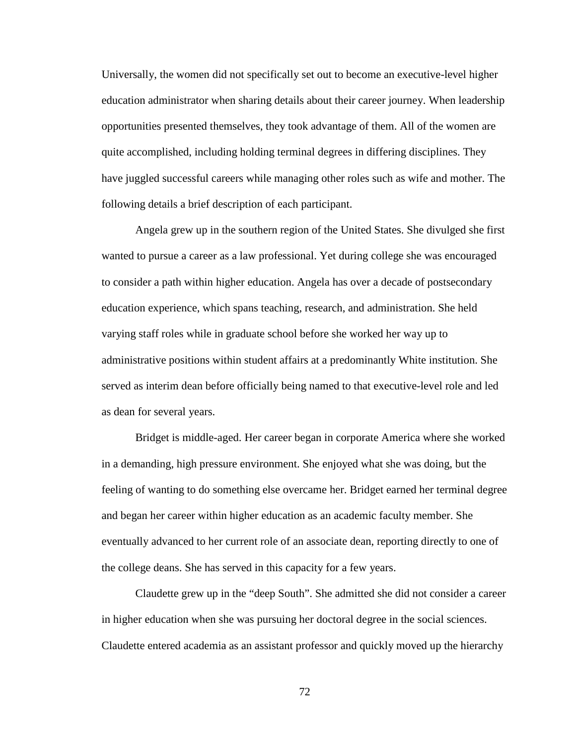Universally, the women did not specifically set out to become an executive-level higher education administrator when sharing details about their career journey. When leadership opportunities presented themselves, they took advantage of them. All of the women are quite accomplished, including holding terminal degrees in differing disciplines. They have juggled successful careers while managing other roles such as wife and mother. The following details a brief description of each participant.

Angela grew up in the southern region of the United States. She divulged she first wanted to pursue a career as a law professional. Yet during college she was encouraged to consider a path within higher education. Angela has over a decade of postsecondary education experience, which spans teaching, research, and administration. She held varying staff roles while in graduate school before she worked her way up to administrative positions within student affairs at a predominantly White institution. She served as interim dean before officially being named to that executive-level role and led as dean for several years.

Bridget is middle-aged. Her career began in corporate America where she worked in a demanding, high pressure environment. She enjoyed what she was doing, but the feeling of wanting to do something else overcame her. Bridget earned her terminal degree and began her career within higher education as an academic faculty member. She eventually advanced to her current role of an associate dean, reporting directly to one of the college deans. She has served in this capacity for a few years.

Claudette grew up in the "deep South". She admitted she did not consider a career in higher education when she was pursuing her doctoral degree in the social sciences. Claudette entered academia as an assistant professor and quickly moved up the hierarchy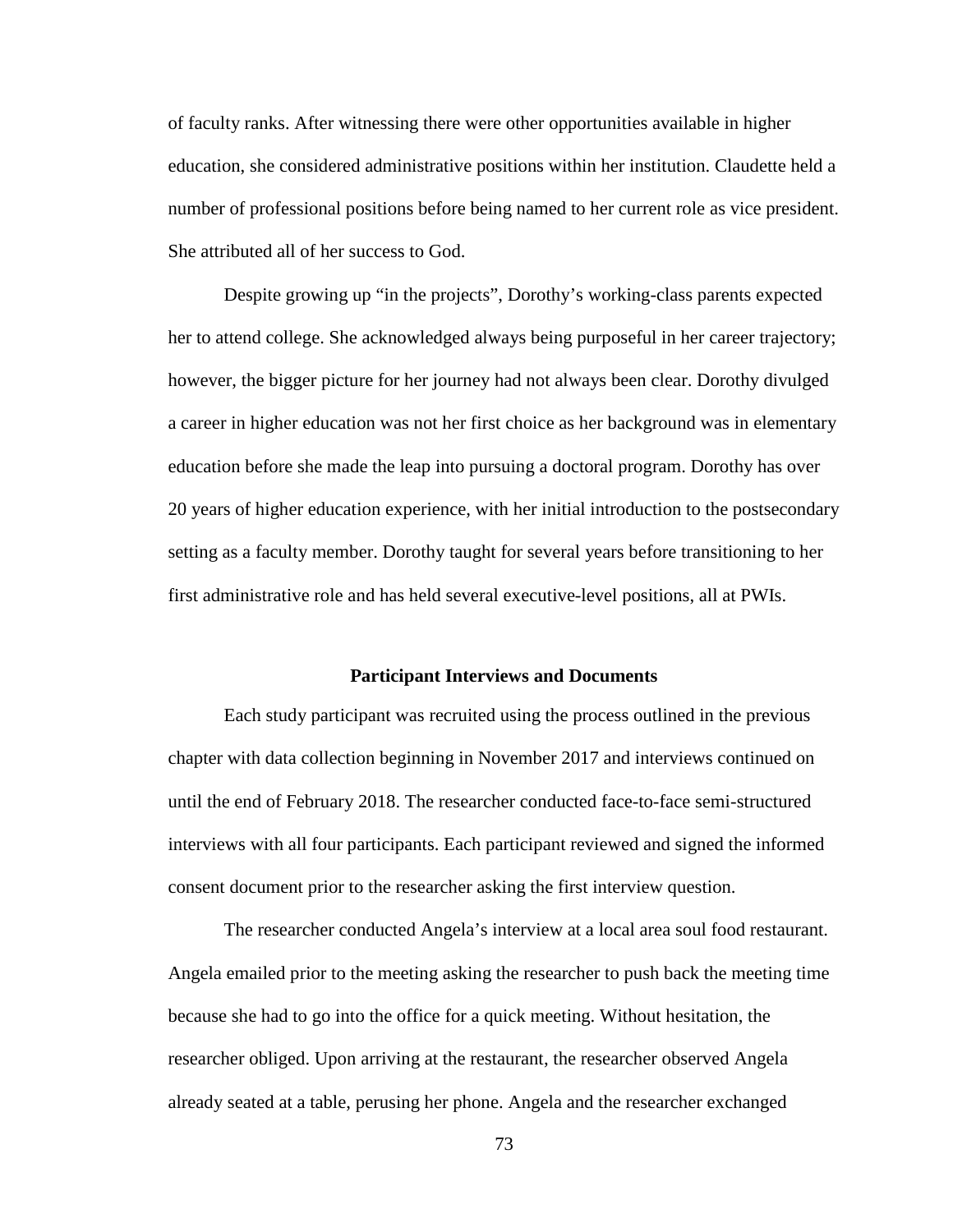of faculty ranks. After witnessing there were other opportunities available in higher education, she considered administrative positions within her institution. Claudette held a number of professional positions before being named to her current role as vice president. She attributed all of her success to God.

Despite growing up "in the projects", Dorothy's working-class parents expected her to attend college. She acknowledged always being purposeful in her career trajectory; however, the bigger picture for her journey had not always been clear. Dorothy divulged a career in higher education was not her first choice as her background was in elementary education before she made the leap into pursuing a doctoral program. Dorothy has over 20 years of higher education experience, with her initial introduction to the postsecondary setting as a faculty member. Dorothy taught for several years before transitioning to her first administrative role and has held several executive-level positions, all at PWIs.

## Participant Interviews and Documents

Each study participant was recruited using the process outlined in the previous chapter with data collection beginning in November 2017 and interviews continued on until the end of February 2018. The researcher conducted face-to-face semi-structured interviews with all four participants. Each participant reviewed and signed the informed consent document prior to the researcher asking the first interview question.

The researcher conducted Angela's interview at a local area soul food restaurant. Angela emailed prior to the meeting asking the researcher to push back the meeting time because she had to go into the office for a quick meeting. Without hesitation, the researcher obliged. Upon arriving at the restaurant, the researcher observed Angela already seated at a table, perusing her phone. Angela and the researcher exchanged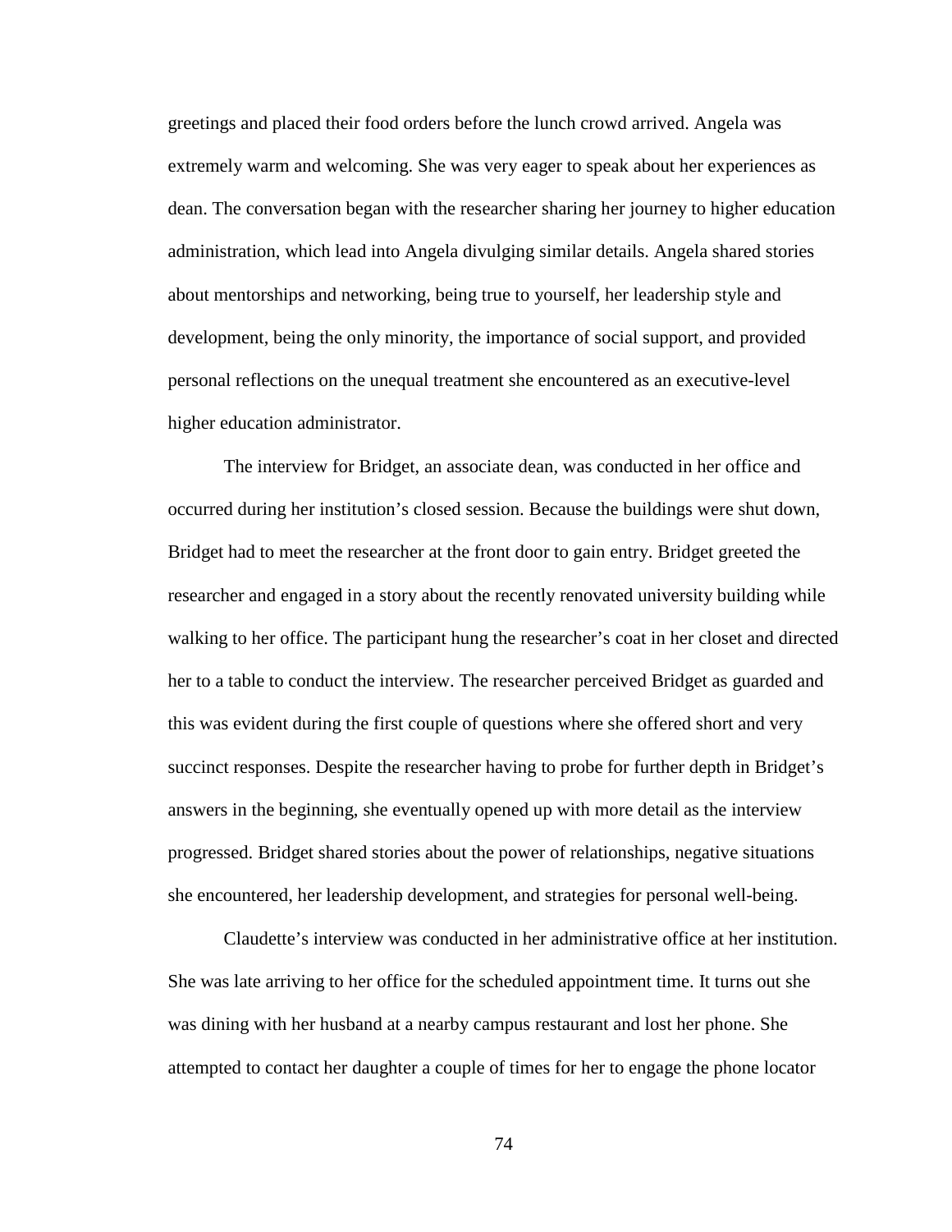greetings and placed their food orders before the lunch crowd arrived. Angela was extremely warm and welcoming. She was very eager to speak about her experiences as dean. The conversation began with the researcher sharing her journey to higher education administration, which lead into Angela divulging similar details. Angela shared stories about mentorships and networking, being true to yourself, her leadership style and development, being the only minority, the importance of social support, and provided personal reflections on the unequal treatment she encountered as an executive-level higher education administrator.

The interview for Bridget, an associate dean, was conducted in her office and occurred during her institution's closed session. Because the buildings were shut down, Bridget had to meet the researcher at the front door to gain entry. Bridget greeted the researcher and engaged in a story about the recently renovated university building while walking to her office. The participant hung the researcher's coat in her closet and directed her to a table to conduct the interview. The researcher perceived Bridget as guarded and this was evident during the first couple of questions where she offered short and very succinct responses. Despite the researcher having to probe for further depth in Bridget's answers in the beginning, she eventually opened up with more detail as the interview progressed. Bridget shared stories about the power of relationships, negative situations she encountered, her leadership development, and strategies for personal well-being.

Claudette's interview was conducted in her administrative office at her institution. She was late arriving to her office for the scheduled appointment time. It turns out she was dining with her husband at a nearby campus restaurant and lost her phone. She attempted to contact her daughter a couple of times for her to engage the phone locator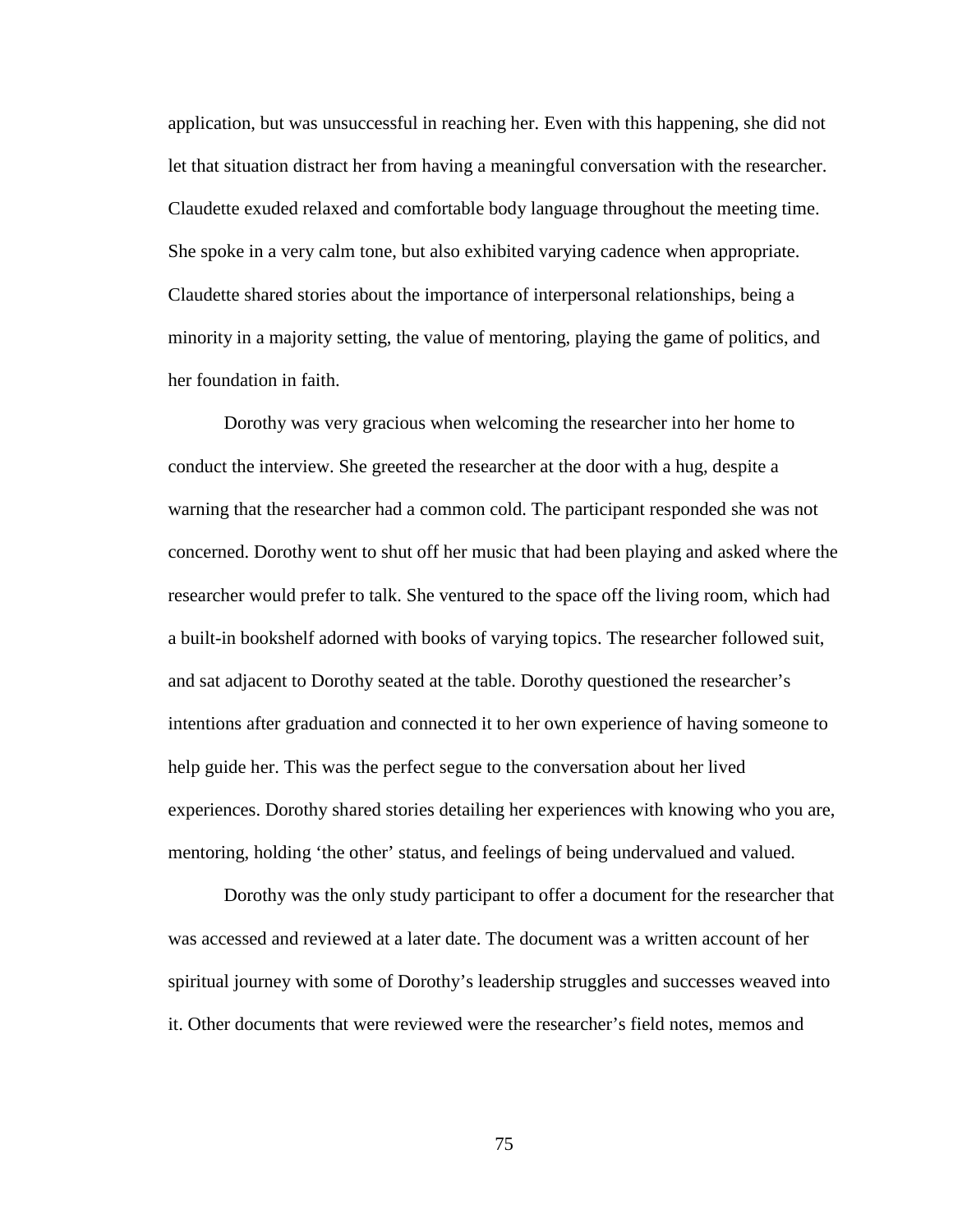application, but was unsuccessful in reaching her. Even with this happening, she did not let that situation distract her from having a meaningful conversation with the researcher. Claudette exuded relaxed and comfortable body language throughout the meeting time. She spoke in a very calm tone, but also exhibited varying cadence when appropriate. Claudette shared stories about the importance of interpersonal relationships, being a minority in a majority setting, the value of mentoring, playing the game of politics, and her foundation in faith.

Dorothy was very gracious when welcoming the researcher into her home to conduct the interview. She greeted the researcher at the door with a hug, despite a warning that the researcher had a common cold. The participant responded she was not concerned. Dorothy went to shut off her music that had been playing and asked where the researcher would prefer to talk. She ventured to the space off the living room, which had a built-in bookshelf adorned with books of varying topics. The researcher followed suit, and sat adjacent to Dorothy seated at the table. Dorothy questioned the researcher's intentions after graduation and connected it to her own experience of having someone to help guide her. This was the perfect segue to the conversation about her lived experiences. Dorothy shared stories detailing her experiences with knowing who you are, mentoring, holding 'the other' status, and feelings of being undervalued and valued.

Dorothy was the only study participant to offer a document for the researcher that was accessed and reviewed at a later date. The document was a written account of her spiritual journey with some of Dorothy's leadership struggles and successes weaved into it. Other documents that were reviewed were the researcher's field notes, memos and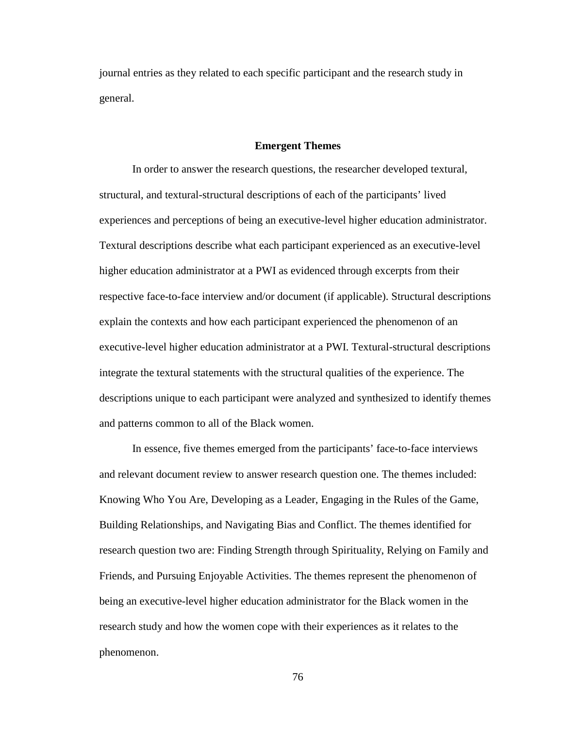journal entries as they related to each specific participant and the research study in general.

## Emergent Themes

In order to answer the research questions, the researcher developed textural, structural, and textural-structural descriptions of each of the participants' lived experiences and perceptions of being an executive-level higher education administrator. Textural descriptions describe what each participant experienced as an executive-level higher education administrator at a PWI as evidenced through excerpts from their respective face-to-face interview and/or document (if applicable). Structural descriptions explain the contexts and how each participant experienced the phenomenon of an executive-level higher education administrator at a PWI. Textural-structural descriptions integrate the textural statements with the structural qualities of the experience. The descriptions unique to each participant were analyzed and synthesized to identify themes and patterns common to all of the Black women.

In essence, five themes emerged from the participants' face-to-face interviews and relevant document review to answer research question one. The themes included: Knowing Who You Are, Developing as a Leader, Engaging in the Rules of the Game, Building Relationships, and Navigating Bias and Conflict. The themes identified for research question two are: Finding Strength through Spirituality, Relying on Family and Friends, and Pursuing Enjoyable Activities. The themes represent the phenomenon of being an executive-level higher education administrator for the Black women in the research study and how the women cope with their experiences as it relates to the phenomenon.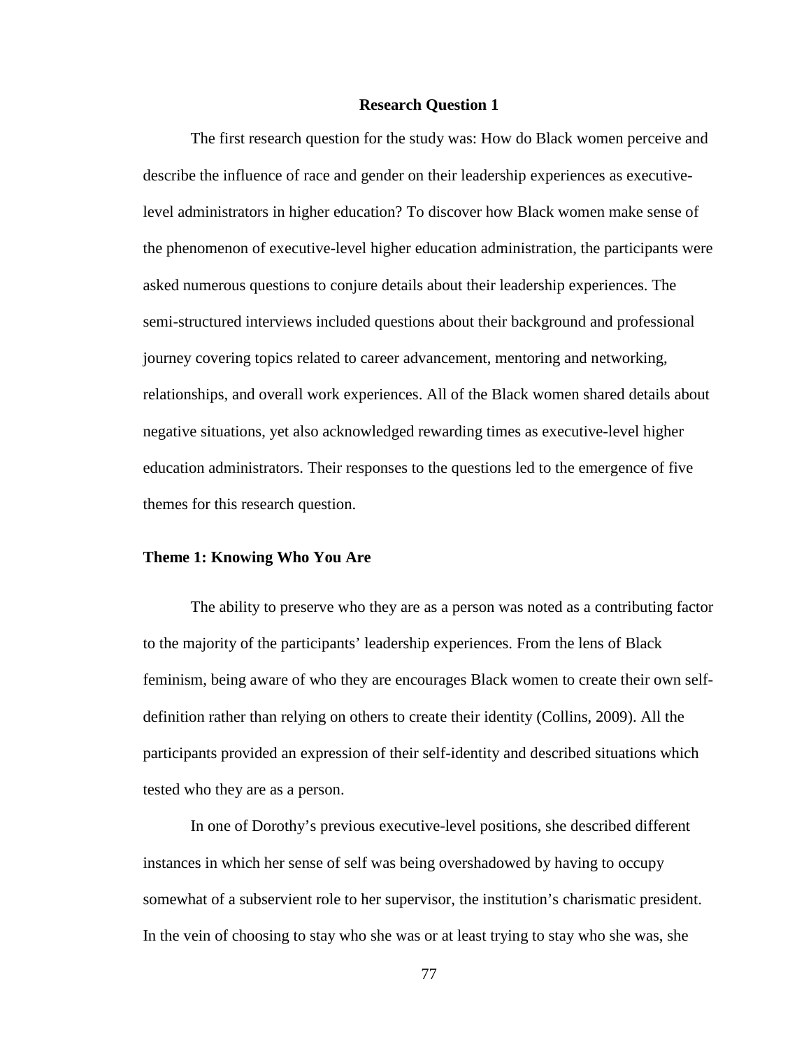## Research Question 1

The first research question for the study was: How do Black women perceive and describe the influence of race and gender on their leadership experiences as executive-level administrators in higher education? To discover how Black women make sense of the phenomenon of executive-level higher education administration, the participants were asked numerous questions to conjure details about their leadership experiences. The semi-structured interviews included questions about their background and professional journey covering topics related to career advancement, mentoring and networking, relationships, and overall work experiences. All of the Black women shared details about negative situations, yet also acknowledged rewarding times as executive-level higher education administrators. Their responses to the questions led to the emergence of five themes for this research question.

### Theme 1: Knowing Who You Are

The ability to preserve who they are as a person was noted as a contributing factor to the majority of the participants' leadership experiences. From the lens of Black feminism, being aware of who they are encourages Black women to create their own self-definition rather than relying on others to create their identity (Collins, 2009). All the participants provided an expression of their self-identity and described situations which tested who they are as a person.

In one of Dorothy's previous executive-level positions, she described different instances in which her sense of self was being overshadowed by having to occupy somewhat of a subservient role to her supervisor, the institution's charismatic president. In the vein of choosing to stay who she was or at least trying to stay who she was, she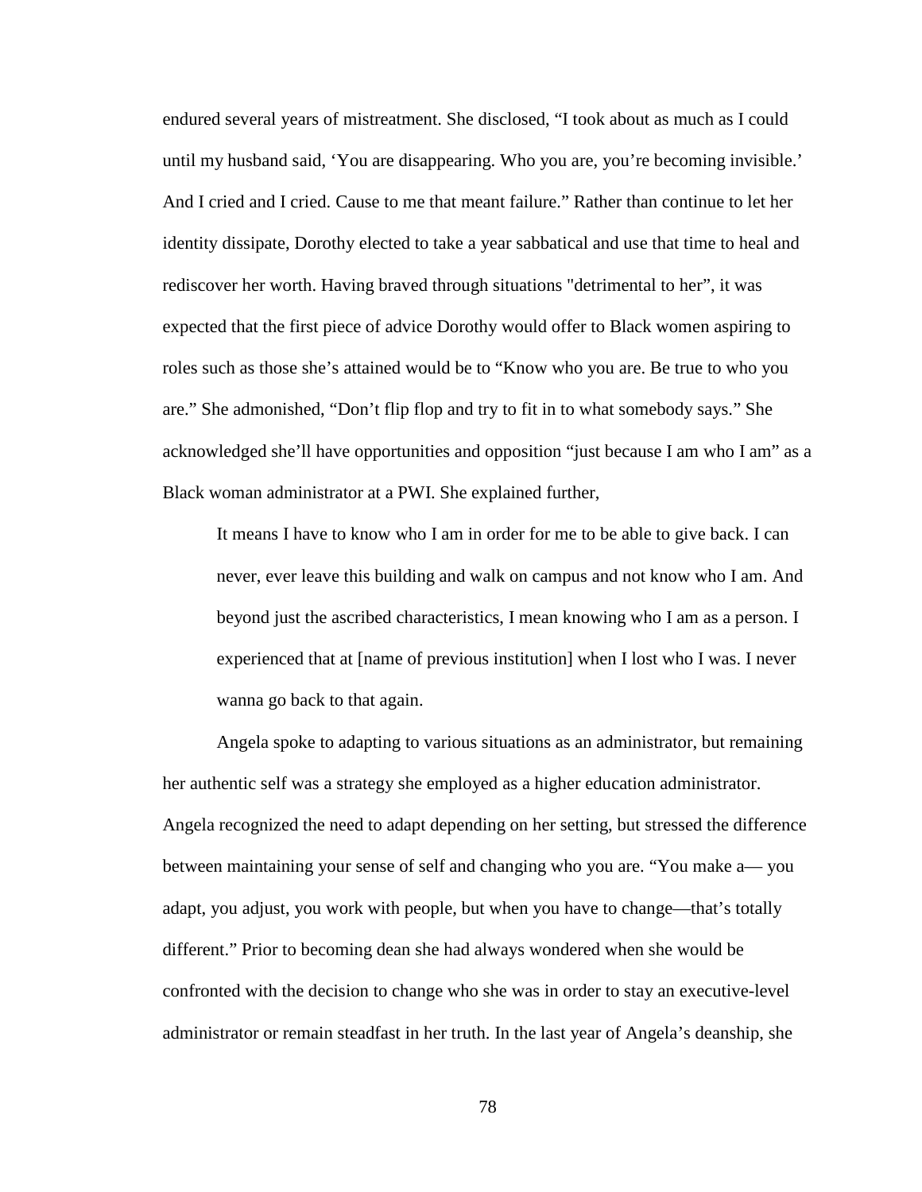endured several years of mistreatment. She disclosed, "I took about as much as I could until my husband said, 'You are disappearing. Who you are, you're becoming invisible.' And I cried and I cried. Cause to me that meant failure." Rather than continue to let her identity dissipate, Dorothy elected to take a year sabbatical and use that time to heal and rediscover her worth. Having braved through situations "detrimental to her", it was expected that the first piece of advice Dorothy would offer to Black women aspiring to roles such as those she's attained would be to "Know who you are. Be true to who you are." She admonished, "Don't flip flop and try to fit in to what somebody says." She acknowledged she'll have opportunities and opposition "just because I am who I am" as a Black woman administrator at a PWI. She explained further,

> It means I have to know who I am in order for me to be able to give back. I can never, ever leave this building and walk on campus and not know who I am. And beyond just the ascribed characteristics, I mean knowing who I am as a person. I experienced that at [name of previous institution] when I lost who I was. I never wanna go back to that again.

Angela spoke to adapting to various situations as an administrator, but remaining her authentic self was a strategy she employed as a higher education administrator. Angela recognized the need to adapt depending on her setting, but stressed the difference between maintaining your sense of self and changing who you are. "You make a— you adapt, you adjust, you work with people, but when you have to change—that's totally different." Prior to becoming dean she had always wondered when she would be confronted with the decision to change who she was in order to stay an executive-level administrator or remain steadfast in her truth. In the last year of Angela's deanship, she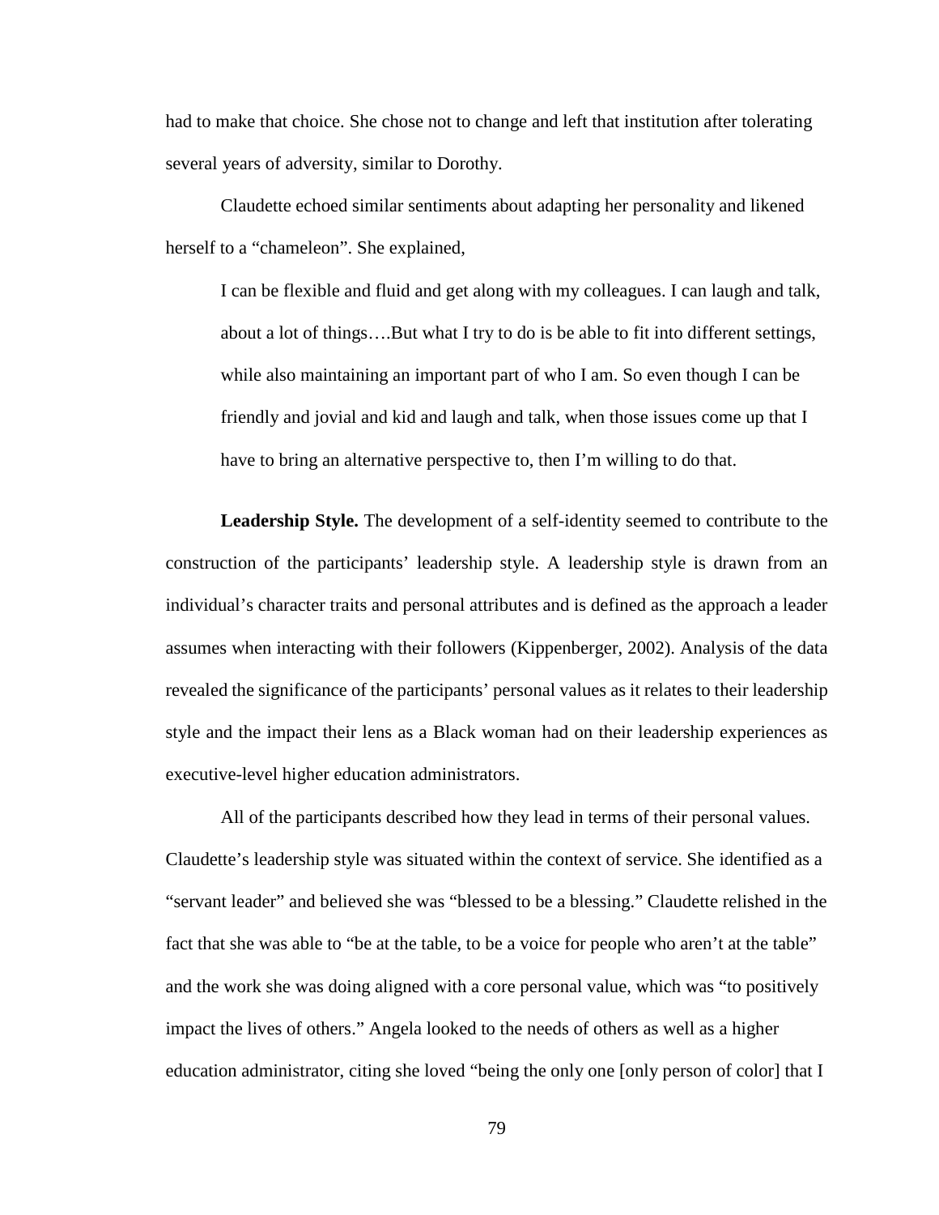had to make that choice. She chose not to change and left that institution after tolerating several years of adversity, similar to Dorothy.

Claudette echoed similar sentiments about adapting her personality and likened herself to a "chameleon". She explained,

> I can be flexible and fluid and get along with my colleagues. I can laugh and talk, about a lot of things….But what I try to do is be able to fit into different settings, while also maintaining an important part of who I am. So even though I can be friendly and jovial and kid and laugh and talk, when those issues come up that I have to bring an alternative perspective to, then I'm willing to do that.

**Leadership Style.** The development of a self-identity seemed to contribute to the construction of the participants' leadership style. A leadership style is drawn from an individual's character traits and personal attributes and is defined as the approach a leader assumes when interacting with their followers (Kippenberger, 2002). Analysis of the data revealed the significance of the participants' personal values as it relates to their leadership style and the impact their lens as a Black woman had on their leadership experiences as executive-level higher education administrators.

All of the participants described how they lead in terms of their personal values. Claudette's leadership style was situated within the context of service. She identified as a "servant leader" and believed she was "blessed to be a blessing." Claudette relished in the fact that she was able to "be at the table, to be a voice for people who aren't at the table" and the work she was doing aligned with a core personal value, which was "to positively impact the lives of others." Angela looked to the needs of others as well as a higher education administrator, citing she loved "being the only one [only person of color] that I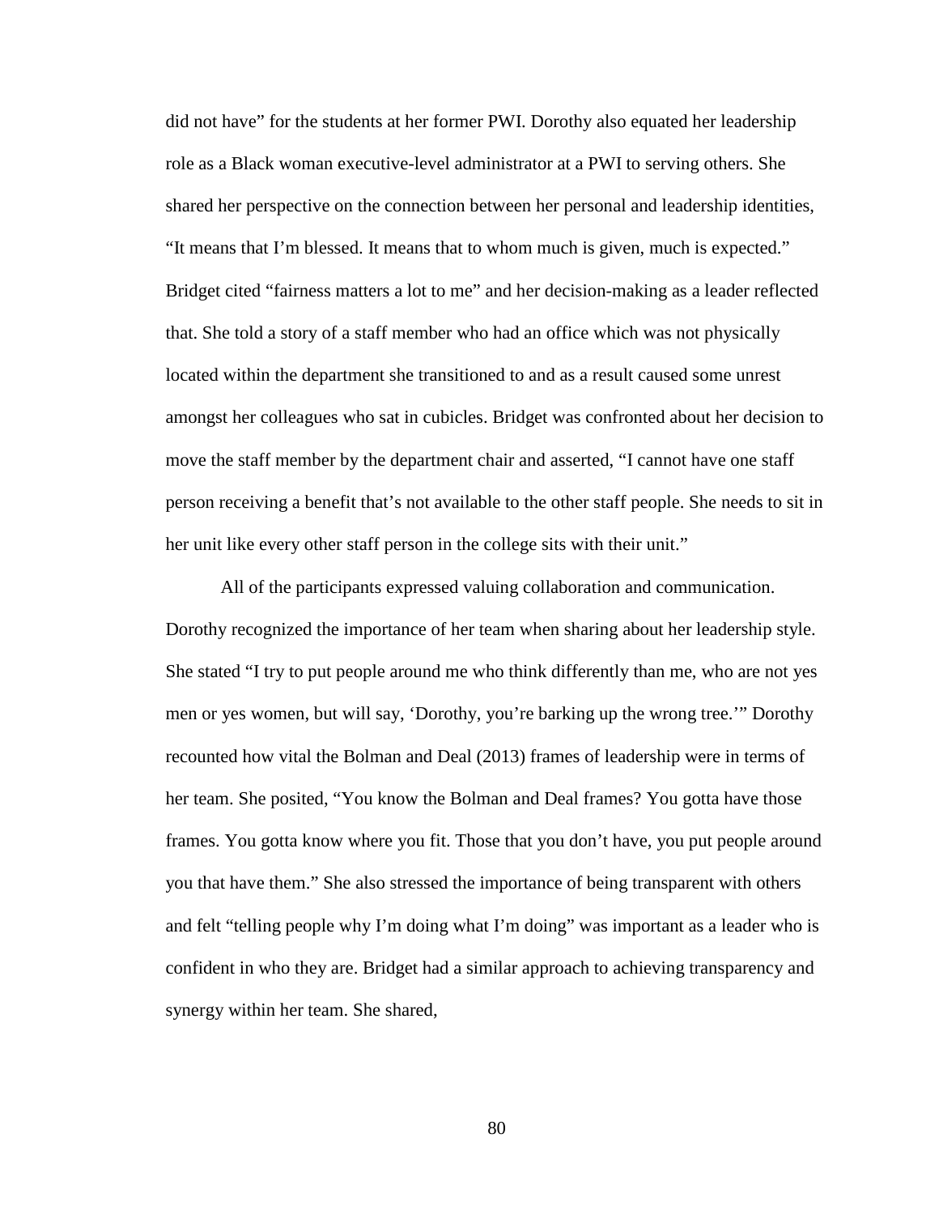did not have" for the students at her former PWI. Dorothy also equated her leadership role as a Black woman executive-level administrator at a PWI to serving others. She shared her perspective on the connection between her personal and leadership identities, "It means that I'm blessed. It means that to whom much is given, much is expected." Bridget cited "fairness matters a lot to me" and her decision-making as a leader reflected that. She told a story of a staff member who had an office which was not physically located within the department she transitioned to and as a result caused some unrest amongst her colleagues who sat in cubicles. Bridget was confronted about her decision to move the staff member by the department chair and asserted, "I cannot have one staff person receiving a benefit that's not available to the other staff people. She needs to sit in her unit like every other staff person in the college sits with their unit."

All of the participants expressed valuing collaboration and communication. Dorothy recognized the importance of her team when sharing about her leadership style. She stated "I try to put people around me who think differently than me, who are not yes men or yes women, but will say, 'Dorothy, you're barking up the wrong tree.'" Dorothy recounted how vital the Bolman and Deal (2013) frames of leadership were in terms of her team. She posited, "You know the Bolman and Deal frames? You gotta have those frames. You gotta know where you fit. Those that you don't have, you put people around you that have them." She also stressed the importance of being transparent with others and felt "telling people why I'm doing what I'm doing" was important as a leader who is confident in who they are. Bridget had a similar approach to achieving transparency and synergy within her team. She shared,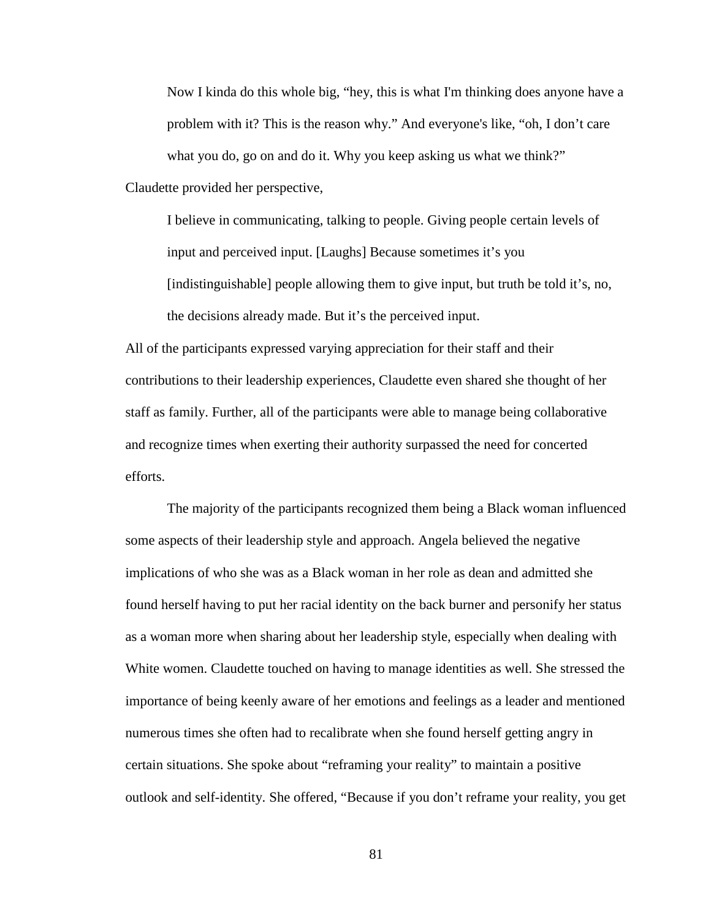> Now I kinda do this whole big, "hey, this is what I'm thinking does anyone have a problem with it? This is the reason why." And everyone's like, "oh, I don't care what you do, go on and do it. Why you keep asking us what we think?"

Claudette provided her perspective,

> I believe in communicating, talking to people. Giving people certain levels of input and perceived input. [Laughs] Because sometimes it's you [indistinguishable] people allowing them to give input, but truth be told it's, no, the decisions already made. But it's the perceived input.

All of the participants expressed varying appreciation for their staff and their contributions to their leadership experiences, Claudette even shared she thought of her staff as family. Further, all of the participants were able to manage being collaborative and recognize times when exerting their authority surpassed the need for concerted efforts.

The majority of the participants recognized them being a Black woman influenced some aspects of their leadership style and approach. Angela believed the negative implications of who she was as a Black woman in her role as dean and admitted she found herself having to put her racial identity on the back burner and personify her status as a woman more when sharing about her leadership style, especially when dealing with White women. Claudette touched on having to manage identities as well. She stressed the importance of being keenly aware of her emotions and feelings as a leader and mentioned numerous times she often had to recalibrate when she found herself getting angry in certain situations. She spoke about "reframing your reality" to maintain a positive outlook and self-identity. She offered, "Because if you don't reframe your reality, you get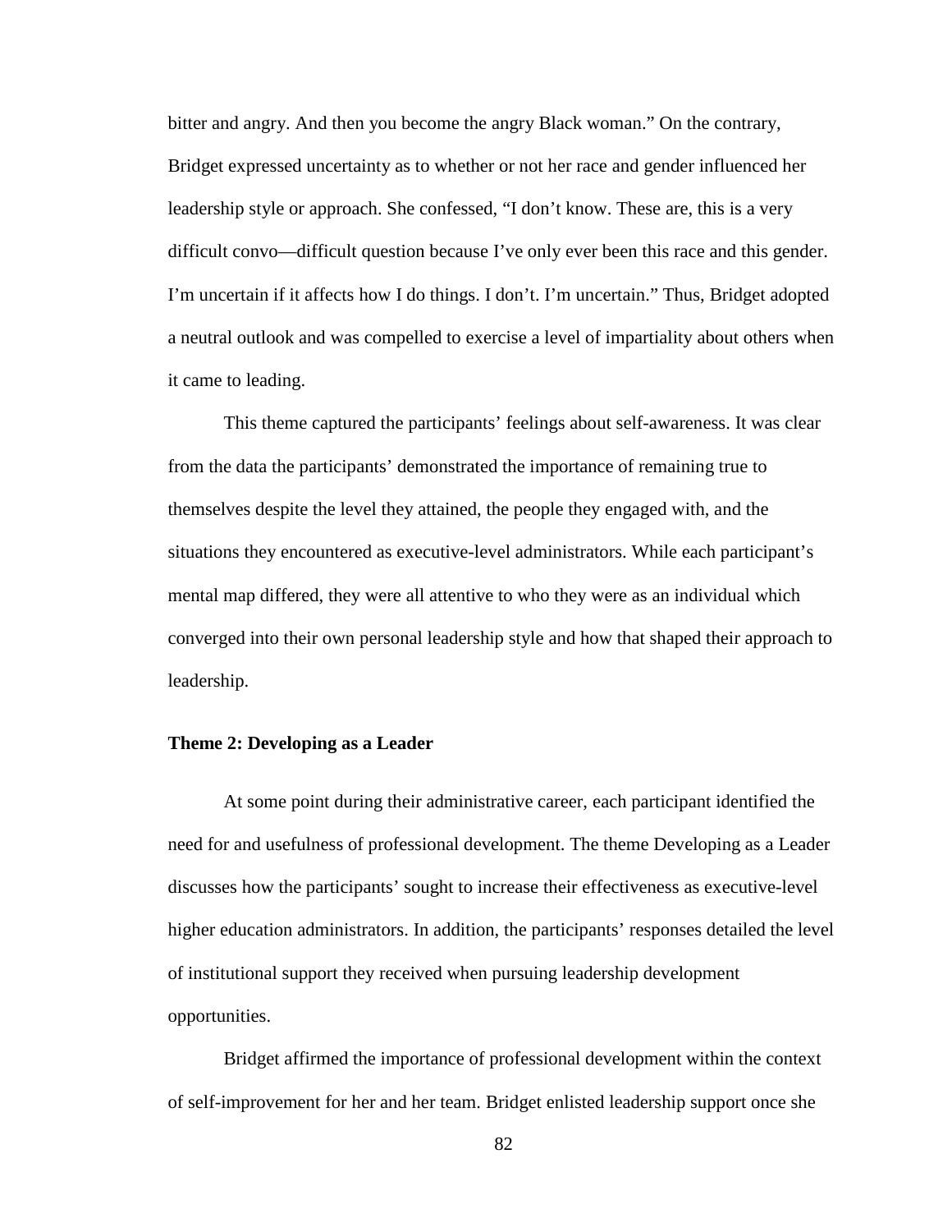bitter and angry. And then you become the angry Black woman." On the contrary, Bridget expressed uncertainty as to whether or not her race and gender influenced her leadership style or approach. She confessed, "I don't know. These are, this is a very difficult convo—difficult question because I've only ever been this race and this gender. I'm uncertain if it affects how I do things. I don't. I'm uncertain." Thus, Bridget adopted a neutral outlook and was compelled to exercise a level of impartiality about others when it came to leading.

This theme captured the participants' feelings about self-awareness. It was clear from the data the participants' demonstrated the importance of remaining true to themselves despite the level they attained, the people they engaged with, and the situations they encountered as executive-level administrators. While each participant's mental map differed, they were all attentive to who they were as an individual which converged into their own personal leadership style and how that shaped their approach to leadership.

### Theme 2: Developing as a Leader

At some point during their administrative career, each participant identified the need for and usefulness of professional development. The theme Developing as a Leader discusses how the participants' sought to increase their effectiveness as executive-level higher education administrators. In addition, the participants' responses detailed the level of institutional support they received when pursuing leadership development opportunities.

Bridget affirmed the importance of professional development within the context of self-improvement for her and her team. Bridget enlisted leadership support once she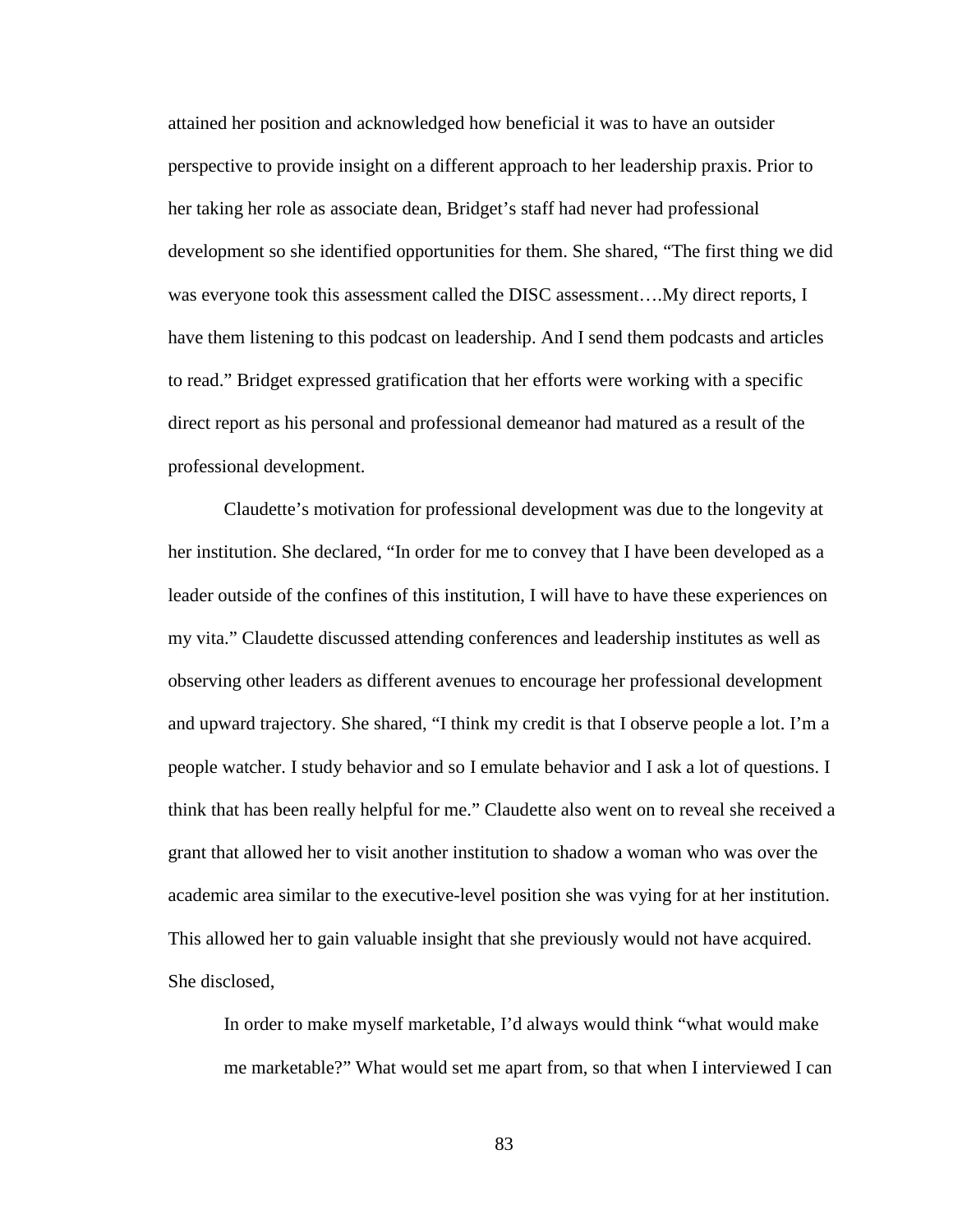attained her position and acknowledged how beneficial it was to have an outsider perspective to provide insight on a different approach to her leadership praxis. Prior to her taking her role as associate dean, Bridget's staff had never had professional development so she identified opportunities for them. She shared, "The first thing we did was everyone took this assessment called the DISC assessment….My direct reports, I have them listening to this podcast on leadership. And I send them podcasts and articles to read." Bridget expressed gratification that her efforts were working with a specific direct report as his personal and professional demeanor had matured as a result of the professional development.

Claudette's motivation for professional development was due to the longevity at her institution. She declared, "In order for me to convey that I have been developed as a leader outside of the confines of this institution, I will have to have these experiences on my vita." Claudette discussed attending conferences and leadership institutes as well as observing other leaders as different avenues to encourage her professional development and upward trajectory. She shared, "I think my credit is that I observe people a lot. I'm a people watcher. I study behavior and so I emulate behavior and I ask a lot of questions. I think that has been really helpful for me." Claudette also went on to reveal she received a grant that allowed her to visit another institution to shadow a woman who was over the academic area similar to the executive-level position she was vying for at her institution. This allowed her to gain valuable insight that she previously would not have acquired. She disclosed,

> In order to make myself marketable, I'd always would think "what would make me marketable?" What would set me apart from, so that when I interviewed I can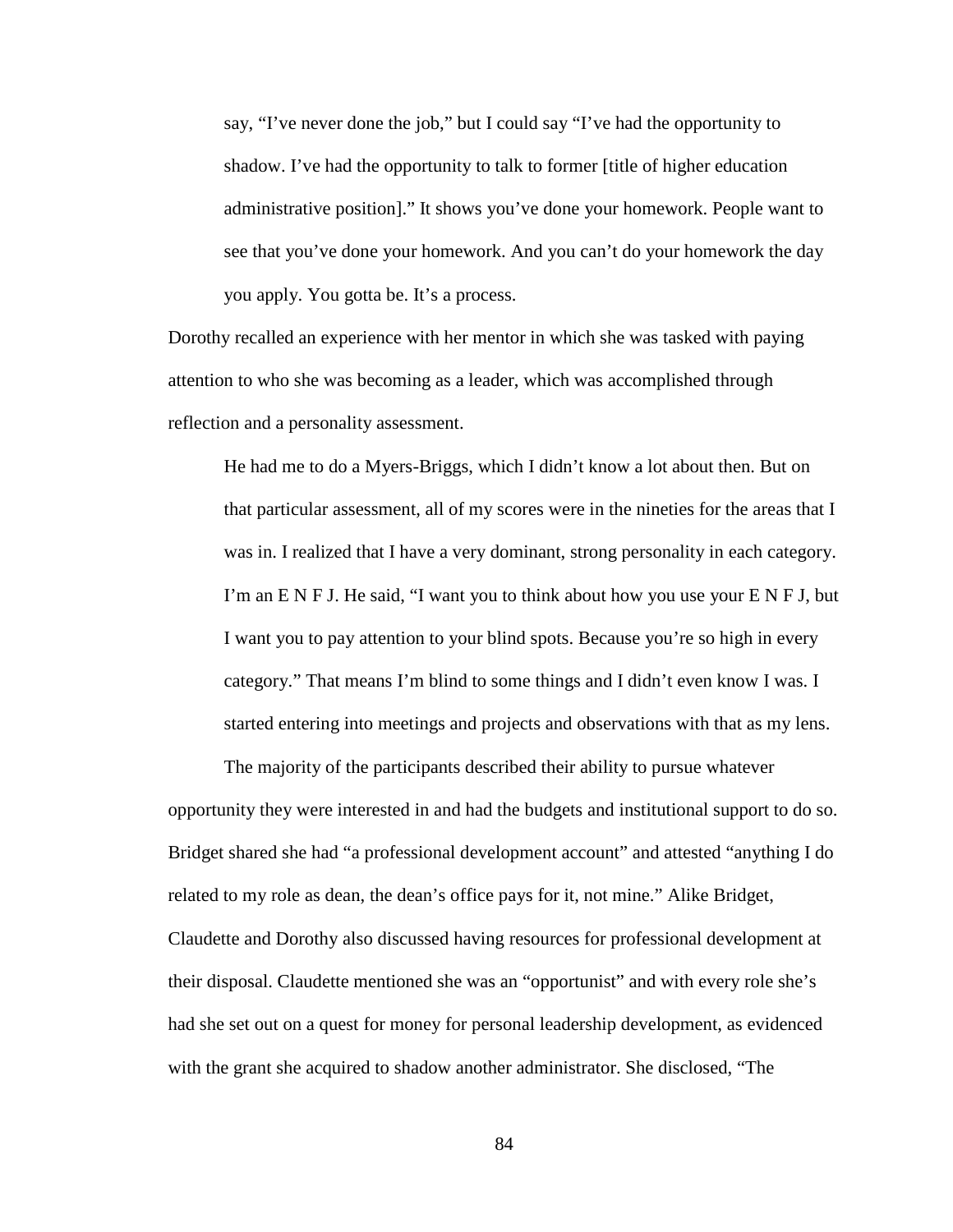> say, "I've never done the job," but I could say "I've had the opportunity to shadow. I've had the opportunity to talk to former [title of higher education administrative position]." It shows you've done your homework. People want to see that you've done your homework. And you can't do your homework the day you apply. You gotta be. It's a process.

Dorothy recalled an experience with her mentor in which she was tasked with paying attention to who she was becoming as a leader, which was accomplished through reflection and a personality assessment.

> He had me to do a Myers-Briggs, which I didn't know a lot about then. But on that particular assessment, all of my scores were in the nineties for the areas that I was in. I realized that I have a very dominant, strong personality in each category. I'm an E N F J. He said, "I want you to think about how you use your E N F J, but I want you to pay attention to your blind spots. Because you're so high in every category." That means I'm blind to some things and I didn't even know I was. I started entering into meetings and projects and observations with that as my lens.

The majority of the participants described their ability to pursue whatever opportunity they were interested in and had the budgets and institutional support to do so. Bridget shared she had "a professional development account" and attested "anything I do related to my role as dean, the dean's office pays for it, not mine." Alike Bridget, Claudette and Dorothy also discussed having resources for professional development at their disposal. Claudette mentioned she was an "opportunist" and with every role she's had she set out on a quest for money for personal leadership development, as evidenced with the grant she acquired to shadow another administrator. She disclosed, "The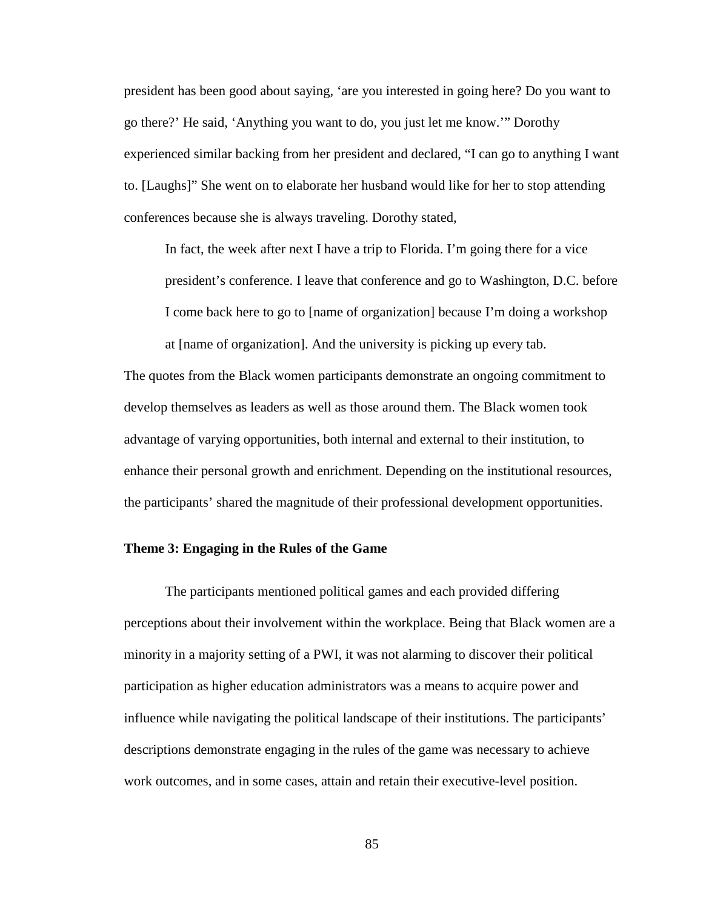president has been good about saying, 'are you interested in going here? Do you want to go there?' He said, 'Anything you want to do, you just let me know.'" Dorothy experienced similar backing from her president and declared, "I can go to anything I want to. [Laughs]" She went on to elaborate her husband would like for her to stop attending conferences because she is always traveling. Dorothy stated,

> In fact, the week after next I have a trip to Florida. I'm going there for a vice president's conference. I leave that conference and go to Washington, D.C. before I come back here to go to [name of organization] because I'm doing a workshop at [name of organization]. And the university is picking up every tab.

The quotes from the Black women participants demonstrate an ongoing commitment to develop themselves as leaders as well as those around them. The Black women took advantage of varying opportunities, both internal and external to their institution, to enhance their personal growth and enrichment. Depending on the institutional resources, the participants' shared the magnitude of their professional development opportunities.

**Theme 3: Engaging in the Rules of the Game**

The participants mentioned political games and each provided differing perceptions about their involvement within the workplace. Being that Black women are a minority in a majority setting of a PWI, it was not alarming to discover their political participation as higher education administrators was a means to acquire power and influence while navigating the political landscape of their institutions. The participants' descriptions demonstrate engaging in the rules of the game was necessary to achieve work outcomes, and in some cases, attain and retain their executive-level position.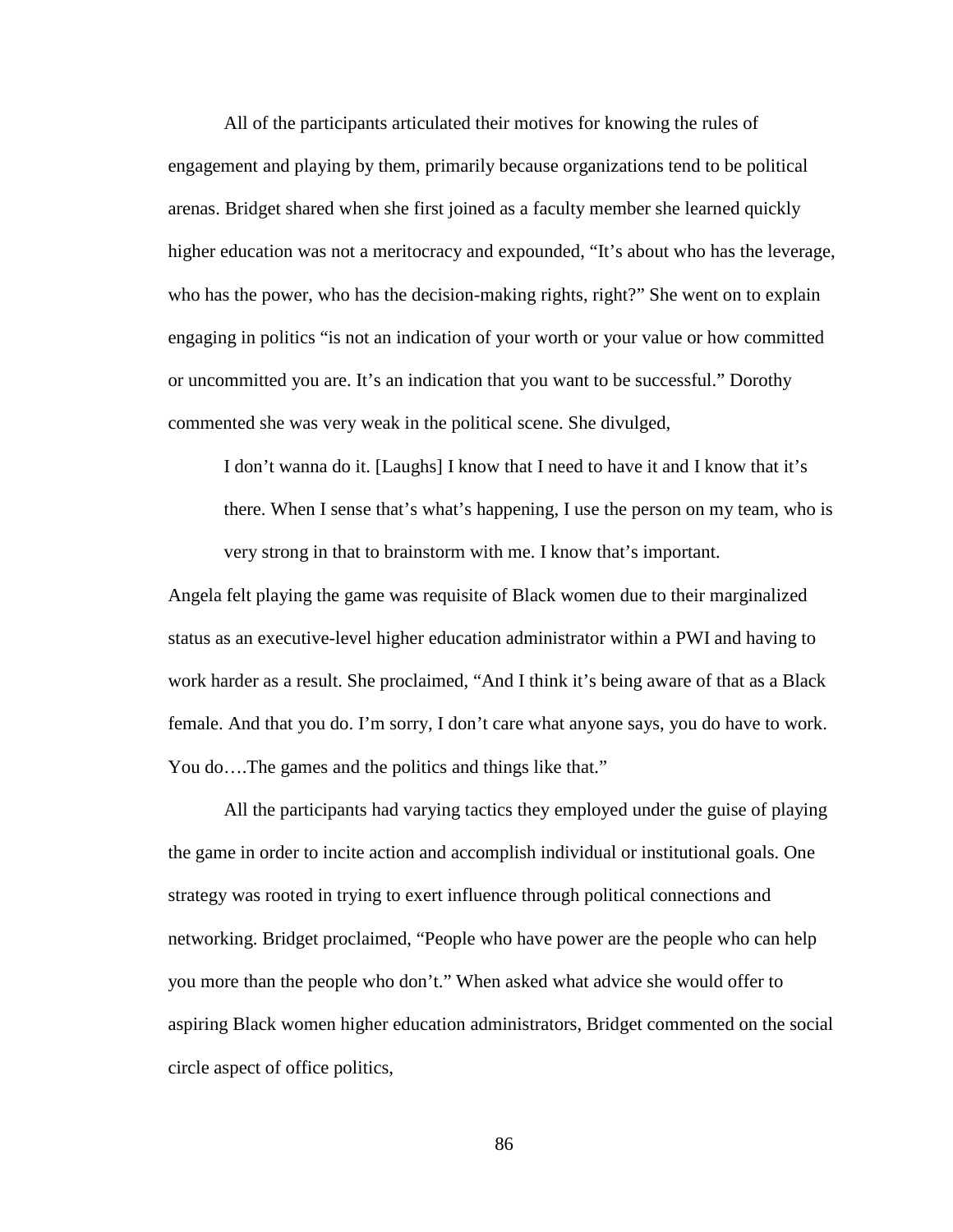All of the participants articulated their motives for knowing the rules of engagement and playing by them, primarily because organizations tend to be political arenas. Bridget shared when she first joined as a faculty member she learned quickly higher education was not a meritocracy and expounded, “It’s about who has the leverage, who has the power, who has the decision-making rights, right?” She went on to explain engaging in politics “is not an indication of your worth or your value or how committed or uncommitted you are. It’s an indication that you want to be successful.” Dorothy commented she was very weak in the political scene. She divulged,

> I don’t wanna do it. [Laughs] I know that I need to have it and I know that it’s there. When I sense that’s what’s happening, I use the person on my team, who is very strong in that to brainstorm with me. I know that’s important.

Angela felt playing the game was requisite of Black women due to their marginalized status as an executive-level higher education administrator within a PWI and having to work harder as a result. She proclaimed, “And I think it’s being aware of that as a Black female. And that you do. I’m sorry, I don’t care what anyone says, you do have to work. You do….The games and the politics and things like that.”

All the participants had varying tactics they employed under the guise of playing the game in order to incite action and accomplish individual or institutional goals. One strategy was rooted in trying to exert influence through political connections and networking. Bridget proclaimed, “People who have power are the people who can help you more than the people who don’t.” When asked what advice she would offer to aspiring Black women higher education administrators, Bridget commented on the social circle aspect of office politics,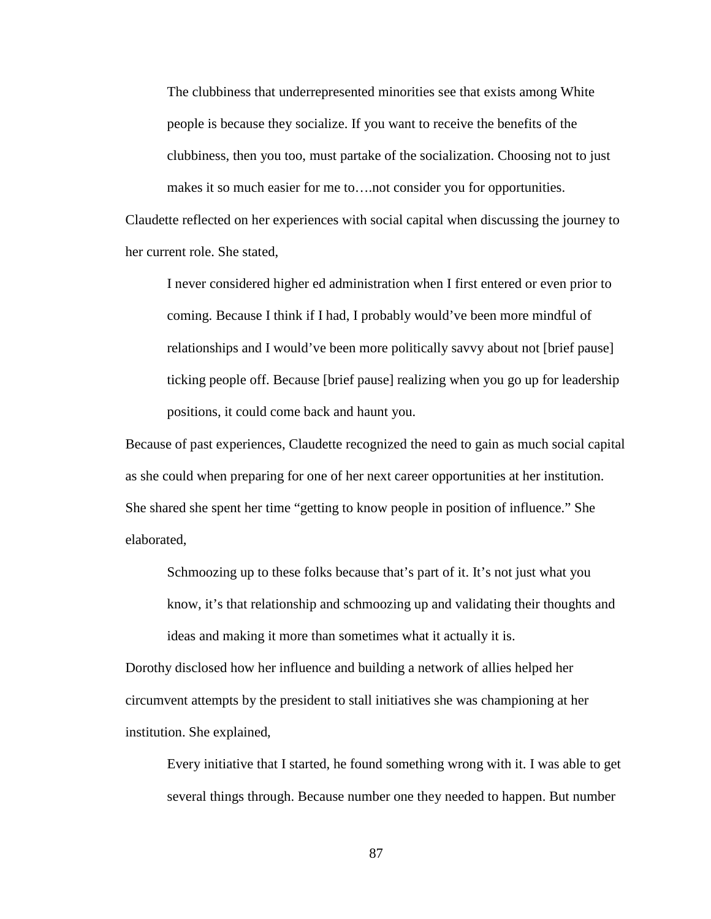> The clubbiness that underrepresented minorities see that exists among White people is because they socialize. If you want to receive the benefits of the clubbiness, then you too, must partake of the socialization. Choosing not to just makes it so much easier for me to….not consider you for opportunities.

Claudette reflected on her experiences with social capital when discussing the journey to her current role. She stated,

> I never considered higher ed administration when I first entered or even prior to coming. Because I think if I had, I probably would've been more mindful of relationships and I would've been more politically savvy about not [brief pause] ticking people off. Because [brief pause] realizing when you go up for leadership positions, it could come back and haunt you.

Because of past experiences, Claudette recognized the need to gain as much social capital as she could when preparing for one of her next career opportunities at her institution. She shared she spent her time "getting to know people in position of influence." She elaborated,

> Schmoozing up to these folks because that's part of it. It's not just what you know, it's that relationship and schmoozing up and validating their thoughts and ideas and making it more than sometimes what it actually it is.

Dorothy disclosed how her influence and building a network of allies helped her circumvent attempts by the president to stall initiatives she was championing at her institution. She explained,

> Every initiative that I started, he found something wrong with it. I was able to get several things through. Because number one they needed to happen. But number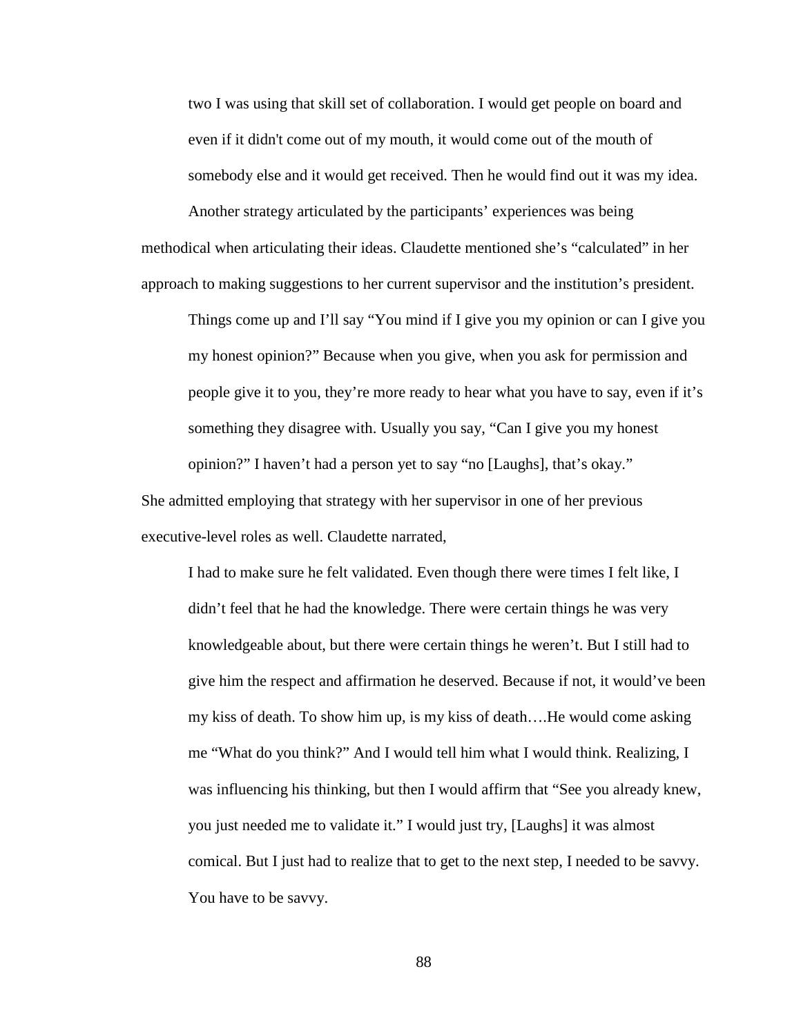> two I was using that skill set of collaboration. I would get people on board and even if it didn't come out of my mouth, it would come out of the mouth of somebody else and it would get received. Then he would find out it was my idea.

Another strategy articulated by the participants' experiences was being methodical when articulating their ideas. Claudette mentioned she's "calculated" in her approach to making suggestions to her current supervisor and the institution's president.

> Things come up and I'll say "You mind if I give you my opinion or can I give you my honest opinion?" Because when you give, when you ask for permission and people give it to you, they're more ready to hear what you have to say, even if it's something they disagree with. Usually you say, "Can I give you my honest opinion?" I haven't had a person yet to say "no [Laughs], that's okay."

She admitted employing that strategy with her supervisor in one of her previous executive-level roles as well. Claudette narrated,

> I had to make sure he felt validated. Even though there were times I felt like, I didn't feel that he had the knowledge. There were certain things he was very knowledgeable about, but there were certain things he weren't. But I still had to give him the respect and affirmation he deserved. Because if not, it would've been my kiss of death. To show him up, is my kiss of death….He would come asking me "What do you think?" And I would tell him what I would think. Realizing, I was influencing his thinking, but then I would affirm that "See you already knew, you just needed me to validate it." I would just try, [Laughs] it was almost comical. But I just had to realize that to get to the next step, I needed to be savvy. You have to be savvy.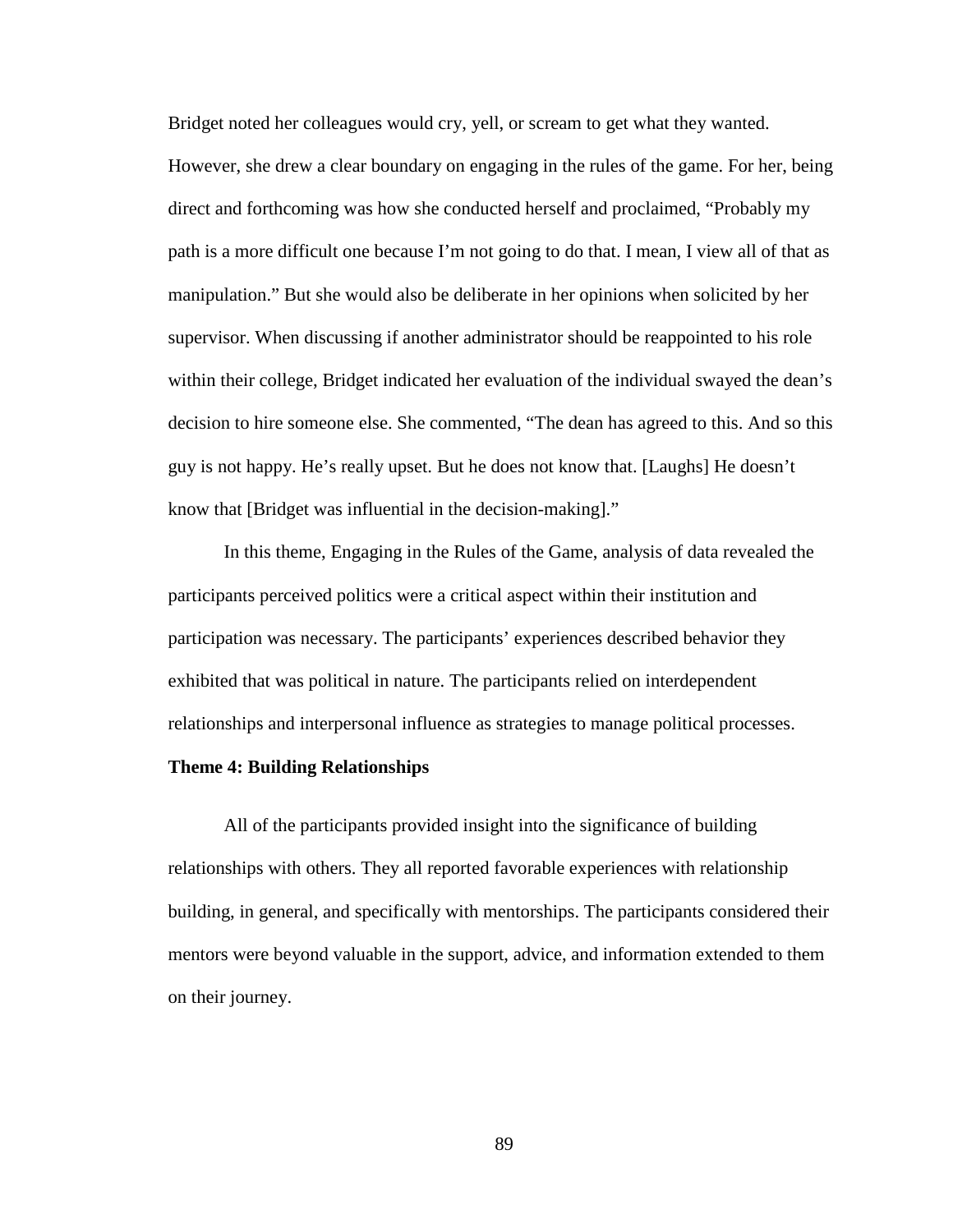Bridget noted her colleagues would cry, yell, or scream to get what they wanted. However, she drew a clear boundary on engaging in the rules of the game. For her, being direct and forthcoming was how she conducted herself and proclaimed, “Probably my path is a more difficult one because I’m not going to do that. I mean, I view all of that as manipulation.” But she would also be deliberate in her opinions when solicited by her supervisor. When discussing if another administrator should be reappointed to his role within their college, Bridget indicated her evaluation of the individual swayed the dean’s decision to hire someone else. She commented, “The dean has agreed to this. And so this guy is not happy. He’s really upset. But he does not know that. [Laughs] He doesn’t know that [Bridget was influential in the decision-making].”

In this theme, Engaging in the Rules of the Game, analysis of data revealed the participants perceived politics were a critical aspect within their institution and participation was necessary. The participants’ experiences described behavior they exhibited that was political in nature. The participants relied on interdependent relationships and interpersonal influence as strategies to manage political processes.

**Theme 4: Building Relationships**

All of the participants provided insight into the significance of building relationships with others. They all reported favorable experiences with relationship building, in general, and specifically with mentorships. The participants considered their mentors were beyond valuable in the support, advice, and information extended to them on their journey.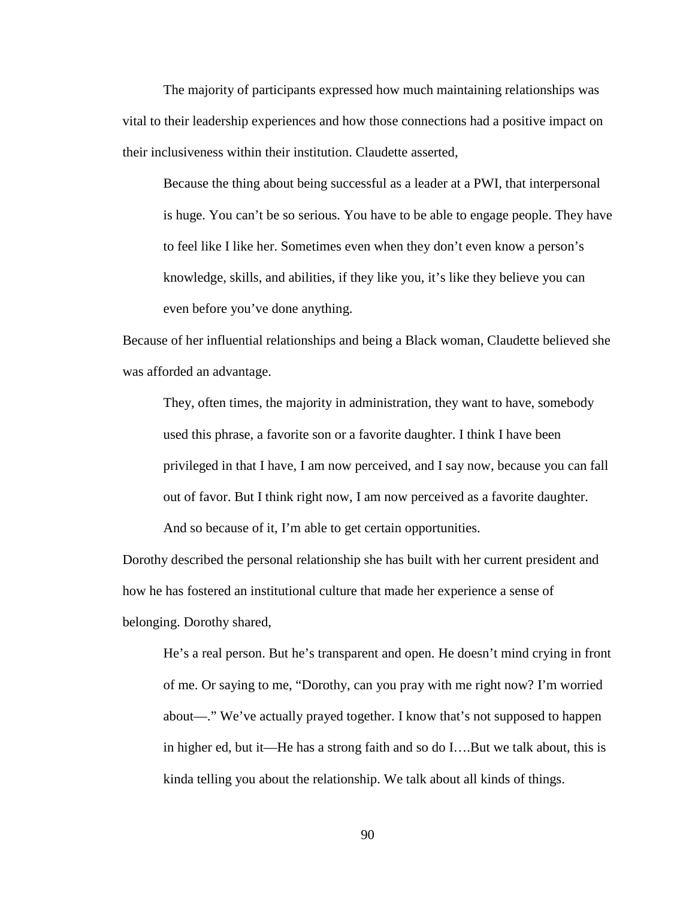The majority of participants expressed how much maintaining relationships was vital to their leadership experiences and how those connections had a positive impact on their inclusiveness within their institution. Claudette asserted,

> Because the thing about being successful as a leader at a PWI, that interpersonal is huge. You can't be so serious. You have to be able to engage people. They have to feel like I like her. Sometimes even when they don't even know a person's knowledge, skills, and abilities, if they like you, it's like they believe you can even before you've done anything.

Because of her influential relationships and being a Black woman, Claudette believed she was afforded an advantage.

> They, often times, the majority in administration, they want to have, somebody used this phrase, a favorite son or a favorite daughter. I think I have been privileged in that I have, I am now perceived, and I say now, because you can fall out of favor. But I think right now, I am now perceived as a favorite daughter. And so because of it, I'm able to get certain opportunities.

Dorothy described the personal relationship she has built with her current president and how he has fostered an institutional culture that made her experience a sense of belonging. Dorothy shared,

> He's a real person. But he's transparent and open. He doesn't mind crying in front of me. Or saying to me, "Dorothy, can you pray with me right now? I'm worried about—." We've actually prayed together. I know that's not supposed to happen in higher ed, but it—He has a strong faith and so do I….But we talk about, this is kinda telling you about the relationship. We talk about all kinds of things.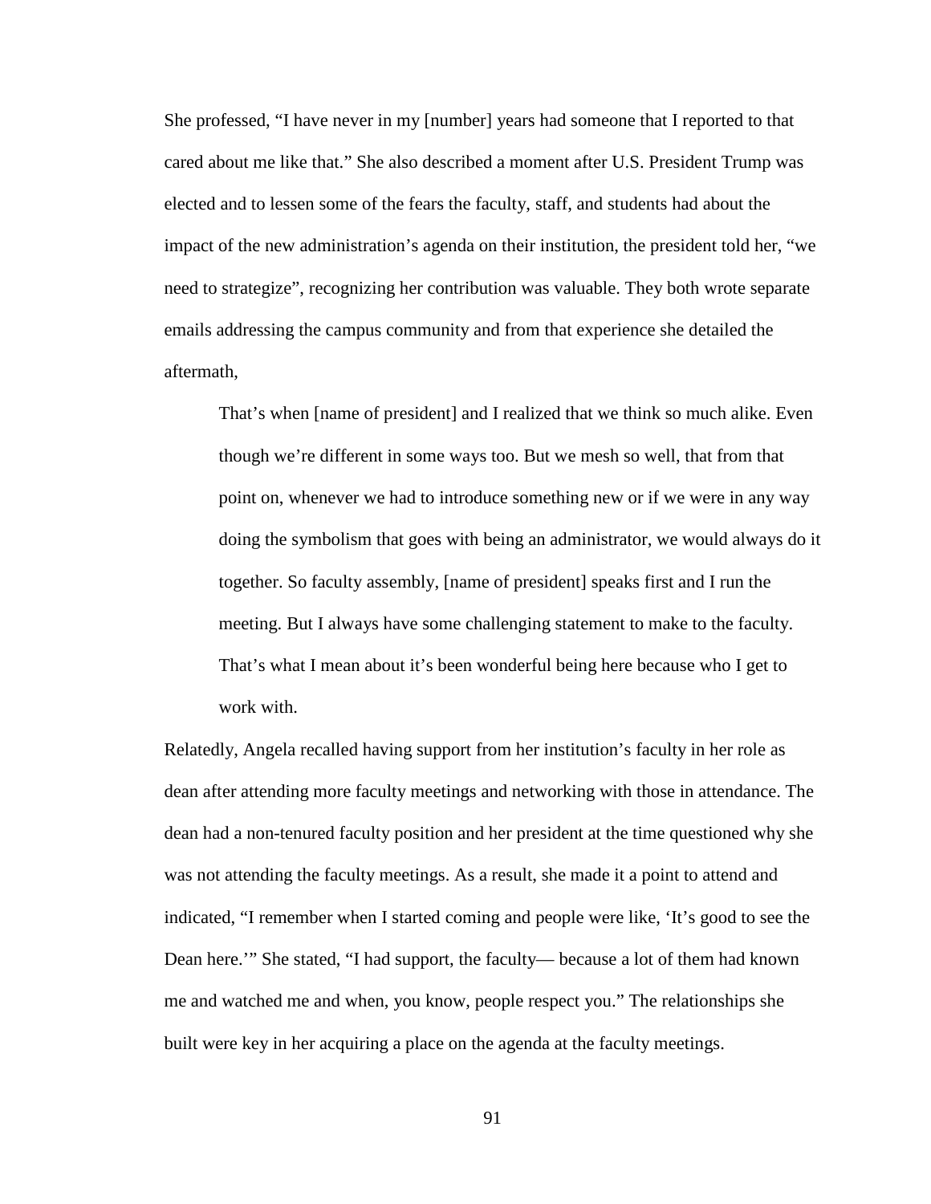She professed, "I have never in my [number] years had someone that I reported to that cared about me like that." She also described a moment after U.S. President Trump was elected and to lessen some of the fears the faculty, staff, and students had about the impact of the new administration's agenda on their institution, the president told her, "we need to strategize", recognizing her contribution was valuable. They both wrote separate emails addressing the campus community and from that experience she detailed the aftermath,

> That's when [name of president] and I realized that we think so much alike. Even though we're different in some ways too. But we mesh so well, that from that point on, whenever we had to introduce something new or if we were in any way doing the symbolism that goes with being an administrator, we would always do it together. So faculty assembly, [name of president] speaks first and I run the meeting. But I always have some challenging statement to make to the faculty. That's what I mean about it's been wonderful being here because who I get to work with.

Relatedly, Angela recalled having support from her institution's faculty in her role as dean after attending more faculty meetings and networking with those in attendance. The dean had a non-tenured faculty position and her president at the time questioned why she was not attending the faculty meetings. As a result, she made it a point to attend and indicated, "I remember when I started coming and people were like, 'It's good to see the Dean here.'" She stated, "I had support, the faculty— because a lot of them had known me and watched me and when, you know, people respect you." The relationships she built were key in her acquiring a place on the agenda at the faculty meetings.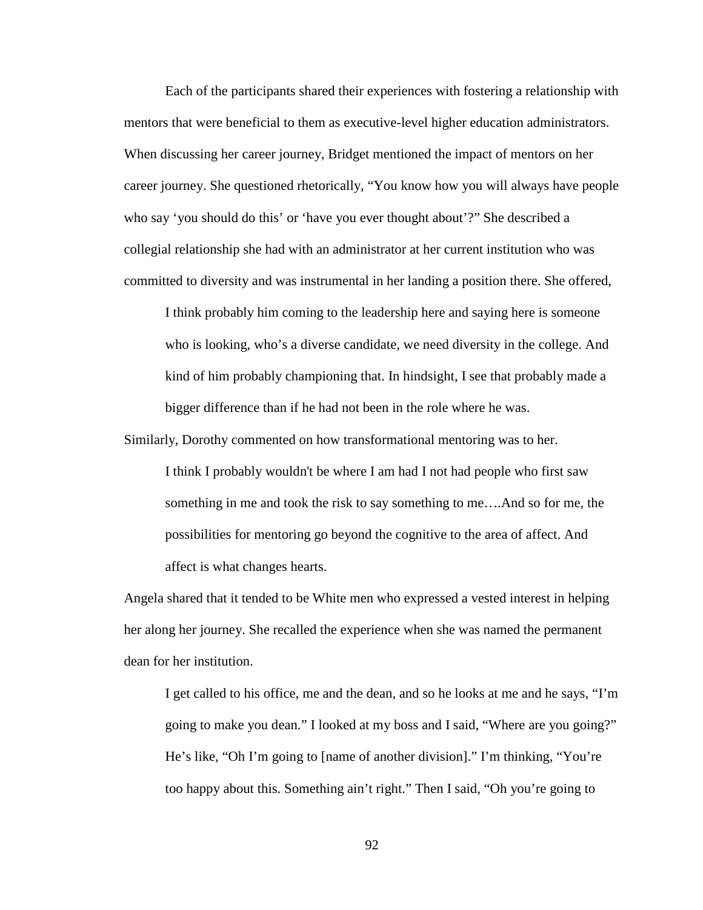Each of the participants shared their experiences with fostering a relationship with mentors that were beneficial to them as executive-level higher education administrators. When discussing her career journey, Bridget mentioned the impact of mentors on her career journey. She questioned rhetorically, “You know how you will always have people who say ‘you should do this’ or ‘have you ever thought about’?” She described a collegial relationship she had with an administrator at her current institution who was committed to diversity and was instrumental in her landing a position there. She offered,

> I think probably him coming to the leadership here and saying here is someone who is looking, who’s a diverse candidate, we need diversity in the college. And kind of him probably championing that. In hindsight, I see that probably made a bigger difference than if he had not been in the role where he was.

Similarly, Dorothy commented on how transformational mentoring was to her.

> I think I probably wouldn't be where I am had I not had people who first saw something in me and took the risk to say something to me….And so for me, the possibilities for mentoring go beyond the cognitive to the area of affect. And affect is what changes hearts.

Angela shared that it tended to be White men who expressed a vested interest in helping her along her journey. She recalled the experience when she was named the permanent dean for her institution.

> I get called to his office, me and the dean, and so he looks at me and he says, “I’m going to make you dean.” I looked at my boss and I said, “Where are you going?” He’s like, “Oh I’m going to [name of another division].” I’m thinking, “You’re too happy about this. Something ain’t right.” Then I said, “Oh you’re going to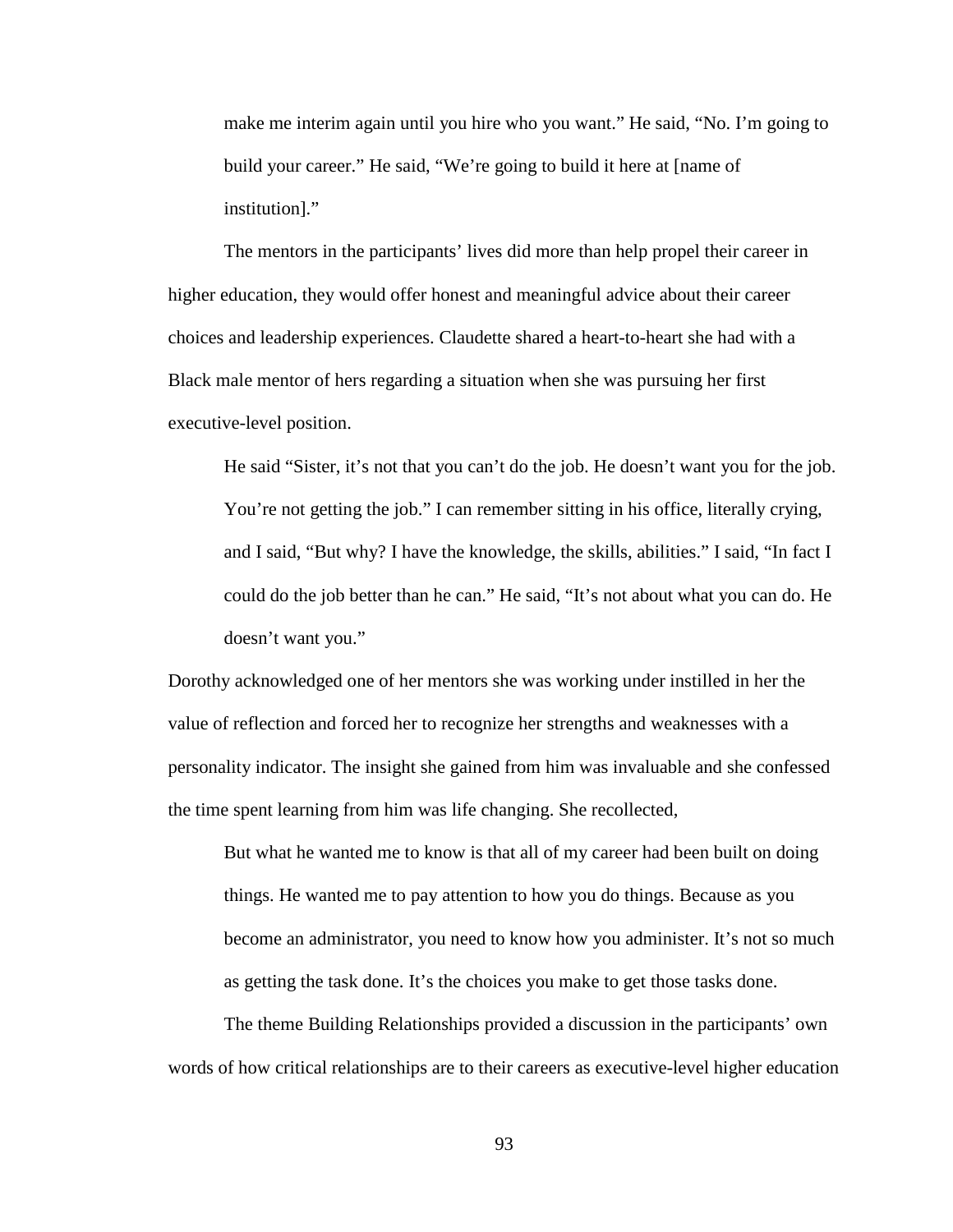> make me interim again until you hire who you want." He said, "No. I'm going to build your career." He said, "We're going to build it here at [name of institution]."

The mentors in the participants' lives did more than help propel their career in higher education, they would offer honest and meaningful advice about their career choices and leadership experiences. Claudette shared a heart-to-heart she had with a Black male mentor of hers regarding a situation when she was pursuing her first executive-level position.

> He said "Sister, it's not that you can't do the job. He doesn't want you for the job. You're not getting the job." I can remember sitting in his office, literally crying, and I said, "But why? I have the knowledge, the skills, abilities." I said, "In fact I could do the job better than he can." He said, "It's not about what you can do. He doesn't want you."

Dorothy acknowledged one of her mentors she was working under instilled in her the value of reflection and forced her to recognize her strengths and weaknesses with a personality indicator. The insight she gained from him was invaluable and she confessed the time spent learning from him was life changing. She recollected,

> But what he wanted me to know is that all of my career had been built on doing things. He wanted me to pay attention to how you do things. Because as you become an administrator, you need to know how you administer. It's not so much as getting the task done. It's the choices you make to get those tasks done.

The theme Building Relationships provided a discussion in the participants' own words of how critical relationships are to their careers as executive-level higher education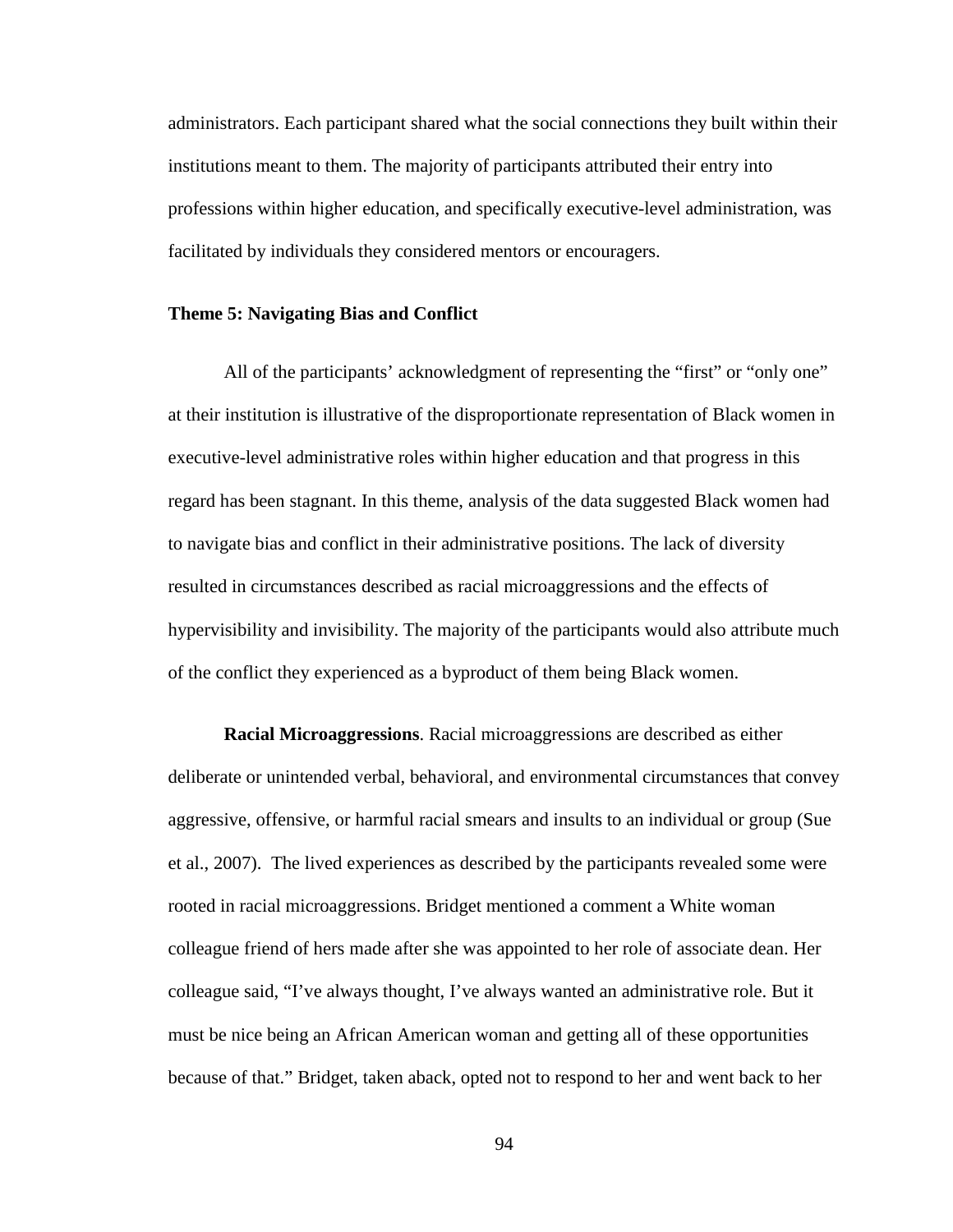administrators. Each participant shared what the social connections they built within their institutions meant to them. The majority of participants attributed their entry into professions within higher education, and specifically executive-level administration, was facilitated by individuals they considered mentors or encouragers.

### Theme 5: Navigating Bias and Conflict

All of the participants' acknowledgment of representing the "first" or "only one" at their institution is illustrative of the disproportionate representation of Black women in executive-level administrative roles within higher education and that progress in this regard has been stagnant. In this theme, analysis of the data suggested Black women had to navigate bias and conflict in their administrative positions. The lack of diversity resulted in circumstances described as racial microaggressions and the effects of hypervisibility and invisibility. The majority of the participants would also attribute much of the conflict they experienced as a byproduct of them being Black women.

**Racial Microaggressions**. Racial microaggressions are described as either deliberate or unintended verbal, behavioral, and environmental circumstances that convey aggressive, offensive, or harmful racial smears and insults to an individual or group (Sue et al., 2007). The lived experiences as described by the participants revealed some were rooted in racial microaggressions. Bridget mentioned a comment a White woman colleague friend of hers made after she was appointed to her role of associate dean. Her colleague said, "I've always thought, I've always wanted an administrative role. But it must be nice being an African American woman and getting all of these opportunities because of that." Bridget, taken aback, opted not to respond to her and went back to her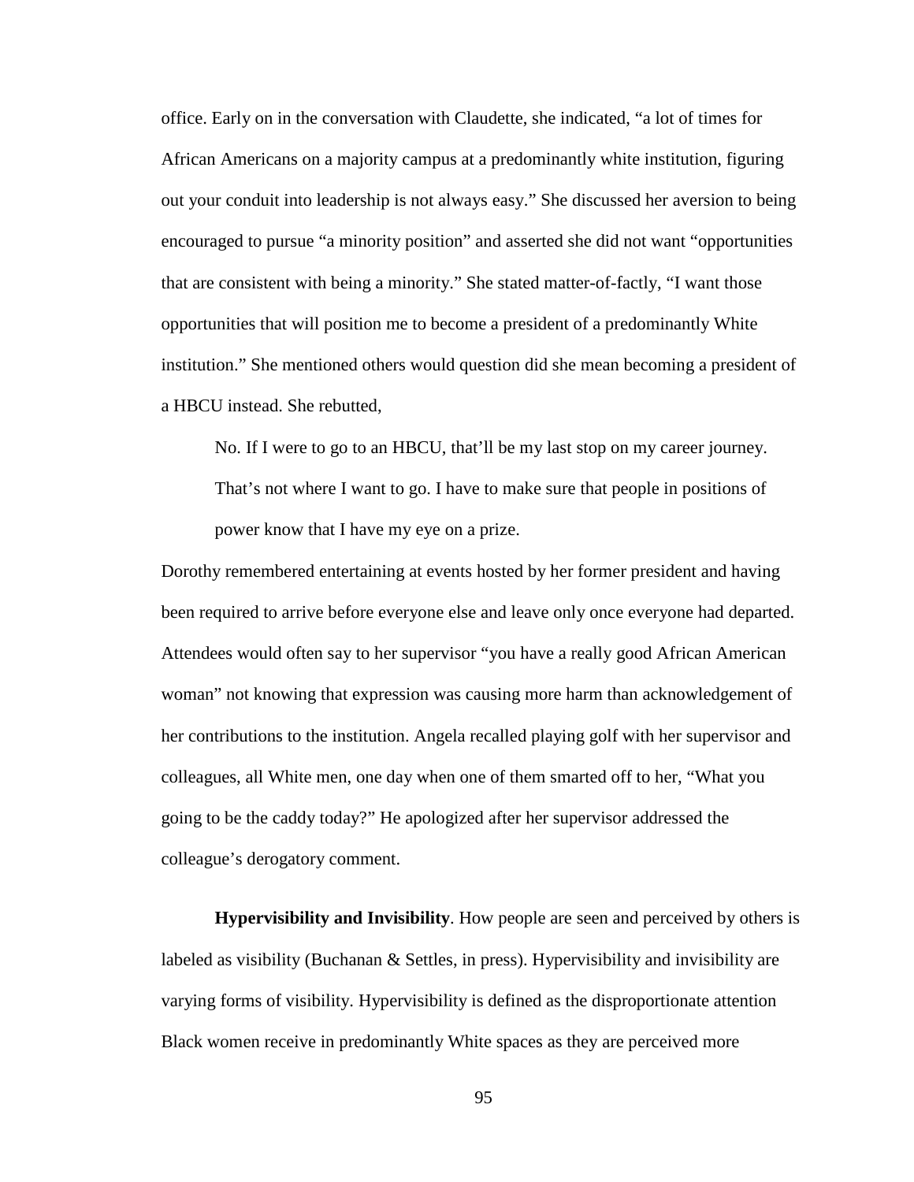office. Early on in the conversation with Claudette, she indicated, “a lot of times for African Americans on a majority campus at a predominantly white institution, figuring out your conduit into leadership is not always easy.” She discussed her aversion to being encouraged to pursue “a minority position” and asserted she did not want “opportunities that are consistent with being a minority.” She stated matter-of-factly, “I want those opportunities that will position me to become a president of a predominantly White institution.” She mentioned others would question did she mean becoming a president of a HBCU instead. She rebutted,

> No. If I were to go to an HBCU, that’ll be my last stop on my career journey. That’s not where I want to go. I have to make sure that people in positions of power know that I have my eye on a prize.

Dorothy remembered entertaining at events hosted by her former president and having been required to arrive before everyone else and leave only once everyone had departed. Attendees would often say to her supervisor “you have a really good African American woman” not knowing that expression was causing more harm than acknowledgement of her contributions to the institution. Angela recalled playing golf with her supervisor and colleagues, all White men, one day when one of them smarted off to her, “What you going to be the caddy today?” He apologized after her supervisor addressed the colleague’s derogatory comment.

**Hypervisibility and Invisibility**. How people are seen and perceived by others is labeled as visibility (Buchanan & Settles, in press). Hypervisibility and invisibility are varying forms of visibility. Hypervisibility is defined as the disproportionate attention Black women receive in predominantly White spaces as they are perceived more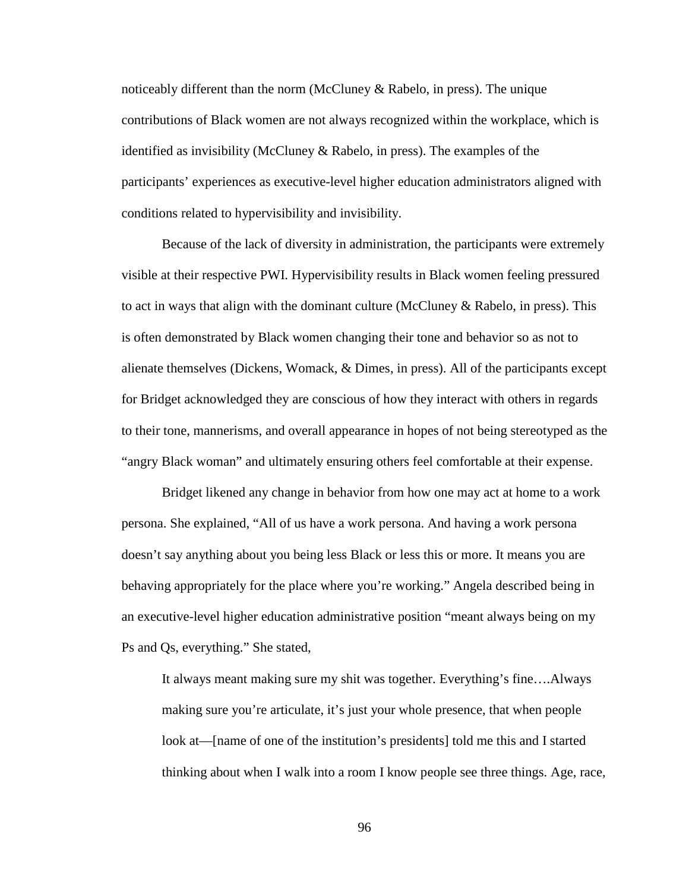noticeably different than the norm (McCluney & Rabelo, in press). The unique contributions of Black women are not always recognized within the workplace, which is identified as invisibility (McCluney & Rabelo, in press). The examples of the participants' experiences as executive-level higher education administrators aligned with conditions related to hypervisibility and invisibility.

Because of the lack of diversity in administration, the participants were extremely visible at their respective PWI. Hypervisibility results in Black women feeling pressured to act in ways that align with the dominant culture (McCluney & Rabelo, in press). This is often demonstrated by Black women changing their tone and behavior so as not to alienate themselves (Dickens, Womack, & Dimes, in press). All of the participants except for Bridget acknowledged they are conscious of how they interact with others in regards to their tone, mannerisms, and overall appearance in hopes of not being stereotyped as the "angry Black woman" and ultimately ensuring others feel comfortable at their expense.

Bridget likened any change in behavior from how one may act at home to a work persona. She explained, "All of us have a work persona. And having a work persona doesn't say anything about you being less Black or less this or more. It means you are behaving appropriately for the place where you're working." Angela described being in an executive-level higher education administrative position "meant always being on my Ps and Qs, everything." She stated,

> It always meant making sure my shit was together. Everything's fine….Always making sure you're articulate, it's just your whole presence, that when people look at—[name of one of the institution's presidents] told me this and I started thinking about when I walk into a room I know people see three things. Age, race,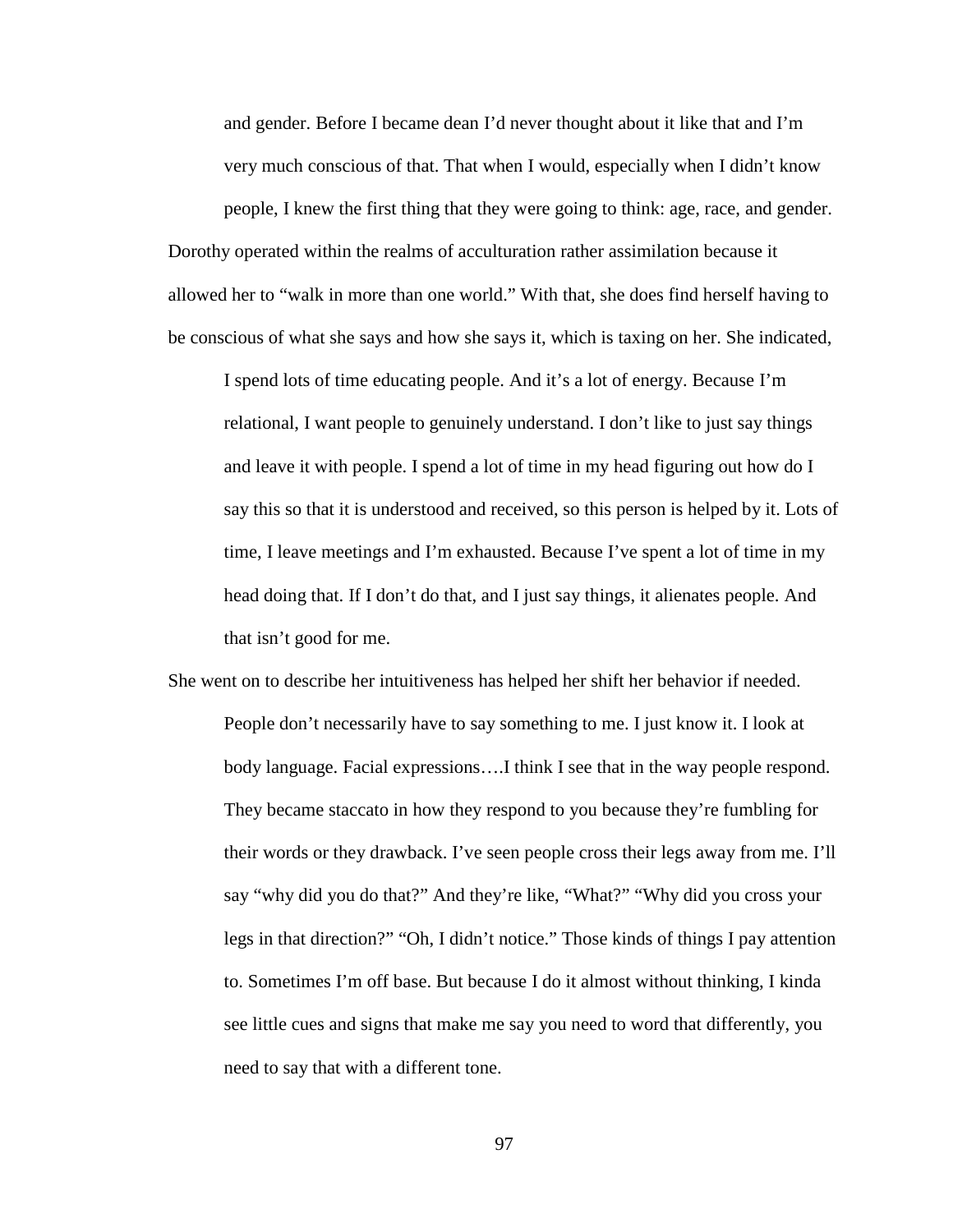> and gender. Before I became dean I'd never thought about it like that and I'm very much conscious of that. That when I would, especially when I didn't know people, I knew the first thing that they were going to think: age, race, and gender.

Dorothy operated within the realms of acculturation rather assimilation because it allowed her to "walk in more than one world." With that, she does find herself having to be conscious of what she says and how she says it, which is taxing on her. She indicated,

> I spend lots of time educating people. And it's a lot of energy. Because I'm relational, I want people to genuinely understand. I don't like to just say things and leave it with people. I spend a lot of time in my head figuring out how do I say this so that it is understood and received, so this person is helped by it. Lots of time, I leave meetings and I'm exhausted. Because I've spent a lot of time in my head doing that. If I don't do that, and I just say things, it alienates people. And that isn't good for me.

She went on to describe her intuitiveness has helped her shift her behavior if needed.

> People don't necessarily have to say something to me. I just know it. I look at body language. Facial expressions….I think I see that in the way people respond. They became staccato in how they respond to you because they're fumbling for their words or they drawback. I've seen people cross their legs away from me. I'll say "why did you do that?" And they're like, "What?" "Why did you cross your legs in that direction?" "Oh, I didn't notice." Those kinds of things I pay attention to. Sometimes I'm off base. But because I do it almost without thinking, I kinda see little cues and signs that make me say you need to word that differently, you need to say that with a different tone.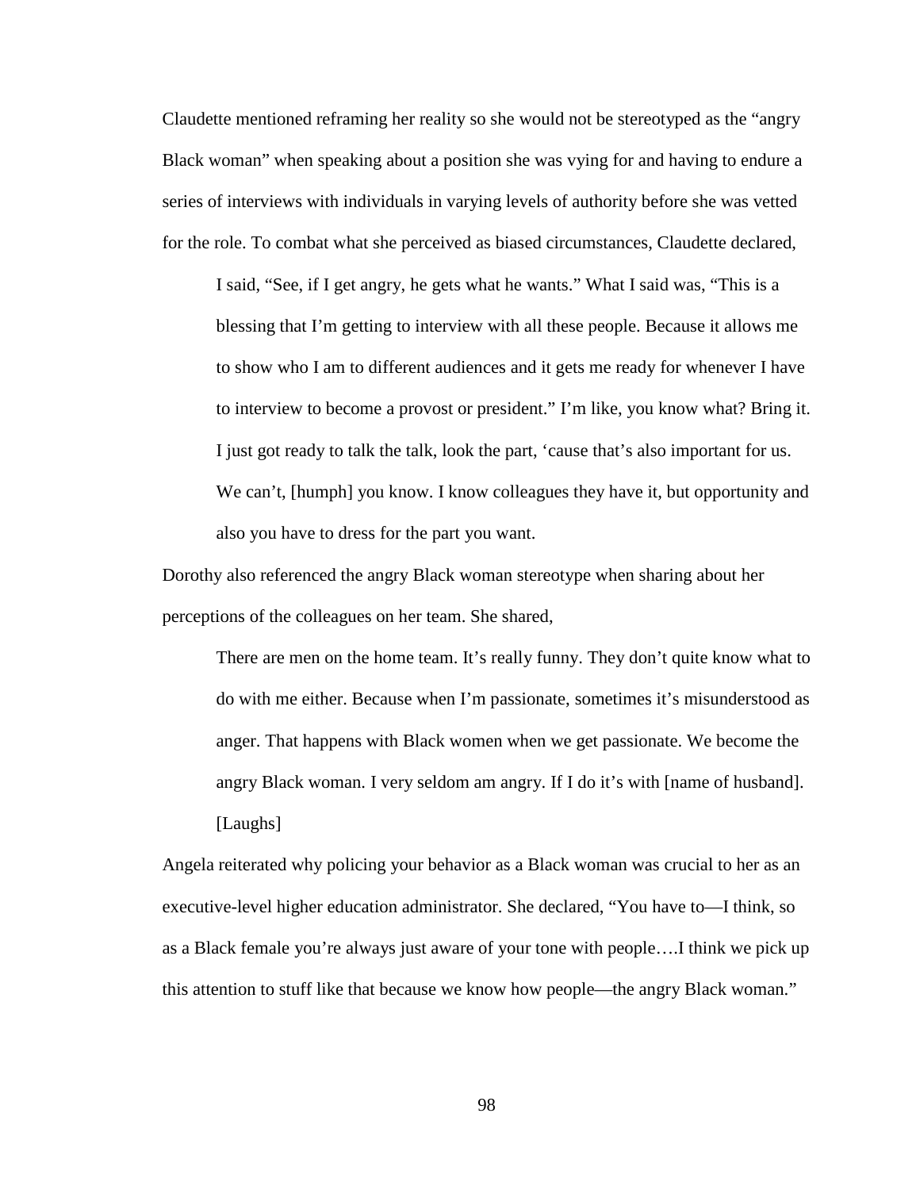Claudette mentioned reframing her reality so she would not be stereotyped as the "angry Black woman" when speaking about a position she was vying for and having to endure a series of interviews with individuals in varying levels of authority before she was vetted for the role. To combat what she perceived as biased circumstances, Claudette declared,

> I said, "See, if I get angry, he gets what he wants." What I said was, "This is a blessing that I'm getting to interview with all these people. Because it allows me to show who I am to different audiences and it gets me ready for whenever I have to interview to become a provost or president." I'm like, you know what? Bring it. I just got ready to talk the talk, look the part, 'cause that's also important for us. We can't, [humph] you know. I know colleagues they have it, but opportunity and also you have to dress for the part you want.

Dorothy also referenced the angry Black woman stereotype when sharing about her perceptions of the colleagues on her team. She shared,

> There are men on the home team. It's really funny. They don't quite know what to do with me either. Because when I'm passionate, sometimes it's misunderstood as anger. That happens with Black women when we get passionate. We become the angry Black woman. I very seldom am angry. If I do it's with [name of husband]. [Laughs]

Angela reiterated why policing your behavior as a Black woman was crucial to her as an executive-level higher education administrator. She declared, "You have to—I think, so as a Black female you're always just aware of your tone with people….I think we pick up this attention to stuff like that because we know how people—the angry Black woman."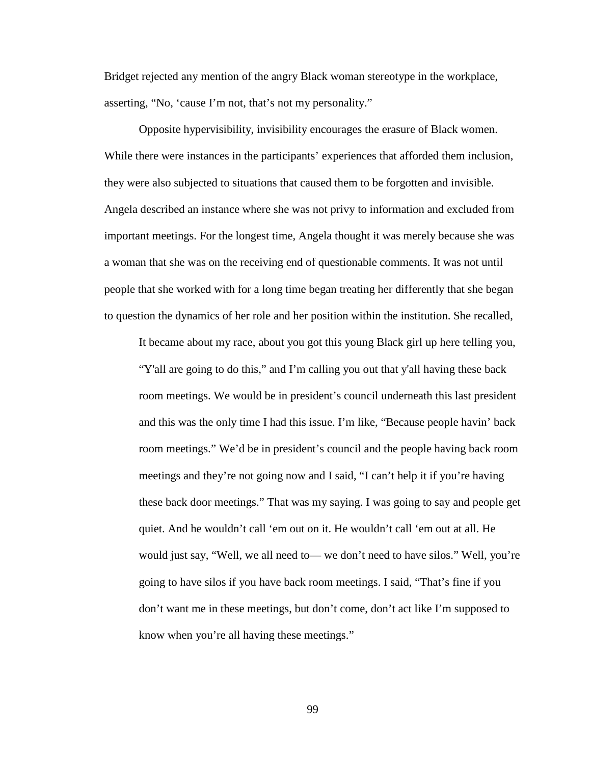Bridget rejected any mention of the angry Black woman stereotype in the workplace, asserting, “No, ‘cause I’m not, that’s not my personality.”

Opposite hypervisibility, invisibility encourages the erasure of Black women. While there were instances in the participants’ experiences that afforded them inclusion, they were also subjected to situations that caused them to be forgotten and invisible. Angela described an instance where she was not privy to information and excluded from important meetings. For the longest time, Angela thought it was merely because she was a woman that she was on the receiving end of questionable comments. It was not until people that she worked with for a long time began treating her differently that she began to question the dynamics of her role and her position within the institution. She recalled,

> It became about my race, about you got this young Black girl up here telling you, “Y'all are going to do this,” and I’m calling you out that y'all having these back room meetings. We would be in president’s council underneath this last president and this was the only time I had this issue. I’m like, “Because people havin’ back room meetings.” We’d be in president’s council and the people having back room meetings and they’re not going now and I said, “I can’t help it if you’re having these back door meetings.” That was my saying. I was going to say and people get quiet. And he wouldn’t call ‘em out on it. He wouldn’t call ‘em out at all. He would just say, “Well, we all need to— we don’t need to have silos.” Well, you’re going to have silos if you have back room meetings. I said, “That’s fine if you don’t want me in these meetings, but don’t come, don’t act like I’m supposed to know when you’re all having these meetings.”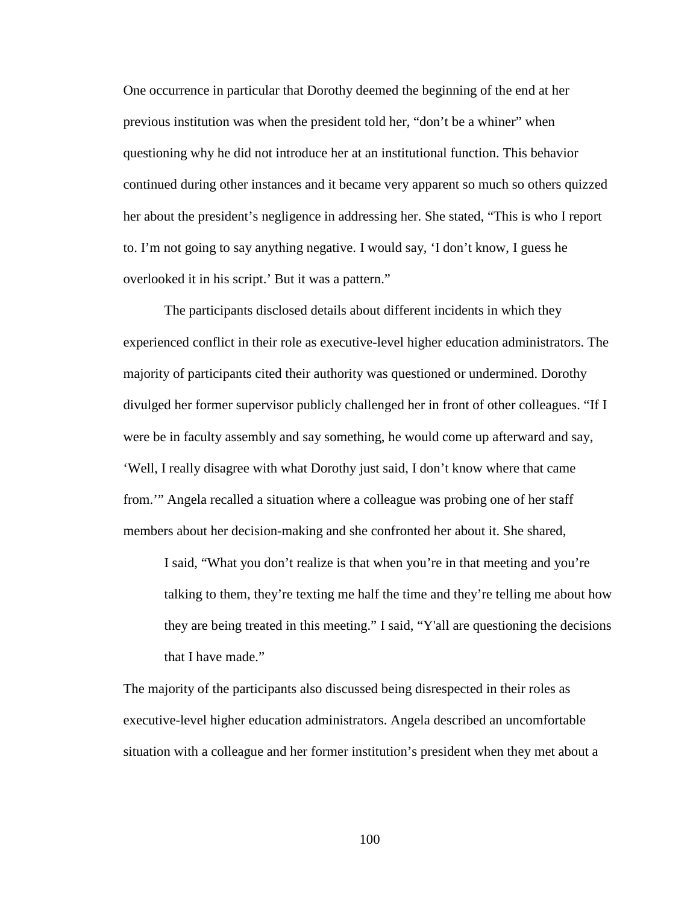One occurrence in particular that Dorothy deemed the beginning of the end at her previous institution was when the president told her, “don’t be a whiner” when questioning why he did not introduce her at an institutional function. This behavior continued during other instances and it became very apparent so much so others quizzed her about the president’s negligence in addressing her. She stated, “This is who I report to. I’m not going to say anything negative. I would say, ‘I don’t know, I guess he overlooked it in his script.’ But it was a pattern.”

The participants disclosed details about different incidents in which they experienced conflict in their role as executive-level higher education administrators. The majority of participants cited their authority was questioned or undermined. Dorothy divulged her former supervisor publicly challenged her in front of other colleagues. “If I were be in faculty assembly and say something, he would come up afterward and say, ‘Well, I really disagree with what Dorothy just said, I don’t know where that came from.’” Angela recalled a situation where a colleague was probing one of her staff members about her decision-making and she confronted her about it. She shared,

> I said, “What you don’t realize is that when you’re in that meeting and you’re talking to them, they’re texting me half the time and they’re telling me about how they are being treated in this meeting.” I said, “Y'all are questioning the decisions that I have made.”

The majority of the participants also discussed being disrespected in their roles as executive-level higher education administrators. Angela described an uncomfortable situation with a colleague and her former institution’s president when they met about a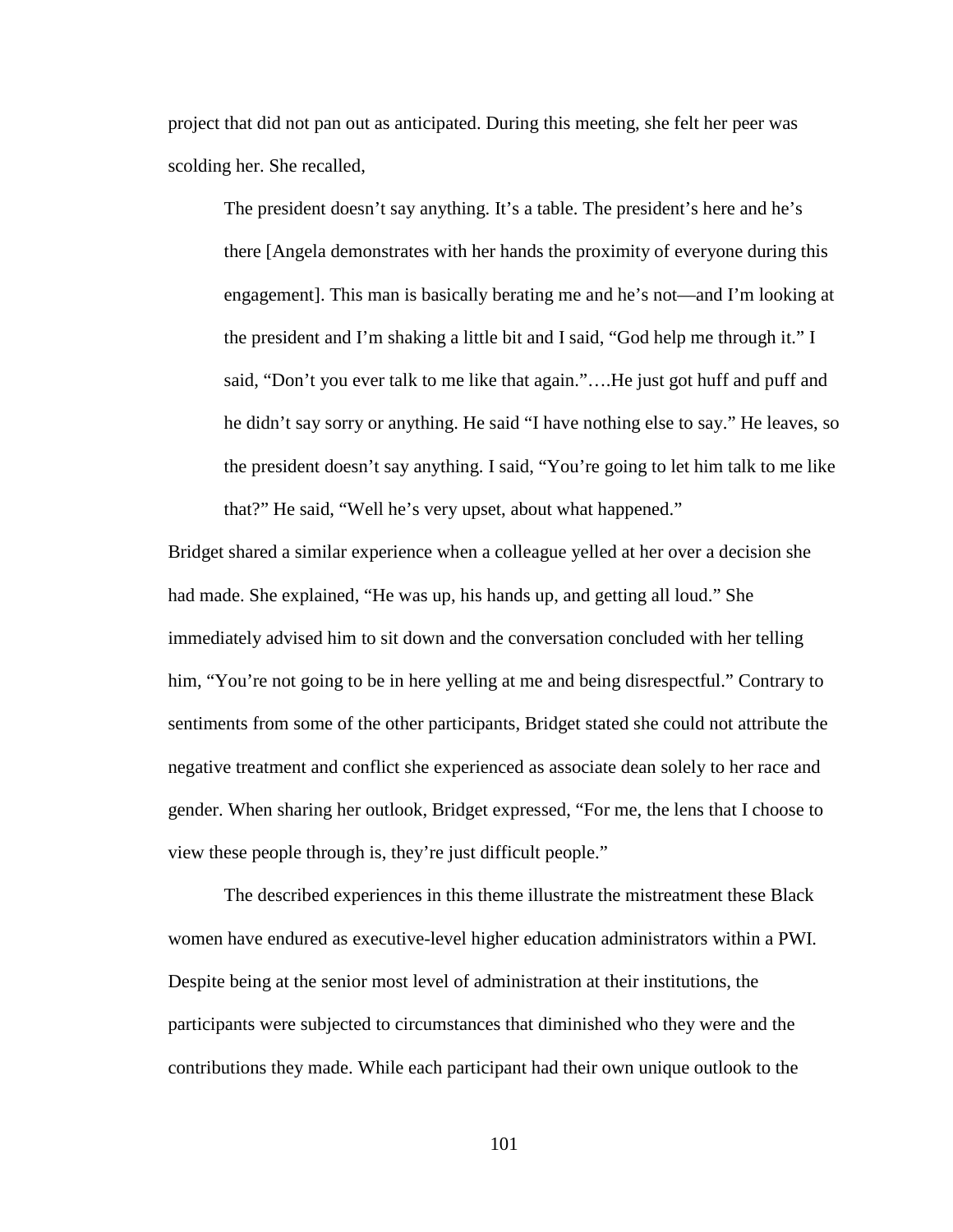project that did not pan out as anticipated. During this meeting, she felt her peer was scolding her. She recalled,

> The president doesn't say anything. It's a table. The president's here and he's there [Angela demonstrates with her hands the proximity of everyone during this engagement]. This man is basically berating me and he's not—and I'm looking at the president and I'm shaking a little bit and I said, "God help me through it." I said, "Don't you ever talk to me like that again."….He just got huff and puff and he didn't say sorry or anything. He said "I have nothing else to say." He leaves, so the president doesn't say anything. I said, "You're going to let him talk to me like that?" He said, "Well he's very upset, about what happened."

Bridget shared a similar experience when a colleague yelled at her over a decision she had made. She explained, "He was up, his hands up, and getting all loud." She immediately advised him to sit down and the conversation concluded with her telling him, "You're not going to be in here yelling at me and being disrespectful." Contrary to sentiments from some of the other participants, Bridget stated she could not attribute the negative treatment and conflict she experienced as associate dean solely to her race and gender. When sharing her outlook, Bridget expressed, "For me, the lens that I choose to view these people through is, they're just difficult people."

The described experiences in this theme illustrate the mistreatment these Black women have endured as executive-level higher education administrators within a PWI. Despite being at the senior most level of administration at their institutions, the participants were subjected to circumstances that diminished who they were and the contributions they made. While each participant had their own unique outlook to the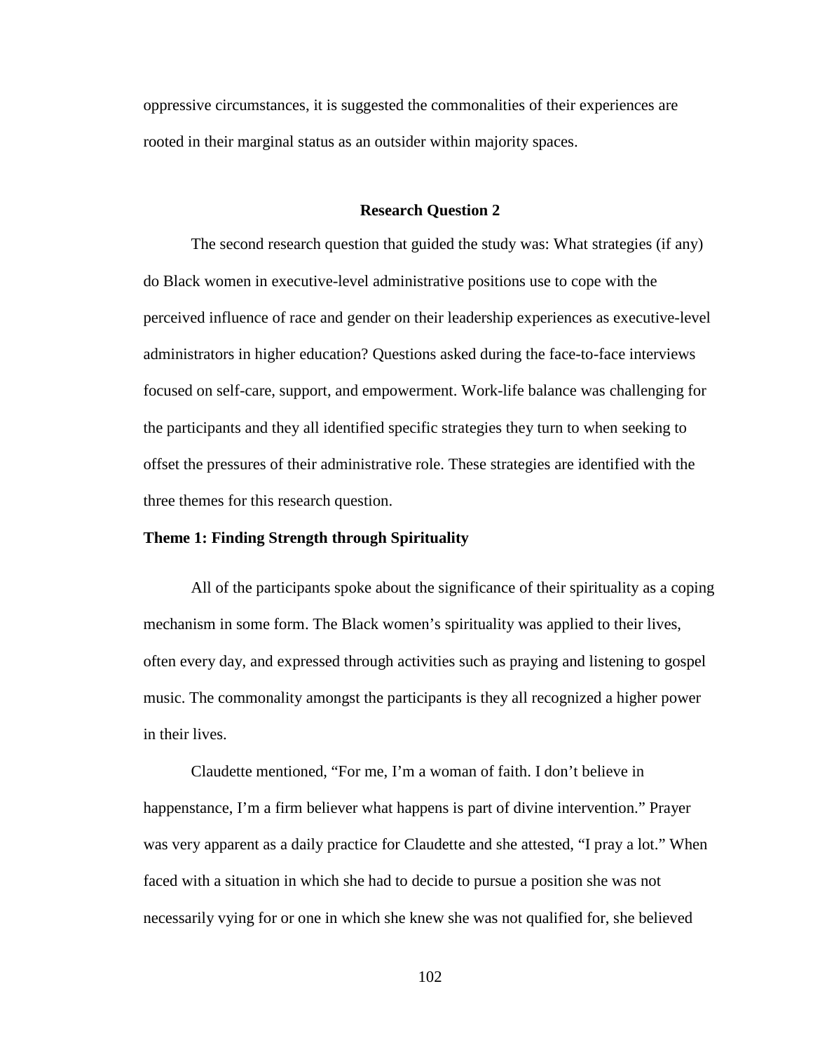oppressive circumstances, it is suggested the commonalities of their experiences are rooted in their marginal status as an outsider within majority spaces.

## Research Question 2

The second research question that guided the study was: What strategies (if any) do Black women in executive-level administrative positions use to cope with the perceived influence of race and gender on their leadership experiences as executive-level administrators in higher education? Questions asked during the face-to-face interviews focused on self-care, support, and empowerment. Work-life balance was challenging for the participants and they all identified specific strategies they turn to when seeking to offset the pressures of their administrative role. These strategies are identified with the three themes for this research question.

### Theme 1: Finding Strength through Spirituality

All of the participants spoke about the significance of their spirituality as a coping mechanism in some form. The Black women's spirituality was applied to their lives, often every day, and expressed through activities such as praying and listening to gospel music. The commonality amongst the participants is they all recognized a higher power in their lives.

Claudette mentioned, "For me, I'm a woman of faith. I don't believe in happenstance, I'm a firm believer what happens is part of divine intervention." Prayer was very apparent as a daily practice for Claudette and she attested, "I pray a lot." When faced with a situation in which she had to decide to pursue a position she was not necessarily vying for or one in which she knew she was not qualified for, she believed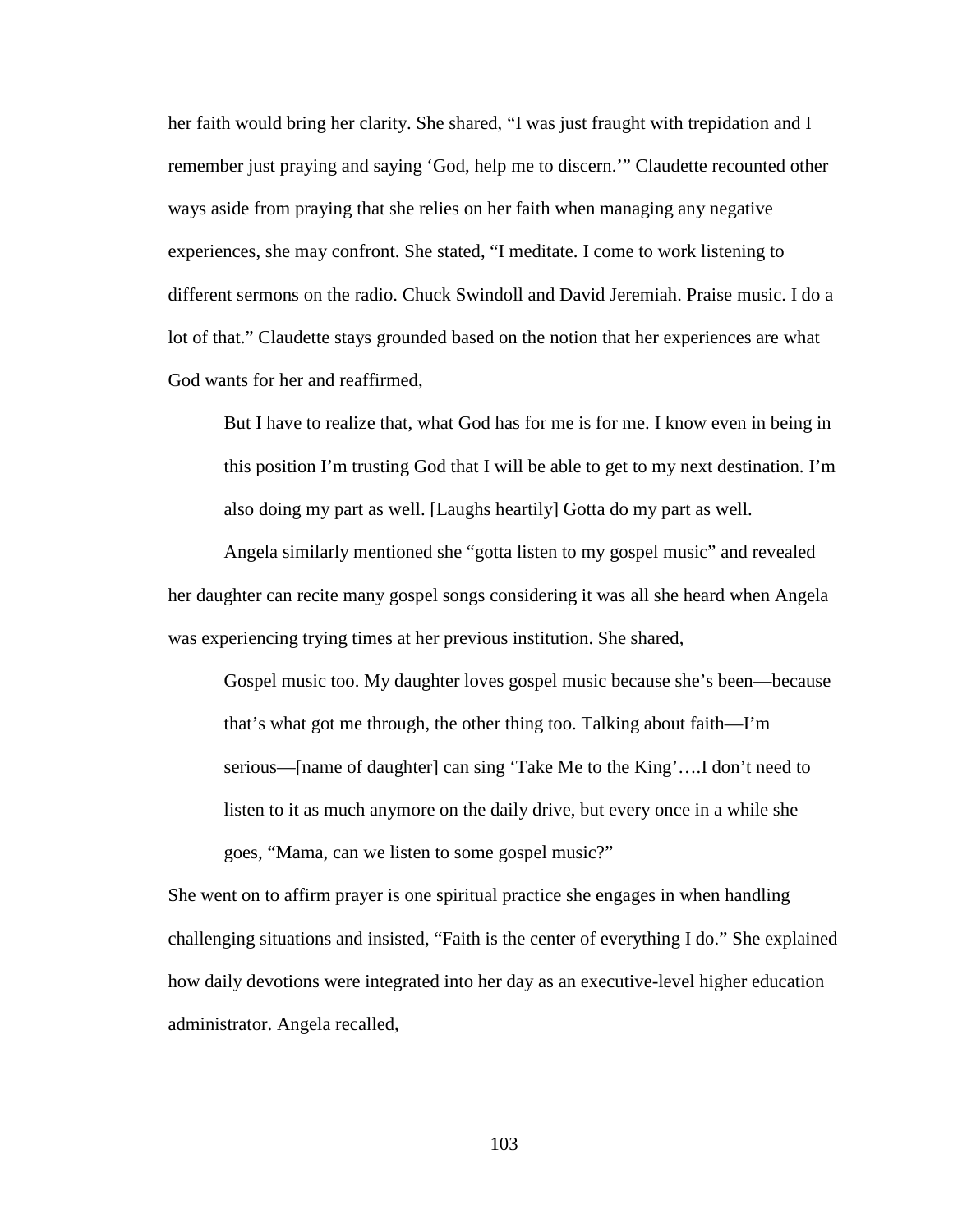her faith would bring her clarity. She shared, "I was just fraught with trepidation and I remember just praying and saying 'God, help me to discern.'" Claudette recounted other ways aside from praying that she relies on her faith when managing any negative experiences, she may confront. She stated, "I meditate. I come to work listening to different sermons on the radio. Chuck Swindoll and David Jeremiah. Praise music. I do a lot of that." Claudette stays grounded based on the notion that her experiences are what God wants for her and reaffirmed,

> But I have to realize that, what God has for me is for me. I know even in being in this position I'm trusting God that I will be able to get to my next destination. I'm also doing my part as well. [Laughs heartily] Gotta do my part as well.

Angela similarly mentioned she "gotta listen to my gospel music" and revealed her daughter can recite many gospel songs considering it was all she heard when Angela was experiencing trying times at her previous institution. She shared,

> Gospel music too. My daughter loves gospel music because she's been—because that's what got me through, the other thing too. Talking about faith—I'm serious—[name of daughter] can sing 'Take Me to the King'….I don't need to listen to it as much anymore on the daily drive, but every once in a while she goes, "Mama, can we listen to some gospel music?"

She went on to affirm prayer is one spiritual practice she engages in when handling challenging situations and insisted, "Faith is the center of everything I do." She explained how daily devotions were integrated into her day as an executive-level higher education administrator. Angela recalled,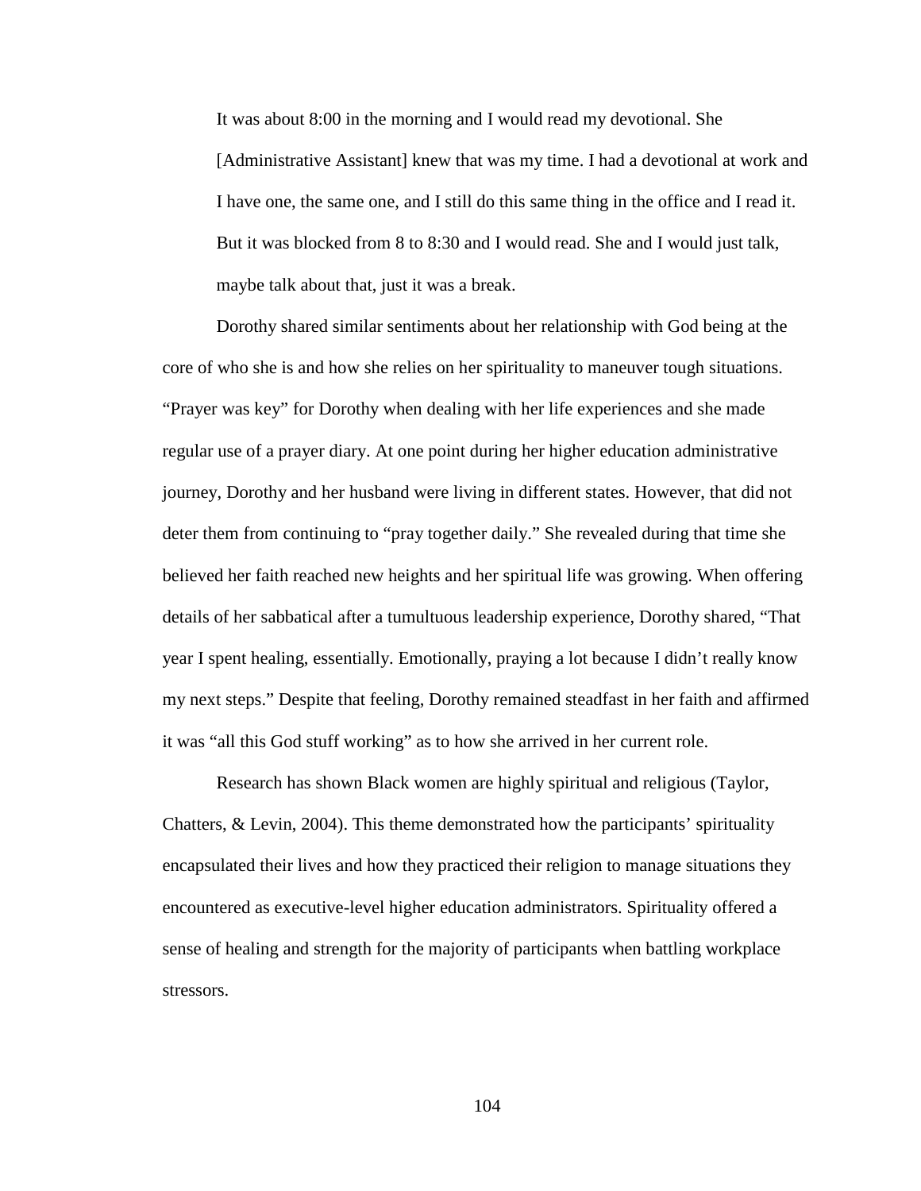> It was about 8:00 in the morning and I would read my devotional. She [Administrative Assistant] knew that was my time. I had a devotional at work and I have one, the same one, and I still do this same thing in the office and I read it. But it was blocked from 8 to 8:30 and I would read. She and I would just talk, maybe talk about that, just it was a break.

Dorothy shared similar sentiments about her relationship with God being at the core of who she is and how she relies on her spirituality to maneuver tough situations. "Prayer was key" for Dorothy when dealing with her life experiences and she made regular use of a prayer diary. At one point during her higher education administrative journey, Dorothy and her husband were living in different states. However, that did not deter them from continuing to "pray together daily." She revealed during that time she believed her faith reached new heights and her spiritual life was growing. When offering details of her sabbatical after a tumultuous leadership experience, Dorothy shared, "That year I spent healing, essentially. Emotionally, praying a lot because I didn't really know my next steps." Despite that feeling, Dorothy remained steadfast in her faith and affirmed it was "all this God stuff working" as to how she arrived in her current role.

Research has shown Black women are highly spiritual and religious (Taylor, Chatters, & Levin, 2004). This theme demonstrated how the participants' spirituality encapsulated their lives and how they practiced their religion to manage situations they encountered as executive-level higher education administrators. Spirituality offered a sense of healing and strength for the majority of participants when battling workplace stressors.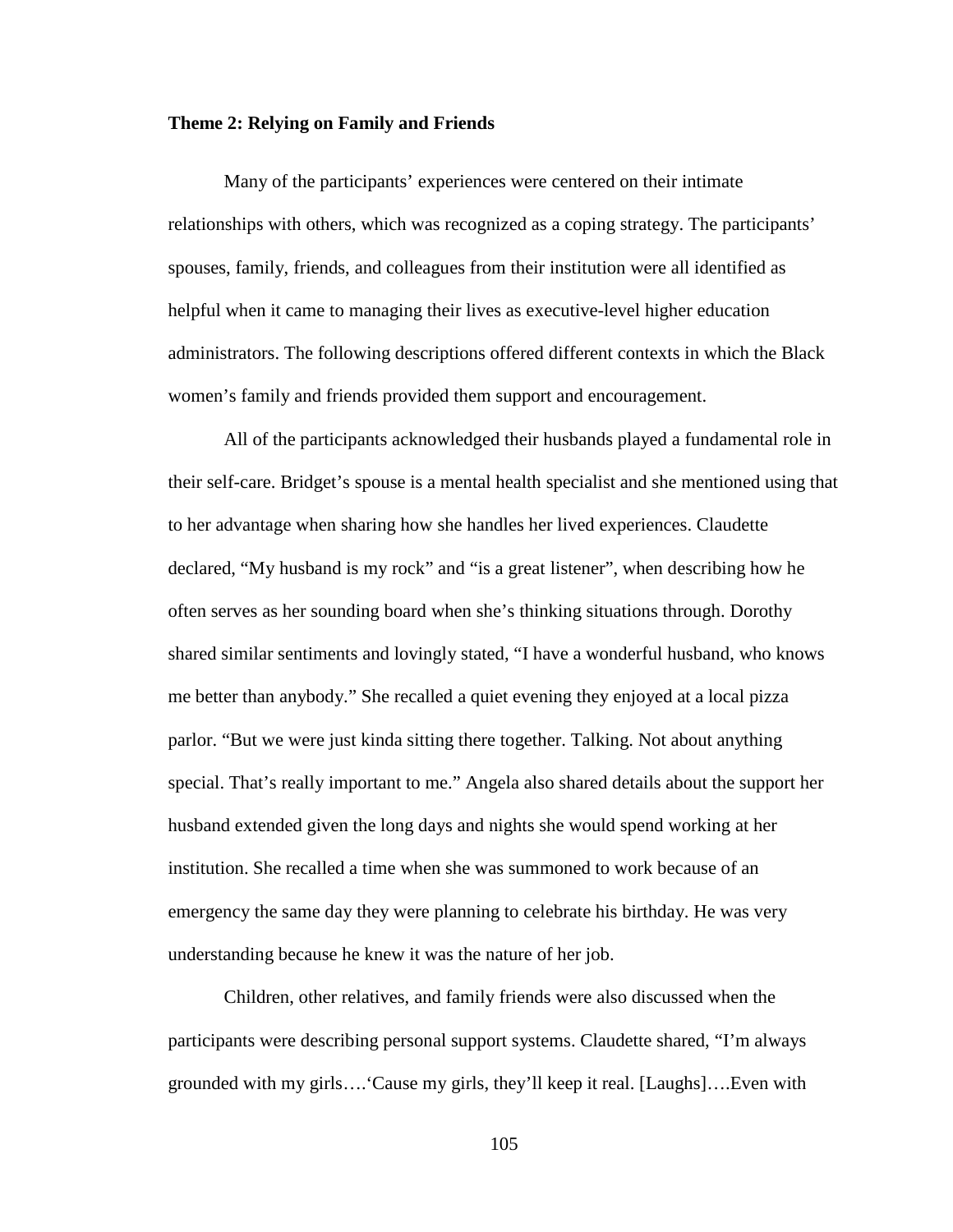**Theme 2: Relying on Family and Friends**

Many of the participants' experiences were centered on their intimate relationships with others, which was recognized as a coping strategy. The participants' spouses, family, friends, and colleagues from their institution were all identified as helpful when it came to managing their lives as executive-level higher education administrators. The following descriptions offered different contexts in which the Black women's family and friends provided them support and encouragement.

All of the participants acknowledged their husbands played a fundamental role in their self-care. Bridget's spouse is a mental health specialist and she mentioned using that to her advantage when sharing how she handles her lived experiences. Claudette declared, "My husband is my rock" and "is a great listener", when describing how he often serves as her sounding board when she's thinking situations through. Dorothy shared similar sentiments and lovingly stated, "I have a wonderful husband, who knows me better than anybody." She recalled a quiet evening they enjoyed at a local pizza parlor. "But we were just kinda sitting there together. Talking. Not about anything special. That's really important to me." Angela also shared details about the support her husband extended given the long days and nights she would spend working at her institution. She recalled a time when she was summoned to work because of an emergency the same day they were planning to celebrate his birthday. He was very understanding because he knew it was the nature of her job.

Children, other relatives, and family friends were also discussed when the participants were describing personal support systems. Claudette shared, "I'm always grounded with my girls….'Cause my girls, they'll keep it real. [Laughs]….Even with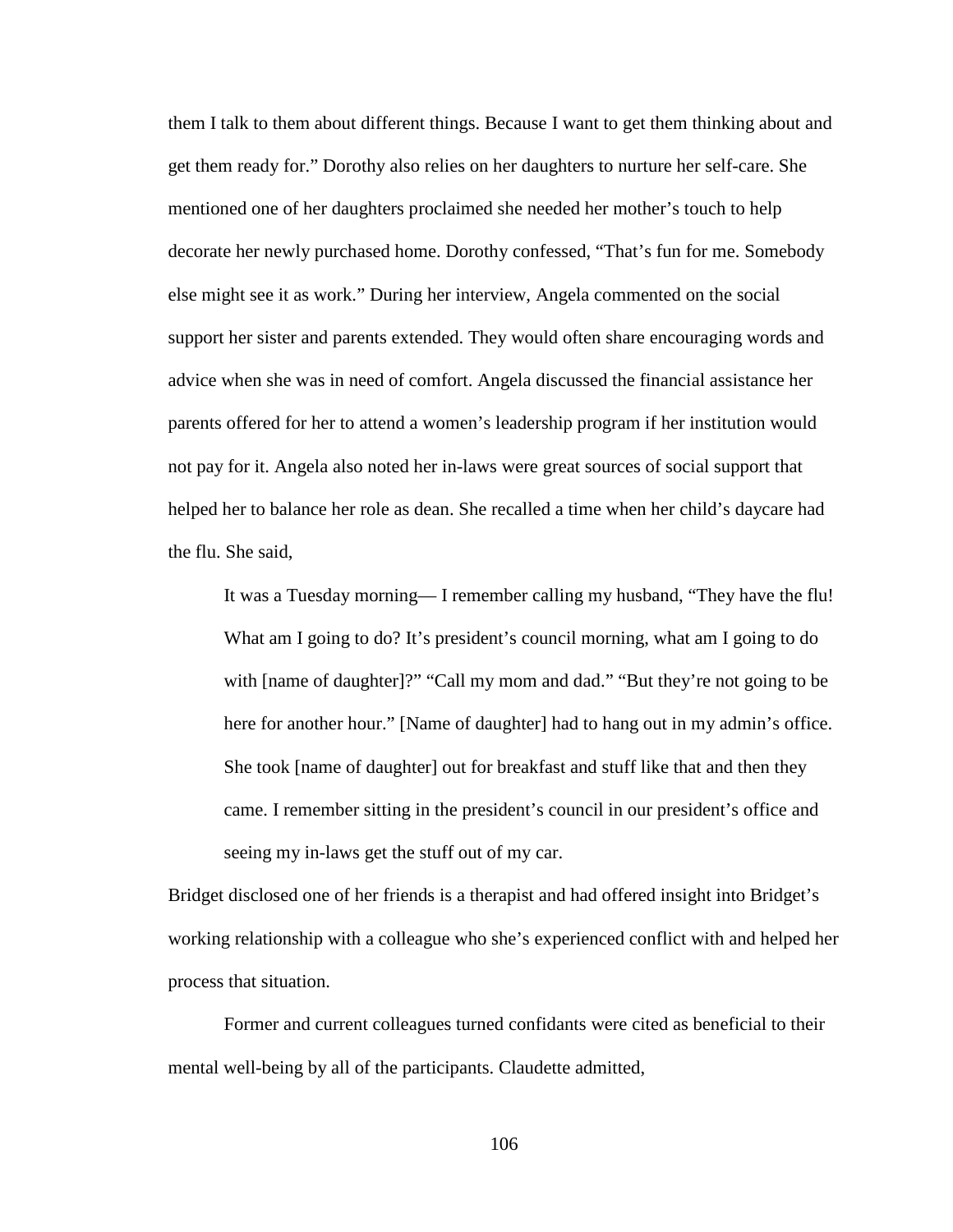them I talk to them about different things. Because I want to get them thinking about and get them ready for." Dorothy also relies on her daughters to nurture her self-care. She mentioned one of her daughters proclaimed she needed her mother's touch to help decorate her newly purchased home. Dorothy confessed, "That's fun for me. Somebody else might see it as work." During her interview, Angela commented on the social support her sister and parents extended. They would often share encouraging words and advice when she was in need of comfort. Angela discussed the financial assistance her parents offered for her to attend a women's leadership program if her institution would not pay for it. Angela also noted her in-laws were great sources of social support that helped her to balance her role as dean. She recalled a time when her child's daycare had the flu. She said,

> It was a Tuesday morning— I remember calling my husband, "They have the flu! What am I going to do? It's president's council morning, what am I going to do with [name of daughter]?" "Call my mom and dad." "But they're not going to be here for another hour." [Name of daughter] had to hang out in my admin's office. She took [name of daughter] out for breakfast and stuff like that and then they came. I remember sitting in the president's council in our president's office and seeing my in-laws get the stuff out of my car.

Bridget disclosed one of her friends is a therapist and had offered insight into Bridget's working relationship with a colleague who she's experienced conflict with and helped her process that situation.

Former and current colleagues turned confidants were cited as beneficial to their mental well-being by all of the participants. Claudette admitted,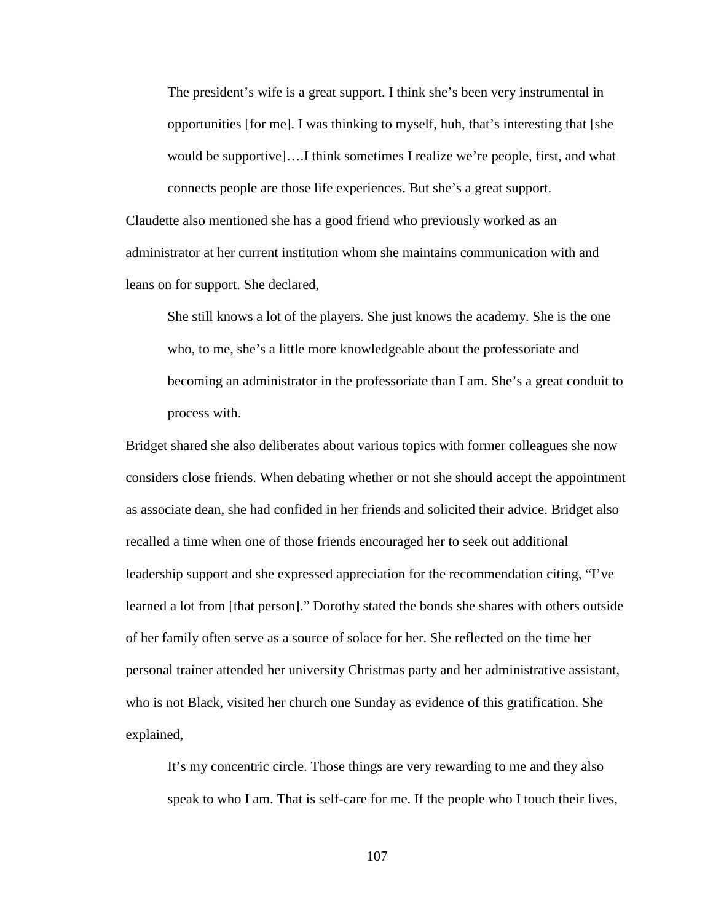> The president's wife is a great support. I think she's been very instrumental in opportunities [for me]. I was thinking to myself, huh, that's interesting that [she would be supportive]….I think sometimes I realize we're people, first, and what connects people are those life experiences. But she's a great support.

Claudette also mentioned she has a good friend who previously worked as an administrator at her current institution whom she maintains communication with and leans on for support. She declared,

> She still knows a lot of the players. She just knows the academy. She is the one who, to me, she's a little more knowledgeable about the professoriate and becoming an administrator in the professoriate than I am. She's a great conduit to process with.

Bridget shared she also deliberates about various topics with former colleagues she now considers close friends. When debating whether or not she should accept the appointment as associate dean, she had confided in her friends and solicited their advice. Bridget also recalled a time when one of those friends encouraged her to seek out additional leadership support and she expressed appreciation for the recommendation citing, "I've learned a lot from [that person]." Dorothy stated the bonds she shares with others outside of her family often serve as a source of solace for her. She reflected on the time her personal trainer attended her university Christmas party and her administrative assistant, who is not Black, visited her church one Sunday as evidence of this gratification. She explained,

> It's my concentric circle. Those things are very rewarding to me and they also speak to who I am. That is self-care for me. If the people who I touch their lives,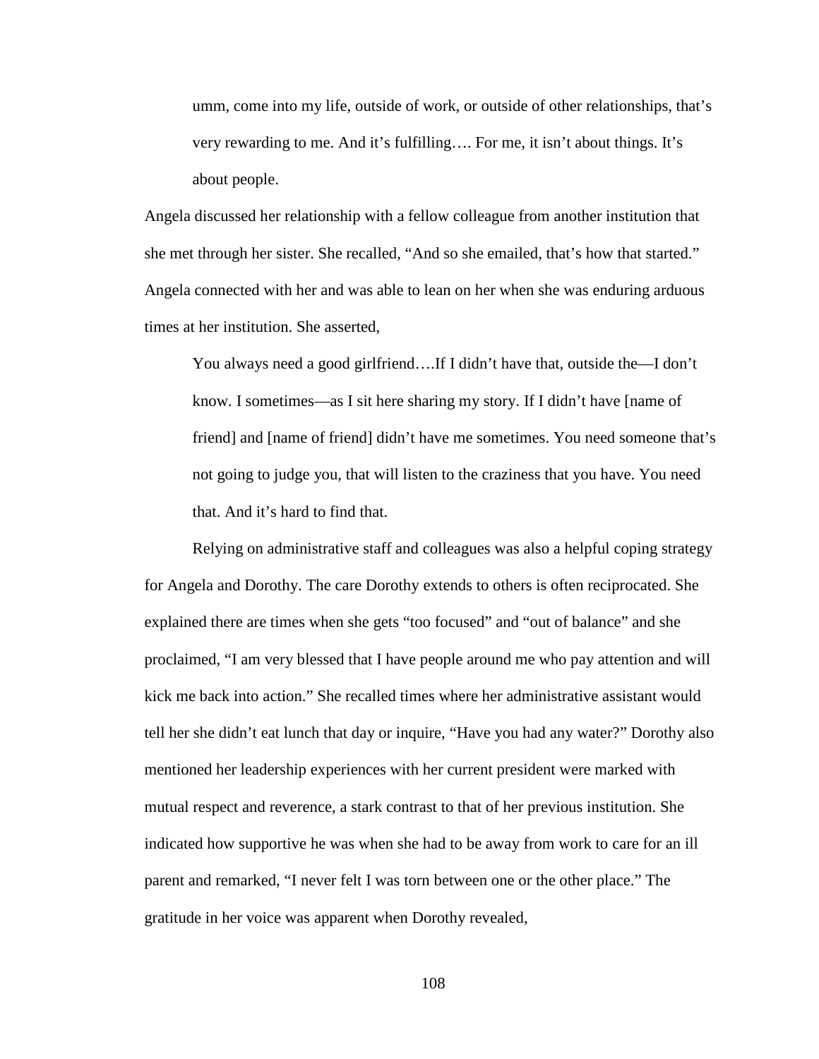> umm, come into my life, outside of work, or outside of other relationships, that's very rewarding to me. And it's fulfilling…. For me, it isn't about things. It's about people.

Angela discussed her relationship with a fellow colleague from another institution that she met through her sister. She recalled, "And so she emailed, that's how that started." Angela connected with her and was able to lean on her when she was enduring arduous times at her institution. She asserted,

> You always need a good girlfriend….If I didn't have that, outside the—I don't know. I sometimes—as I sit here sharing my story. If I didn't have [name of friend] and [name of friend] didn't have me sometimes. You need someone that's not going to judge you, that will listen to the craziness that you have. You need that. And it's hard to find that.

Relying on administrative staff and colleagues was also a helpful coping strategy for Angela and Dorothy. The care Dorothy extends to others is often reciprocated. She explained there are times when she gets "too focused" and "out of balance" and she proclaimed, "I am very blessed that I have people around me who pay attention and will kick me back into action." She recalled times where her administrative assistant would tell her she didn't eat lunch that day or inquire, "Have you had any water?" Dorothy also mentioned her leadership experiences with her current president were marked with mutual respect and reverence, a stark contrast to that of her previous institution. She indicated how supportive he was when she had to be away from work to care for an ill parent and remarked, "I never felt I was torn between one or the other place." The gratitude in her voice was apparent when Dorothy revealed,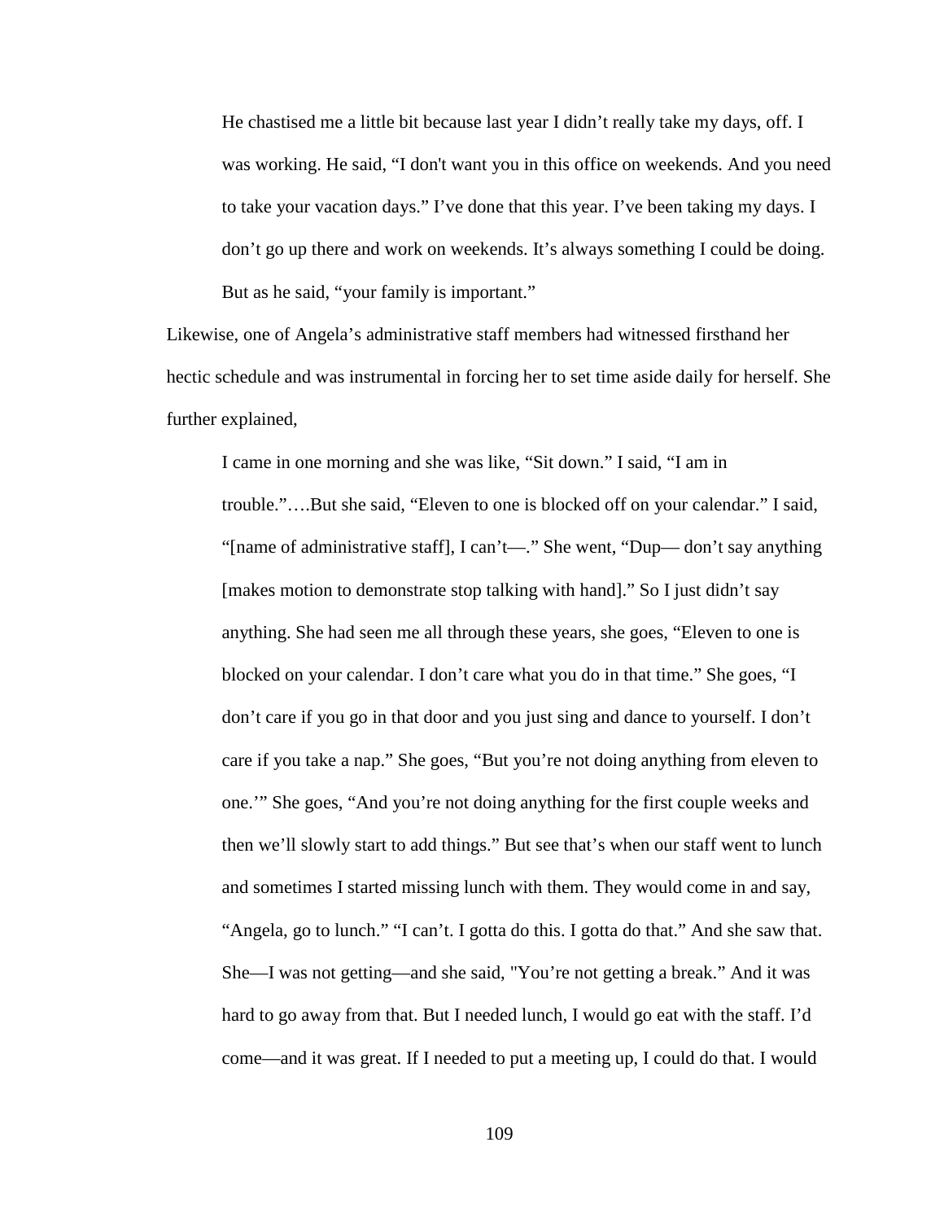> He chastised me a little bit because last year I didn't really take my days, off. I was working. He said, "I don't want you in this office on weekends. And you need to take your vacation days." I've done that this year. I've been taking my days. I don't go up there and work on weekends. It's always something I could be doing. But as he said, "your family is important."

Likewise, one of Angela's administrative staff members had witnessed firsthand her hectic schedule and was instrumental in forcing her to set time aside daily for herself. She further explained,

> I came in one morning and she was like, "Sit down." I said, "I am in trouble."….But she said, "Eleven to one is blocked off on your calendar." I said, "[name of administrative staff], I can't—." She went, "Dup— don't say anything [makes motion to demonstrate stop talking with hand]." So I just didn't say anything. She had seen me all through these years, she goes, "Eleven to one is blocked on your calendar. I don't care what you do in that time." She goes, "I don't care if you go in that door and you just sing and dance to yourself. I don't care if you take a nap." She goes, "But you're not doing anything from eleven to one.'" She goes, "And you're not doing anything for the first couple weeks and then we'll slowly start to add things." But see that's when our staff went to lunch and sometimes I started missing lunch with them. They would come in and say, "Angela, go to lunch." "I can't. I gotta do this. I gotta do that." And she saw that. She—I was not getting—and she said, "You're not getting a break." And it was hard to go away from that. But I needed lunch, I would go eat with the staff. I'd come—and it was great. If I needed to put a meeting up, I could do that. I would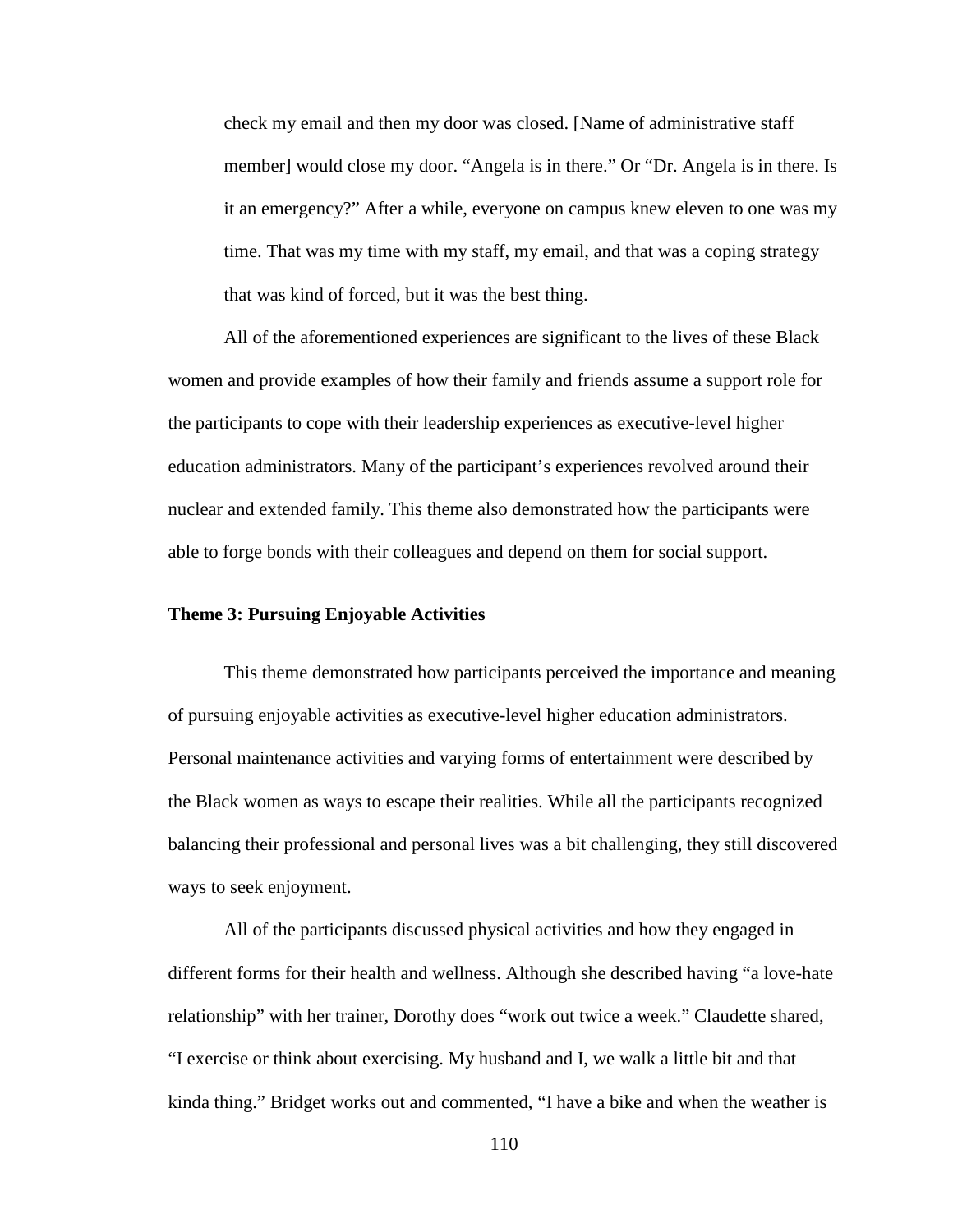> check my email and then my door was closed. [Name of administrative staff member] would close my door. "Angela is in there." Or "Dr. Angela is in there. Is it an emergency?" After a while, everyone on campus knew eleven to one was my time. That was my time with my staff, my email, and that was a coping strategy that was kind of forced, but it was the best thing.

All of the aforementioned experiences are significant to the lives of these Black women and provide examples of how their family and friends assume a support role for the participants to cope with their leadership experiences as executive-level higher education administrators. Many of the participant's experiences revolved around their nuclear and extended family. This theme also demonstrated how the participants were able to forge bonds with their colleagues and depend on them for social support.

**Theme 3: Pursuing Enjoyable Activities**

This theme demonstrated how participants perceived the importance and meaning of pursuing enjoyable activities as executive-level higher education administrators. Personal maintenance activities and varying forms of entertainment were described by the Black women as ways to escape their realities. While all the participants recognized balancing their professional and personal lives was a bit challenging, they still discovered ways to seek enjoyment.

All of the participants discussed physical activities and how they engaged in different forms for their health and wellness. Although she described having "a love-hate relationship" with her trainer, Dorothy does "work out twice a week." Claudette shared, "I exercise or think about exercising. My husband and I, we walk a little bit and that kinda thing." Bridget works out and commented, "I have a bike and when the weather is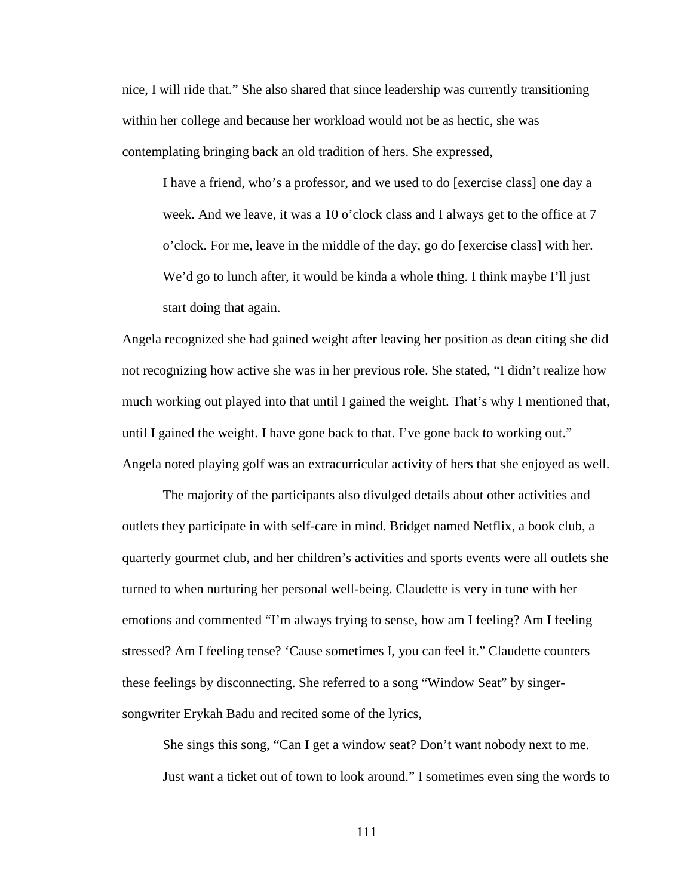nice, I will ride that." She also shared that since leadership was currently transitioning within her college and because her workload would not be as hectic, she was contemplating bringing back an old tradition of hers. She expressed,

> I have a friend, who's a professor, and we used to do [exercise class] one day a week. And we leave, it was a 10 o'clock class and I always get to the office at 7 o'clock. For me, leave in the middle of the day, go do [exercise class] with her. We'd go to lunch after, it would be kinda a whole thing. I think maybe I'll just start doing that again.

Angela recognized she had gained weight after leaving her position as dean citing she did not recognizing how active she was in her previous role. She stated, "I didn't realize how much working out played into that until I gained the weight. That's why I mentioned that, until I gained the weight. I have gone back to that. I've gone back to working out." Angela noted playing golf was an extracurricular activity of hers that she enjoyed as well.

The majority of the participants also divulged details about other activities and outlets they participate in with self-care in mind. Bridget named Netflix, a book club, a quarterly gourmet club, and her children's activities and sports events were all outlets she turned to when nurturing her personal well-being. Claudette is very in tune with her emotions and commented "I'm always trying to sense, how am I feeling? Am I feeling stressed? Am I feeling tense? 'Cause sometimes I, you can feel it." Claudette counters these feelings by disconnecting. She referred to a song "Window Seat" by singer-songwriter Erykah Badu and recited some of the lyrics,

> She sings this song, "Can I get a window seat? Don't want nobody next to me. Just want a ticket out of town to look around." I sometimes even sing the words to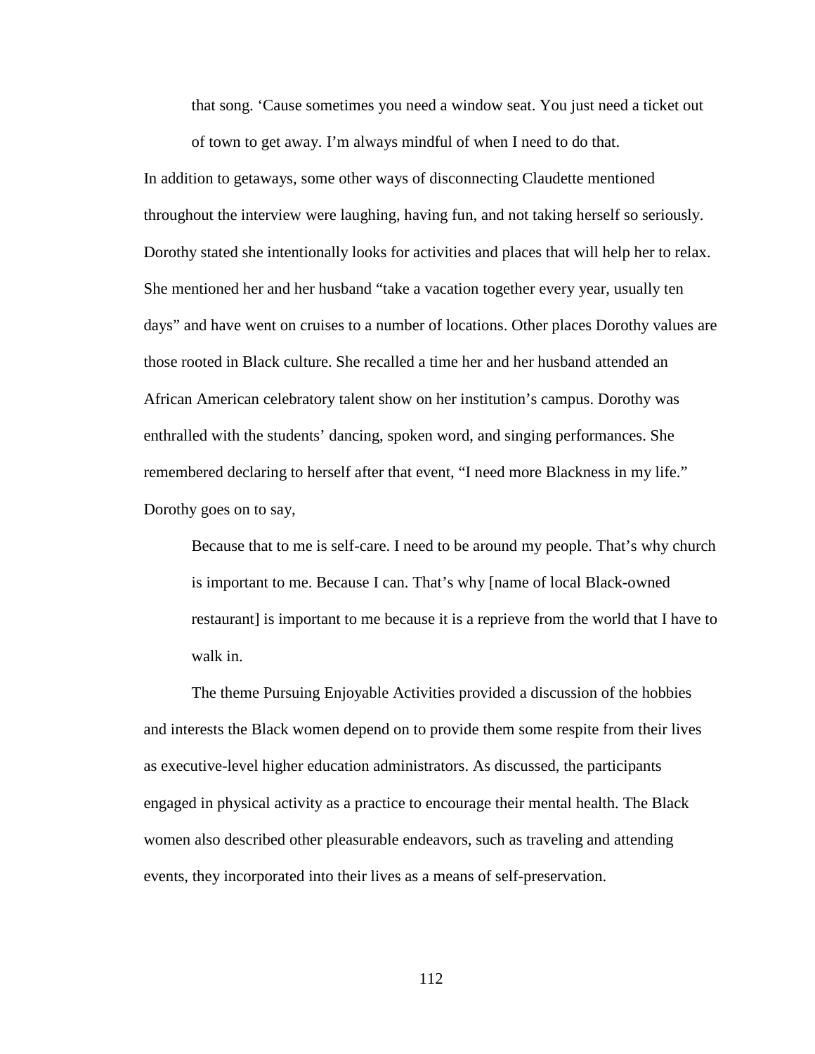> that song. 'Cause sometimes you need a window seat. You just need a ticket out of town to get away. I'm always mindful of when I need to do that.

In addition to getaways, some other ways of disconnecting Claudette mentioned throughout the interview were laughing, having fun, and not taking herself so seriously. Dorothy stated she intentionally looks for activities and places that will help her to relax. She mentioned her and her husband "take a vacation together every year, usually ten days" and have went on cruises to a number of locations. Other places Dorothy values are those rooted in Black culture. She recalled a time her and her husband attended an African American celebratory talent show on her institution's campus. Dorothy was enthralled with the students' dancing, spoken word, and singing performances. She remembered declaring to herself after that event, "I need more Blackness in my life." Dorothy goes on to say,

> Because that to me is self-care. I need to be around my people. That's why church is important to me. Because I can. That's why [name of local Black-owned restaurant] is important to me because it is a reprieve from the world that I have to walk in.

The theme Pursuing Enjoyable Activities provided a discussion of the hobbies and interests the Black women depend on to provide them some respite from their lives as executive-level higher education administrators. As discussed, the participants engaged in physical activity as a practice to encourage their mental health. The Black women also described other pleasurable endeavors, such as traveling and attending events, they incorporated into their lives as a means of self-preservation.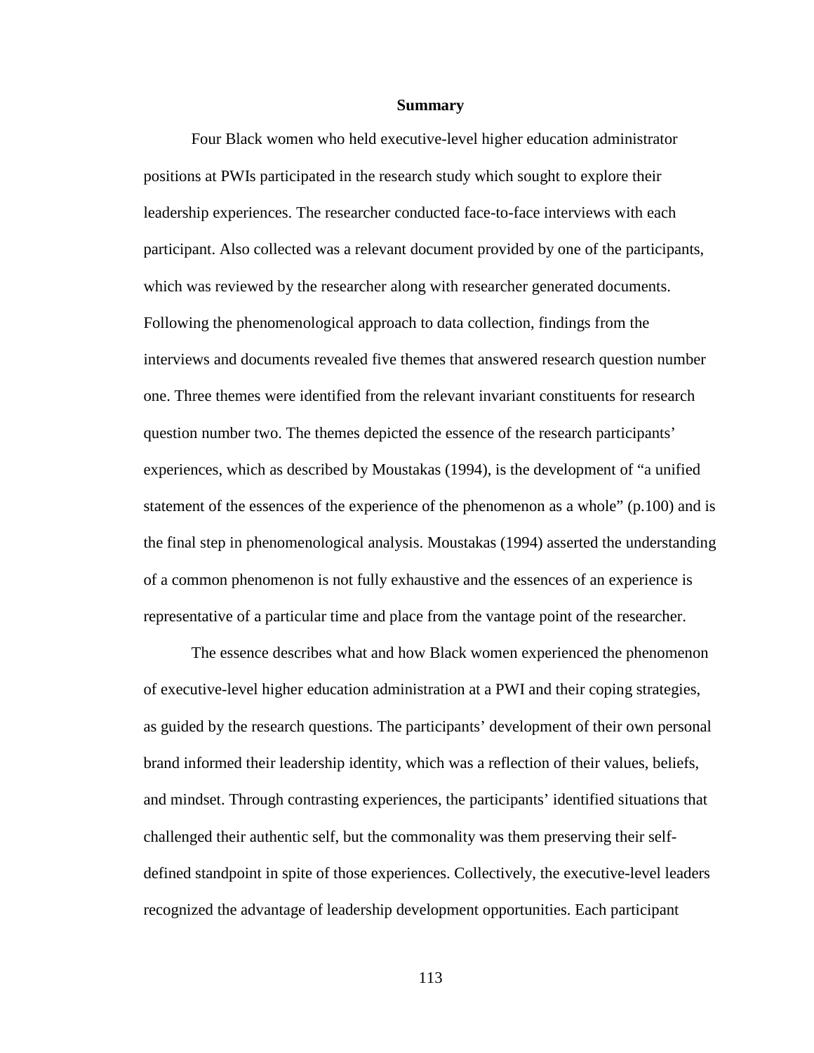## Summary

Four Black women who held executive-level higher education administrator positions at PWIs participated in the research study which sought to explore their leadership experiences. The researcher conducted face-to-face interviews with each participant. Also collected was a relevant document provided by one of the participants, which was reviewed by the researcher along with researcher generated documents. Following the phenomenological approach to data collection, findings from the interviews and documents revealed five themes that answered research question number one. Three themes were identified from the relevant invariant constituents for research question number two. The themes depicted the essence of the research participants' experiences, which as described by Moustakas (1994), is the development of "a unified statement of the essences of the experience of the phenomenon as a whole" (p.100) and is the final step in phenomenological analysis. Moustakas (1994) asserted the understanding of a common phenomenon is not fully exhaustive and the essences of an experience is representative of a particular time and place from the vantage point of the researcher.

The essence describes what and how Black women experienced the phenomenon of executive-level higher education administration at a PWI and their coping strategies, as guided by the research questions. The participants' development of their own personal brand informed their leadership identity, which was a reflection of their values, beliefs, and mindset. Through contrasting experiences, the participants' identified situations that challenged their authentic self, but the commonality was them preserving their self-defined standpoint in spite of those experiences. Collectively, the executive-level leaders recognized the advantage of leadership development opportunities. Each participant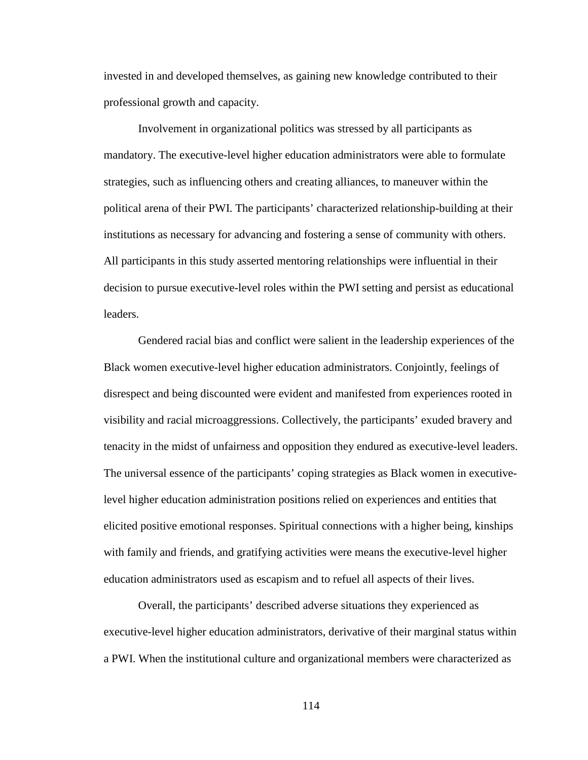invested in and developed themselves, as gaining new knowledge contributed to their professional growth and capacity.

Involvement in organizational politics was stressed by all participants as mandatory. The executive-level higher education administrators were able to formulate strategies, such as influencing others and creating alliances, to maneuver within the political arena of their PWI. The participants' characterized relationship-building at their institutions as necessary for advancing and fostering a sense of community with others. All participants in this study asserted mentoring relationships were influential in their decision to pursue executive-level roles within the PWI setting and persist as educational leaders.

Gendered racial bias and conflict were salient in the leadership experiences of the Black women executive-level higher education administrators. Conjointly, feelings of disrespect and being discounted were evident and manifested from experiences rooted in visibility and racial microaggressions. Collectively, the participants' exuded bravery and tenacity in the midst of unfairness and opposition they endured as executive-level leaders. The universal essence of the participants' coping strategies as Black women in executive-level higher education administration positions relied on experiences and entities that elicited positive emotional responses. Spiritual connections with a higher being, kinships with family and friends, and gratifying activities were means the executive-level higher education administrators used as escapism and to refuel all aspects of their lives.

Overall, the participants' described adverse situations they experienced as executive-level higher education administrators, derivative of their marginal status within a PWI. When the institutional culture and organizational members were characterized as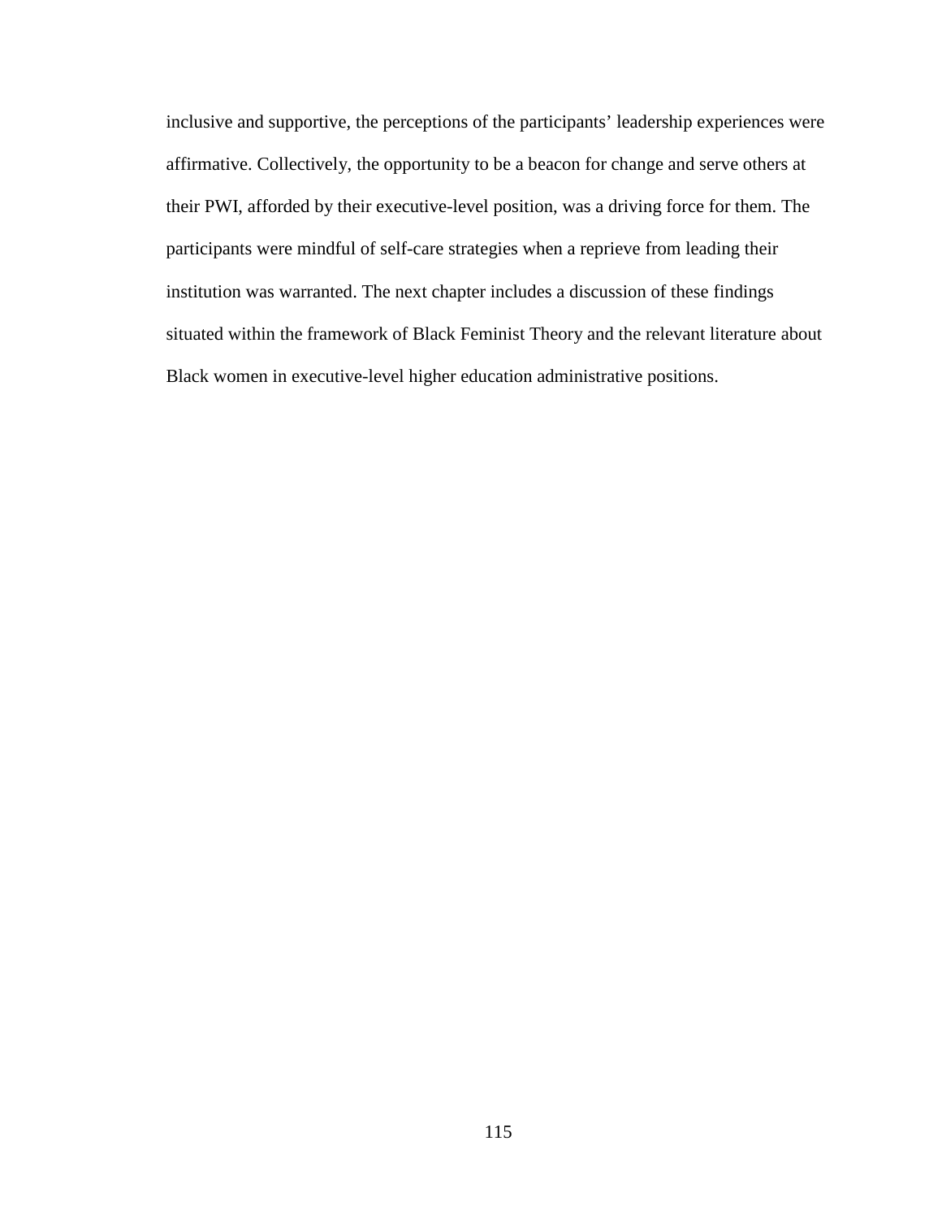inclusive and supportive, the perceptions of the participants' leadership experiences were affirmative. Collectively, the opportunity to be a beacon for change and serve others at their PWI, afforded by their executive-level position, was a driving force for them. The participants were mindful of self-care strategies when a reprieve from leading their institution was warranted. The next chapter includes a discussion of these findings situated within the framework of Black Feminist Theory and the relevant literature about Black women in executive-level higher education administrative positions.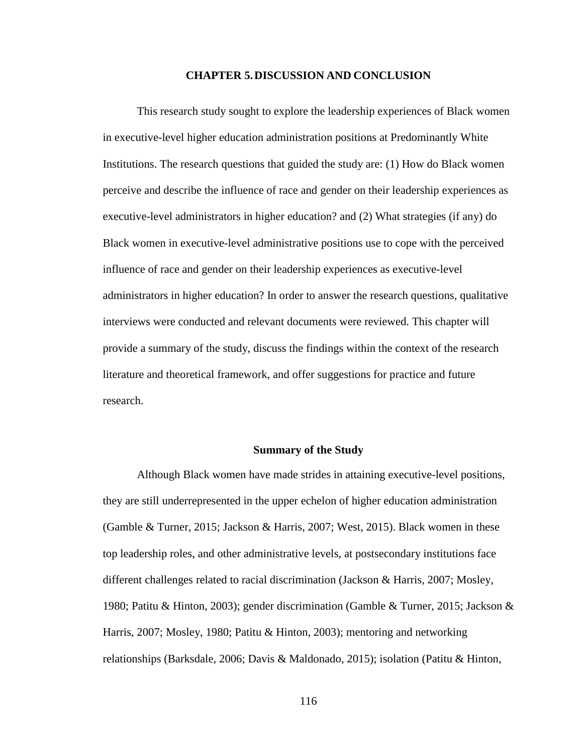# CHAPTER 5. DISCUSSION AND CONCLUSION

This research study sought to explore the leadership experiences of Black women in executive-level higher education administration positions at Predominantly White Institutions. The research questions that guided the study are: (1) How do Black women perceive and describe the influence of race and gender on their leadership experiences as executive-level administrators in higher education? and (2) What strategies (if any) do Black women in executive-level administrative positions use to cope with the perceived influence of race and gender on their leadership experiences as executive-level administrators in higher education? In order to answer the research questions, qualitative interviews were conducted and relevant documents were reviewed. This chapter will provide a summary of the study, discuss the findings within the context of the research literature and theoretical framework, and offer suggestions for practice and future research.

## Summary of the Study

Although Black women have made strides in attaining executive-level positions, they are still underrepresented in the upper echelon of higher education administration (Gamble & Turner, 2015; Jackson & Harris, 2007; West, 2015). Black women in these top leadership roles, and other administrative levels, at postsecondary institutions face different challenges related to racial discrimination (Jackson & Harris, 2007; Mosley, 1980; Patitu & Hinton, 2003); gender discrimination (Gamble & Turner, 2015; Jackson & Harris, 2007; Mosley, 1980; Patitu & Hinton, 2003); mentoring and networking relationships (Barksdale, 2006; Davis & Maldonado, 2015); isolation (Patitu & Hinton,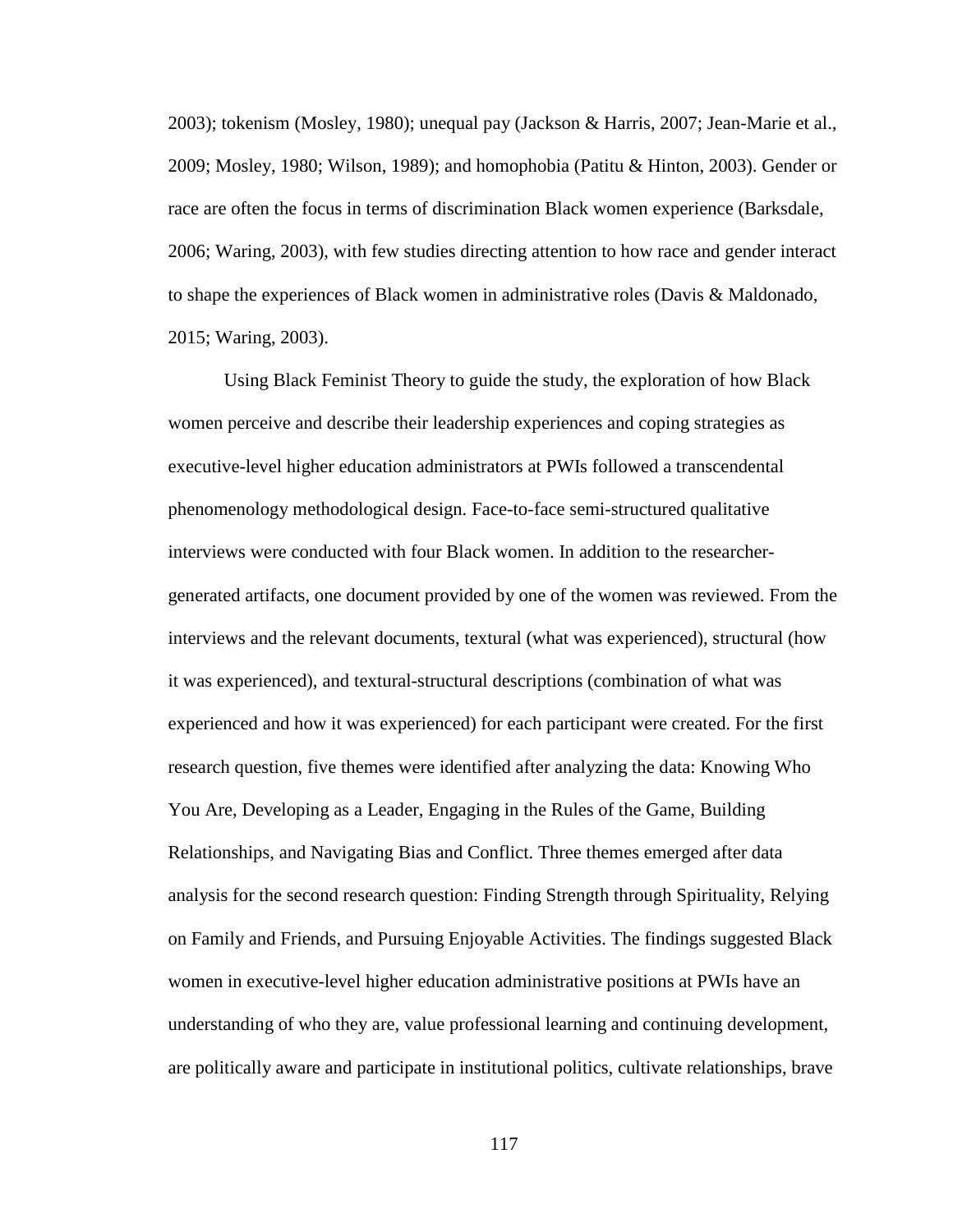2003); tokenism (Mosley, 1980); unequal pay (Jackson & Harris, 2007; Jean-Marie et al., 2009; Mosley, 1980; Wilson, 1989); and homophobia (Patitu & Hinton, 2003). Gender or race are often the focus in terms of discrimination Black women experience (Barksdale, 2006; Waring, 2003), with few studies directing attention to how race and gender interact to shape the experiences of Black women in administrative roles (Davis & Maldonado, 2015; Waring, 2003).

Using Black Feminist Theory to guide the study, the exploration of how Black women perceive and describe their leadership experiences and coping strategies as executive-level higher education administrators at PWIs followed a transcendental phenomenology methodological design. Face-to-face semi-structured qualitative interviews were conducted with four Black women. In addition to the researcher-generated artifacts, one document provided by one of the women was reviewed. From the interviews and the relevant documents, textural (what was experienced), structural (how it was experienced), and textural-structural descriptions (combination of what was experienced and how it was experienced) for each participant were created. For the first research question, five themes were identified after analyzing the data: Knowing Who You Are, Developing as a Leader, Engaging in the Rules of the Game, Building Relationships, and Navigating Bias and Conflict. Three themes emerged after data analysis for the second research question: Finding Strength through Spirituality, Relying on Family and Friends, and Pursuing Enjoyable Activities. The findings suggested Black women in executive-level higher education administrative positions at PWIs have an understanding of who they are, value professional learning and continuing development, are politically aware and participate in institutional politics, cultivate relationships, brave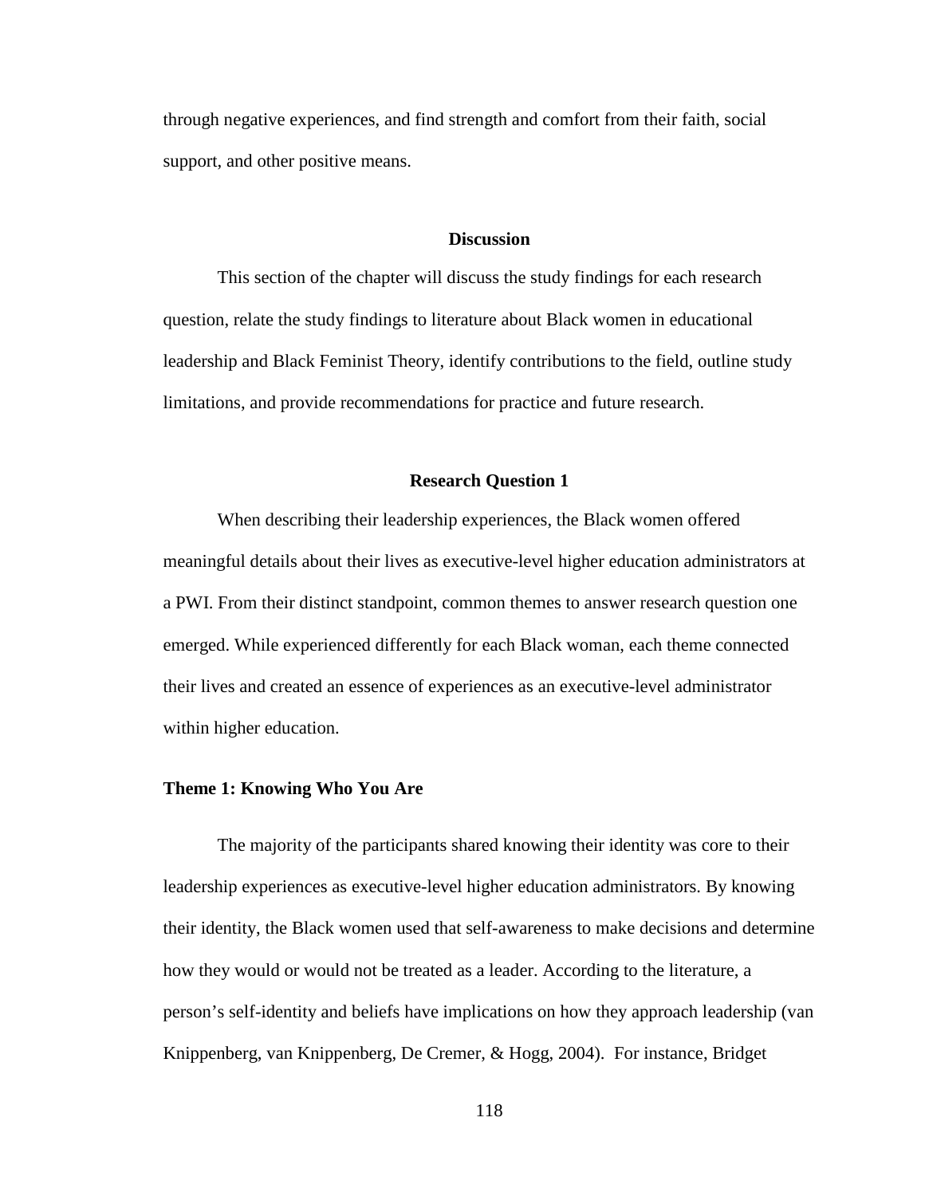through negative experiences, and find strength and comfort from their faith, social support, and other positive means.

## Discussion

This section of the chapter will discuss the study findings for each research question, relate the study findings to literature about Black women in educational leadership and Black Feminist Theory, identify contributions to the field, outline study limitations, and provide recommendations for practice and future research.

## Research Question 1

When describing their leadership experiences, the Black women offered meaningful details about their lives as executive-level higher education administrators at a PWI. From their distinct standpoint, common themes to answer research question one emerged. While experienced differently for each Black woman, each theme connected their lives and created an essence of experiences as an executive-level administrator within higher education.

### Theme 1: Knowing Who You Are

The majority of the participants shared knowing their identity was core to their leadership experiences as executive-level higher education administrators. By knowing their identity, the Black women used that self-awareness to make decisions and determine how they would or would not be treated as a leader. According to the literature, a person's self-identity and beliefs have implications on how they approach leadership (van Knippenberg, van Knippenberg, De Cremer, & Hogg, 2004). For instance, Bridget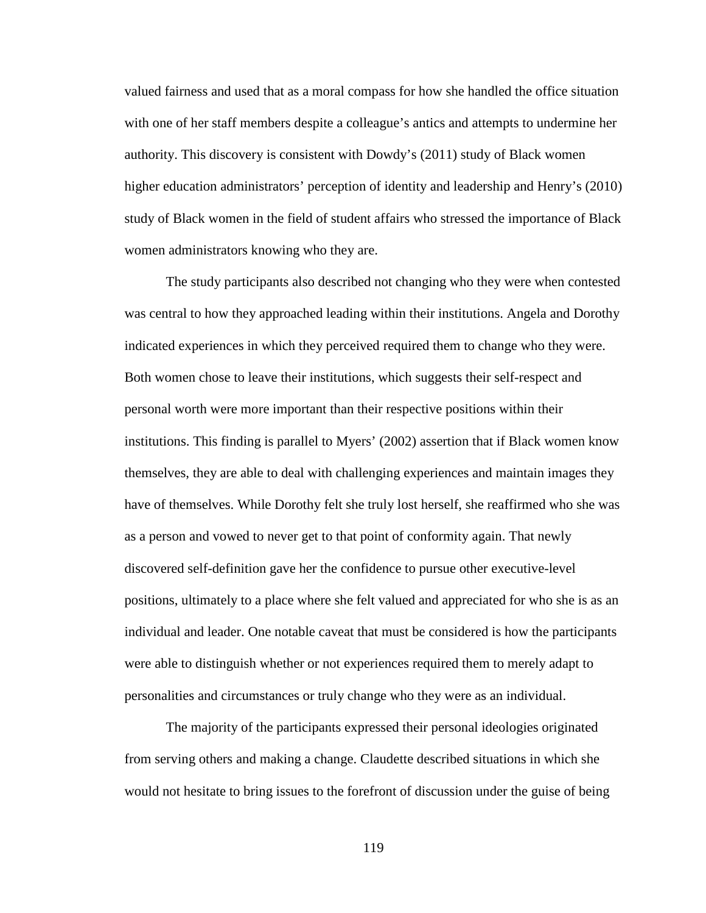valued fairness and used that as a moral compass for how she handled the office situation with one of her staff members despite a colleague's antics and attempts to undermine her authority. This discovery is consistent with Dowdy's (2011) study of Black women higher education administrators' perception of identity and leadership and Henry's (2010) study of Black women in the field of student affairs who stressed the importance of Black women administrators knowing who they are.

The study participants also described not changing who they were when contested was central to how they approached leading within their institutions. Angela and Dorothy indicated experiences in which they perceived required them to change who they were. Both women chose to leave their institutions, which suggests their self-respect and personal worth were more important than their respective positions within their institutions. This finding is parallel to Myers' (2002) assertion that if Black women know themselves, they are able to deal with challenging experiences and maintain images they have of themselves. While Dorothy felt she truly lost herself, she reaffirmed who she was as a person and vowed to never get to that point of conformity again. That newly discovered self-definition gave her the confidence to pursue other executive-level positions, ultimately to a place where she felt valued and appreciated for who she is as an individual and leader. One notable caveat that must be considered is how the participants were able to distinguish whether or not experiences required them to merely adapt to personalities and circumstances or truly change who they were as an individual.

The majority of the participants expressed their personal ideologies originated from serving others and making a change. Claudette described situations in which she would not hesitate to bring issues to the forefront of discussion under the guise of being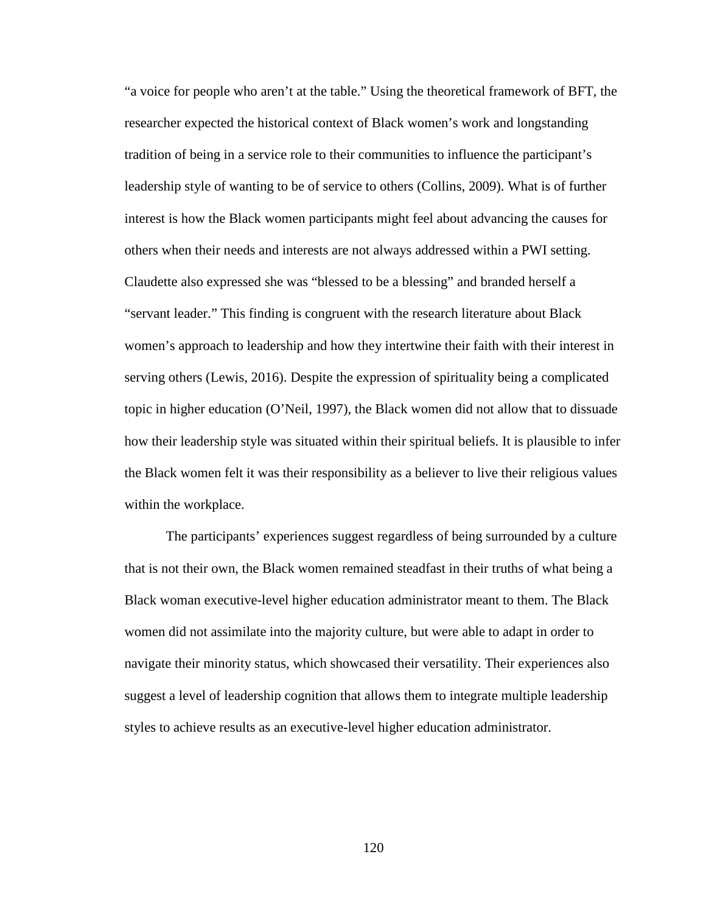"a voice for people who aren't at the table." Using the theoretical framework of BFT, the researcher expected the historical context of Black women's work and longstanding tradition of being in a service role to their communities to influence the participant's leadership style of wanting to be of service to others (Collins, 2009). What is of further interest is how the Black women participants might feel about advancing the causes for others when their needs and interests are not always addressed within a PWI setting. Claudette also expressed she was "blessed to be a blessing" and branded herself a "servant leader." This finding is congruent with the research literature about Black women's approach to leadership and how they intertwine their faith with their interest in serving others (Lewis, 2016). Despite the expression of spirituality being a complicated topic in higher education (O'Neil, 1997), the Black women did not allow that to dissuade how their leadership style was situated within their spiritual beliefs. It is plausible to infer the Black women felt it was their responsibility as a believer to live their religious values within the workplace.

The participants' experiences suggest regardless of being surrounded by a culture that is not their own, the Black women remained steadfast in their truths of what being a Black woman executive-level higher education administrator meant to them. The Black women did not assimilate into the majority culture, but were able to adapt in order to navigate their minority status, which showcased their versatility. Their experiences also suggest a level of leadership cognition that allows them to integrate multiple leadership styles to achieve results as an executive-level higher education administrator.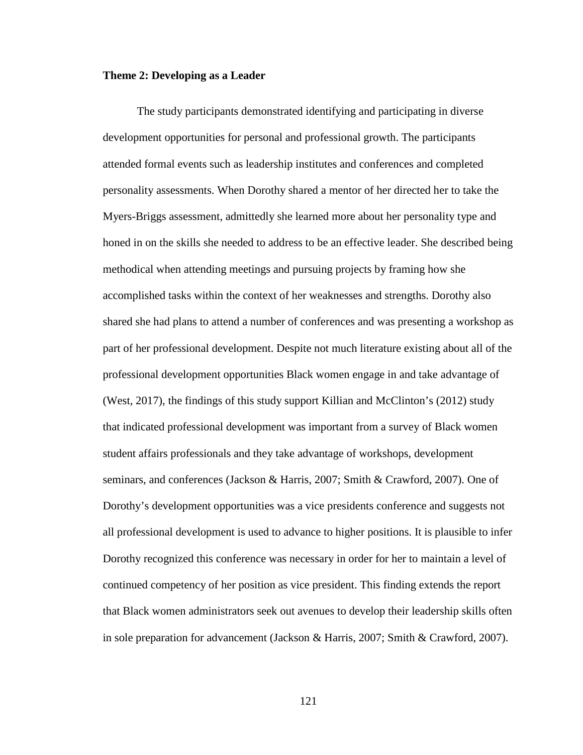**Theme 2: Developing as a Leader**

The study participants demonstrated identifying and participating in diverse development opportunities for personal and professional growth. The participants attended formal events such as leadership institutes and conferences and completed personality assessments. When Dorothy shared a mentor of her directed her to take the Myers-Briggs assessment, admittedly she learned more about her personality type and honed in on the skills she needed to address to be an effective leader. She described being methodical when attending meetings and pursuing projects by framing how she accomplished tasks within the context of her weaknesses and strengths. Dorothy also shared she had plans to attend a number of conferences and was presenting a workshop as part of her professional development. Despite not much literature existing about all of the professional development opportunities Black women engage in and take advantage of (West, 2017), the findings of this study support Killian and McClinton's (2012) study that indicated professional development was important from a survey of Black women student affairs professionals and they take advantage of workshops, development seminars, and conferences (Jackson & Harris, 2007; Smith & Crawford, 2007). One of Dorothy's development opportunities was a vice presidents conference and suggests not all professional development is used to advance to higher positions. It is plausible to infer Dorothy recognized this conference was necessary in order for her to maintain a level of continued competency of her position as vice president. This finding extends the report that Black women administrators seek out avenues to develop their leadership skills often in sole preparation for advancement (Jackson & Harris, 2007; Smith & Crawford, 2007).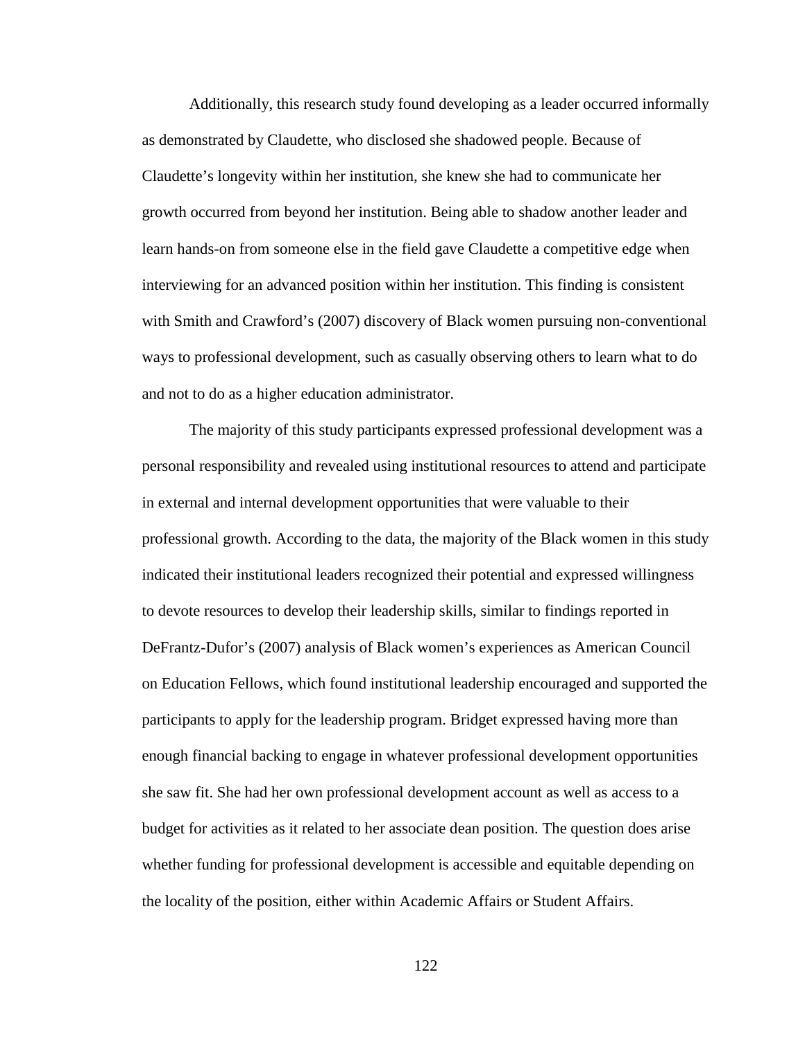Additionally, this research study found developing as a leader occurred informally as demonstrated by Claudette, who disclosed she shadowed people. Because of Claudette's longevity within her institution, she knew she had to communicate her growth occurred from beyond her institution. Being able to shadow another leader and learn hands-on from someone else in the field gave Claudette a competitive edge when interviewing for an advanced position within her institution. This finding is consistent with Smith and Crawford's (2007) discovery of Black women pursuing non-conventional ways to professional development, such as casually observing others to learn what to do and not to do as a higher education administrator.

The majority of this study participants expressed professional development was a personal responsibility and revealed using institutional resources to attend and participate in external and internal development opportunities that were valuable to their professional growth. According to the data, the majority of the Black women in this study indicated their institutional leaders recognized their potential and expressed willingness to devote resources to develop their leadership skills, similar to findings reported in DeFrantz-Dufor's (2007) analysis of Black women's experiences as American Council on Education Fellows, which found institutional leadership encouraged and supported the participants to apply for the leadership program. Bridget expressed having more than enough financial backing to engage in whatever professional development opportunities she saw fit. She had her own professional development account as well as access to a budget for activities as it related to her associate dean position. The question does arise whether funding for professional development is accessible and equitable depending on the locality of the position, either within Academic Affairs or Student Affairs.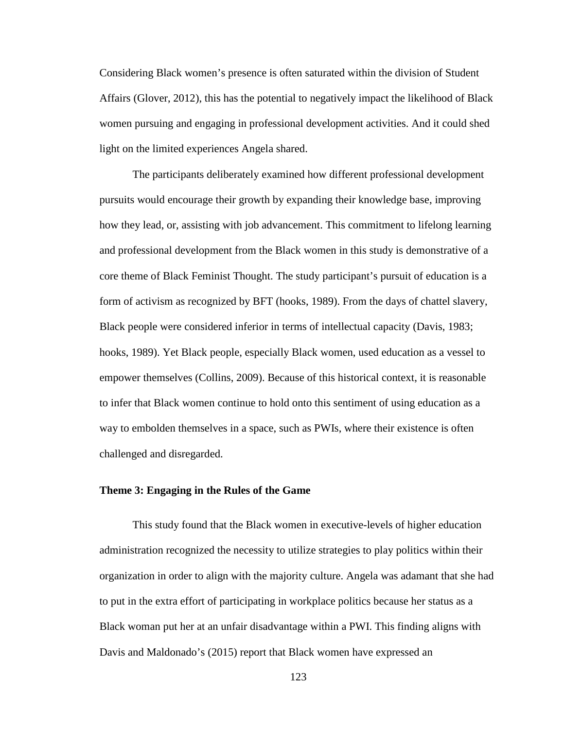Considering Black women's presence is often saturated within the division of Student Affairs (Glover, 2012), this has the potential to negatively impact the likelihood of Black women pursuing and engaging in professional development activities. And it could shed light on the limited experiences Angela shared.

The participants deliberately examined how different professional development pursuits would encourage their growth by expanding their knowledge base, improving how they lead, or, assisting with job advancement. This commitment to lifelong learning and professional development from the Black women in this study is demonstrative of a core theme of Black Feminist Thought. The study participant's pursuit of education is a form of activism as recognized by BFT (hooks, 1989). From the days of chattel slavery, Black people were considered inferior in terms of intellectual capacity (Davis, 1983; hooks, 1989). Yet Black people, especially Black women, used education as a vessel to empower themselves (Collins, 2009). Because of this historical context, it is reasonable to infer that Black women continue to hold onto this sentiment of using education as a way to embolden themselves in a space, such as PWIs, where their existence is often challenged and disregarded.

### Theme 3: Engaging in the Rules of the Game

This study found that the Black women in executive-levels of higher education administration recognized the necessity to utilize strategies to play politics within their organization in order to align with the majority culture. Angela was adamant that she had to put in the extra effort of participating in workplace politics because her status as a Black woman put her at an unfair disadvantage within a PWI. This finding aligns with Davis and Maldonado's (2015) report that Black women have expressed an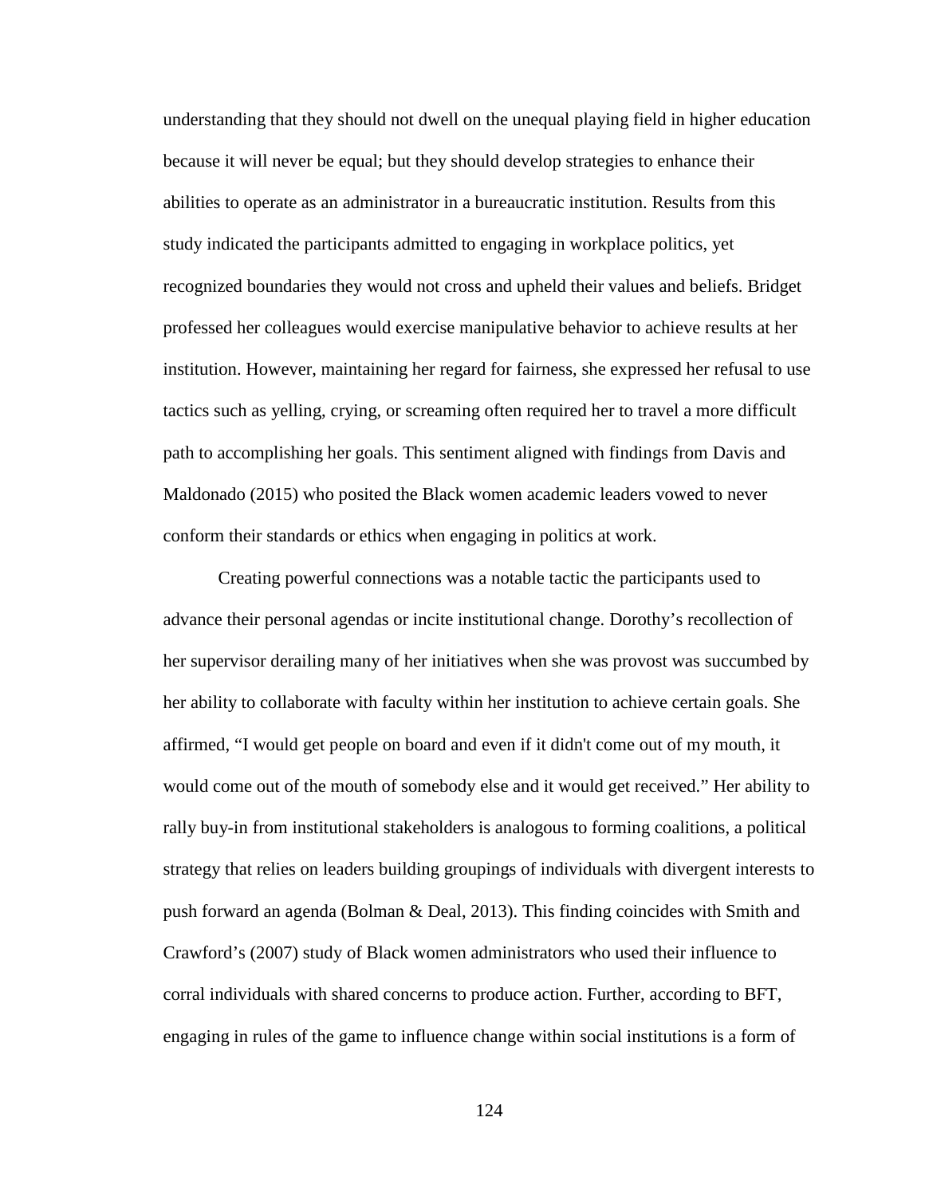understanding that they should not dwell on the unequal playing field in higher education because it will never be equal; but they should develop strategies to enhance their abilities to operate as an administrator in a bureaucratic institution. Results from this study indicated the participants admitted to engaging in workplace politics, yet recognized boundaries they would not cross and upheld their values and beliefs. Bridget professed her colleagues would exercise manipulative behavior to achieve results at her institution. However, maintaining her regard for fairness, she expressed her refusal to use tactics such as yelling, crying, or screaming often required her to travel a more difficult path to accomplishing her goals. This sentiment aligned with findings from Davis and Maldonado (2015) who posited the Black women academic leaders vowed to never conform their standards or ethics when engaging in politics at work.

Creating powerful connections was a notable tactic the participants used to advance their personal agendas or incite institutional change. Dorothy's recollection of her supervisor derailing many of her initiatives when she was provost was succumbed by her ability to collaborate with faculty within her institution to achieve certain goals. She affirmed, "I would get people on board and even if it didn't come out of my mouth, it would come out of the mouth of somebody else and it would get received." Her ability to rally buy-in from institutional stakeholders is analogous to forming coalitions, a political strategy that relies on leaders building groupings of individuals with divergent interests to push forward an agenda (Bolman & Deal, 2013). This finding coincides with Smith and Crawford's (2007) study of Black women administrators who used their influence to corral individuals with shared concerns to produce action. Further, according to BFT, engaging in rules of the game to influence change within social institutions is a form of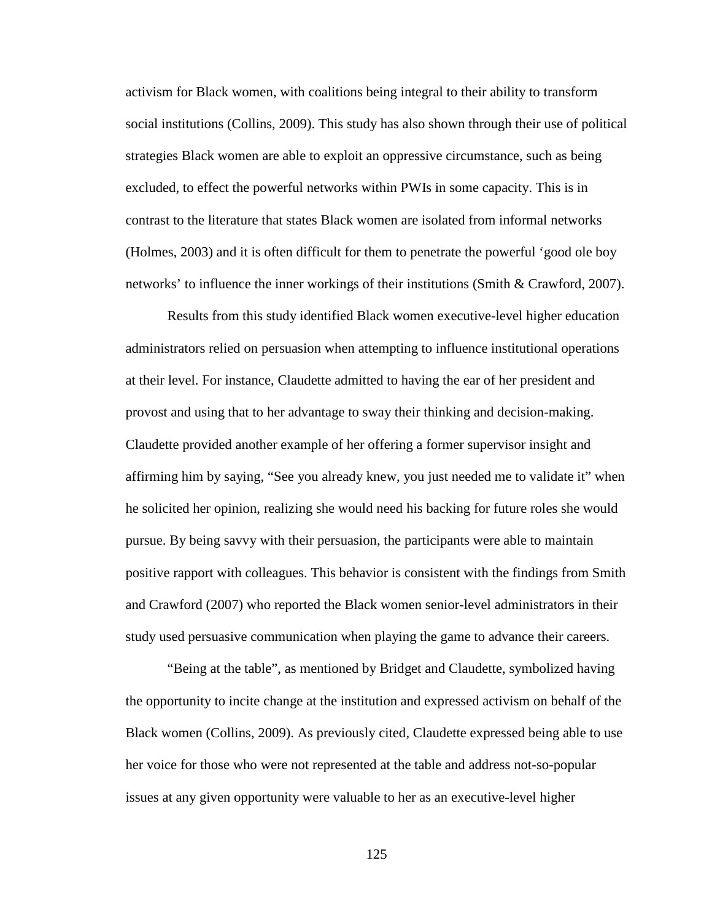activism for Black women, with coalitions being integral to their ability to transform social institutions (Collins, 2009). This study has also shown through their use of political strategies Black women are able to exploit an oppressive circumstance, such as being excluded, to effect the powerful networks within PWIs in some capacity. This is in contrast to the literature that states Black women are isolated from informal networks (Holmes, 2003) and it is often difficult for them to penetrate the powerful 'good ole boy networks' to influence the inner workings of their institutions (Smith & Crawford, 2007).

Results from this study identified Black women executive-level higher education administrators relied on persuasion when attempting to influence institutional operations at their level. For instance, Claudette admitted to having the ear of her president and provost and using that to her advantage to sway their thinking and decision-making. Claudette provided another example of her offering a former supervisor insight and affirming him by saying, "See you already knew, you just needed me to validate it" when he solicited her opinion, realizing she would need his backing for future roles she would pursue. By being savvy with their persuasion, the participants were able to maintain positive rapport with colleagues. This behavior is consistent with the findings from Smith and Crawford (2007) who reported the Black women senior-level administrators in their study used persuasive communication when playing the game to advance their careers.

"Being at the table", as mentioned by Bridget and Claudette, symbolized having the opportunity to incite change at the institution and expressed activism on behalf of the Black women (Collins, 2009). As previously cited, Claudette expressed being able to use her voice for those who were not represented at the table and address not-so-popular issues at any given opportunity were valuable to her as an executive-level higher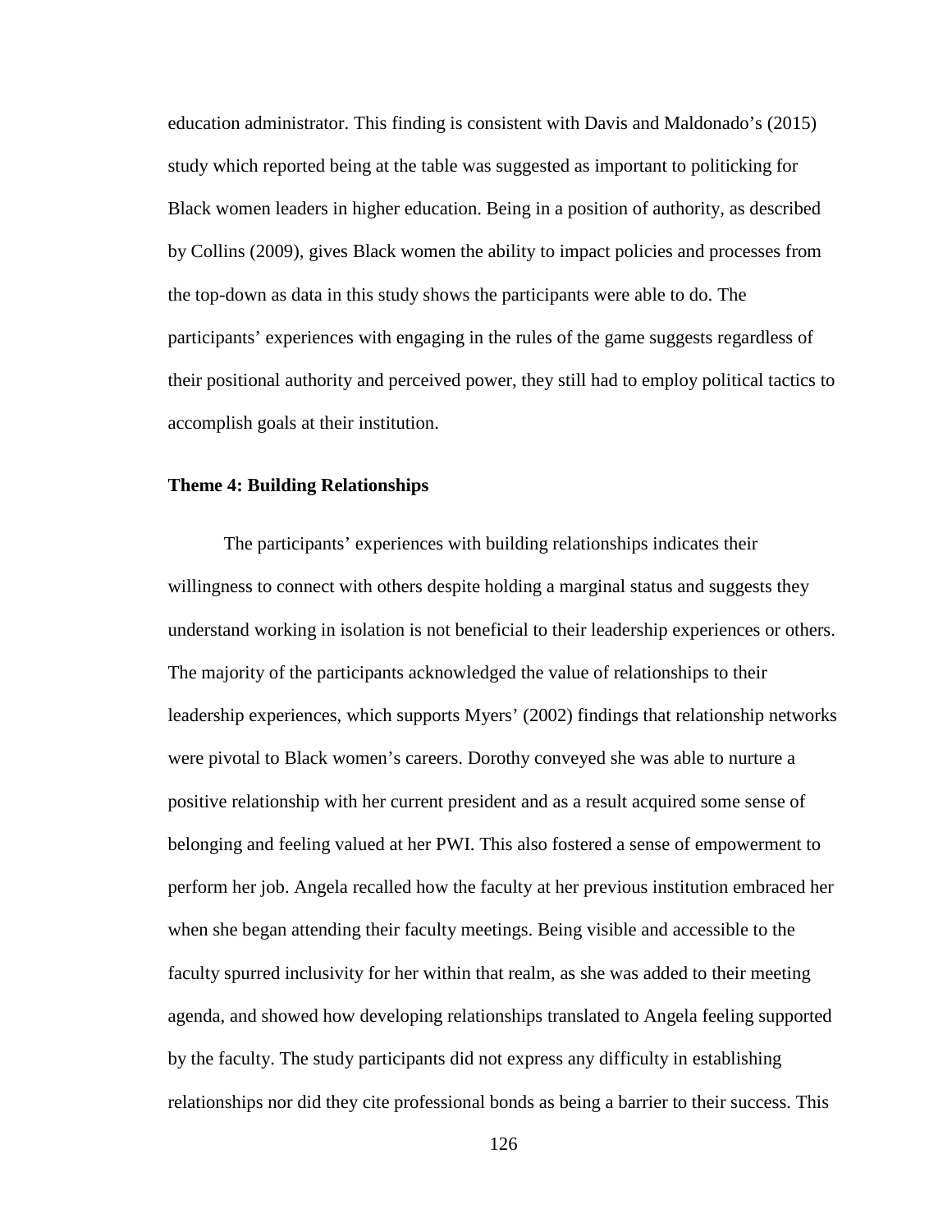education administrator. This finding is consistent with Davis and Maldonado's (2015) study which reported being at the table was suggested as important to politicking for Black women leaders in higher education. Being in a position of authority, as described by Collins (2009), gives Black women the ability to impact policies and processes from the top-down as data in this study shows the participants were able to do. The participants' experiences with engaging in the rules of the game suggests regardless of their positional authority and perceived power, they still had to employ political tactics to accomplish goals at their institution.

### Theme 4: Building Relationships

The participants' experiences with building relationships indicates their willingness to connect with others despite holding a marginal status and suggests they understand working in isolation is not beneficial to their leadership experiences or others. The majority of the participants acknowledged the value of relationships to their leadership experiences, which supports Myers' (2002) findings that relationship networks were pivotal to Black women's careers. Dorothy conveyed she was able to nurture a positive relationship with her current president and as a result acquired some sense of belonging and feeling valued at her PWI. This also fostered a sense of empowerment to perform her job. Angela recalled how the faculty at her previous institution embraced her when she began attending their faculty meetings. Being visible and accessible to the faculty spurred inclusivity for her within that realm, as she was added to their meeting agenda, and showed how developing relationships translated to Angela feeling supported by the faculty. The study participants did not express any difficulty in establishing relationships nor did they cite professional bonds as being a barrier to their success. This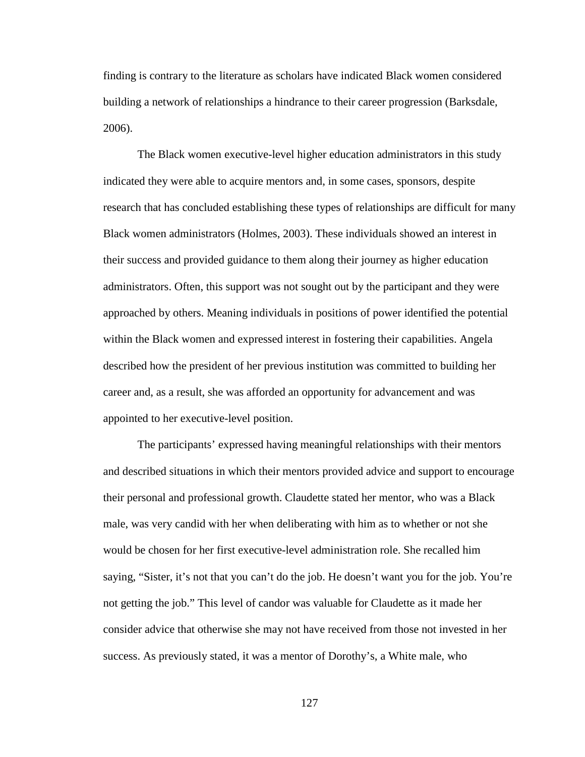finding is contrary to the literature as scholars have indicated Black women considered building a network of relationships a hindrance to their career progression (Barksdale, 2006).

The Black women executive-level higher education administrators in this study indicated they were able to acquire mentors and, in some cases, sponsors, despite research that has concluded establishing these types of relationships are difficult for many Black women administrators (Holmes, 2003). These individuals showed an interest in their success and provided guidance to them along their journey as higher education administrators. Often, this support was not sought out by the participant and they were approached by others. Meaning individuals in positions of power identified the potential within the Black women and expressed interest in fostering their capabilities. Angela described how the president of her previous institution was committed to building her career and, as a result, she was afforded an opportunity for advancement and was appointed to her executive-level position.

The participants' expressed having meaningful relationships with their mentors and described situations in which their mentors provided advice and support to encourage their personal and professional growth. Claudette stated her mentor, who was a Black male, was very candid with her when deliberating with him as to whether or not she would be chosen for her first executive-level administration role. She recalled him saying, "Sister, it's not that you can't do the job. He doesn't want you for the job. You're not getting the job." This level of candor was valuable for Claudette as it made her consider advice that otherwise she may not have received from those not invested in her success. As previously stated, it was a mentor of Dorothy's, a White male, who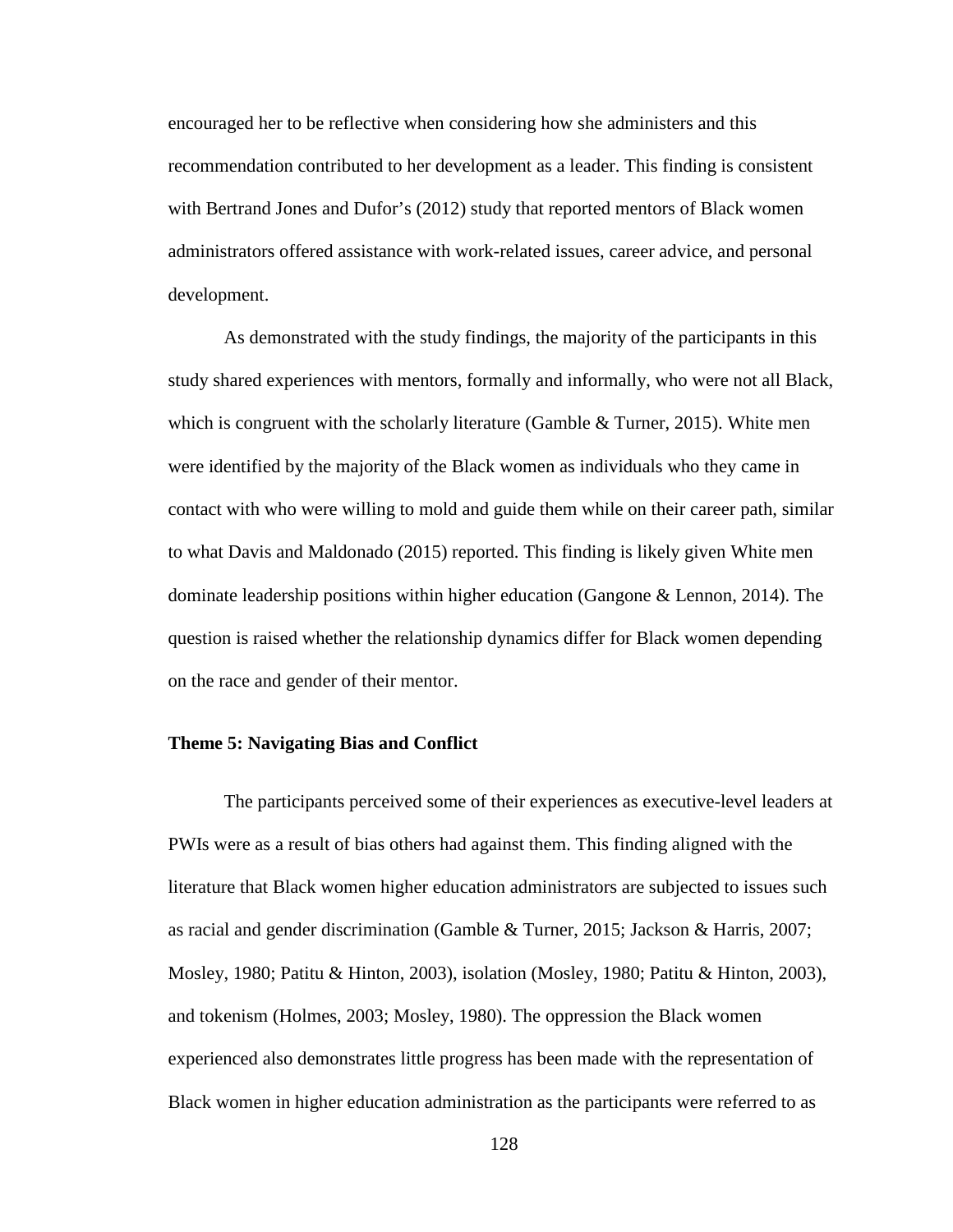encouraged her to be reflective when considering how she administers and this recommendation contributed to her development as a leader. This finding is consistent with Bertrand Jones and Dufor's (2012) study that reported mentors of Black women administrators offered assistance with work-related issues, career advice, and personal development.

As demonstrated with the study findings, the majority of the participants in this study shared experiences with mentors, formally and informally, who were not all Black, which is congruent with the scholarly literature (Gamble & Turner, 2015). White men were identified by the majority of the Black women as individuals who they came in contact with who were willing to mold and guide them while on their career path, similar to what Davis and Maldonado (2015) reported. This finding is likely given White men dominate leadership positions within higher education (Gangone & Lennon, 2014). The question is raised whether the relationship dynamics differ for Black women depending on the race and gender of their mentor.

### Theme 5: Navigating Bias and Conflict

The participants perceived some of their experiences as executive-level leaders at PWIs were as a result of bias others had against them. This finding aligned with the literature that Black women higher education administrators are subjected to issues such as racial and gender discrimination (Gamble & Turner, 2015; Jackson & Harris, 2007; Mosley, 1980; Patitu & Hinton, 2003), isolation (Mosley, 1980; Patitu & Hinton, 2003), and tokenism (Holmes, 2003; Mosley, 1980). The oppression the Black women experienced also demonstrates little progress has been made with the representation of Black women in higher education administration as the participants were referred to as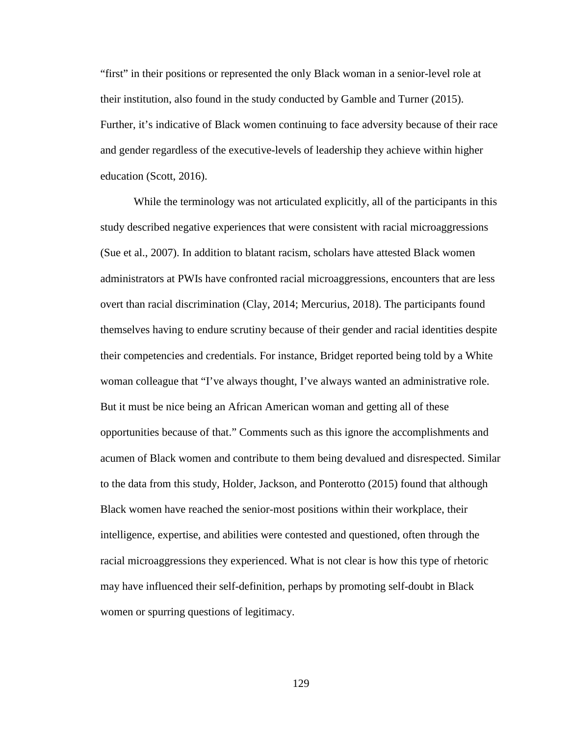“first” in their positions or represented the only Black woman in a senior-level role at their institution, also found in the study conducted by Gamble and Turner (2015). Further, it’s indicative of Black women continuing to face adversity because of their race and gender regardless of the executive-levels of leadership they achieve within higher education (Scott, 2016).

While the terminology was not articulated explicitly, all of the participants in this study described negative experiences that were consistent with racial microaggressions (Sue et al., 2007). In addition to blatant racism, scholars have attested Black women administrators at PWIs have confronted racial microaggressions, encounters that are less overt than racial discrimination (Clay, 2014; Mercurius, 2018). The participants found themselves having to endure scrutiny because of their gender and racial identities despite their competencies and credentials. For instance, Bridget reported being told by a White woman colleague that “I’ve always thought, I’ve always wanted an administrative role. But it must be nice being an African American woman and getting all of these opportunities because of that.” Comments such as this ignore the accomplishments and acumen of Black women and contribute to them being devalued and disrespected. Similar to the data from this study, Holder, Jackson, and Ponterotto (2015) found that although Black women have reached the senior-most positions within their workplace, their intelligence, expertise, and abilities were contested and questioned, often through the racial microaggressions they experienced. What is not clear is how this type of rhetoric may have influenced their self-definition, perhaps by promoting self-doubt in Black women or spurring questions of legitimacy.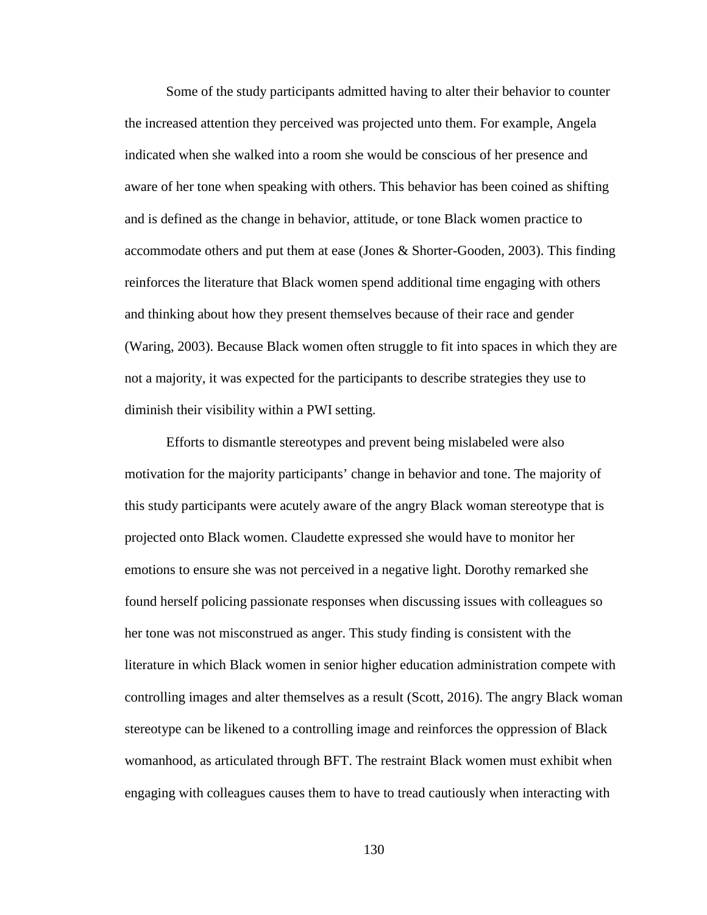Some of the study participants admitted having to alter their behavior to counter the increased attention they perceived was projected unto them. For example, Angela indicated when she walked into a room she would be conscious of her presence and aware of her tone when speaking with others. This behavior has been coined as shifting and is defined as the change in behavior, attitude, or tone Black women practice to accommodate others and put them at ease (Jones & Shorter-Gooden, 2003). This finding reinforces the literature that Black women spend additional time engaging with others and thinking about how they present themselves because of their race and gender (Waring, 2003). Because Black women often struggle to fit into spaces in which they are not a majority, it was expected for the participants to describe strategies they use to diminish their visibility within a PWI setting.

Efforts to dismantle stereotypes and prevent being mislabeled were also motivation for the majority participants' change in behavior and tone. The majority of this study participants were acutely aware of the angry Black woman stereotype that is projected onto Black women. Claudette expressed she would have to monitor her emotions to ensure she was not perceived in a negative light. Dorothy remarked she found herself policing passionate responses when discussing issues with colleagues so her tone was not misconstrued as anger. This study finding is consistent with the literature in which Black women in senior higher education administration compete with controlling images and alter themselves as a result (Scott, 2016). The angry Black woman stereotype can be likened to a controlling image and reinforces the oppression of Black womanhood, as articulated through BFT. The restraint Black women must exhibit when engaging with colleagues causes them to have to tread cautiously when interacting with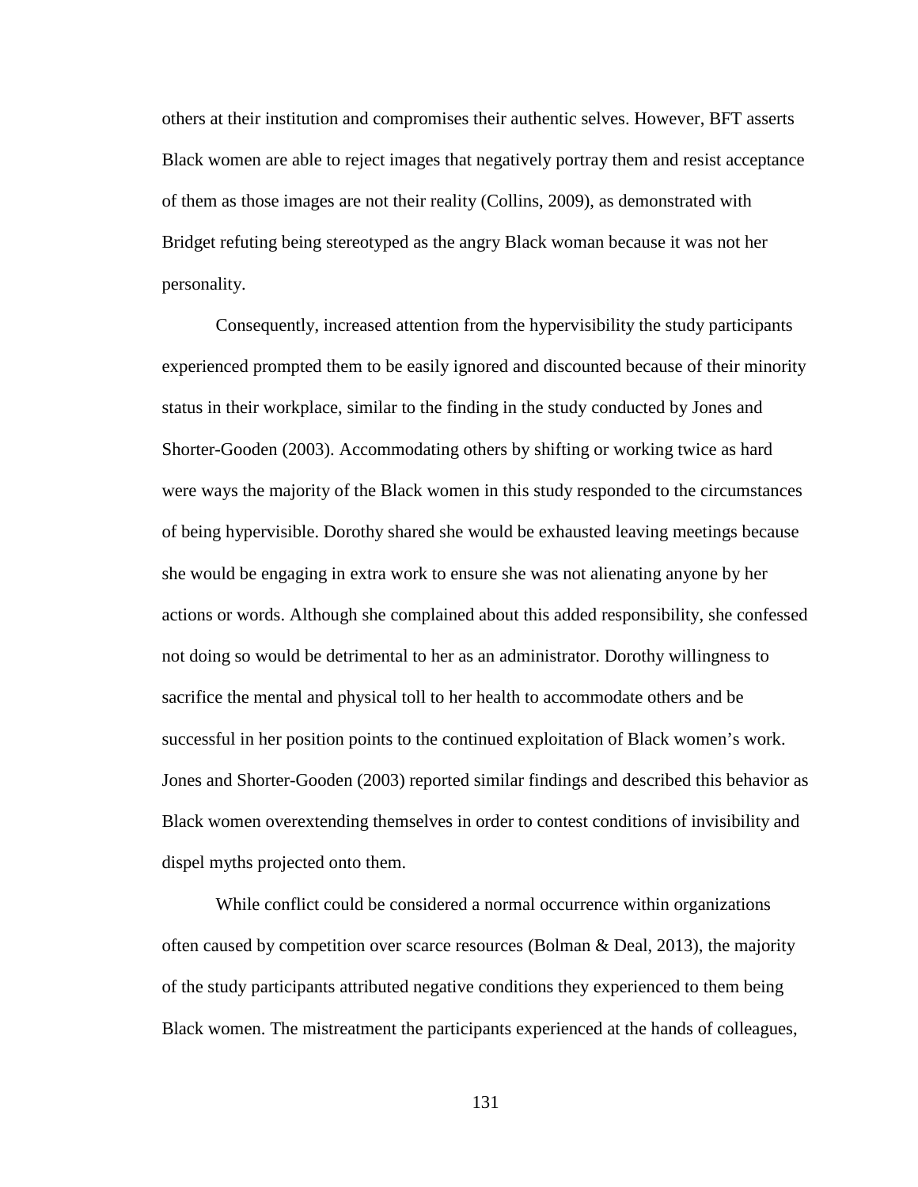others at their institution and compromises their authentic selves. However, BFT asserts Black women are able to reject images that negatively portray them and resist acceptance of them as those images are not their reality (Collins, 2009), as demonstrated with Bridget refuting being stereotyped as the angry Black woman because it was not her personality.

Consequently, increased attention from the hypervisibility the study participants experienced prompted them to be easily ignored and discounted because of their minority status in their workplace, similar to the finding in the study conducted by Jones and Shorter-Gooden (2003). Accommodating others by shifting or working twice as hard were ways the majority of the Black women in this study responded to the circumstances of being hypervisible. Dorothy shared she would be exhausted leaving meetings because she would be engaging in extra work to ensure she was not alienating anyone by her actions or words. Although she complained about this added responsibility, she confessed not doing so would be detrimental to her as an administrator. Dorothy willingness to sacrifice the mental and physical toll to her health to accommodate others and be successful in her position points to the continued exploitation of Black women's work. Jones and Shorter-Gooden (2003) reported similar findings and described this behavior as Black women overextending themselves in order to contest conditions of invisibility and dispel myths projected onto them.

While conflict could be considered a normal occurrence within organizations often caused by competition over scarce resources (Bolman & Deal, 2013), the majority of the study participants attributed negative conditions they experienced to them being Black women. The mistreatment the participants experienced at the hands of colleagues,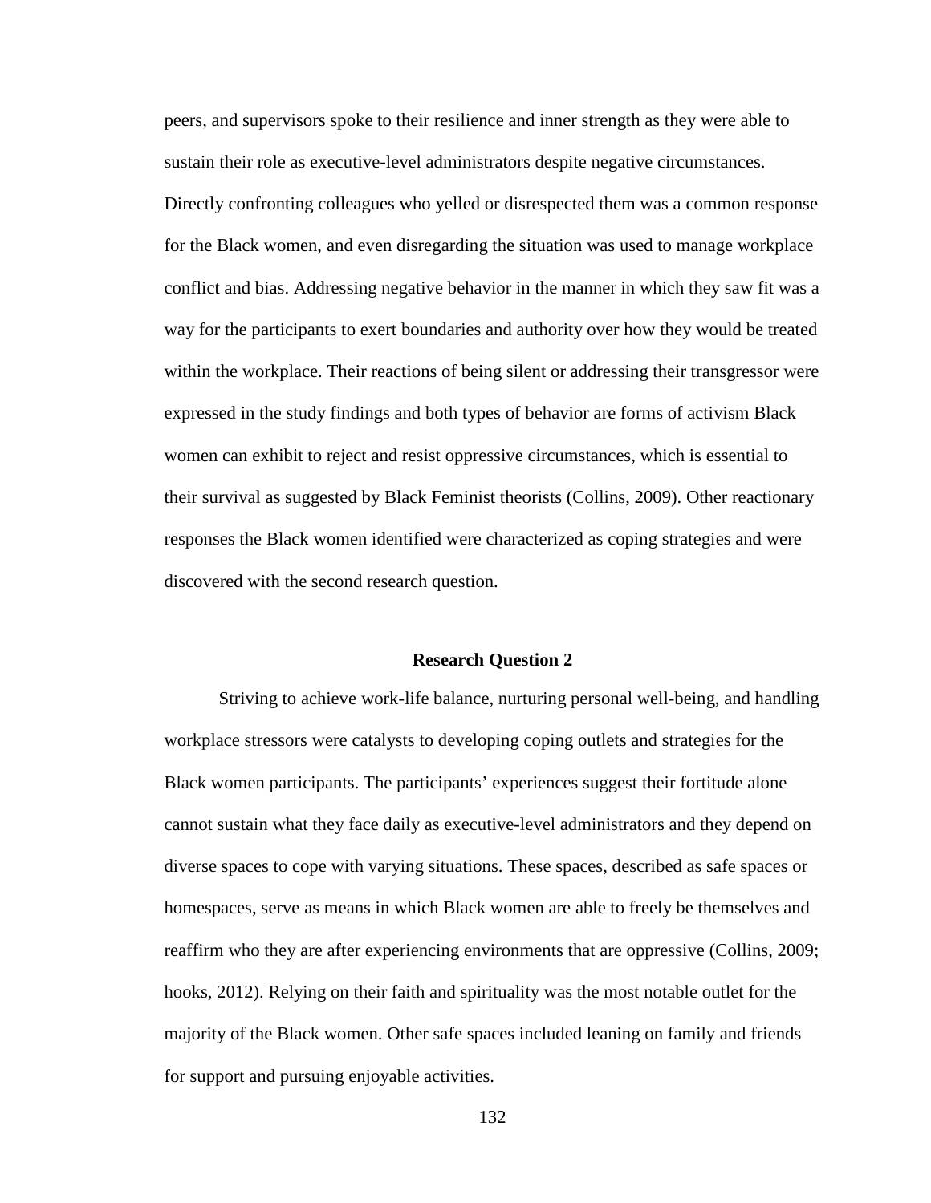peers, and supervisors spoke to their resilience and inner strength as they were able to sustain their role as executive-level administrators despite negative circumstances. Directly confronting colleagues who yelled or disrespected them was a common response for the Black women, and even disregarding the situation was used to manage workplace conflict and bias. Addressing negative behavior in the manner in which they saw fit was a way for the participants to exert boundaries and authority over how they would be treated within the workplace. Their reactions of being silent or addressing their transgressor were expressed in the study findings and both types of behavior are forms of activism Black women can exhibit to reject and resist oppressive circumstances, which is essential to their survival as suggested by Black Feminist theorists (Collins, 2009). Other reactionary responses the Black women identified were characterized as coping strategies and were discovered with the second research question.

## Research Question 2

Striving to achieve work-life balance, nurturing personal well-being, and handling workplace stressors were catalysts to developing coping outlets and strategies for the Black women participants. The participants' experiences suggest their fortitude alone cannot sustain what they face daily as executive-level administrators and they depend on diverse spaces to cope with varying situations. These spaces, described as safe spaces or homespaces, serve as means in which Black women are able to freely be themselves and reaffirm who they are after experiencing environments that are oppressive (Collins, 2009; hooks, 2012). Relying on their faith and spirituality was the most notable outlet for the majority of the Black women. Other safe spaces included leaning on family and friends for support and pursuing enjoyable activities.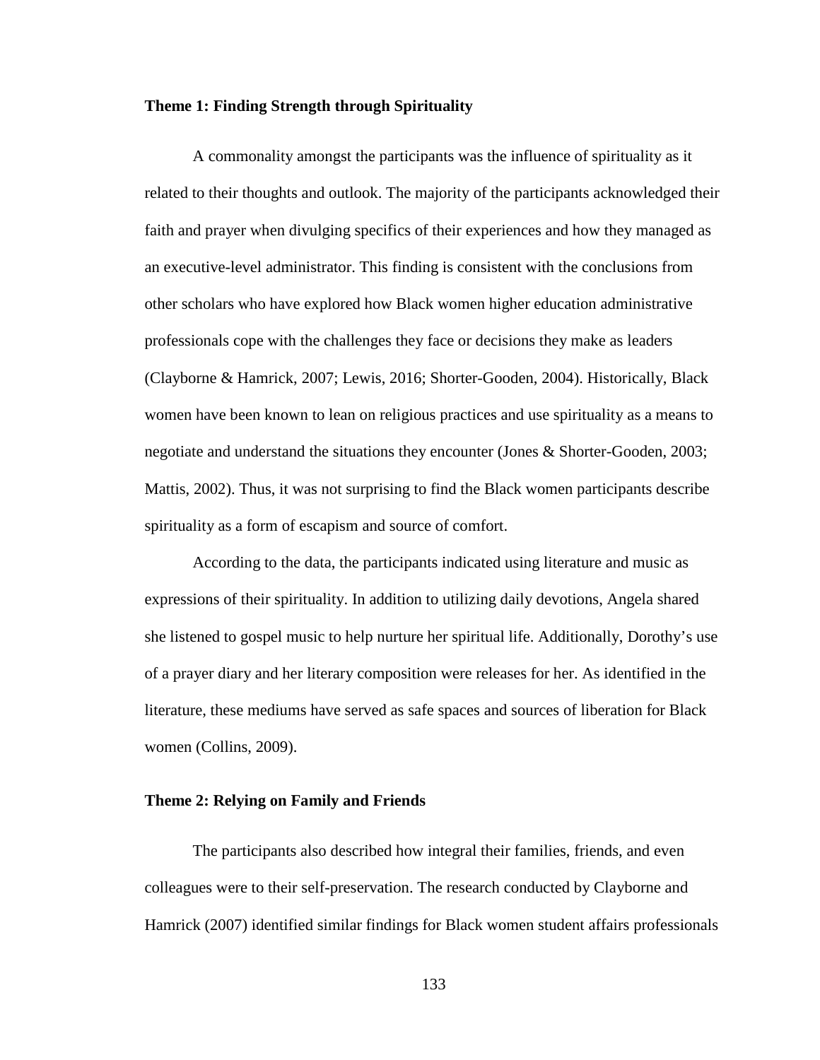### Theme 1: Finding Strength through Spirituality

A commonality amongst the participants was the influence of spirituality as it related to their thoughts and outlook. The majority of the participants acknowledged their faith and prayer when divulging specifics of their experiences and how they managed as an executive-level administrator. This finding is consistent with the conclusions from other scholars who have explored how Black women higher education administrative professionals cope with the challenges they face or decisions they make as leaders (Clayborne & Hamrick, 2007; Lewis, 2016; Shorter-Gooden, 2004). Historically, Black women have been known to lean on religious practices and use spirituality as a means to negotiate and understand the situations they encounter (Jones & Shorter-Gooden, 2003; Mattis, 2002). Thus, it was not surprising to find the Black women participants describe spirituality as a form of escapism and source of comfort.

According to the data, the participants indicated using literature and music as expressions of their spirituality. In addition to utilizing daily devotions, Angela shared she listened to gospel music to help nurture her spiritual life. Additionally, Dorothy's use of a prayer diary and her literary composition were releases for her. As identified in the literature, these mediums have served as safe spaces and sources of liberation for Black women (Collins, 2009).

### Theme 2: Relying on Family and Friends

The participants also described how integral their families, friends, and even colleagues were to their self-preservation. The research conducted by Clayborne and Hamrick (2007) identified similar findings for Black women student affairs professionals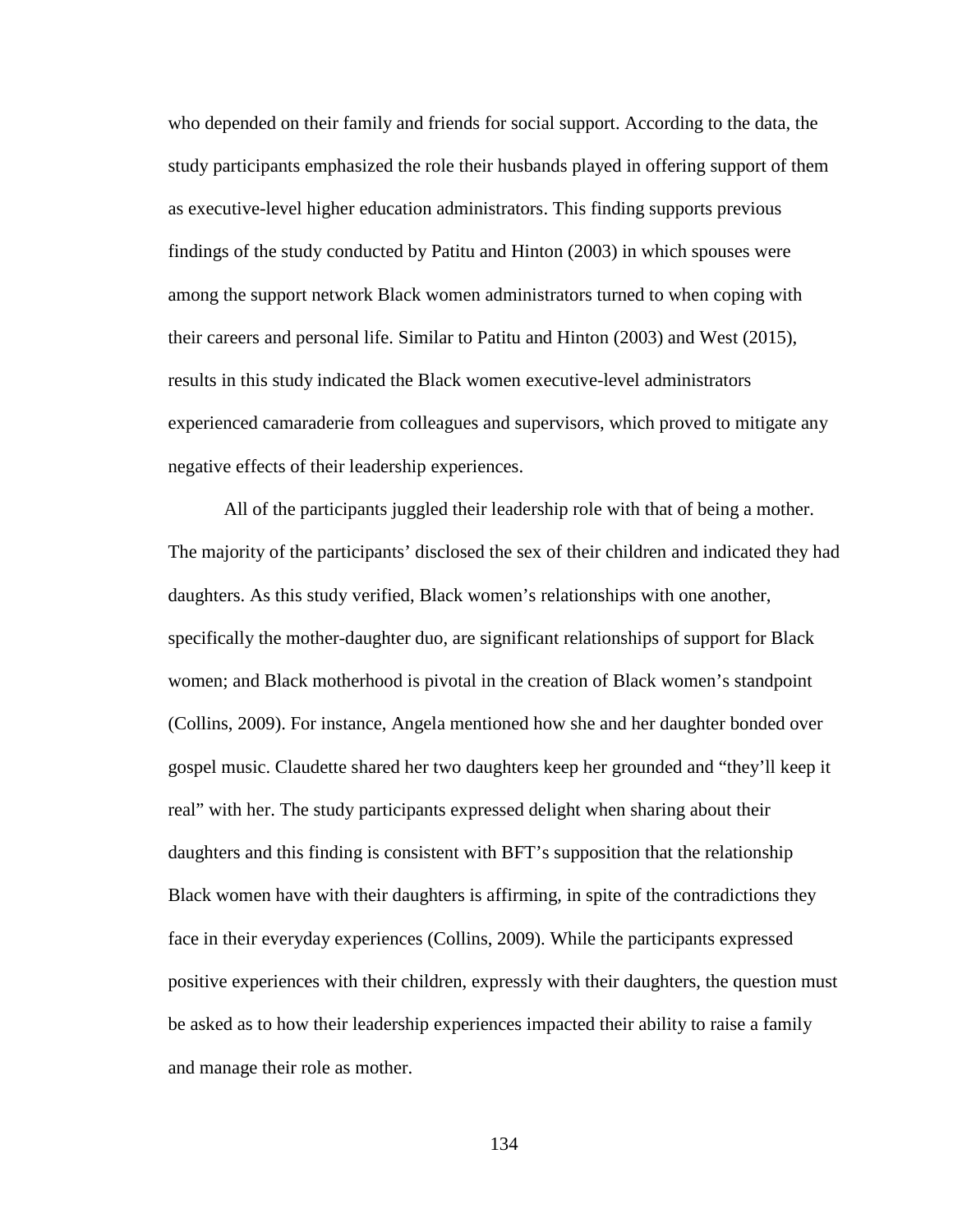who depended on their family and friends for social support. According to the data, the study participants emphasized the role their husbands played in offering support of them as executive-level higher education administrators. This finding supports previous findings of the study conducted by Patitu and Hinton (2003) in which spouses were among the support network Black women administrators turned to when coping with their careers and personal life. Similar to Patitu and Hinton (2003) and West (2015), results in this study indicated the Black women executive-level administrators experienced camaraderie from colleagues and supervisors, which proved to mitigate any negative effects of their leadership experiences.

All of the participants juggled their leadership role with that of being a mother. The majority of the participants' disclosed the sex of their children and indicated they had daughters. As this study verified, Black women's relationships with one another, specifically the mother-daughter duo, are significant relationships of support for Black women; and Black motherhood is pivotal in the creation of Black women's standpoint (Collins, 2009). For instance, Angela mentioned how she and her daughter bonded over gospel music. Claudette shared her two daughters keep her grounded and "they'll keep it real" with her. The study participants expressed delight when sharing about their daughters and this finding is consistent with BFT's supposition that the relationship Black women have with their daughters is affirming, in spite of the contradictions they face in their everyday experiences (Collins, 2009). While the participants expressed positive experiences with their children, expressly with their daughters, the question must be asked as to how their leadership experiences impacted their ability to raise a family and manage their role as mother.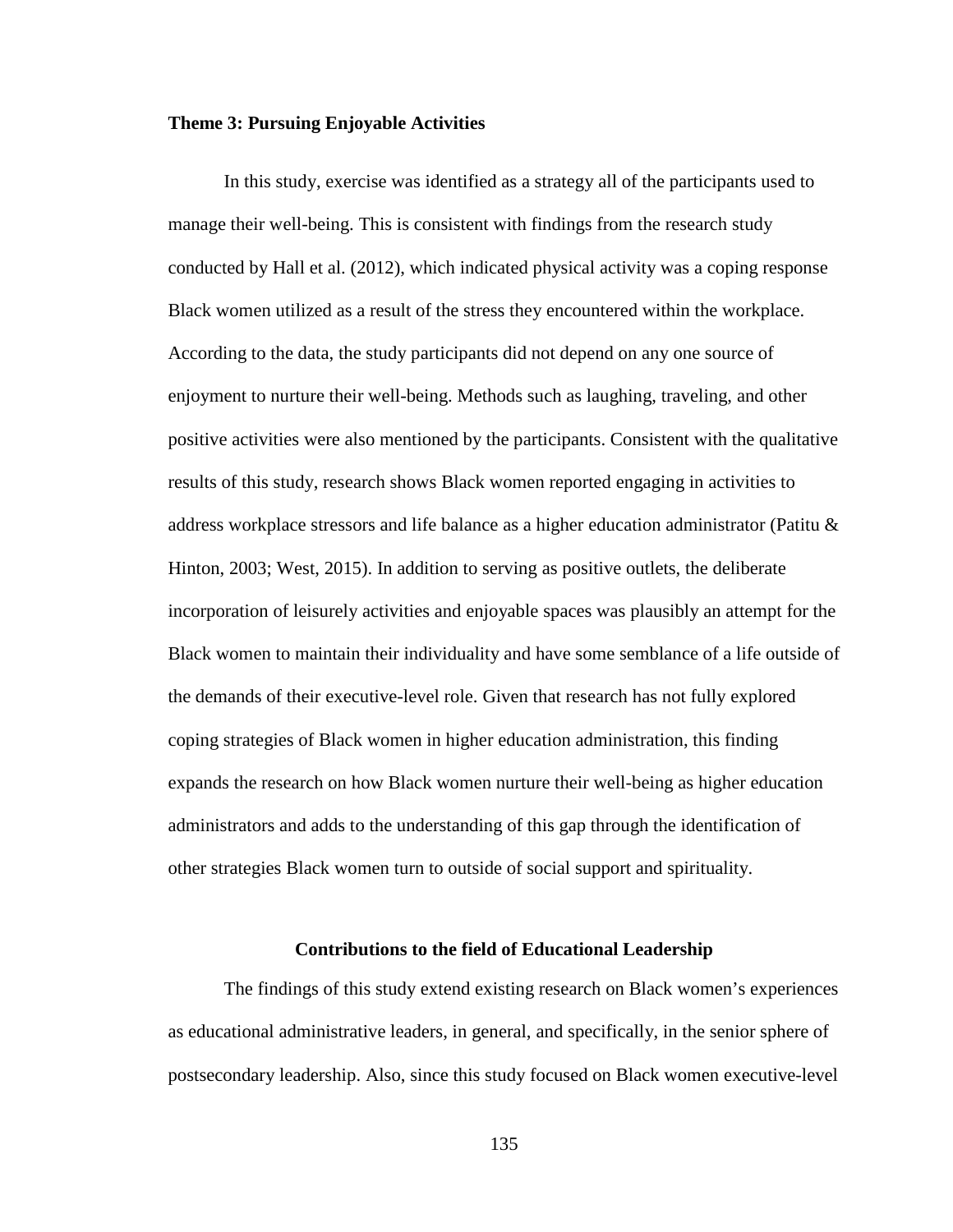**Theme 3: Pursuing Enjoyable Activities**

In this study, exercise was identified as a strategy all of the participants used to manage their well-being. This is consistent with findings from the research study conducted by Hall et al. (2012), which indicated physical activity was a coping response Black women utilized as a result of the stress they encountered within the workplace. According to the data, the study participants did not depend on any one source of enjoyment to nurture their well-being. Methods such as laughing, traveling, and other positive activities were also mentioned by the participants. Consistent with the qualitative results of this study, research shows Black women reported engaging in activities to address workplace stressors and life balance as a higher education administrator (Patitu & Hinton, 2003; West, 2015). In addition to serving as positive outlets, the deliberate incorporation of leisurely activities and enjoyable spaces was plausibly an attempt for the Black women to maintain their individuality and have some semblance of a life outside of the demands of their executive-level role. Given that research has not fully explored coping strategies of Black women in higher education administration, this finding expands the research on how Black women nurture their well-being as higher education administrators and adds to the understanding of this gap through the identification of other strategies Black women turn to outside of social support and spirituality.

## Contributions to the field of Educational Leadership

The findings of this study extend existing research on Black women's experiences as educational administrative leaders, in general, and specifically, in the senior sphere of postsecondary leadership. Also, since this study focused on Black women executive-level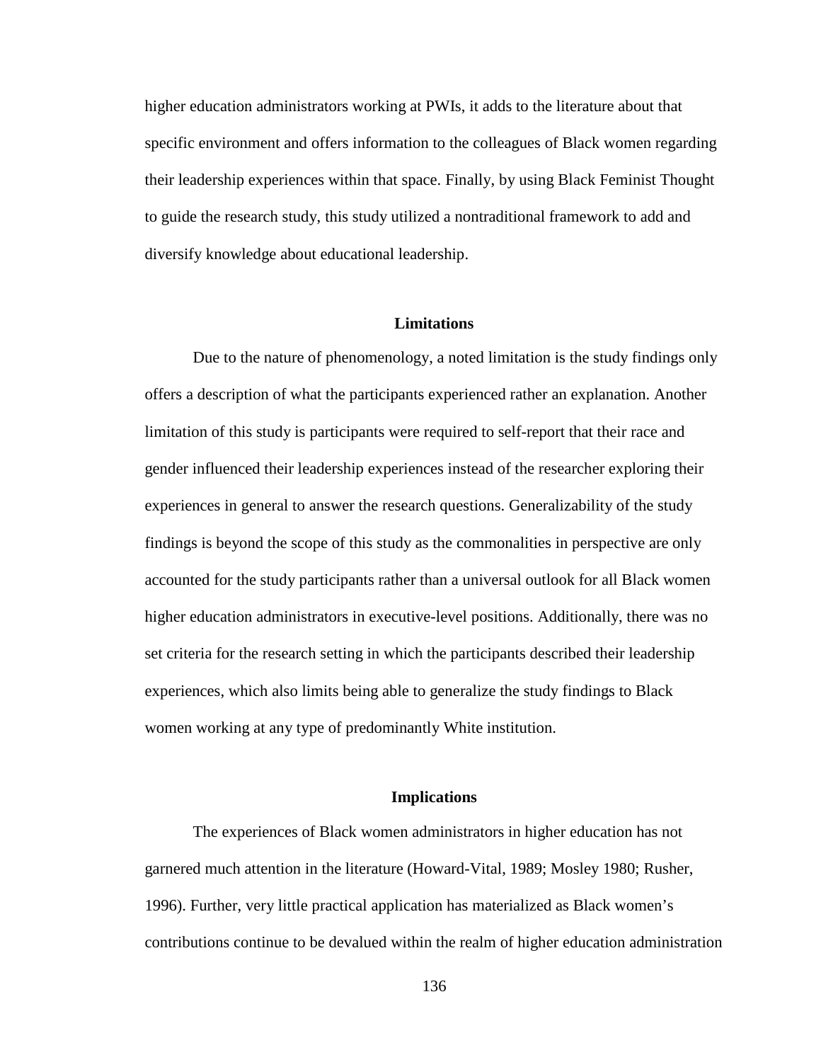higher education administrators working at PWIs, it adds to the literature about that specific environment and offers information to the colleagues of Black women regarding their leadership experiences within that space. Finally, by using Black Feminist Thought to guide the research study, this study utilized a nontraditional framework to add and diversify knowledge about educational leadership.

## Limitations

Due to the nature of phenomenology, a noted limitation is the study findings only offers a description of what the participants experienced rather an explanation. Another limitation of this study is participants were required to self-report that their race and gender influenced their leadership experiences instead of the researcher exploring their experiences in general to answer the research questions. Generalizability of the study findings is beyond the scope of this study as the commonalities in perspective are only accounted for the study participants rather than a universal outlook for all Black women higher education administrators in executive-level positions. Additionally, there was no set criteria for the research setting in which the participants described their leadership experiences, which also limits being able to generalize the study findings to Black women working at any type of predominantly White institution.

## Implications

The experiences of Black women administrators in higher education has not garnered much attention in the literature (Howard-Vital, 1989; Mosley 1980; Rusher, 1996). Further, very little practical application has materialized as Black women's contributions continue to be devalued within the realm of higher education administration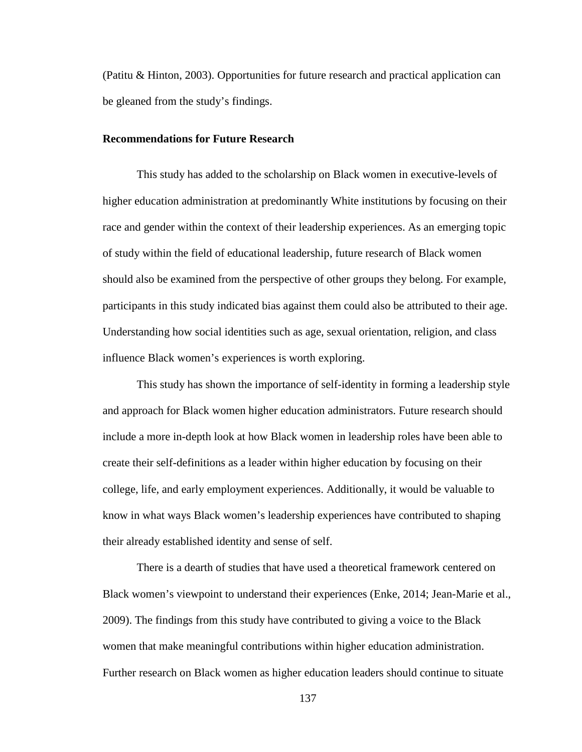(Patitu & Hinton, 2003). Opportunities for future research and practical application can be gleaned from the study's findings.

### Recommendations for Future Research

This study has added to the scholarship on Black women in executive-levels of higher education administration at predominantly White institutions by focusing on their race and gender within the context of their leadership experiences. As an emerging topic of study within the field of educational leadership, future research of Black women should also be examined from the perspective of other groups they belong. For example, participants in this study indicated bias against them could also be attributed to their age. Understanding how social identities such as age, sexual orientation, religion, and class influence Black women's experiences is worth exploring.

This study has shown the importance of self-identity in forming a leadership style and approach for Black women higher education administrators. Future research should include a more in-depth look at how Black women in leadership roles have been able to create their self-definitions as a leader within higher education by focusing on their college, life, and early employment experiences. Additionally, it would be valuable to know in what ways Black women's leadership experiences have contributed to shaping their already established identity and sense of self.

There is a dearth of studies that have used a theoretical framework centered on Black women's viewpoint to understand their experiences (Enke, 2014; Jean-Marie et al., 2009). The findings from this study have contributed to giving a voice to the Black women that make meaningful contributions within higher education administration. Further research on Black women as higher education leaders should continue to situate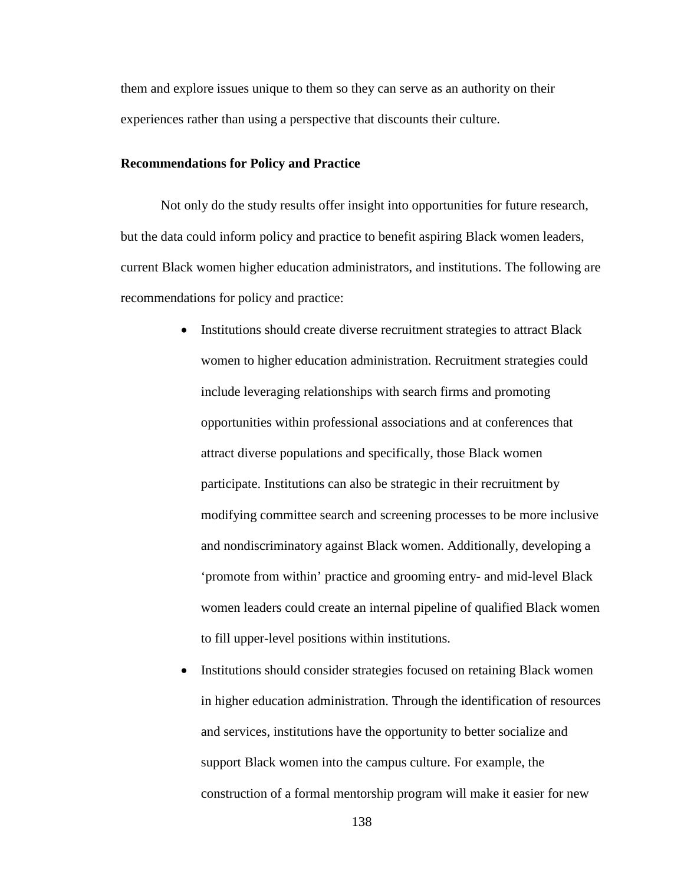them and explore issues unique to them so they can serve as an authority on their experiences rather than using a perspective that discounts their culture.

**Recommendations for Policy and Practice**

Not only do the study results offer insight into opportunities for future research, but the data could inform policy and practice to benefit aspiring Black women leaders, current Black women higher education administrators, and institutions. The following are recommendations for policy and practice:

- Institutions should create diverse recruitment strategies to attract Black women to higher education administration. Recruitment strategies could include leveraging relationships with search firms and promoting opportunities within professional associations and at conferences that attract diverse populations and specifically, those Black women participate. Institutions can also be strategic in their recruitment by modifying committee search and screening processes to be more inclusive and nondiscriminatory against Black women. Additionally, developing a 'promote from within' practice and grooming entry- and mid-level Black women leaders could create an internal pipeline of qualified Black women to fill upper-level positions within institutions.
- Institutions should consider strategies focused on retaining Black women in higher education administration. Through the identification of resources and services, institutions have the opportunity to better socialize and support Black women into the campus culture. For example, the construction of a formal mentorship program will make it easier for new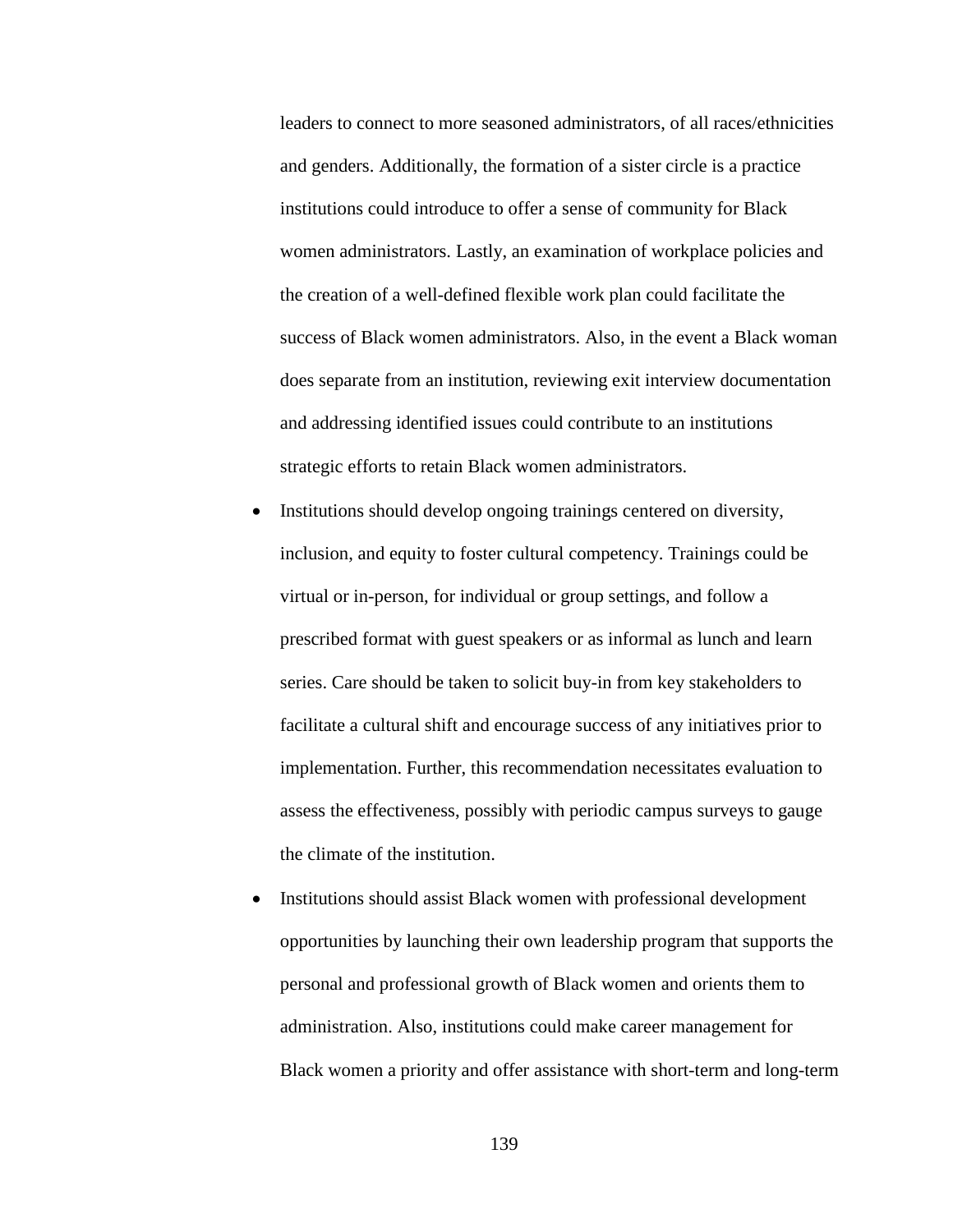leaders to connect to more seasoned administrators, of all races/ethnicities and genders. Additionally, the formation of a sister circle is a practice institutions could introduce to offer a sense of community for Black women administrators. Lastly, an examination of workplace policies and the creation of a well-defined flexible work plan could facilitate the success of Black women administrators. Also, in the event a Black woman does separate from an institution, reviewing exit interview documentation and addressing identified issues could contribute to an institutions strategic efforts to retain Black women administrators.

- Institutions should develop ongoing trainings centered on diversity, inclusion, and equity to foster cultural competency. Trainings could be virtual or in-person, for individual or group settings, and follow a prescribed format with guest speakers or as informal as lunch and learn series. Care should be taken to solicit buy-in from key stakeholders to facilitate a cultural shift and encourage success of any initiatives prior to implementation. Further, this recommendation necessitates evaluation to assess the effectiveness, possibly with periodic campus surveys to gauge the climate of the institution.
- Institutions should assist Black women with professional development opportunities by launching their own leadership program that supports the personal and professional growth of Black women and orients them to administration. Also, institutions could make career management for Black women a priority and offer assistance with short-term and long-term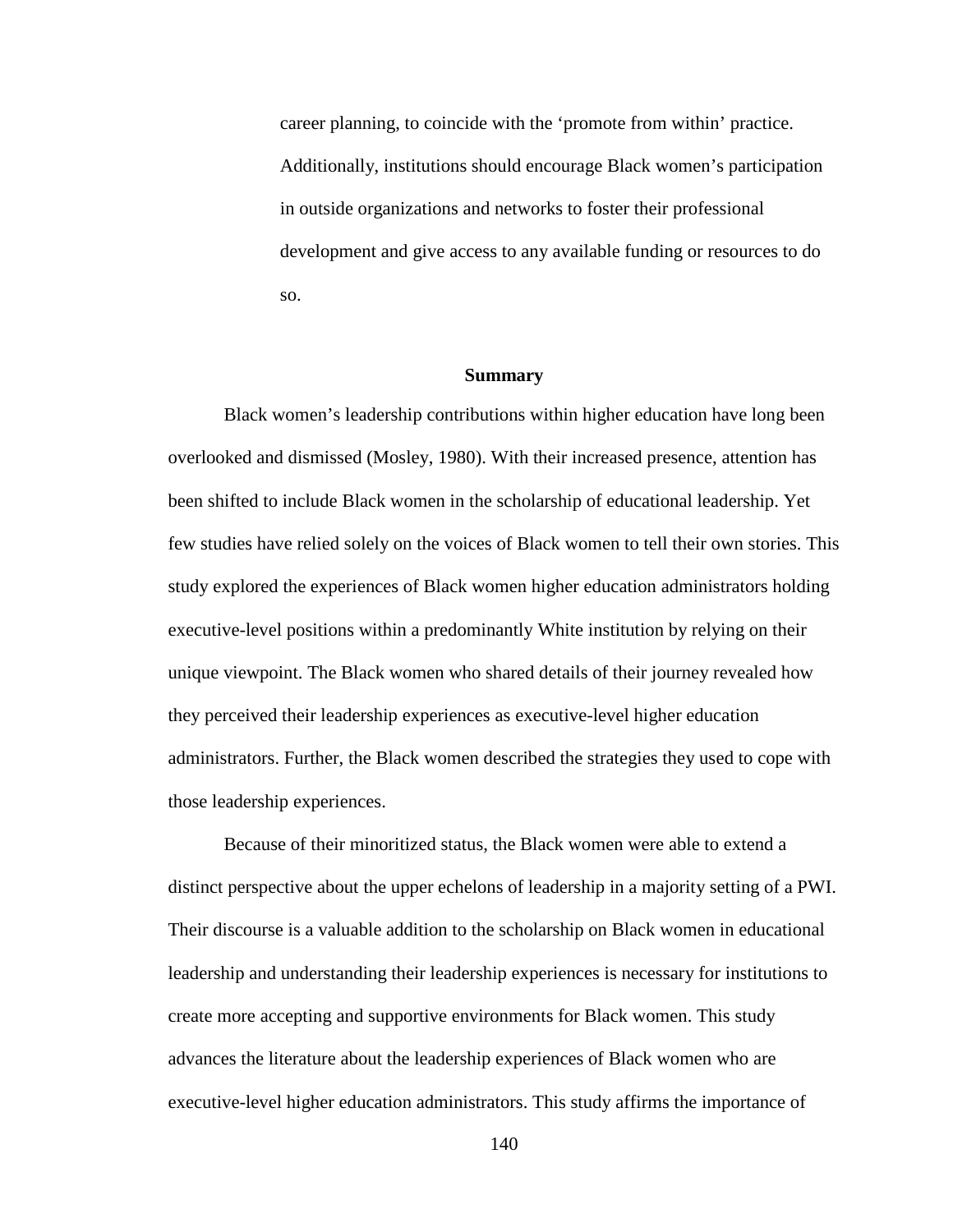career planning, to coincide with the ‘promote from within’ practice. Additionally, institutions should encourage Black women’s participation in outside organizations and networks to foster their professional development and give access to any available funding or resources to do so.

## Summary

Black women’s leadership contributions within higher education have long been overlooked and dismissed (Mosley, 1980). With their increased presence, attention has been shifted to include Black women in the scholarship of educational leadership. Yet few studies have relied solely on the voices of Black women to tell their own stories. This study explored the experiences of Black women higher education administrators holding executive-level positions within a predominantly White institution by relying on their unique viewpoint. The Black women who shared details of their journey revealed how they perceived their leadership experiences as executive-level higher education administrators. Further, the Black women described the strategies they used to cope with those leadership experiences.

Because of their minoritized status, the Black women were able to extend a distinct perspective about the upper echelons of leadership in a majority setting of a PWI. Their discourse is a valuable addition to the scholarship on Black women in educational leadership and understanding their leadership experiences is necessary for institutions to create more accepting and supportive environments for Black women. This study advances the literature about the leadership experiences of Black women who are executive-level higher education administrators. This study affirms the importance of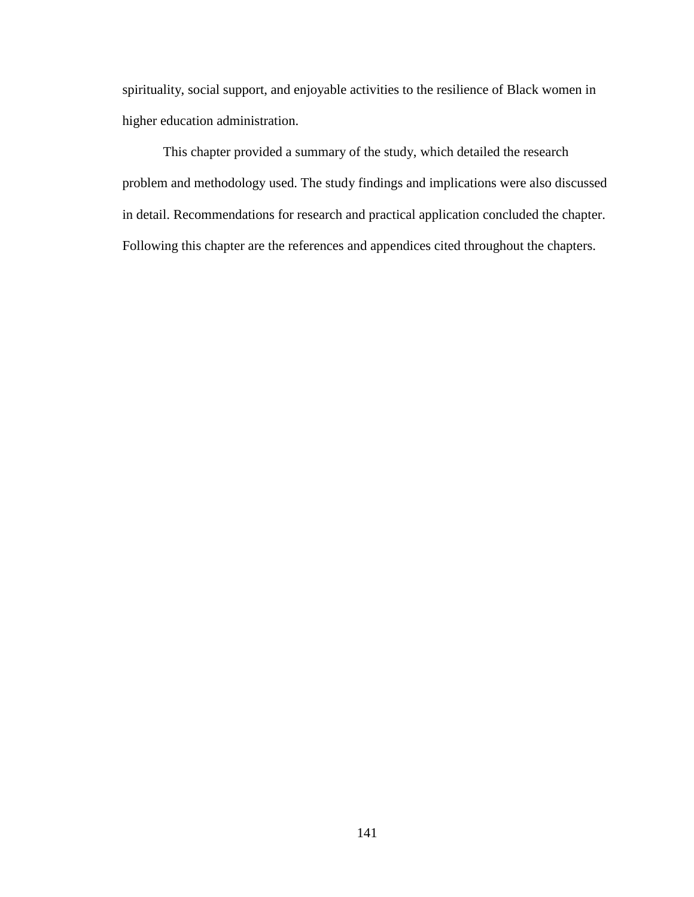spirituality, social support, and enjoyable activities to the resilience of Black women in higher education administration.

This chapter provided a summary of the study, which detailed the research problem and methodology used. The study findings and implications were also discussed in detail. Recommendations for research and practical application concluded the chapter. Following this chapter are the references and appendices cited throughout the chapters.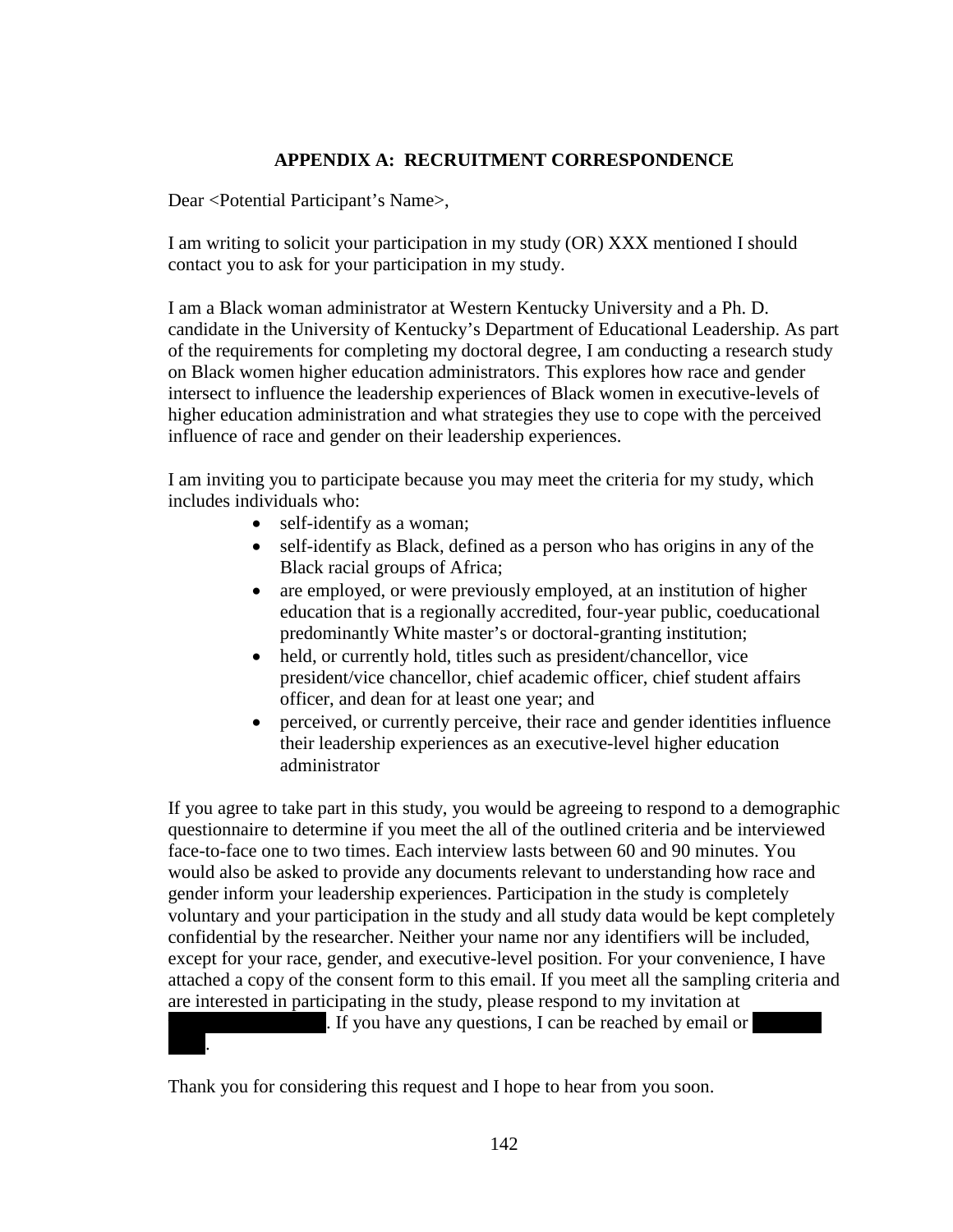## APPENDIX A: RECRUITMENT CORRESPONDENCE

Dear <Potential Participant's Name>,

I am writing to solicit your participation in my study (OR) XXX mentioned I should contact you to ask for your participation in my study.

I am a Black woman administrator at Western Kentucky University and a Ph. D. candidate in the University of Kentucky's Department of Educational Leadership. As part of the requirements for completing my doctoral degree, I am conducting a research study on Black women higher education administrators. This explores how race and gender intersect to influence the leadership experiences of Black women in executive-levels of higher education administration and what strategies they use to cope with the perceived influence of race and gender on their leadership experiences.

I am inviting you to participate because you may meet the criteria for my study, which includes individuals who:

- self-identify as a woman;
- self-identify as Black, defined as a person who has origins in any of the Black racial groups of Africa;
- are employed, or were previously employed, at an institution of higher education that is a regionally accredited, four-year public, coeducational predominantly White master's or doctoral-granting institution;
- held, or currently hold, titles such as president/chancellor, vice president/vice chancellor, chief academic officer, chief student affairs officer, and dean for at least one year; and
- perceived, or currently perceive, their race and gender identities influence their leadership experiences as an executive-level higher education administrator

If you agree to take part in this study, you would be agreeing to respond to a demographic questionnaire to determine if you meet the all of the outlined criteria and be interviewed face-to-face one to two times. Each interview lasts between 60 and 90 minutes. You would also be asked to provide any documents relevant to understanding how race and gender inform your leadership experiences. Participation in the study is completely voluntary and your participation in the study and all study data would be kept completely confidential by the researcher. Neither your name nor any identifiers will be included, except for your race, gender, and executive-level position. For your convenience, I have attached a copy of the consent form to this email. If you meet all the sampling criteria and are interested in participating in the study, please respond to my invitation at [redacted]. If you have any questions, I can be reached by email or [redacted].

Thank you for considering this request and I hope to hear from you soon.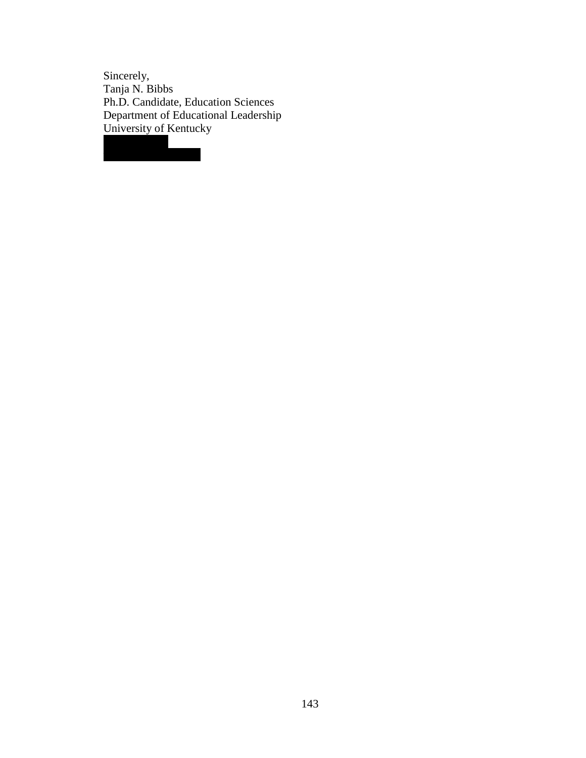Sincerely,
Tanja N. Bibbs
Ph.D. Candidate, Education Sciences
Department of Educational Leadership
University of Kentucky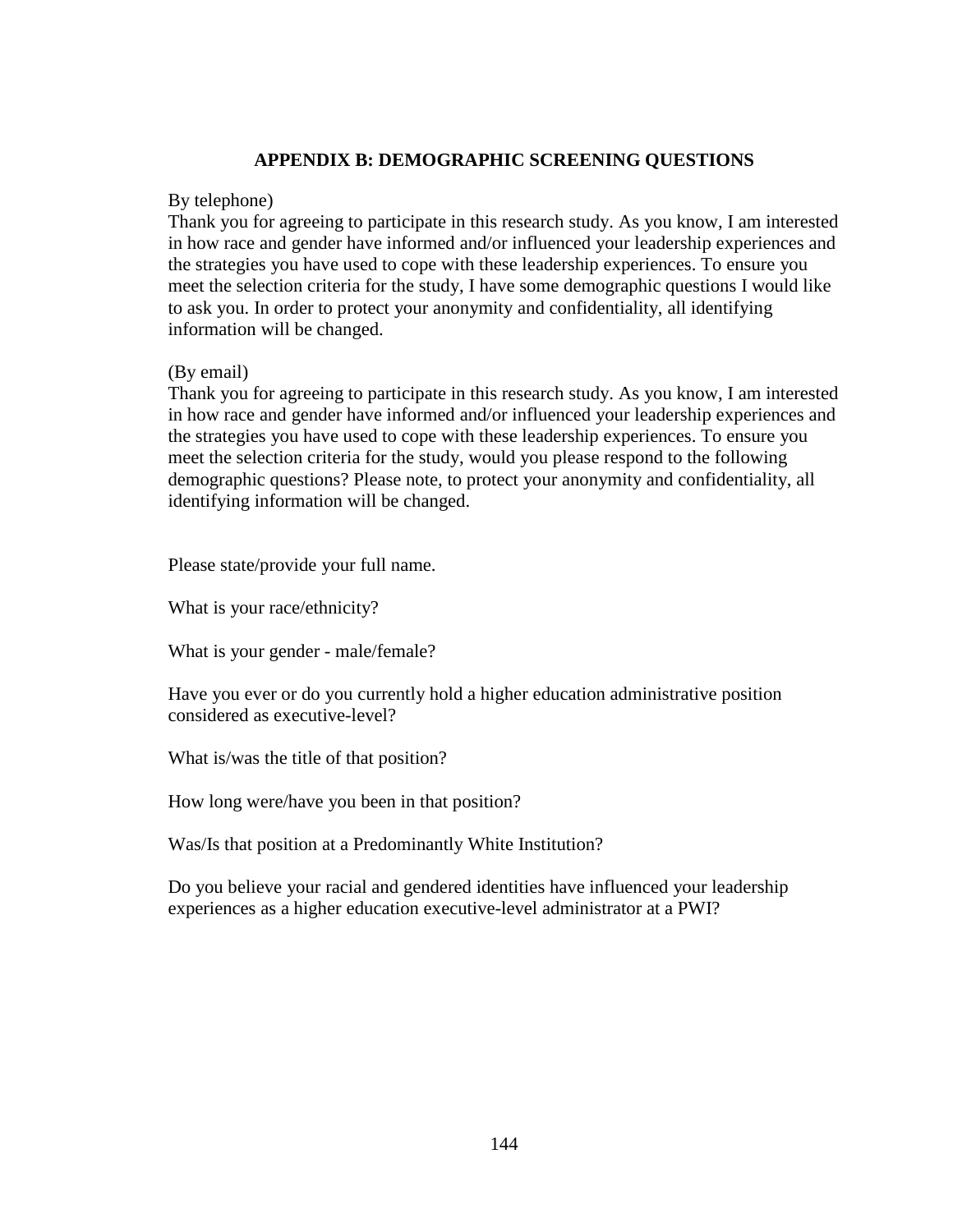## APPENDIX B: DEMOGRAPHIC SCREENING QUESTIONS

By telephone)

Thank you for agreeing to participate in this research study. As you know, I am interested in how race and gender have informed and/or influenced your leadership experiences and the strategies you have used to cope with these leadership experiences. To ensure you meet the selection criteria for the study, I have some demographic questions I would like to ask you. In order to protect your anonymity and confidentiality, all identifying information will be changed.

(By email)

Thank you for agreeing to participate in this research study. As you know, I am interested in how race and gender have informed and/or influenced your leadership experiences and the strategies you have used to cope with these leadership experiences. To ensure you meet the selection criteria for the study, would you please respond to the following demographic questions? Please note, to protect your anonymity and confidentiality, all identifying information will be changed.

Please state/provide your full name.

What is your race/ethnicity?

What is your gender - male/female?

Have you ever or do you currently hold a higher education administrative position considered as executive-level?

What is/was the title of that position?

How long were/have you been in that position?

Was/Is that position at a Predominantly White Institution?

Do you believe your racial and gendered identities have influenced your leadership experiences as a higher education executive-level administrator at a PWI?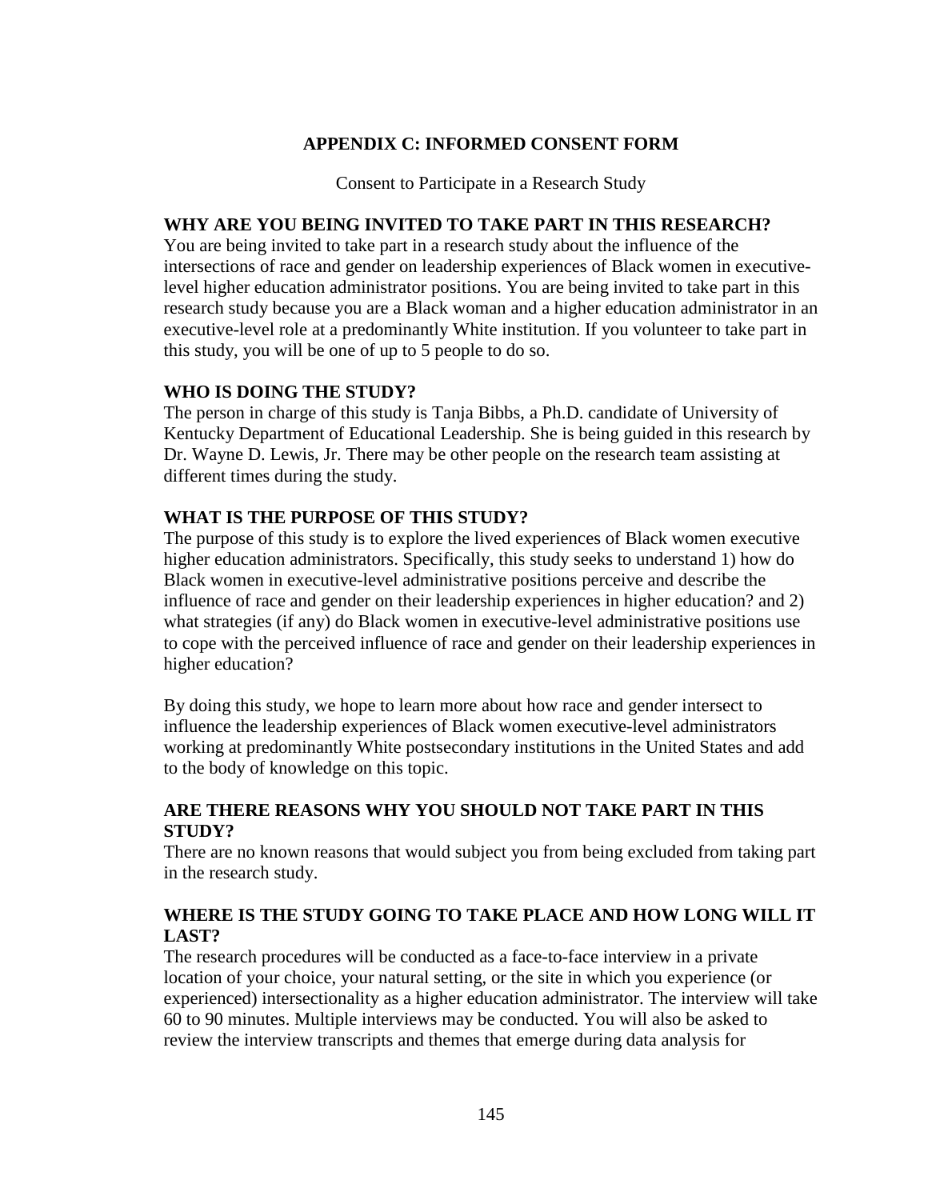## APPENDIX C: INFORMED CONSENT FORM

Consent to Participate in a Research Study

**WHY ARE YOU BEING INVITED TO TAKE PART IN THIS RESEARCH?**

You are being invited to take part in a research study about the influence of the intersections of race and gender on leadership experiences of Black women in executive-level higher education administrator positions. You are being invited to take part in this research study because you are a Black woman and a higher education administrator in an executive-level role at a predominantly White institution. If you volunteer to take part in this study, you will be one of up to 5 people to do so.

**WHO IS DOING THE STUDY?**

The person in charge of this study is Tanja Bibbs, a Ph.D. candidate of University of Kentucky Department of Educational Leadership. She is being guided in this research by Dr. Wayne D. Lewis, Jr. There may be other people on the research team assisting at different times during the study.

**WHAT IS THE PURPOSE OF THIS STUDY?**

The purpose of this study is to explore the lived experiences of Black women executive higher education administrators. Specifically, this study seeks to understand 1) how do Black women in executive-level administrative positions perceive and describe the influence of race and gender on their leadership experiences in higher education? and 2) what strategies (if any) do Black women in executive-level administrative positions use to cope with the perceived influence of race and gender on their leadership experiences in higher education?

By doing this study, we hope to learn more about how race and gender intersect to influence the leadership experiences of Black women executive-level administrators working at predominantly White postsecondary institutions in the United States and add to the body of knowledge on this topic.

**ARE THERE REASONS WHY YOU SHOULD NOT TAKE PART IN THIS STUDY?**

There are no known reasons that would subject you from being excluded from taking part in the research study.

**WHERE IS THE STUDY GOING TO TAKE PLACE AND HOW LONG WILL IT LAST?**

The research procedures will be conducted as a face-to-face interview in a private location of your choice, your natural setting, or the site in which you experience (or experienced) intersectionality as a higher education administrator. The interview will take 60 to 90 minutes. Multiple interviews may be conducted. You will also be asked to review the interview transcripts and themes that emerge during data analysis for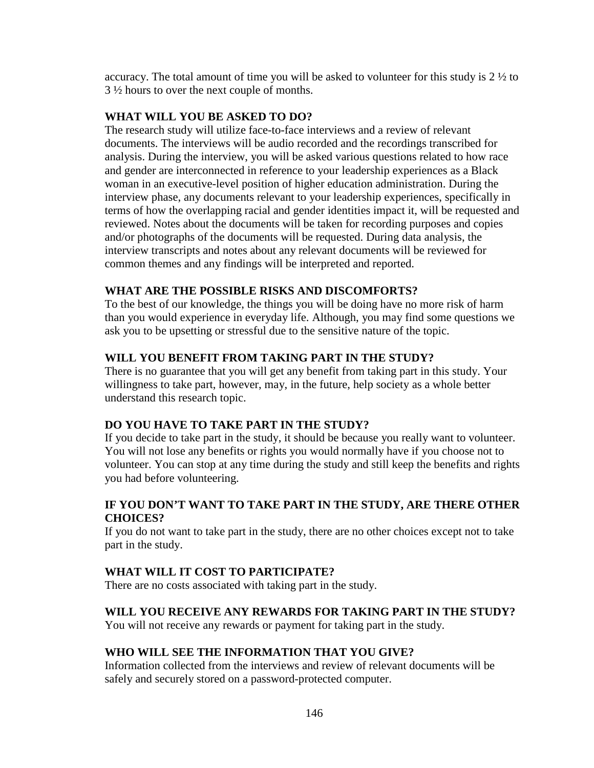accuracy. The total amount of time you will be asked to volunteer for this study is 2 ½ to 3 ½ hours to over the next couple of months.

**WHAT WILL YOU BE ASKED TO DO?**

The research study will utilize face-to-face interviews and a review of relevant documents. The interviews will be audio recorded and the recordings transcribed for analysis. During the interview, you will be asked various questions related to how race and gender are interconnected in reference to your leadership experiences as a Black woman in an executive-level position of higher education administration. During the interview phase, any documents relevant to your leadership experiences, specifically in terms of how the overlapping racial and gender identities impact it, will be requested and reviewed. Notes about the documents will be taken for recording purposes and copies and/or photographs of the documents will be requested. During data analysis, the interview transcripts and notes about any relevant documents will be reviewed for common themes and any findings will be interpreted and reported.

**WHAT ARE THE POSSIBLE RISKS AND DISCOMFORTS?**

To the best of our knowledge, the things you will be doing have no more risk of harm than you would experience in everyday life. Although, you may find some questions we ask you to be upsetting or stressful due to the sensitive nature of the topic.

**WILL YOU BENEFIT FROM TAKING PART IN THE STUDY?**

There is no guarantee that you will get any benefit from taking part in this study. Your willingness to take part, however, may, in the future, help society as a whole better understand this research topic.

**DO YOU HAVE TO TAKE PART IN THE STUDY?**

If you decide to take part in the study, it should be because you really want to volunteer. You will not lose any benefits or rights you would normally have if you choose not to volunteer. You can stop at any time during the study and still keep the benefits and rights you had before volunteering.

**IF YOU DON'T WANT TO TAKE PART IN THE STUDY, ARE THERE OTHER CHOICES?**

If you do not want to take part in the study, there are no other choices except not to take part in the study.

**WHAT WILL IT COST TO PARTICIPATE?**

There are no costs associated with taking part in the study.

**WILL YOU RECEIVE ANY REWARDS FOR TAKING PART IN THE STUDY?**

You will not receive any rewards or payment for taking part in the study.

**WHO WILL SEE THE INFORMATION THAT YOU GIVE?**

Information collected from the interviews and review of relevant documents will be safely and securely stored on a password-protected computer.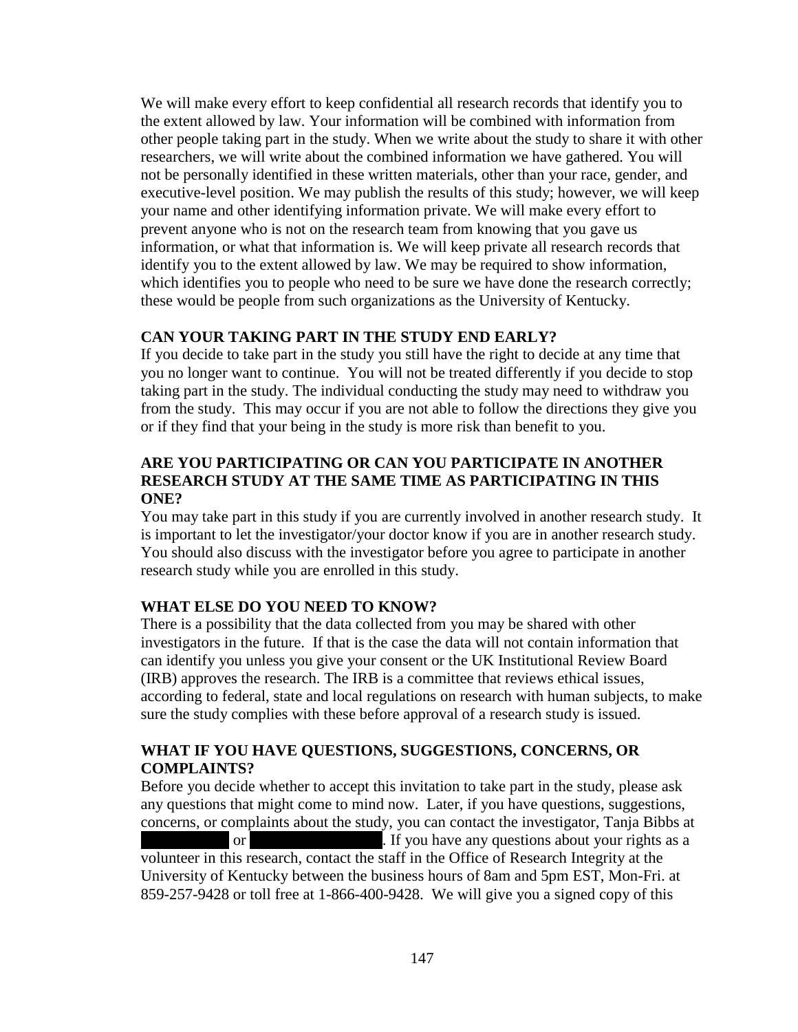We will make every effort to keep confidential all research records that identify you to the extent allowed by law. Your information will be combined with information from other people taking part in the study. When we write about the study to share it with other researchers, we will write about the combined information we have gathered. You will not be personally identified in these written materials, other than your race, gender, and executive-level position. We may publish the results of this study; however, we will keep your name and other identifying information private. We will make every effort to prevent anyone who is not on the research team from knowing that you gave us information, or what that information is. We will keep private all research records that identify you to the extent allowed by law. We may be required to show information, which identifies you to people who need to be sure we have done the research correctly; these would be people from such organizations as the University of Kentucky.

**CAN YOUR TAKING PART IN THE STUDY END EARLY?**

If you decide to take part in the study you still have the right to decide at any time that you no longer want to continue. You will not be treated differently if you decide to stop taking part in the study. The individual conducting the study may need to withdraw you from the study. This may occur if you are not able to follow the directions they give you or if they find that your being in the study is more risk than benefit to you.

**ARE YOU PARTICIPATING OR CAN YOU PARTICIPATE IN ANOTHER RESEARCH STUDY AT THE SAME TIME AS PARTICIPATING IN THIS ONE?**

You may take part in this study if you are currently involved in another research study. It is important to let the investigator/your doctor know if you are in another research study. You should also discuss with the investigator before you agree to participate in another research study while you are enrolled in this study.

**WHAT ELSE DO YOU NEED TO KNOW?**

There is a possibility that the data collected from you may be shared with other investigators in the future. If that is the case the data will not contain information that can identify you unless you give your consent or the UK Institutional Review Board (IRB) approves the research. The IRB is a committee that reviews ethical issues, according to federal, state and local regulations on research with human subjects, to make sure the study complies with these before approval of a research study is issued.

**WHAT IF YOU HAVE QUESTIONS, SUGGESTIONS, CONCERNS, OR COMPLAINTS?**

Before you decide whether to accept this invitation to take part in the study, please ask any questions that might come to mind now. Later, if you have questions, suggestions, concerns, or complaints about the study, you can contact the investigator, Tanja Bibbs at [REDACTED] or [REDACTED]. If you have any questions about your rights as a volunteer in this research, contact the staff in the Office of Research Integrity at the University of Kentucky between the business hours of 8am and 5pm EST, Mon-Fri. at 859-257-9428 or toll free at 1-866-400-9428. We will give you a signed copy of this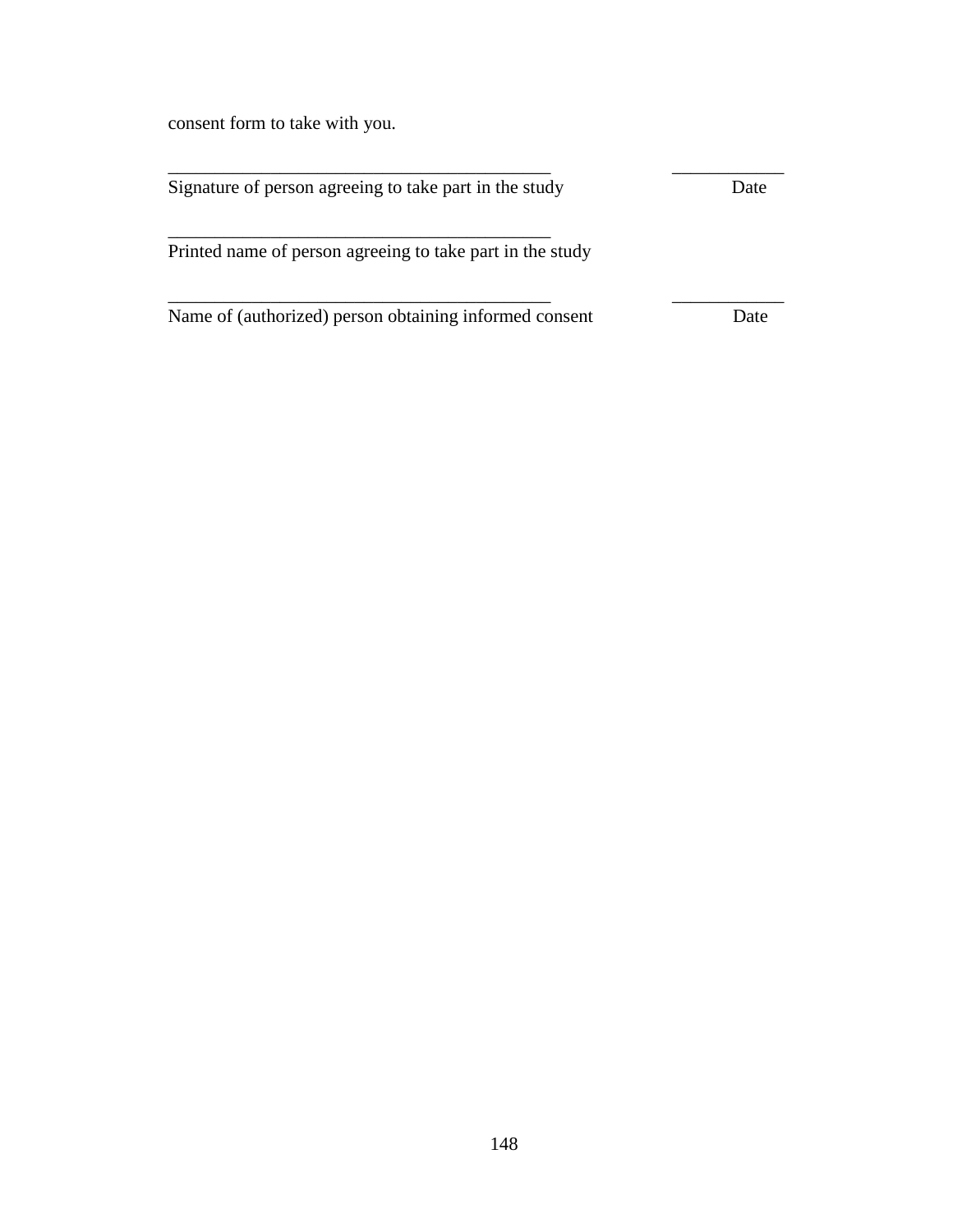consent form to take with you.

\_\_\_\_\_\_\_\_\_\_\_\_\_\_\_\_\_\_\_\_\_\_\_\_\_\_\_\_\_\_\_\_\_\_\_\_\_\_\_\_\_\_ \_\_\_\_\_\_\_\_\_\_\_\_

Signature of person agreeing to take part in the study Date

\_\_\_\_\_\_\_\_\_\_\_\_\_\_\_\_\_\_\_\_\_\_\_\_\_\_\_\_\_\_\_\_\_\_\_\_\_\_\_\_\_\_

Printed name of person agreeing to take part in the study

\_\_\_\_\_\_\_\_\_\_\_\_\_\_\_\_\_\_\_\_\_\_\_\_\_\_\_\_\_\_\_\_\_\_\_\_\_\_\_\_\_\_ \_\_\_\_\_\_\_\_\_\_\_\_

Name of (authorized) person obtaining informed consent Date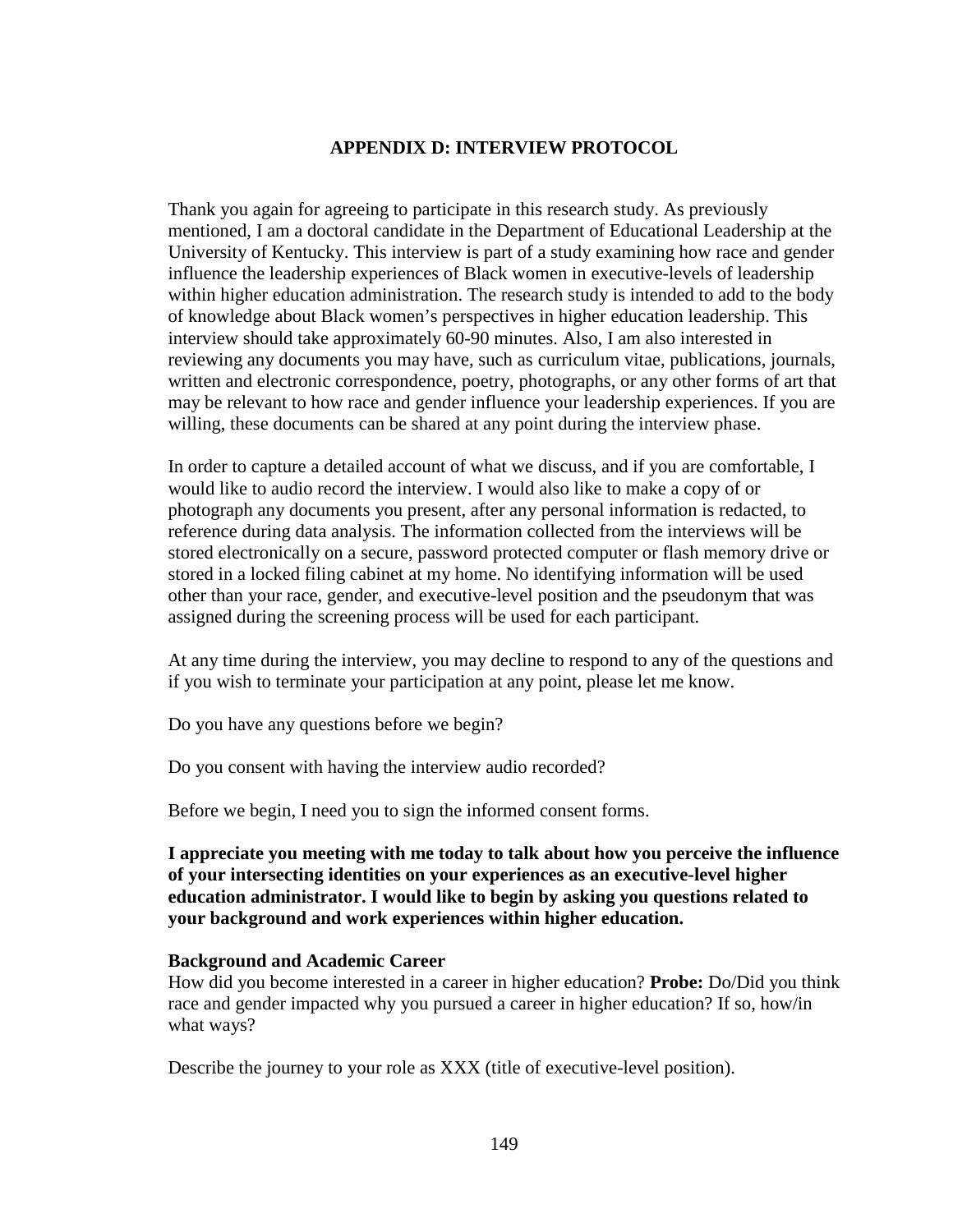## APPENDIX D: INTERVIEW PROTOCOL

Thank you again for agreeing to participate in this research study. As previously mentioned, I am a doctoral candidate in the Department of Educational Leadership at the University of Kentucky. This interview is part of a study examining how race and gender influence the leadership experiences of Black women in executive-levels of leadership within higher education administration. The research study is intended to add to the body of knowledge about Black women's perspectives in higher education leadership. This interview should take approximately 60-90 minutes. Also, I am also interested in reviewing any documents you may have, such as curriculum vitae, publications, journals, written and electronic correspondence, poetry, photographs, or any other forms of art that may be relevant to how race and gender influence your leadership experiences. If you are willing, these documents can be shared at any point during the interview phase.

In order to capture a detailed account of what we discuss, and if you are comfortable, I would like to audio record the interview. I would also like to make a copy of or photograph any documents you present, after any personal information is redacted, to reference during data analysis. The information collected from the interviews will be stored electronically on a secure, password protected computer or flash memory drive or stored in a locked filing cabinet at my home. No identifying information will be used other than your race, gender, and executive-level position and the pseudonym that was assigned during the screening process will be used for each participant.

At any time during the interview, you may decline to respond to any of the questions and if you wish to terminate your participation at any point, please let me know.

Do you have any questions before we begin?

Do you consent with having the interview audio recorded?

Before we begin, I need you to sign the informed consent forms.

**I appreciate you meeting with me today to talk about how you perceive the influence of your intersecting identities on your experiences as an executive-level higher education administrator. I would like to begin by asking you questions related to your background and work experiences within higher education.**

**Background and Academic Career**

How did you become interested in a career in higher education? **Probe:** Do/Did you think race and gender impacted why you pursued a career in higher education? If so, how/in what ways?

Describe the journey to your role as XXX (title of executive-level position).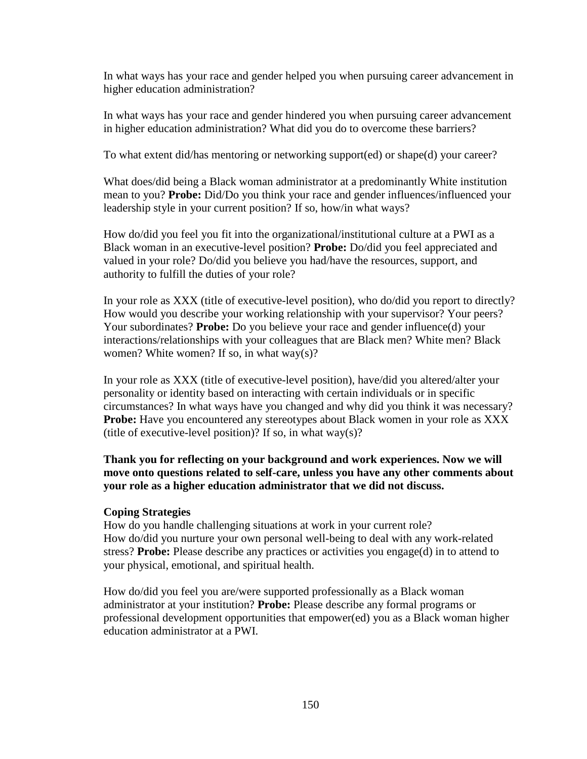In what ways has your race and gender helped you when pursuing career advancement in higher education administration?

In what ways has your race and gender hindered you when pursuing career advancement in higher education administration? What did you do to overcome these barriers?

To what extent did/has mentoring or networking support(ed) or shape(d) your career?

What does/did being a Black woman administrator at a predominantly White institution mean to you? **Probe:** Did/Do you think your race and gender influences/influenced your leadership style in your current position? If so, how/in what ways?

How do/did you feel you fit into the organizational/institutional culture at a PWI as a Black woman in an executive-level position? **Probe:** Do/did you feel appreciated and valued in your role? Do/did you believe you had/have the resources, support, and authority to fulfill the duties of your role?

In your role as XXX (title of executive-level position), who do/did you report to directly? How would you describe your working relationship with your supervisor? Your peers? Your subordinates? **Probe:** Do you believe your race and gender influence(d) your interactions/relationships with your colleagues that are Black men? White men? Black women? White women? If so, in what way(s)?

In your role as XXX (title of executive-level position), have/did you altered/alter your personality or identity based on interacting with certain individuals or in specific circumstances? In what ways have you changed and why did you think it was necessary? **Probe:** Have you encountered any stereotypes about Black women in your role as XXX (title of executive-level position)? If so, in what way(s)?

**Thank you for reflecting on your background and work experiences. Now we will move onto questions related to self-care, unless you have any other comments about your role as a higher education administrator that we did not discuss.**

**Coping Strategies**

How do you handle challenging situations at work in your current role?
How do/did you nurture your own personal well-being to deal with any work-related stress? **Probe:** Please describe any practices or activities you engage(d) in to attend to your physical, emotional, and spiritual health.

How do/did you feel you are/were supported professionally as a Black woman administrator at your institution? **Probe:** Please describe any formal programs or professional development opportunities that empower(ed) you as a Black woman higher education administrator at a PWI.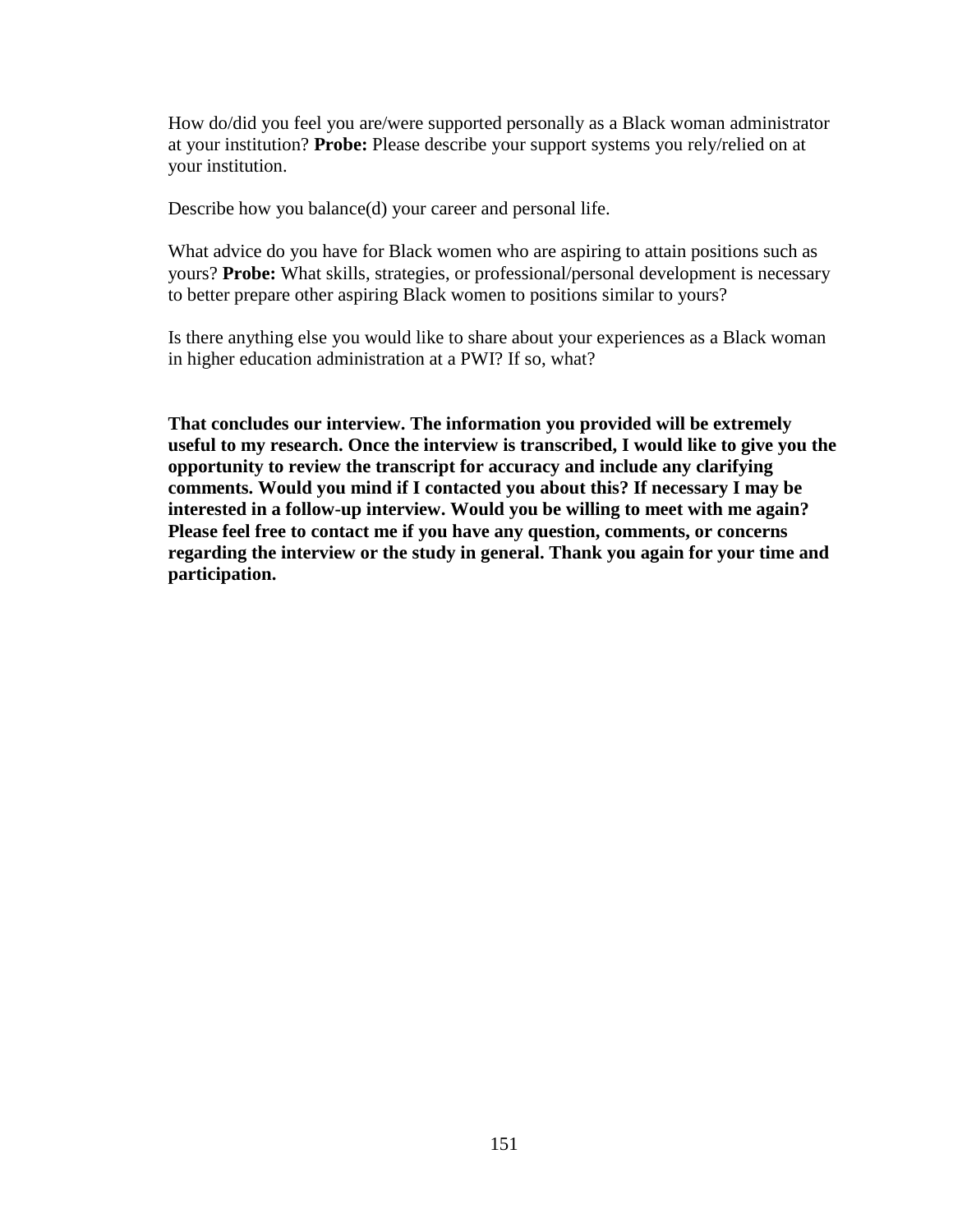How do/did you feel you are/were supported personally as a Black woman administrator at your institution? **Probe:** Please describe your support systems you rely/relied on at your institution.

Describe how you balance(d) your career and personal life.

What advice do you have for Black women who are aspiring to attain positions such as yours? **Probe:** What skills, strategies, or professional/personal development is necessary to better prepare other aspiring Black women to positions similar to yours?

Is there anything else you would like to share about your experiences as a Black woman in higher education administration at a PWI? If so, what?

**That concludes our interview. The information you provided will be extremely useful to my research. Once the interview is transcribed, I would like to give you the opportunity to review the transcript for accuracy and include any clarifying comments. Would you mind if I contacted you about this? If necessary I may be interested in a follow-up interview. Would you be willing to meet with me again? Please feel free to contact me if you have any question, comments, or concerns regarding the interview or the study in general. Thank you again for your time and participation.**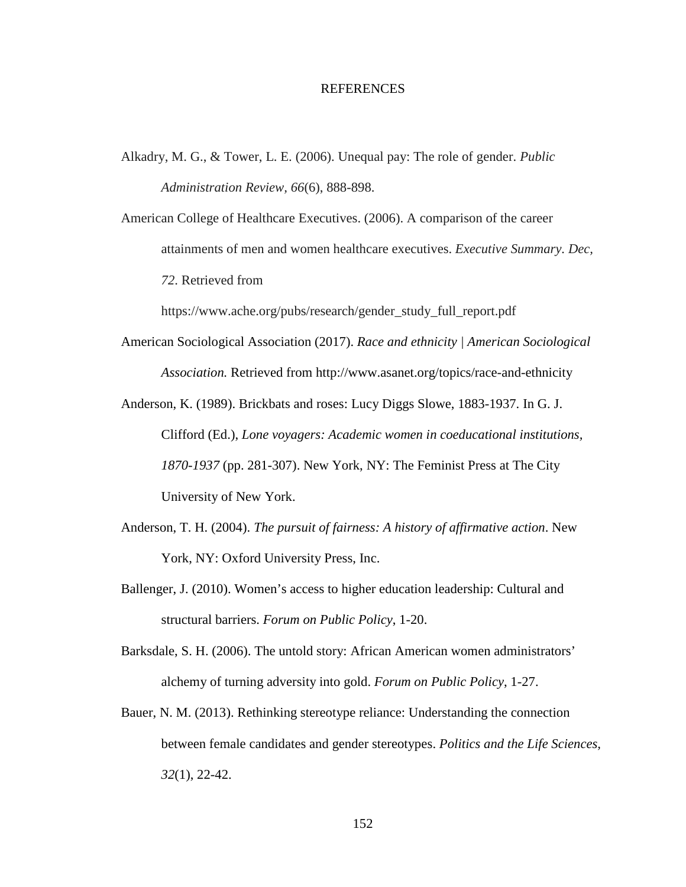# REFERENCES

Alkadry, M. G., & Tower, L. E. (2006). Unequal pay: The role of gender. *Public Administration Review, 66*(6), 888-898.

American College of Healthcare Executives. (2006). A comparison of the career attainments of men and women healthcare executives. *Executive Summary. Dec, 72*. Retrieved from https://www.ache.org/pubs/research/gender_study_full_report.pdf

American Sociological Association (2017). *Race and ethnicity | American Sociological Association.* Retrieved from http://www.asanet.org/topics/race-and-ethnicity

Anderson, K. (1989). Brickbats and roses: Lucy Diggs Slowe, 1883-1937. In G. J. Clifford (Ed.), *Lone voyagers: Academic women in coeducational institutions, 1870-1937* (pp. 281-307). New York, NY: The Feminist Press at The City University of New York.

Anderson, T. H. (2004). *The pursuit of fairness: A history of affirmative action*. New York, NY: Oxford University Press, Inc.

Ballenger, J. (2010). Women's access to higher education leadership: Cultural and structural barriers. *Forum on Public Policy*, 1-20.

Barksdale, S. H. (2006). The untold story: African American women administrators' alchemy of turning adversity into gold. *Forum on Public Policy*, 1-27.

Bauer, N. M. (2013). Rethinking stereotype reliance: Understanding the connection between female candidates and gender stereotypes. *Politics and the Life Sciences, 32*(1), 22-42.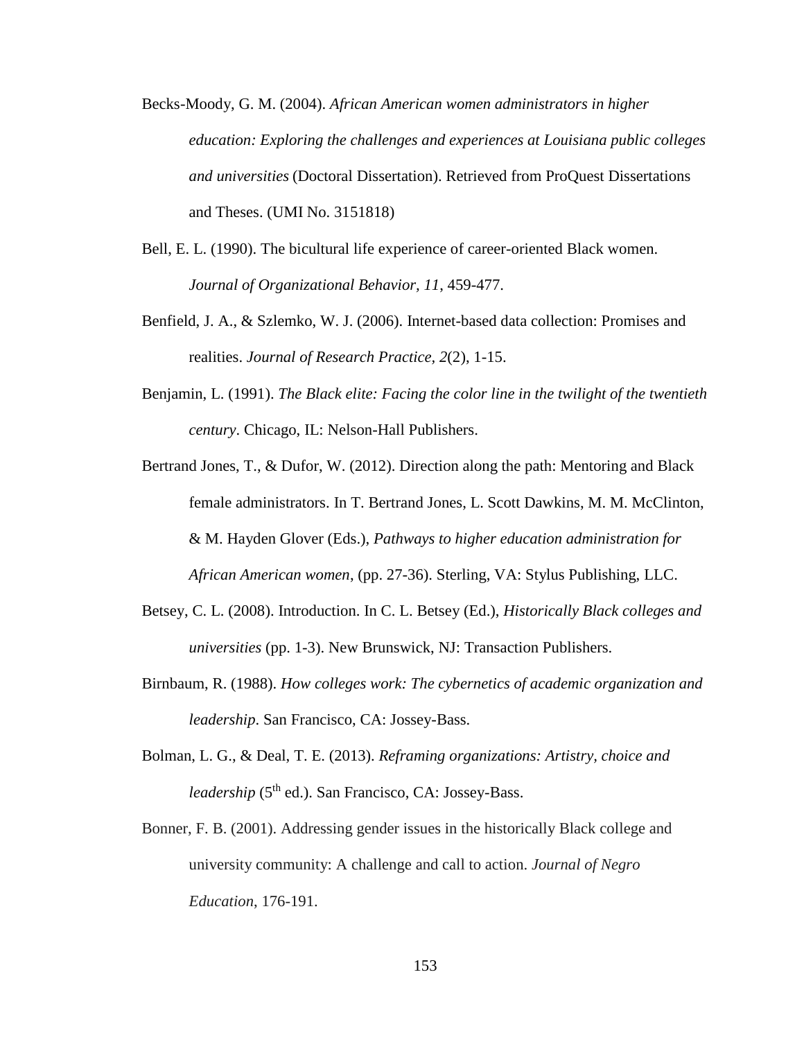Becks-Moody, G. M. (2004). *African American women administrators in higher education: Exploring the challenges and experiences at Louisiana public colleges and universities* (Doctoral Dissertation). Retrieved from ProQuest Dissertations and Theses. (UMI No. 3151818)

Bell, E. L. (1990). The bicultural life experience of career-oriented Black women. *Journal of Organizational Behavior, 11*, 459-477.

Benfield, J. A., & Szlemko, W. J. (2006). Internet-based data collection: Promises and realities. *Journal of Research Practice, 2*(2), 1-15.

Benjamin, L. (1991). *The Black elite: Facing the color line in the twilight of the twentieth century*. Chicago, IL: Nelson-Hall Publishers.

Bertrand Jones, T., & Dufor, W. (2012). Direction along the path: Mentoring and Black female administrators. In T. Bertrand Jones, L. Scott Dawkins, M. M. McClinton, & M. Hayden Glover (Eds.), *Pathways to higher education administration for African American women*, (pp. 27-36). Sterling, VA: Stylus Publishing, LLC.

Betsey, C. L. (2008). Introduction. In C. L. Betsey (Ed.), *Historically Black colleges and universities* (pp. 1-3). New Brunswick, NJ: Transaction Publishers.

Birnbaum, R. (1988). *How colleges work: The cybernetics of academic organization and leadership*. San Francisco, CA: Jossey-Bass.

Bolman, L. G., & Deal, T. E. (2013). *Reframing organizations: Artistry, choice and leadership* (5th ed.). San Francisco, CA: Jossey-Bass.

Bonner, F. B. (2001). Addressing gender issues in the historically Black college and university community: A challenge and call to action. *Journal of Negro Education*, 176-191.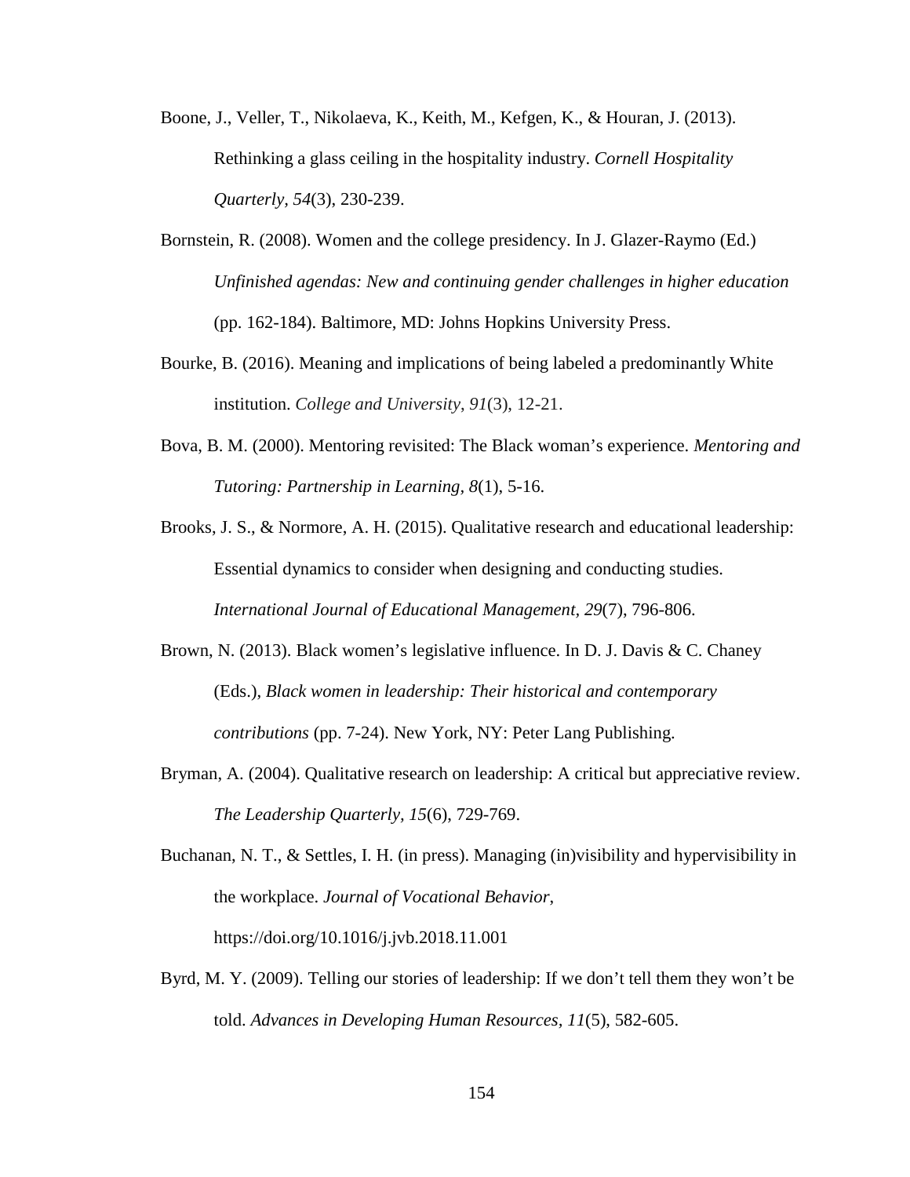Boone, J., Veller, T., Nikolaeva, K., Keith, M., Kefgen, K., & Houran, J. (2013). Rethinking a glass ceiling in the hospitality industry. *Cornell Hospitality Quarterly, 54*(3), 230-239.

Bornstein, R. (2008). Women and the college presidency. In J. Glazer-Raymo (Ed.) *Unfinished agendas: New and continuing gender challenges in higher education* (pp. 162-184). Baltimore, MD: Johns Hopkins University Press.

Bourke, B. (2016). Meaning and implications of being labeled a predominantly White institution. *College and University, 91*(3), 12-21.

Bova, B. M. (2000). Mentoring revisited: The Black woman's experience. *Mentoring and Tutoring: Partnership in Learning, 8*(1), 5-16.

Brooks, J. S., & Normore, A. H. (2015). Qualitative research and educational leadership: Essential dynamics to consider when designing and conducting studies. *International Journal of Educational Management, 29*(7), 796-806.

Brown, N. (2013). Black women's legislative influence. In D. J. Davis & C. Chaney (Eds.), *Black women in leadership: Their historical and contemporary contributions* (pp. 7-24). New York, NY: Peter Lang Publishing.

Bryman, A. (2004). Qualitative research on leadership: A critical but appreciative review. *The Leadership Quarterly, 15*(6), 729-769.

Buchanan, N. T., & Settles, I. H. (in press). Managing (in)visibility and hypervisibility in the workplace. *Journal of Vocational Behavior*, https://doi.org/10.1016/j.jvb.2018.11.001

Byrd, M. Y. (2009). Telling our stories of leadership: If we don't tell them they won't be told. *Advances in Developing Human Resources, 11*(5), 582-605.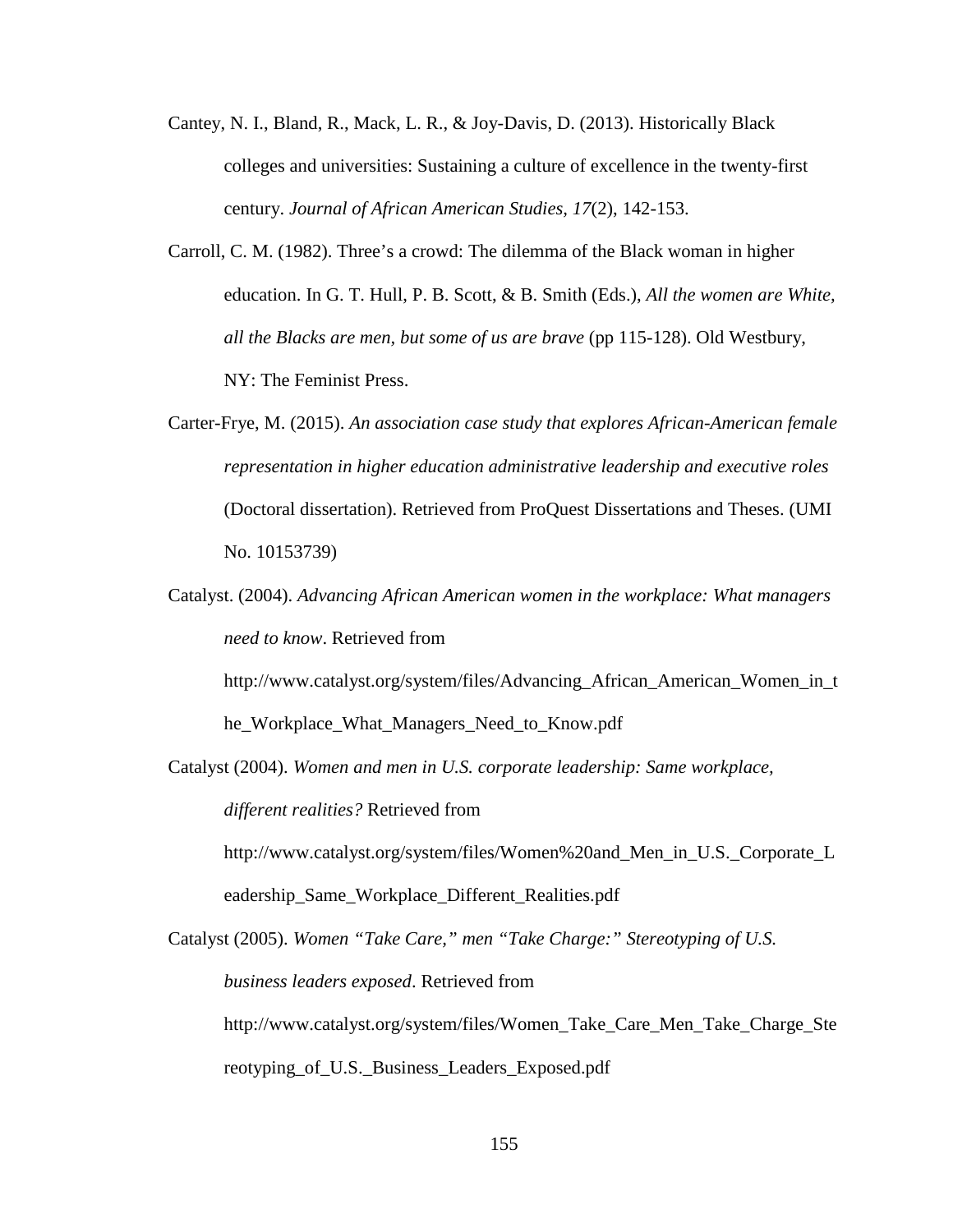Cantey, N. I., Bland, R., Mack, L. R., & Joy-Davis, D. (2013). Historically Black colleges and universities: Sustaining a culture of excellence in the twenty-first century. *Journal of African American Studies, 17*(2), 142-153.

Carroll, C. M. (1982). Three's a crowd: The dilemma of the Black woman in higher education. In G. T. Hull, P. B. Scott, & B. Smith (Eds.), *All the women are White, all the Blacks are men, but some of us are brave* (pp 115-128). Old Westbury, NY: The Feminist Press.

Carter-Frye, M. (2015). *An association case study that explores African-American female representation in higher education administrative leadership and executive roles* (Doctoral dissertation). Retrieved from ProQuest Dissertations and Theses. (UMI No. 10153739)

Catalyst. (2004). *Advancing African American women in the workplace: What managers need to know*. Retrieved from http://www.catalyst.org/system/files/Advancing_African_American_Women_in_the_Workplace_What_Managers_Need_to_Know.pdf

Catalyst (2004). *Women and men in U.S. corporate leadership: Same workplace, different realities?* Retrieved from http://www.catalyst.org/system/files/Women%20and_Men_in_U.S._Corporate_Leadership_Same_Workplace_Different_Realities.pdf

Catalyst (2005). *Women "Take Care," men "Take Charge:" Stereotyping of U.S. business leaders exposed*. Retrieved from http://www.catalyst.org/system/files/Women_Take_Care_Men_Take_Charge_Stereotyping_of_U.S._Business_Leaders_Exposed.pdf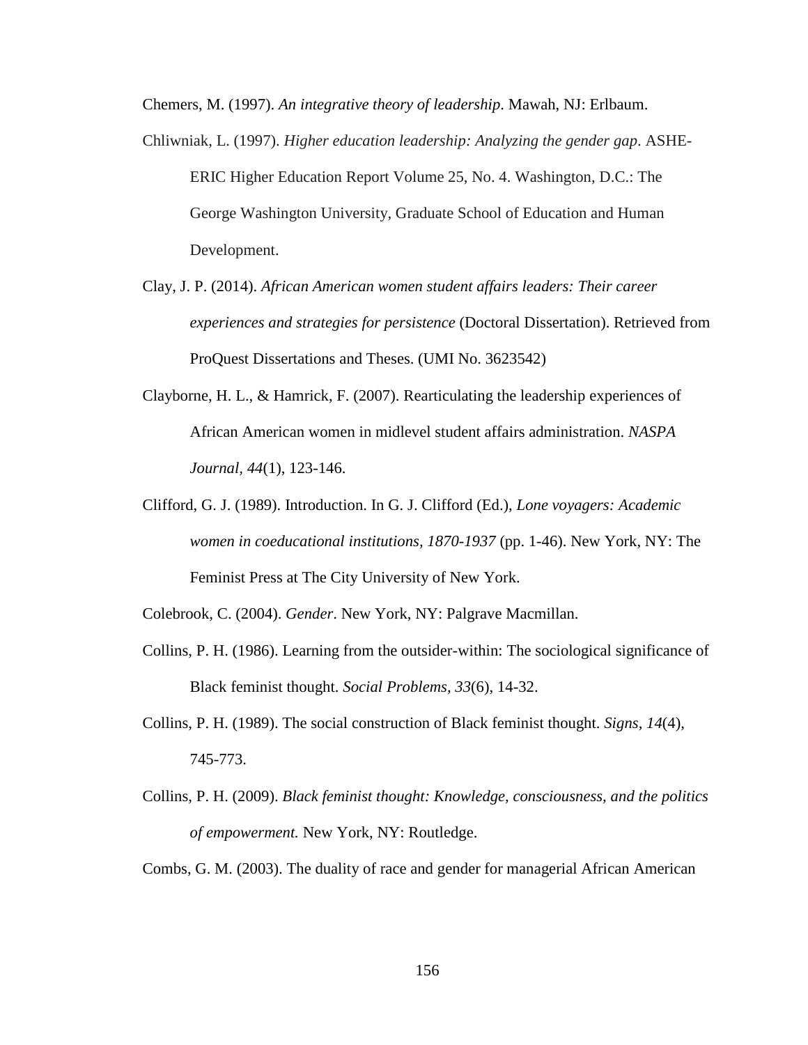Chemers, M. (1997). *An integrative theory of leadership*. Mawah, NJ: Erlbaum.

Chliwniak, L. (1997). *Higher education leadership: Analyzing the gender gap*. ASHE-ERIC Higher Education Report Volume 25, No. 4. Washington, D.C.: The George Washington University, Graduate School of Education and Human Development.

Clay, J. P. (2014). *African American women student affairs leaders: Their career experiences and strategies for persistence* (Doctoral Dissertation). Retrieved from ProQuest Dissertations and Theses. (UMI No. 3623542)

Clayborne, H. L., & Hamrick, F. (2007). Rearticulating the leadership experiences of African American women in midlevel student affairs administration. *NASPA Journal*, *44*(1), 123-146.

Clifford, G. J. (1989). Introduction. In G. J. Clifford (Ed.), *Lone voyagers: Academic women in coeducational institutions, 1870-1937* (pp. 1-46). New York, NY: The Feminist Press at The City University of New York.

Colebrook, C. (2004). *Gender*. New York, NY: Palgrave Macmillan.

Collins, P. H. (1986). Learning from the outsider-within: The sociological significance of Black feminist thought. *Social Problems, 33*(6), 14-32.

Collins, P. H. (1989). The social construction of Black feminist thought. *Signs*, *14*(4), 745-773.

Collins, P. H. (2009). *Black feminist thought: Knowledge, consciousness, and the politics of empowerment.* New York, NY: Routledge.

Combs, G. M. (2003). The duality of race and gender for managerial African American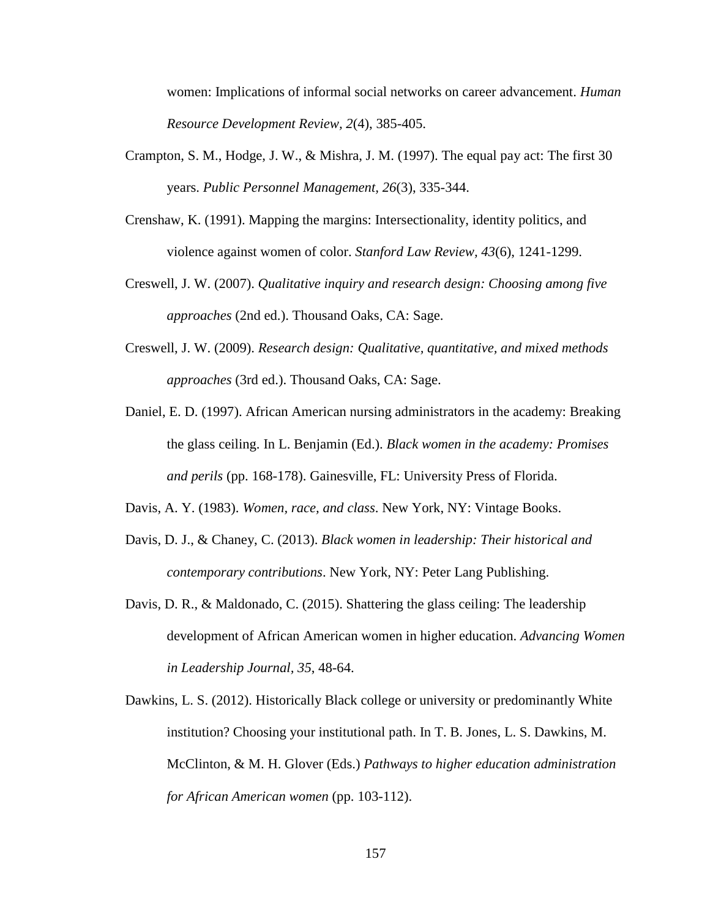women: Implications of informal social networks on career advancement. *Human Resource Development Review, 2*(4), 385-405.

Crampton, S. M., Hodge, J. W., & Mishra, J. M. (1997). The equal pay act: The first 30 years. *Public Personnel Management, 26*(3), 335-344.

Crenshaw, K. (1991). Mapping the margins: Intersectionality, identity politics, and violence against women of color. *Stanford Law Review, 43*(6), 1241-1299.

Creswell, J. W. (2007). *Qualitative inquiry and research design: Choosing among five approaches* (2nd ed.). Thousand Oaks, CA: Sage.

Creswell, J. W. (2009). *Research design: Qualitative, quantitative, and mixed methods approaches* (3rd ed.). Thousand Oaks, CA: Sage.

Daniel, E. D. (1997). African American nursing administrators in the academy: Breaking the glass ceiling. In L. Benjamin (Ed.). *Black women in the academy: Promises and perils* (pp. 168-178). Gainesville, FL: University Press of Florida.

Davis, A. Y. (1983). *Women, race, and class*. New York, NY: Vintage Books.

Davis, D. J., & Chaney, C. (2013). *Black women in leadership: Their historical and contemporary contributions*. New York, NY: Peter Lang Publishing.

Davis, D. R., & Maldonado, C. (2015). Shattering the glass ceiling: The leadership development of African American women in higher education. *Advancing Women in Leadership Journal, 35*, 48-64.

Dawkins, L. S. (2012). Historically Black college or university or predominantly White institution? Choosing your institutional path. In T. B. Jones, L. S. Dawkins, M. McClinton, & M. H. Glover (Eds.) *Pathways to higher education administration for African American women* (pp. 103-112).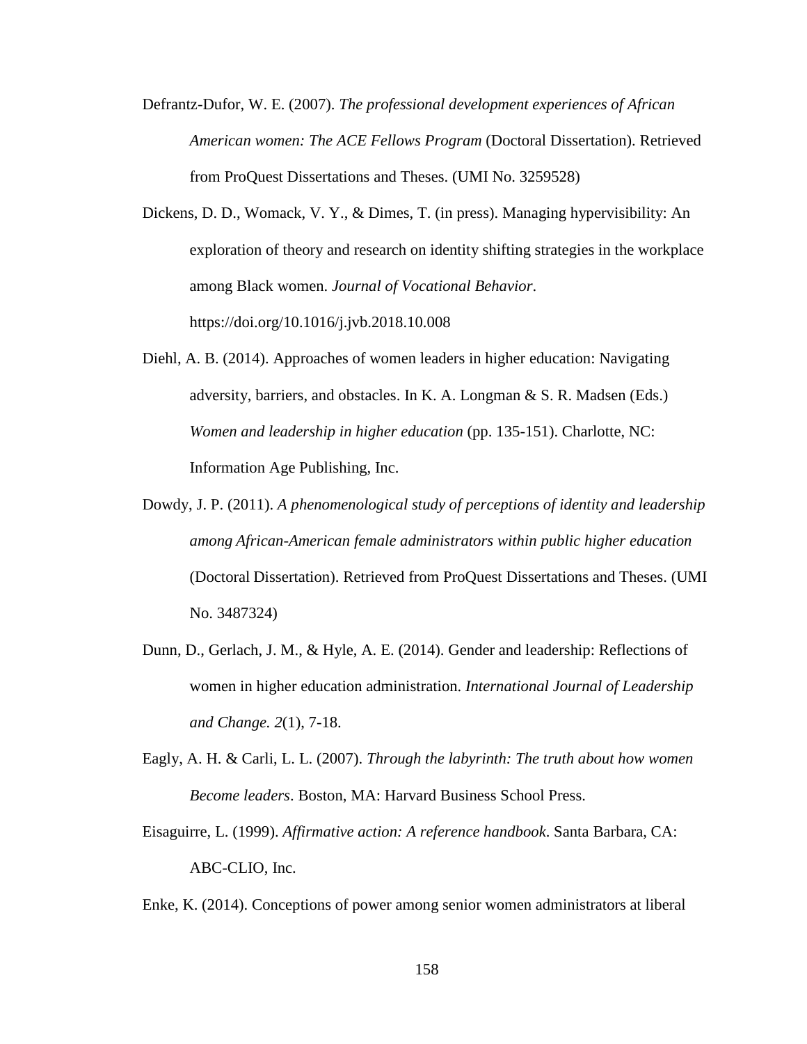Defrantz-Dufor, W. E. (2007). *The professional development experiences of African American women: The ACE Fellows Program* (Doctoral Dissertation). Retrieved from ProQuest Dissertations and Theses. (UMI No. 3259528)

Dickens, D. D., Womack, V. Y., & Dimes, T. (in press). Managing hypervisibility: An exploration of theory and research on identity shifting strategies in the workplace among Black women. *Journal of Vocational Behavior*. https://doi.org/10.1016/j.jvb.2018.10.008

Diehl, A. B. (2014). Approaches of women leaders in higher education: Navigating adversity, barriers, and obstacles. In K. A. Longman & S. R. Madsen (Eds.) *Women and leadership in higher education* (pp. 135-151). Charlotte, NC: Information Age Publishing, Inc.

Dowdy, J. P. (2011). *A phenomenological study of perceptions of identity and leadership among African-American female administrators within public higher education* (Doctoral Dissertation). Retrieved from ProQuest Dissertations and Theses. (UMI No. 3487324)

Dunn, D., Gerlach, J. M., & Hyle, A. E. (2014). Gender and leadership: Reflections of women in higher education administration. *International Journal of Leadership and Change. 2*(1), 7-18.

Eagly, A. H. & Carli, L. L. (2007). *Through the labyrinth: The truth about how women Become leaders*. Boston, MA: Harvard Business School Press.

Eisaguirre, L. (1999). *Affirmative action: A reference handbook*. Santa Barbara, CA: ABC-CLIO, Inc.

Enke, K. (2014). Conceptions of power among senior women administrators at liberal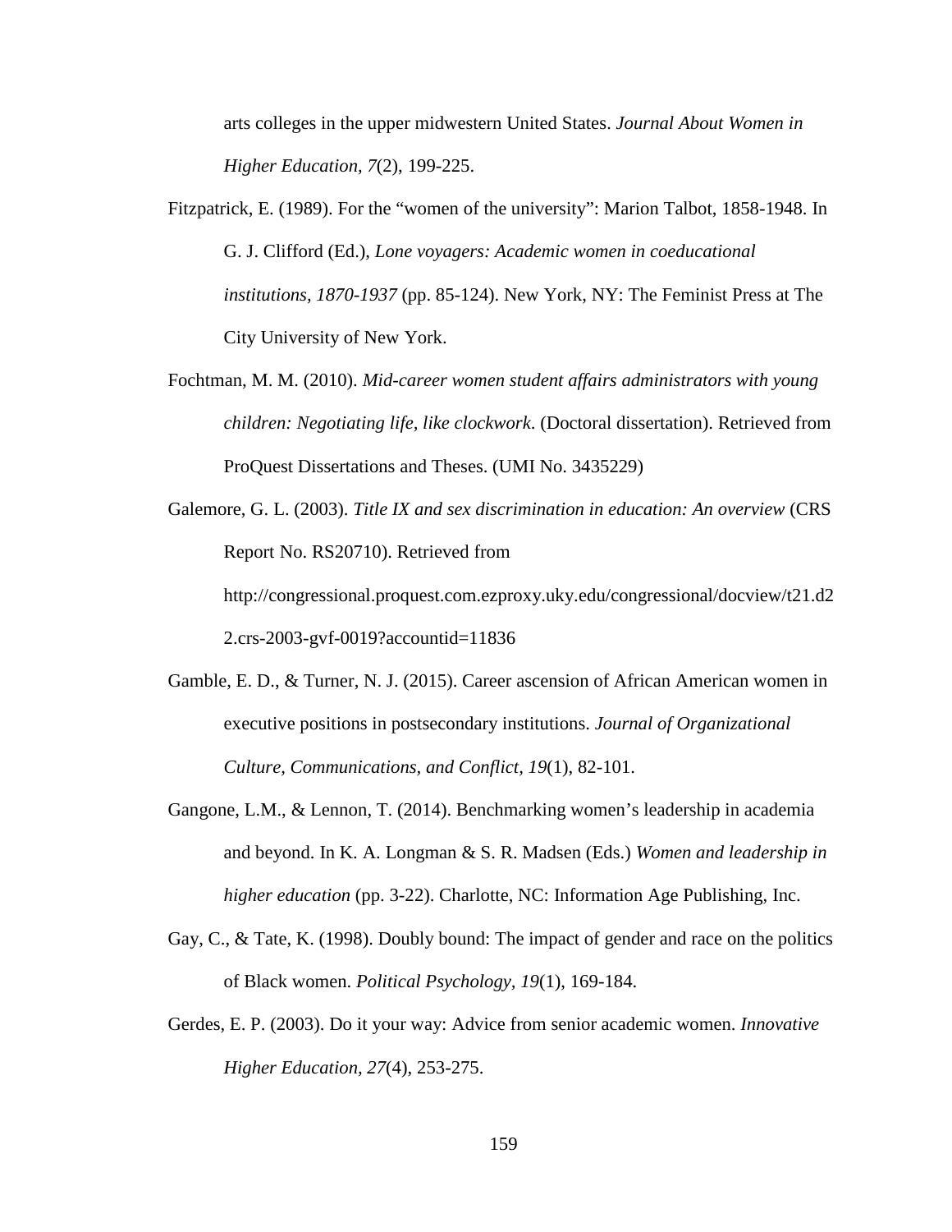arts colleges in the upper midwestern United States. *Journal About Women in Higher Education, 7*(2), 199-225.

Fitzpatrick, E. (1989). For the "women of the university": Marion Talbot, 1858-1948. In G. J. Clifford (Ed.), *Lone voyagers: Academic women in coeducational institutions, 1870-1937* (pp. 85-124). New York, NY: The Feminist Press at The City University of New York.

Fochtman, M. M. (2010). *Mid-career women student affairs administrators with young children: Negotiating life, like clockwork.* (Doctoral dissertation). Retrieved from ProQuest Dissertations and Theses. (UMI No. 3435229)

Galemore, G. L. (2003). *Title IX and sex discrimination in education: An overview* (CRS Report No. RS20710). Retrieved from http://congressional.proquest.com.ezproxy.uky.edu/congressional/docview/t21.d22.crs-2003-gvf-0019?accountid=11836

Gamble, E. D., & Turner, N. J. (2015). Career ascension of African American women in executive positions in postsecondary institutions. *Journal of Organizational Culture, Communications, and Conflict, 19*(1), 82-101.

Gangone, L.M., & Lennon, T. (2014). Benchmarking women's leadership in academia and beyond. In K. A. Longman & S. R. Madsen (Eds.) *Women and leadership in higher education* (pp. 3-22). Charlotte, NC: Information Age Publishing, Inc.

Gay, C., & Tate, K. (1998). Doubly bound: The impact of gender and race on the politics of Black women. *Political Psychology, 19*(1), 169-184.

Gerdes, E. P. (2003). Do it your way: Advice from senior academic women. *Innovative Higher Education, 27*(4), 253-275.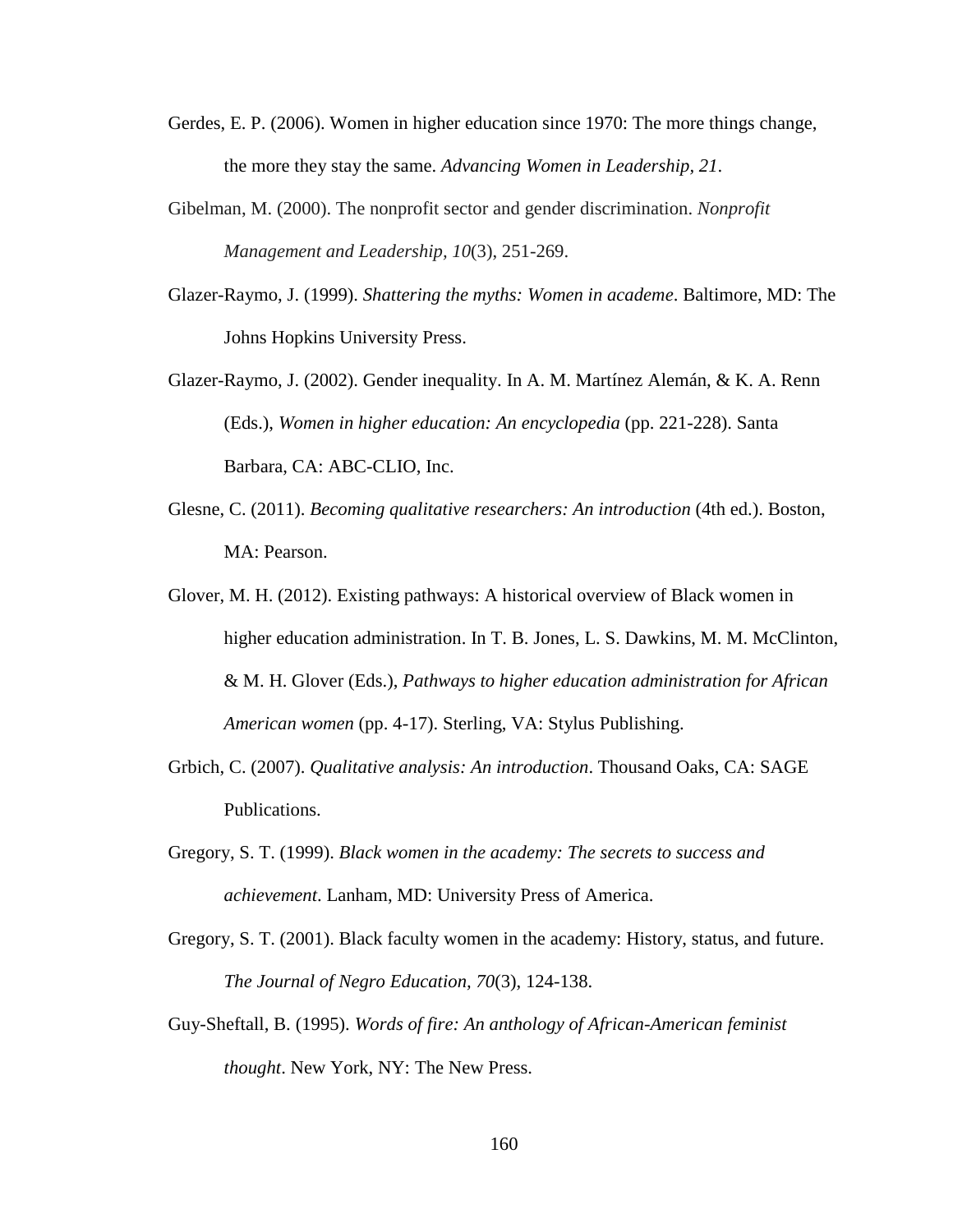Gerdes, E. P. (2006). Women in higher education since 1970: The more things change, the more they stay the same. *Advancing Women in Leadership, 21*.

Gibelman, M. (2000). The nonprofit sector and gender discrimination. *Nonprofit Management and Leadership, 10*(3), 251-269.

Glazer-Raymo, J. (1999). *Shattering the myths: Women in academe*. Baltimore, MD: The Johns Hopkins University Press.

Glazer-Raymo, J. (2002). Gender inequality. In A. M. Martínez Alemán, & K. A. Renn (Eds.), *Women in higher education: An encyclopedia* (pp. 221-228). Santa Barbara, CA: ABC-CLIO, Inc.

Glesne, C. (2011). *Becoming qualitative researchers: An introduction* (4th ed.). Boston, MA: Pearson.

Glover, M. H. (2012). Existing pathways: A historical overview of Black women in higher education administration. In T. B. Jones, L. S. Dawkins, M. M. McClinton, & M. H. Glover (Eds.), *Pathways to higher education administration for African American women* (pp. 4-17). Sterling, VA: Stylus Publishing.

Grbich, C. (2007). *Qualitative analysis: An introduction*. Thousand Oaks, CA: SAGE Publications.

Gregory, S. T. (1999). *Black women in the academy: The secrets to success and achievement*. Lanham, MD: University Press of America.

Gregory, S. T. (2001). Black faculty women in the academy: History, status, and future. *The Journal of Negro Education, 70*(3), 124-138.

Guy-Sheftall, B. (1995). *Words of fire: An anthology of African-American feminist thought*. New York, NY: The New Press.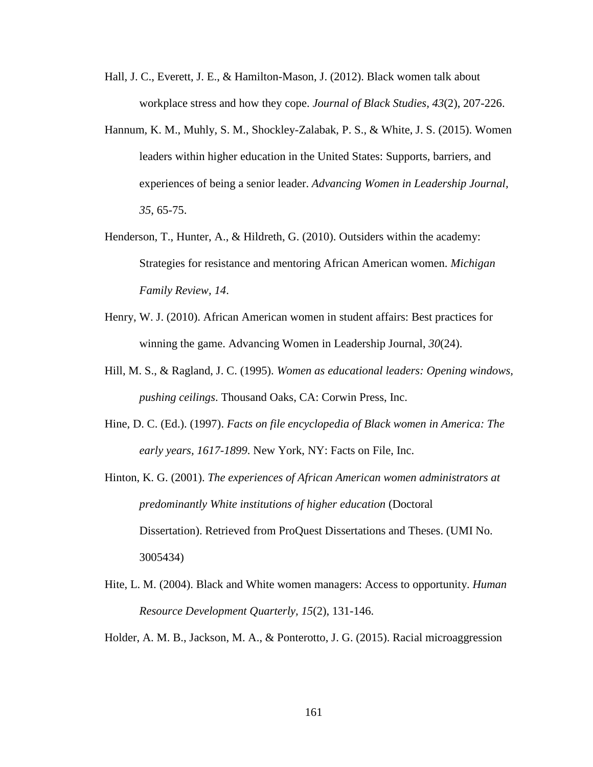Hall, J. C., Everett, J. E., & Hamilton-Mason, J. (2012). Black women talk about workplace stress and how they cope. *Journal of Black Studies, 43*(2), 207-226.

Hannum, K. M., Muhly, S. M., Shockley-Zalabak, P. S., & White, J. S. (2015). Women leaders within higher education in the United States: Supports, barriers, and experiences of being a senior leader. *Advancing Women in Leadership Journal, 35*, 65-75.

Henderson, T., Hunter, A., & Hildreth, G. (2010). Outsiders within the academy: Strategies for resistance and mentoring African American women. *Michigan Family Review, 14*.

Henry, W. J. (2010). African American women in student affairs: Best practices for winning the game. Advancing Women in Leadership Journal, *30*(24).

Hill, M. S., & Ragland, J. C. (1995). *Women as educational leaders: Opening windows, pushing ceilings*. Thousand Oaks, CA: Corwin Press, Inc.

Hine, D. C. (Ed.). (1997). *Facts on file encyclopedia of Black women in America: The early years, 1617-1899*. New York, NY: Facts on File, Inc.

Hinton, K. G. (2001). *The experiences of African American women administrators at predominantly White institutions of higher education* (Doctoral Dissertation). Retrieved from ProQuest Dissertations and Theses. (UMI No. 3005434)

Hite, L. M. (2004). Black and White women managers: Access to opportunity. *Human Resource Development Quarterly, 15*(2), 131-146.

Holder, A. M. B., Jackson, M. A., & Ponterotto, J. G. (2015). Racial microaggression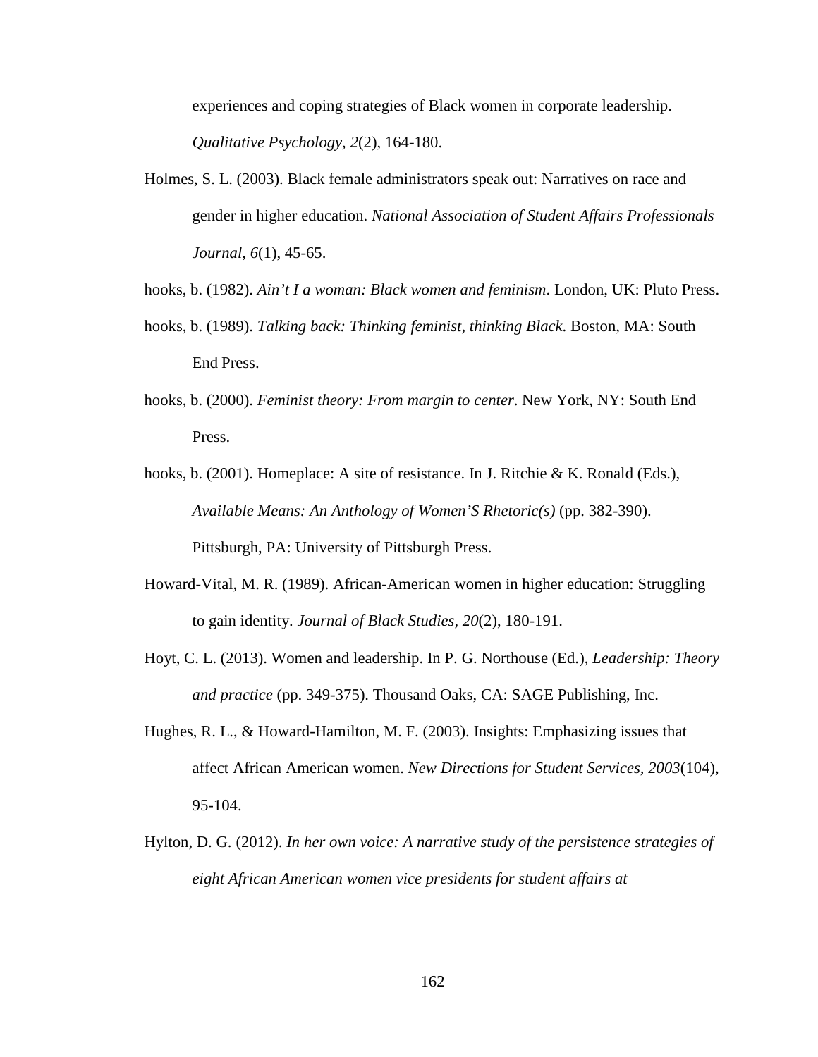experiences and coping strategies of Black women in corporate leadership. *Qualitative Psychology, 2*(2), 164-180.

Holmes, S. L. (2003). Black female administrators speak out: Narratives on race and gender in higher education. *National Association of Student Affairs Professionals Journal*, *6*(1), 45-65.

hooks, b. (1982). *Ain't I a woman: Black women and feminism*. London, UK: Pluto Press.

hooks, b. (1989). *Talking back: Thinking feminist, thinking Black*. Boston, MA: South End Press.

hooks, b. (2000). *Feminist theory: From margin to center*. New York, NY: South End Press.

hooks, b. (2001). Homeplace: A site of resistance. In J. Ritchie & K. Ronald (Eds.), *Available Means: An Anthology of Women'S Rhetoric(s)* (pp. 382-390). Pittsburgh, PA: University of Pittsburgh Press.

Howard-Vital, M. R. (1989). African-American women in higher education: Struggling to gain identity. *Journal of Black Studies, 20*(2), 180-191.

Hoyt, C. L. (2013). Women and leadership. In P. G. Northouse (Ed.), *Leadership: Theory and practice* (pp. 349-375). Thousand Oaks, CA: SAGE Publishing, Inc.

Hughes, R. L., & Howard-Hamilton, M. F. (2003). Insights: Emphasizing issues that affect African American women. *New Directions for Student Services, 2003*(104), 95-104.

Hylton, D. G. (2012). *In her own voice: A narrative study of the persistence strategies of eight African American women vice presidents for student affairs at*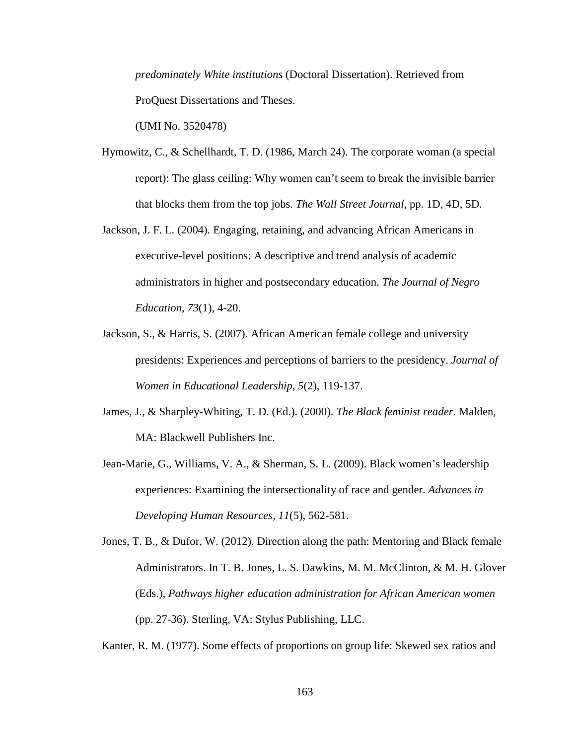*predominately White institutions* (Doctoral Dissertation). Retrieved from ProQuest Dissertations and Theses.

(UMI No. 3520478)

Hymowitz, C., & Schellhardt, T. D. (1986, March 24). The corporate woman (a special report): The glass ceiling: Why women can't seem to break the invisible barrier that blocks them from the top jobs. *The Wall Street Journal*, pp. 1D, 4D, 5D.

Jackson, J. F. L. (2004). Engaging, retaining, and advancing African Americans in executive-level positions: A descriptive and trend analysis of academic administrators in higher and postsecondary education. *The Journal of Negro Education*, *73*(1), 4-20.

Jackson, S., & Harris, S. (2007). African American female college and university presidents: Experiences and perceptions of barriers to the presidency. *Journal of Women in Educational Leadership, 5*(2), 119-137.

James, J., & Sharpley-Whiting, T. D. (Ed.). (2000). *The Black feminist reader*. Malden, MA: Blackwell Publishers Inc.

Jean-Marie, G., Williams, V. A., & Sherman, S. L. (2009). Black women's leadership experiences: Examining the intersectionality of race and gender. *Advances in Developing Human Resources*, *11*(5), 562-581.

Jones, T. B., & Dufor, W. (2012). Direction along the path: Mentoring and Black female Administrators. In T. B. Jones, L. S. Dawkins, M. M. McClinton, & M. H. Glover (Eds.), *Pathways higher education administration for African American women* (pp. 27-36). Sterling, VA: Stylus Publishing, LLC.

Kanter, R. M. (1977). Some effects of proportions on group life: Skewed sex ratios and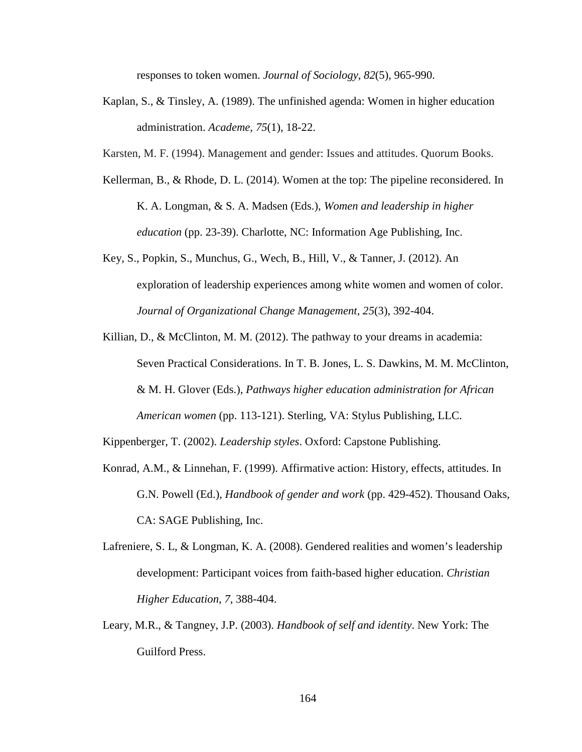responses to token women. *Journal of Sociology*, *82*(5), 965-990.

Kaplan, S., & Tinsley, A. (1989). The unfinished agenda: Women in higher education administration. *Academe, 75*(1), 18-22.

Karsten, M. F. (1994). Management and gender: Issues and attitudes. Quorum Books.

Kellerman, B., & Rhode, D. L. (2014). Women at the top: The pipeline reconsidered. In K. A. Longman, & S. A. Madsen (Eds.), *Women and leadership in higher education* (pp. 23-39). Charlotte, NC: Information Age Publishing, Inc.

Key, S., Popkin, S., Munchus, G., Wech, B., Hill, V., & Tanner, J. (2012). An exploration of leadership experiences among white women and women of color. *Journal of Organizational Change Management, 25*(3), 392-404.

Killian, D., & McClinton, M. M. (2012). The pathway to your dreams in academia: Seven Practical Considerations. In T. B. Jones, L. S. Dawkins, M. M. McClinton, & M. H. Glover (Eds.), *Pathways higher education administration for African American women* (pp. 113-121). Sterling, VA: Stylus Publishing, LLC.

Kippenberger, T. (2002). *Leadership styles*. Oxford: Capstone Publishing.

Konrad, A.M., & Linnehan, F. (1999). Affirmative action: History, effects, attitudes. In G.N. Powell (Ed.), *Handbook of gender and work* (pp. 429-452). Thousand Oaks, CA: SAGE Publishing, Inc.

Lafreniere, S. L, & Longman, K. A. (2008). Gendered realities and women's leadership development: Participant voices from faith-based higher education. *Christian Higher Education*, *7*, 388-404.

Leary, M.R., & Tangney, J.P. (2003). *Handbook of self and identity*. New York: The Guilford Press.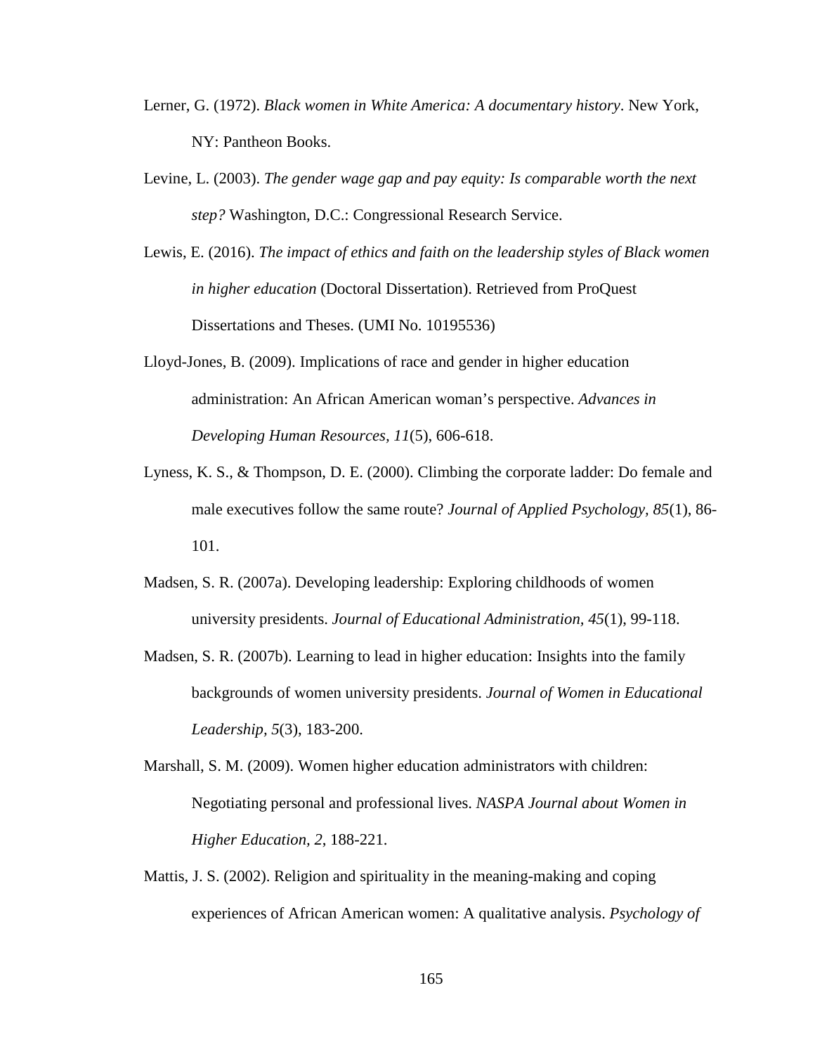Lerner, G. (1972). *Black women in White America: A documentary history*. New York, NY: Pantheon Books.

Levine, L. (2003). *The gender wage gap and pay equity: Is comparable worth the next step?* Washington, D.C.: Congressional Research Service.

Lewis, E. (2016). *The impact of ethics and faith on the leadership styles of Black women in higher education* (Doctoral Dissertation). Retrieved from ProQuest Dissertations and Theses. (UMI No. 10195536)

Lloyd-Jones, B. (2009). Implications of race and gender in higher education administration: An African American woman's perspective. *Advances in Developing Human Resources, 11*(5), 606-618.

Lyness, K. S., & Thompson, D. E. (2000). Climbing the corporate ladder: Do female and male executives follow the same route? *Journal of Applied Psychology, 85*(1), 86-101.

Madsen, S. R. (2007a). Developing leadership: Exploring childhoods of women university presidents. *Journal of Educational Administration, 45*(1), 99-118.

Madsen, S. R. (2007b). Learning to lead in higher education: Insights into the family backgrounds of women university presidents. *Journal of Women in Educational Leadership, 5*(3), 183-200.

Marshall, S. M. (2009). Women higher education administrators with children: Negotiating personal and professional lives. *NASPA Journal about Women in Higher Education, 2*, 188-221.

Mattis, J. S. (2002). Religion and spirituality in the meaning-making and coping experiences of African American women: A qualitative analysis. *Psychology of*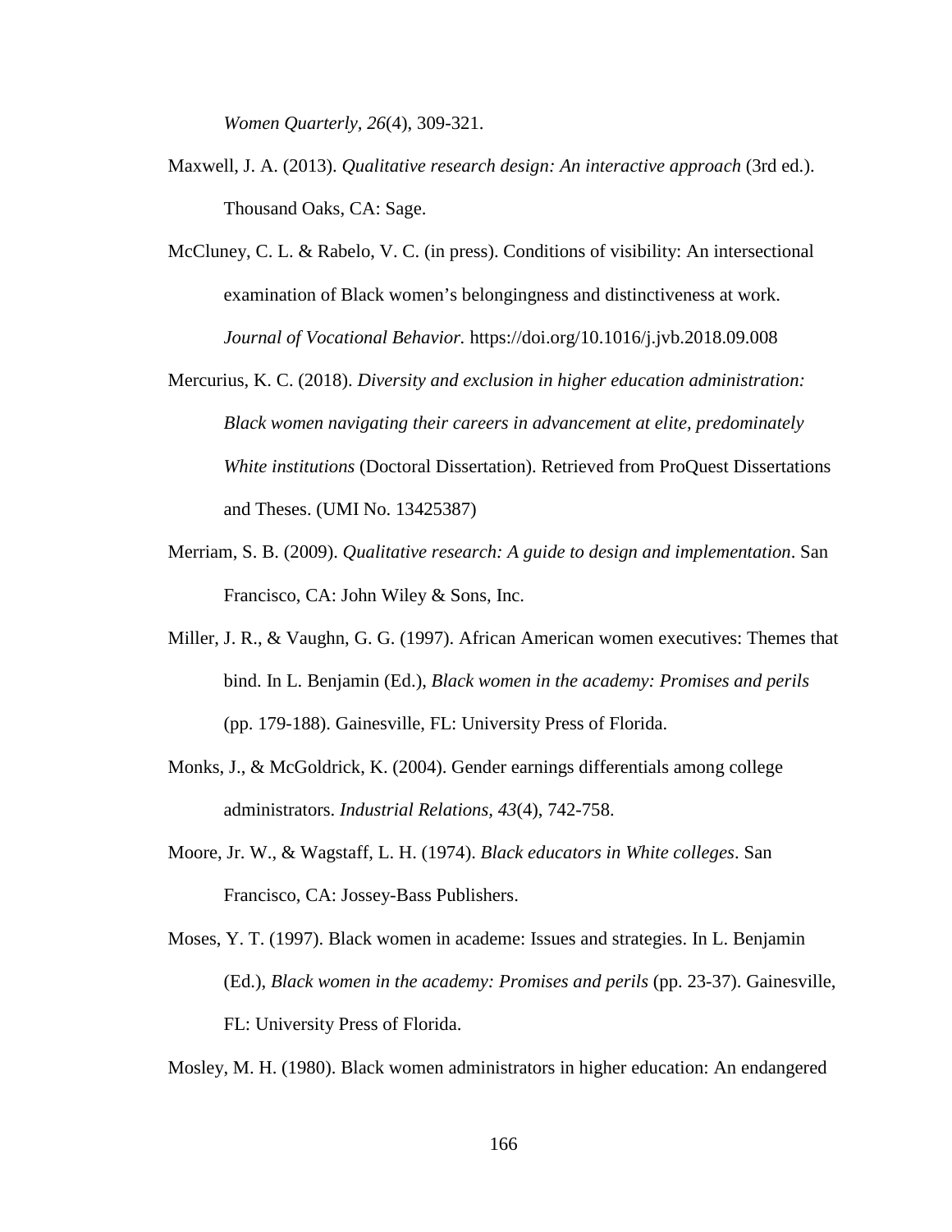*Women Quarterly, 26*(4), 309-321.

Maxwell, J. A. (2013). *Qualitative research design: An interactive approach* (3rd ed.). Thousand Oaks, CA: Sage.

McCluney, C. L. & Rabelo, V. C. (in press). Conditions of visibility: An intersectional examination of Black women's belongingness and distinctiveness at work. *Journal of Vocational Behavior.* https://doi.org/10.1016/j.jvb.2018.09.008

Mercurius, K. C. (2018). *Diversity and exclusion in higher education administration: Black women navigating their careers in advancement at elite, predominately White institutions* (Doctoral Dissertation). Retrieved from ProQuest Dissertations and Theses. (UMI No. 13425387)

Merriam, S. B. (2009). *Qualitative research: A guide to design and implementation*. San Francisco, CA: John Wiley & Sons, Inc.

Miller, J. R., & Vaughn, G. G. (1997). African American women executives: Themes that bind. In L. Benjamin (Ed.), *Black women in the academy: Promises and perils* (pp. 179-188). Gainesville, FL: University Press of Florida.

Monks, J., & McGoldrick, K. (2004). Gender earnings differentials among college administrators. *Industrial Relations, 43*(4), 742-758.

Moore, Jr. W., & Wagstaff, L. H. (1974). *Black educators in White colleges*. San Francisco, CA: Jossey-Bass Publishers.

Moses, Y. T. (1997). Black women in academe: Issues and strategies. In L. Benjamin (Ed.), *Black women in the academy: Promises and perils* (pp. 23-37). Gainesville, FL: University Press of Florida.

Mosley, M. H. (1980). Black women administrators in higher education: An endangered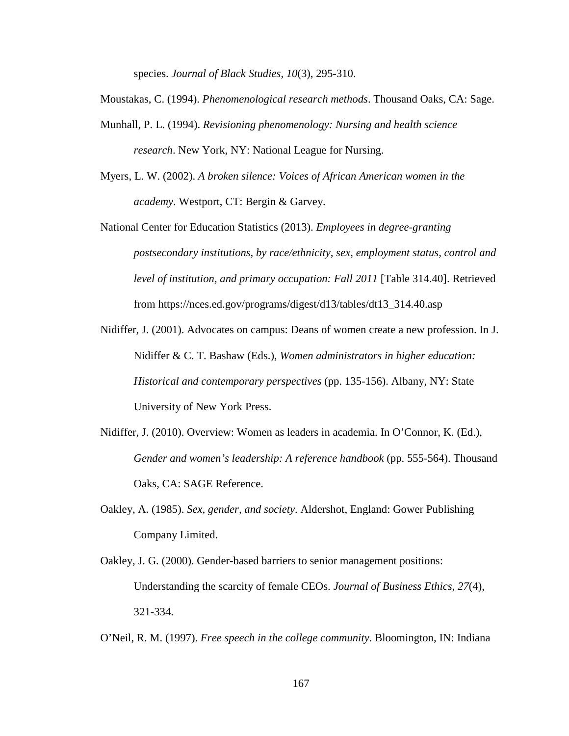species. *Journal of Black Studies, 10*(3), 295-310.

Moustakas, C. (1994). *Phenomenological research methods*. Thousand Oaks, CA: Sage.

Munhall, P. L. (1994). *Revisioning phenomenology: Nursing and health science research*. New York, NY: National League for Nursing.

Myers, L. W. (2002). *A broken silence: Voices of African American women in the academy*. Westport, CT: Bergin & Garvey.

National Center for Education Statistics (2013). *Employees in degree-granting postsecondary institutions, by race/ethnicity, sex, employment status, control and level of institution, and primary occupation: Fall 2011* [Table 314.40]. Retrieved from https://nces.ed.gov/programs/digest/d13/tables/dt13_314.40.asp

Nidiffer, J. (2001). Advocates on campus: Deans of women create a new profession. In J. Nidiffer & C. T. Bashaw (Eds.), *Women administrators in higher education: Historical and contemporary perspectives* (pp. 135-156). Albany, NY: State University of New York Press.

Nidiffer, J. (2010). Overview: Women as leaders in academia. In O'Connor, K. (Ed.), *Gender and women's leadership: A reference handbook* (pp. 555-564). Thousand Oaks, CA: SAGE Reference.

Oakley, A. (1985). *Sex, gender, and society*. Aldershot, England: Gower Publishing Company Limited.

Oakley, J. G. (2000). Gender-based barriers to senior management positions: Understanding the scarcity of female CEOs. *Journal of Business Ethics, 27*(4), 321-334.

O'Neil, R. M. (1997). *Free speech in the college community*. Bloomington, IN: Indiana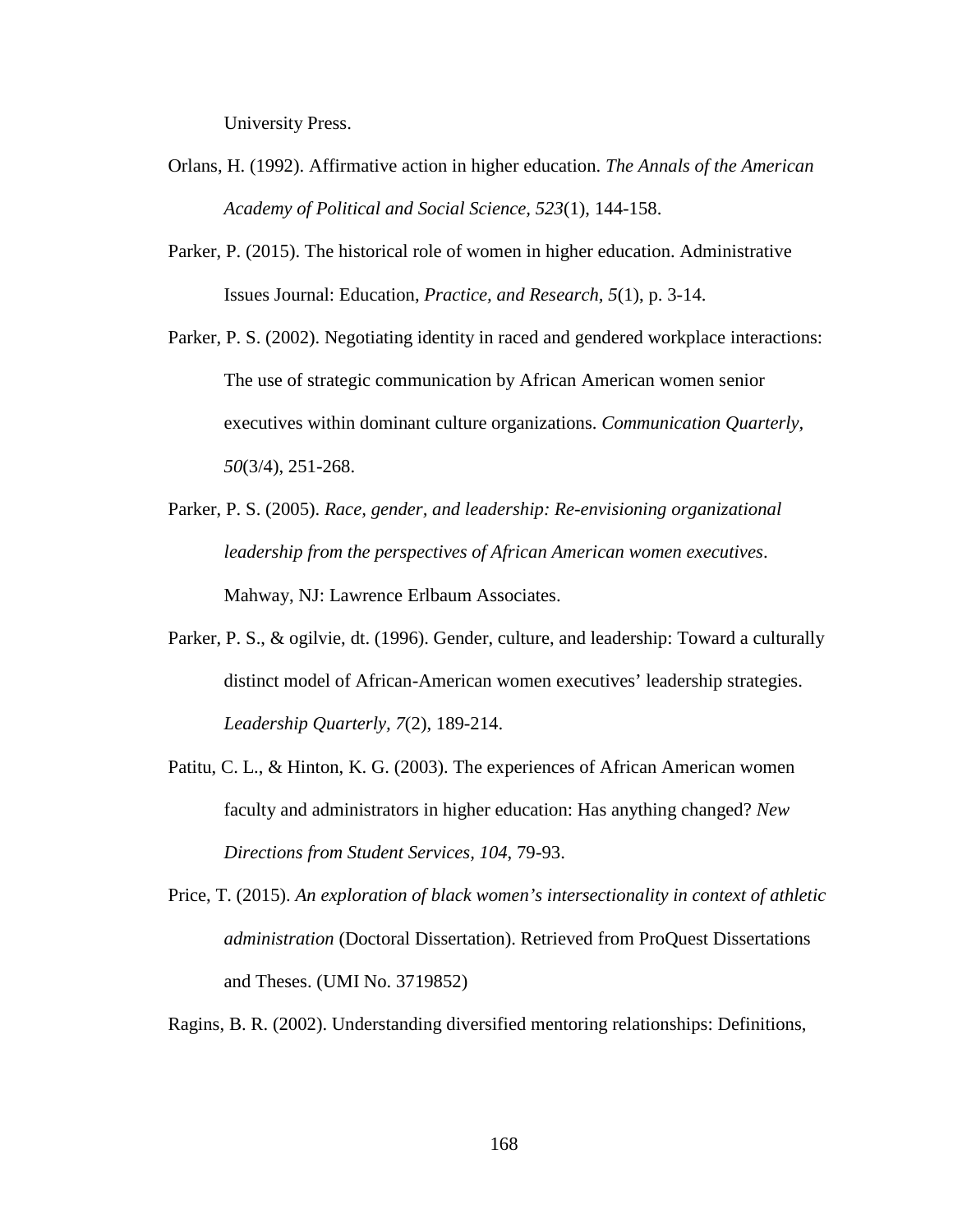University Press.

Orlans, H. (1992). Affirmative action in higher education. *The Annals of the American Academy of Political and Social Science, 523*(1), 144-158.

Parker, P. (2015). The historical role of women in higher education. Administrative Issues Journal: Education, *Practice, and Research, 5*(1), p. 3-14.

Parker, P. S. (2002). Negotiating identity in raced and gendered workplace interactions: The use of strategic communication by African American women senior executives within dominant culture organizations. *Communication Quarterly, 50*(3/4), 251-268.

Parker, P. S. (2005). *Race, gender, and leadership: Re-envisioning organizational leadership from the perspectives of African American women executives*. Mahway, NJ: Lawrence Erlbaum Associates.

Parker, P. S., & ogilvie, dt. (1996). Gender, culture, and leadership: Toward a culturally distinct model of African-American women executives' leadership strategies. *Leadership Quarterly, 7*(2), 189-214.

Patitu, C. L., & Hinton, K. G. (2003). The experiences of African American women faculty and administrators in higher education: Has anything changed? *New Directions from Student Services, 104*, 79-93.

Price, T. (2015). *An exploration of black women's intersectionality in context of athletic administration* (Doctoral Dissertation). Retrieved from ProQuest Dissertations and Theses. (UMI No. 3719852)

Ragins, B. R. (2002). Understanding diversified mentoring relationships: Definitions,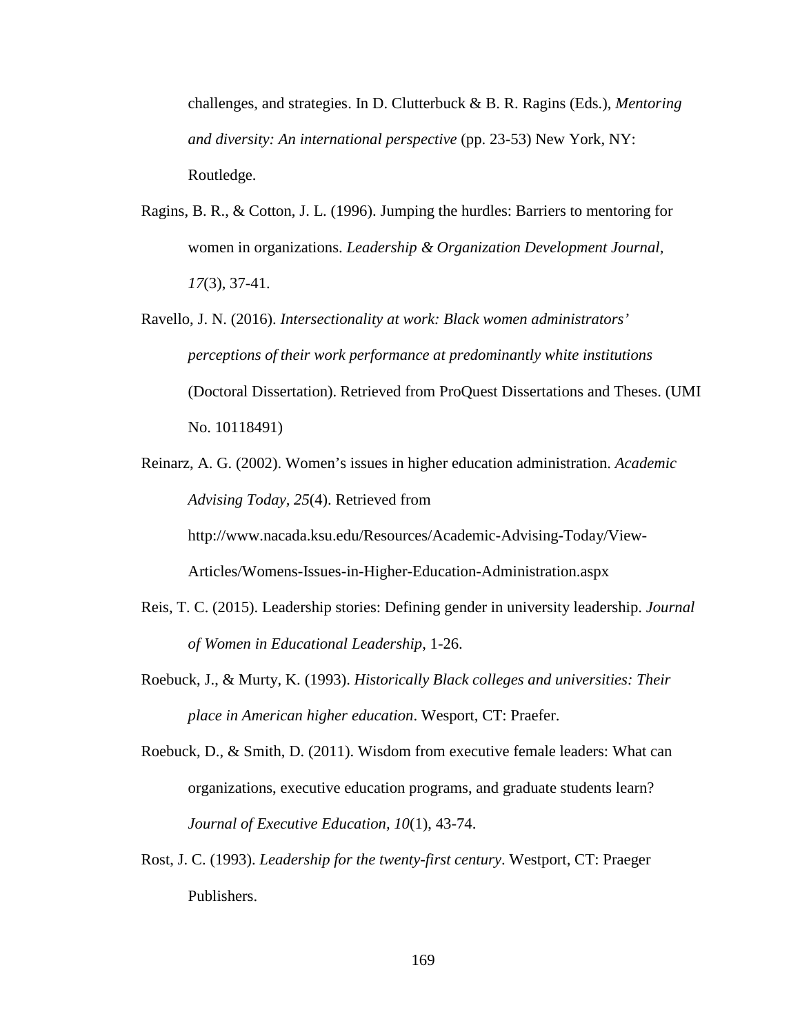challenges, and strategies. In D. Clutterbuck & B. R. Ragins (Eds.), *Mentoring and diversity: An international perspective* (pp. 23-53) New York, NY: Routledge.

Ragins, B. R., & Cotton, J. L. (1996). Jumping the hurdles: Barriers to mentoring for women in organizations. *Leadership & Organization Development Journal, 17*(3), 37-41.

Ravello, J. N. (2016). *Intersectionality at work: Black women administrators' perceptions of their work performance at predominantly white institutions* (Doctoral Dissertation). Retrieved from ProQuest Dissertations and Theses. (UMI No. 10118491)

Reinarz, A. G. (2002). Women's issues in higher education administration. *Academic Advising Today, 25*(4). Retrieved from http://www.nacada.ksu.edu/Resources/Academic-Advising-Today/View-Articles/Womens-Issues-in-Higher-Education-Administration.aspx

Reis, T. C. (2015). Leadership stories: Defining gender in university leadership. *Journal of Women in Educational Leadership*, 1-26.

Roebuck, J., & Murty, K. (1993). *Historically Black colleges and universities: Their place in American higher education*. Wesport, CT: Praefer.

Roebuck, D., & Smith, D. (2011). Wisdom from executive female leaders: What can organizations, executive education programs, and graduate students learn? *Journal of Executive Education, 10*(1), 43-74.

Rost, J. C. (1993). *Leadership for the twenty-first century*. Westport, CT: Praeger Publishers.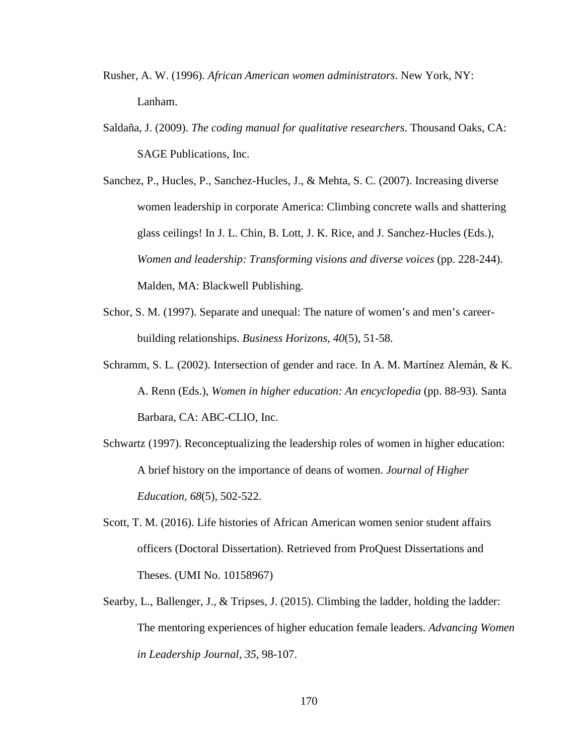Rusher, A. W. (1996). *African American women administrators*. New York, NY: Lanham.

Saldaña, J. (2009). *The coding manual for qualitative researchers*. Thousand Oaks, CA: SAGE Publications, Inc.

Sanchez, P., Hucles, P., Sanchez-Hucles, J., & Mehta, S. C. (2007). Increasing diverse women leadership in corporate America: Climbing concrete walls and shattering glass ceilings! In J. L. Chin, B. Lott, J. K. Rice, and J. Sanchez-Hucles (Eds.), *Women and leadership: Transforming visions and diverse voices* (pp. 228-244). Malden, MA: Blackwell Publishing.

Schor, S. M. (1997). Separate and unequal: The nature of women's and men's career-building relationships. *Business Horizons, 40*(5), 51-58.

Schramm, S. L. (2002). Intersection of gender and race. In A. M. Martínez Alemán, & K. A. Renn (Eds.), *Women in higher education: An encyclopedia* (pp. 88-93). Santa Barbara, CA: ABC-CLIO, Inc.

Schwartz (1997). Reconceptualizing the leadership roles of women in higher education: A brief history on the importance of deans of women. *Journal of Higher Education, 68*(5), 502-522.

Scott, T. M. (2016). Life histories of African American women senior student affairs officers (Doctoral Dissertation). Retrieved from ProQuest Dissertations and Theses. (UMI No. 10158967)

Searby, L., Ballenger, J., & Tripses, J. (2015). Climbing the ladder, holding the ladder: The mentoring experiences of higher education female leaders. *Advancing Women in Leadership Journal, 35*, 98-107.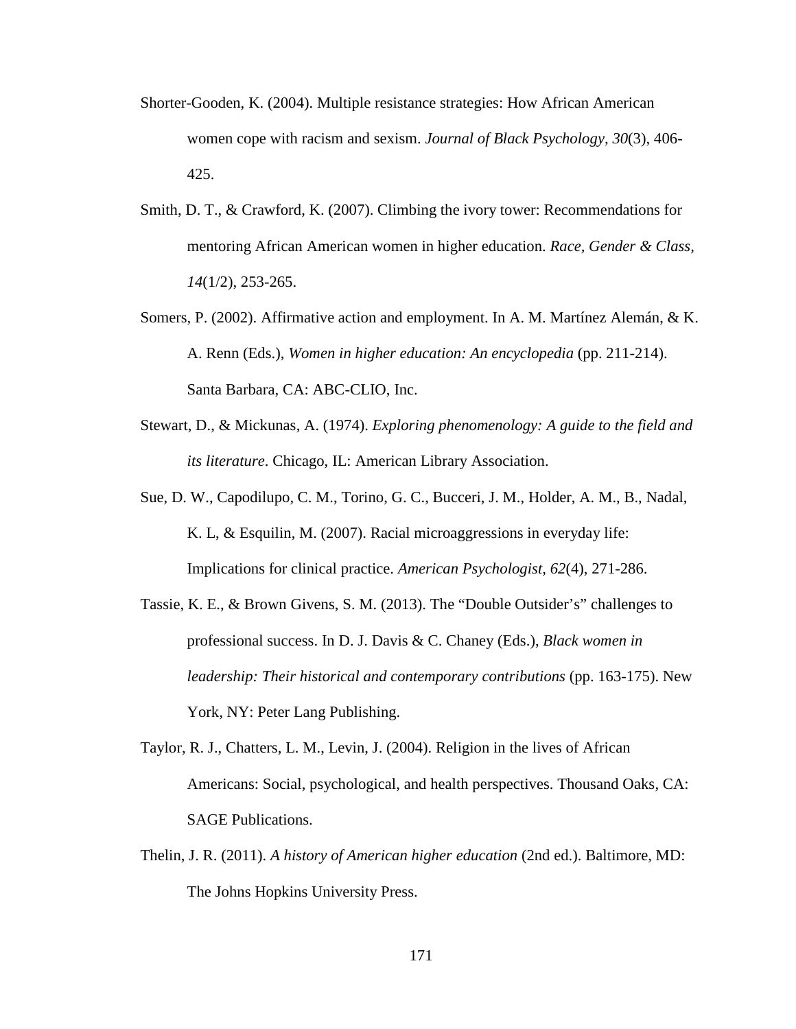Shorter-Gooden, K. (2004). Multiple resistance strategies: How African American women cope with racism and sexism. *Journal of Black Psychology, 30*(3), 406-425.

Smith, D. T., & Crawford, K. (2007). Climbing the ivory tower: Recommendations for mentoring African American women in higher education. *Race, Gender & Class, 14*(1/2), 253-265.

Somers, P. (2002). Affirmative action and employment. In A. M. Martínez Alemán, & K. A. Renn (Eds.), *Women in higher education: An encyclopedia* (pp. 211-214). Santa Barbara, CA: ABC-CLIO, Inc.

Stewart, D., & Mickunas, A. (1974). *Exploring phenomenology: A guide to the field and its literature*. Chicago, IL: American Library Association.

Sue, D. W., Capodilupo, C. M., Torino, G. C., Bucceri, J. M., Holder, A. M., B., Nadal, K. L, & Esquilin, M. (2007). Racial microaggressions in everyday life: Implications for clinical practice. *American Psychologist, 62*(4), 271-286.

Tassie, K. E., & Brown Givens, S. M. (2013). The "Double Outsider's" challenges to professional success. In D. J. Davis & C. Chaney (Eds.), *Black women in leadership: Their historical and contemporary contributions* (pp. 163-175). New York, NY: Peter Lang Publishing.

Taylor, R. J., Chatters, L. M., Levin, J. (2004). Religion in the lives of African Americans: Social, psychological, and health perspectives. Thousand Oaks, CA: SAGE Publications.

Thelin, J. R. (2011). *A history of American higher education* (2nd ed.). Baltimore, MD: The Johns Hopkins University Press.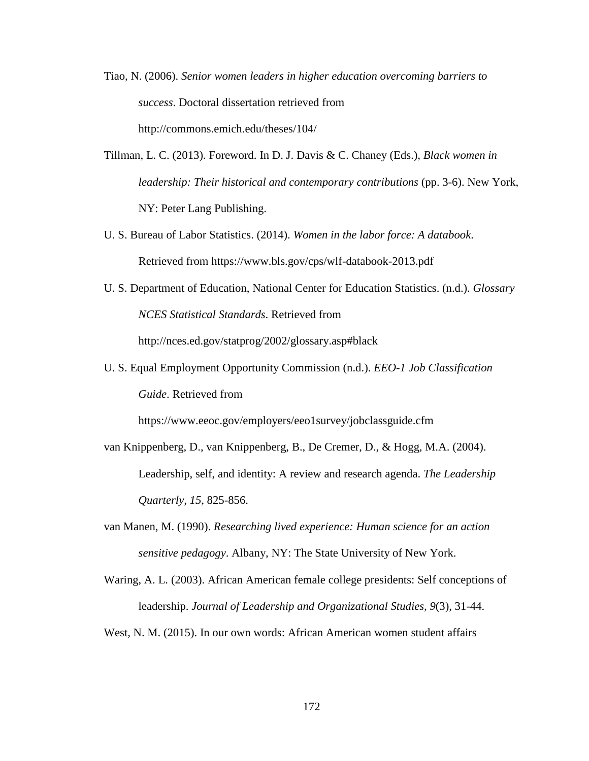Tiao, N. (2006). *Senior women leaders in higher education overcoming barriers to success*. Doctoral dissertation retrieved from http://commons.emich.edu/theses/104/

Tillman, L. C. (2013). Foreword. In D. J. Davis & C. Chaney (Eds.), *Black women in leadership: Their historical and contemporary contributions* (pp. 3-6). New York, NY: Peter Lang Publishing.

U. S. Bureau of Labor Statistics. (2014). *Women in the labor force: A databook*. Retrieved from https://www.bls.gov/cps/wlf-databook-2013.pdf

U. S. Department of Education, National Center for Education Statistics. (n.d.). *Glossary NCES Statistical Standards*. Retrieved from http://nces.ed.gov/statprog/2002/glossary.asp#black

U. S. Equal Employment Opportunity Commission (n.d.). *EEO-1 Job Classification Guide*. Retrieved from https://www.eeoc.gov/employers/eeo1survey/jobclassguide.cfm

van Knippenberg, D., van Knippenberg, B., De Cremer, D., & Hogg, M.A. (2004). Leadership, self, and identity: A review and research agenda. *The Leadership Quarterly, 15*, 825-856.

van Manen, M. (1990). *Researching lived experience: Human science for an action sensitive pedagogy*. Albany, NY: The State University of New York.

Waring, A. L. (2003). African American female college presidents: Self conceptions of leadership. *Journal of Leadership and Organizational Studies, 9*(3), 31-44.

West, N. M. (2015). In our own words: African American women student affairs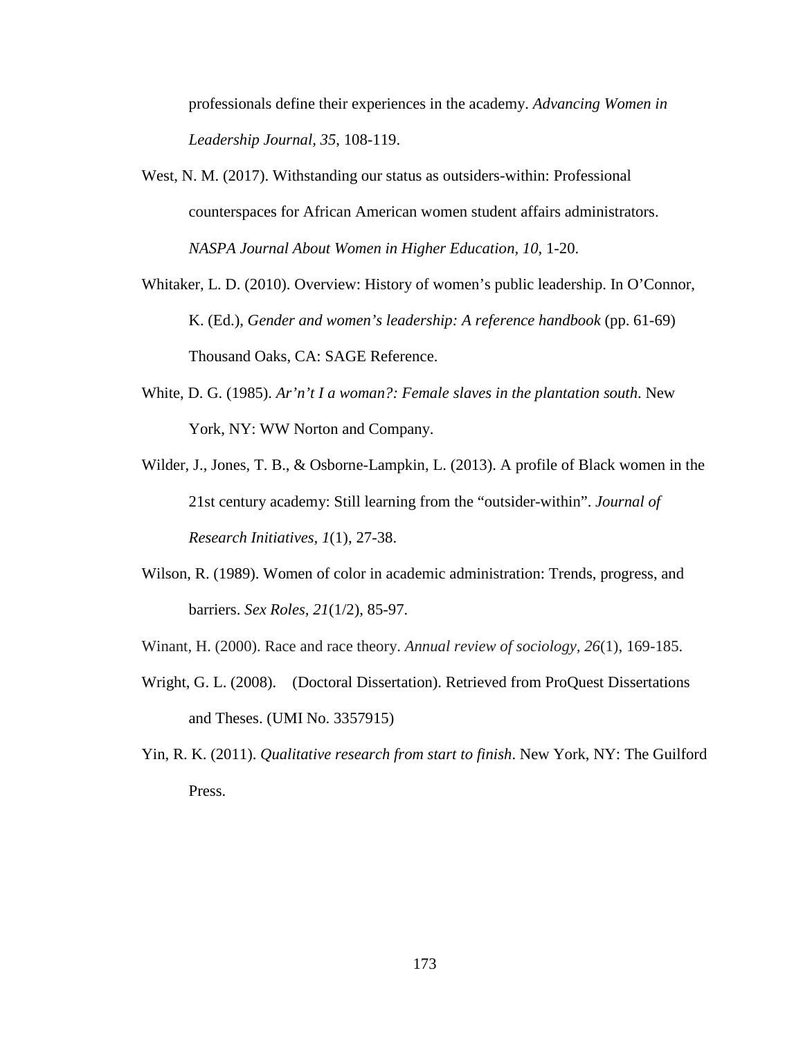professionals define their experiences in the academy. *Advancing Women in Leadership Journal, 35*, 108-119.

West, N. M. (2017). Withstanding our status as outsiders-within: Professional counterspaces for African American women student affairs administrators. *NASPA Journal About Women in Higher Education, 10*, 1-20.

Whitaker, L. D. (2010). Overview: History of women's public leadership. In O'Connor, K. (Ed.), *Gender and women's leadership: A reference handbook* (pp. 61-69) Thousand Oaks, CA: SAGE Reference.

White, D. G. (1985). *Ar'n't I a woman?: Female slaves in the plantation south*. New York, NY: WW Norton and Company.

Wilder, J., Jones, T. B., & Osborne-Lampkin, L. (2013). A profile of Black women in the 21st century academy: Still learning from the "outsider-within". *Journal of Research Initiatives, 1*(1), 27-38.

Wilson, R. (1989). Women of color in academic administration: Trends, progress, and barriers. *Sex Roles, 21*(1/2), 85-97.

Winant, H. (2000). Race and race theory. *Annual review of sociology, 26*(1), 169-185.

Wright, G. L. (2008). (Doctoral Dissertation). Retrieved from ProQuest Dissertations and Theses. (UMI No. 3357915)

Yin, R. K. (2011). *Qualitative research from start to finish*. New York, NY: The Guilford Press.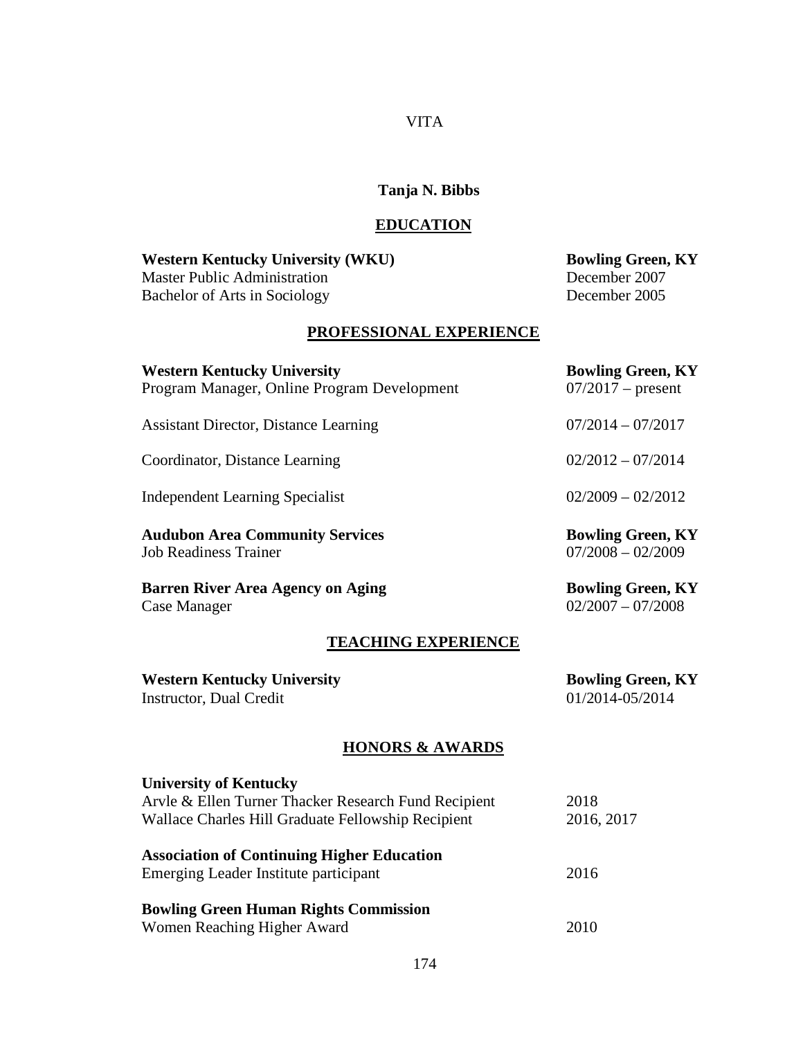# VITA

## Tanja N. Bibbs

### EDUCATION

**Western Kentucky University (WKU)** — **Bowling Green, KY**
Master Public Administration — December 2007
Bachelor of Arts in Sociology — December 2005

### PROFESSIONAL EXPERIENCE

**Western Kentucky University** — **Bowling Green, KY**
Program Manager, Online Program Development — 07/2017 – present

Assistant Director, Distance Learning — 07/2014 – 07/2017

Coordinator, Distance Learning — 02/2012 – 07/2014

Independent Learning Specialist — 02/2009 – 02/2012

**Audubon Area Community Services** — **Bowling Green, KY**
Job Readiness Trainer — 07/2008 – 02/2009

**Barren River Area Agency on Aging** — **Bowling Green, KY**
Case Manager — 02/2007 – 07/2008

### TEACHING EXPERIENCE

**Western Kentucky University** — **Bowling Green, KY**
Instructor, Dual Credit — 01/2014-05/2014

### HONORS & AWARDS

**University of Kentucky**
Arvle & Ellen Turner Thacker Research Fund Recipient — 2018
Wallace Charles Hill Graduate Fellowship Recipient — 2016, 2017

**Association of Continuing Higher Education**
Emerging Leader Institute participant — 2016

**Bowling Green Human Rights Commission**
Women Reaching Higher Award — 2010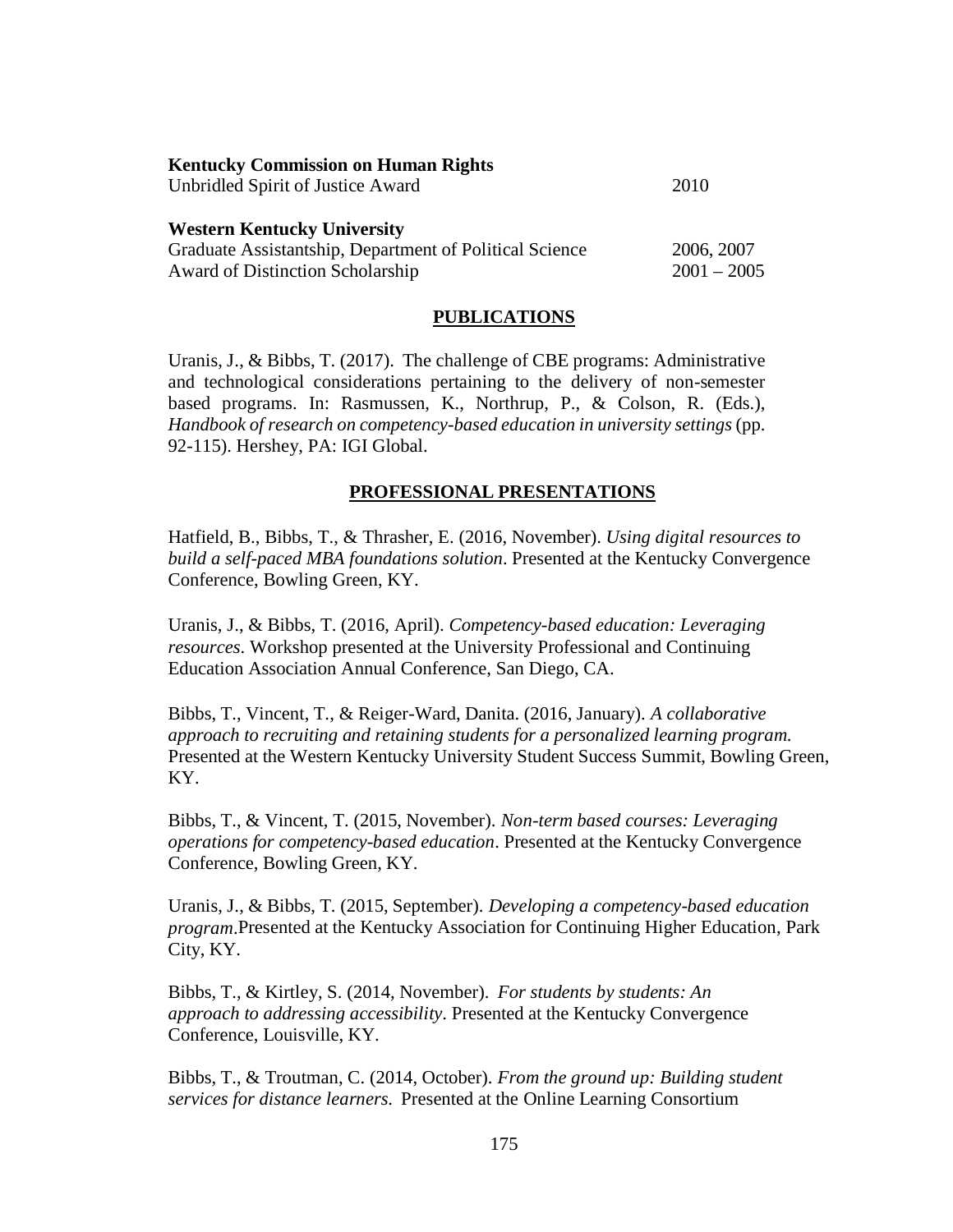**Kentucky Commission on Human Rights**
Unbridled Spirit of Justice Award 2010

**Western Kentucky University**
Graduate Assistantship, Department of Political Science 2006, 2007
Award of Distinction Scholarship 2001 – 2005

## PUBLICATIONS

Uranis, J., & Bibbs, T. (2017). The challenge of CBE programs: Administrative and technological considerations pertaining to the delivery of non-semester based programs. In: Rasmussen, K., Northrup, P., & Colson, R. (Eds.), *Handbook of research on competency-based education in university settings* (pp. 92-115). Hershey, PA: IGI Global.

## PROFESSIONAL PRESENTATIONS

Hatfield, B., Bibbs, T., & Thrasher, E. (2016, November). *Using digital resources to build a self-paced MBA foundations solution*. Presented at the Kentucky Convergence Conference, Bowling Green, KY.

Uranis, J., & Bibbs, T. (2016, April). *Competency-based education: Leveraging resources*. Workshop presented at the University Professional and Continuing Education Association Annual Conference, San Diego, CA.

Bibbs, T., Vincent, T., & Reiger-Ward, Danita. (2016, January). *A collaborative approach to recruiting and retaining students for a personalized learning program.* Presented at the Western Kentucky University Student Success Summit, Bowling Green, KY.

Bibbs, T., & Vincent, T. (2015, November). *Non-term based courses: Leveraging operations for competency-based education*. Presented at the Kentucky Convergence Conference, Bowling Green, KY.

Uranis, J., & Bibbs, T. (2015, September). *Developing a competency-based education program*.Presented at the Kentucky Association for Continuing Higher Education, Park City, KY.

Bibbs, T., & Kirtley, S. (2014, November). *For students by students: An approach to addressing accessibility*. Presented at the Kentucky Convergence Conference, Louisville, KY.

Bibbs, T., & Troutman, C. (2014, October). *From the ground up: Building student services for distance learners.* Presented at the Online Learning Consortium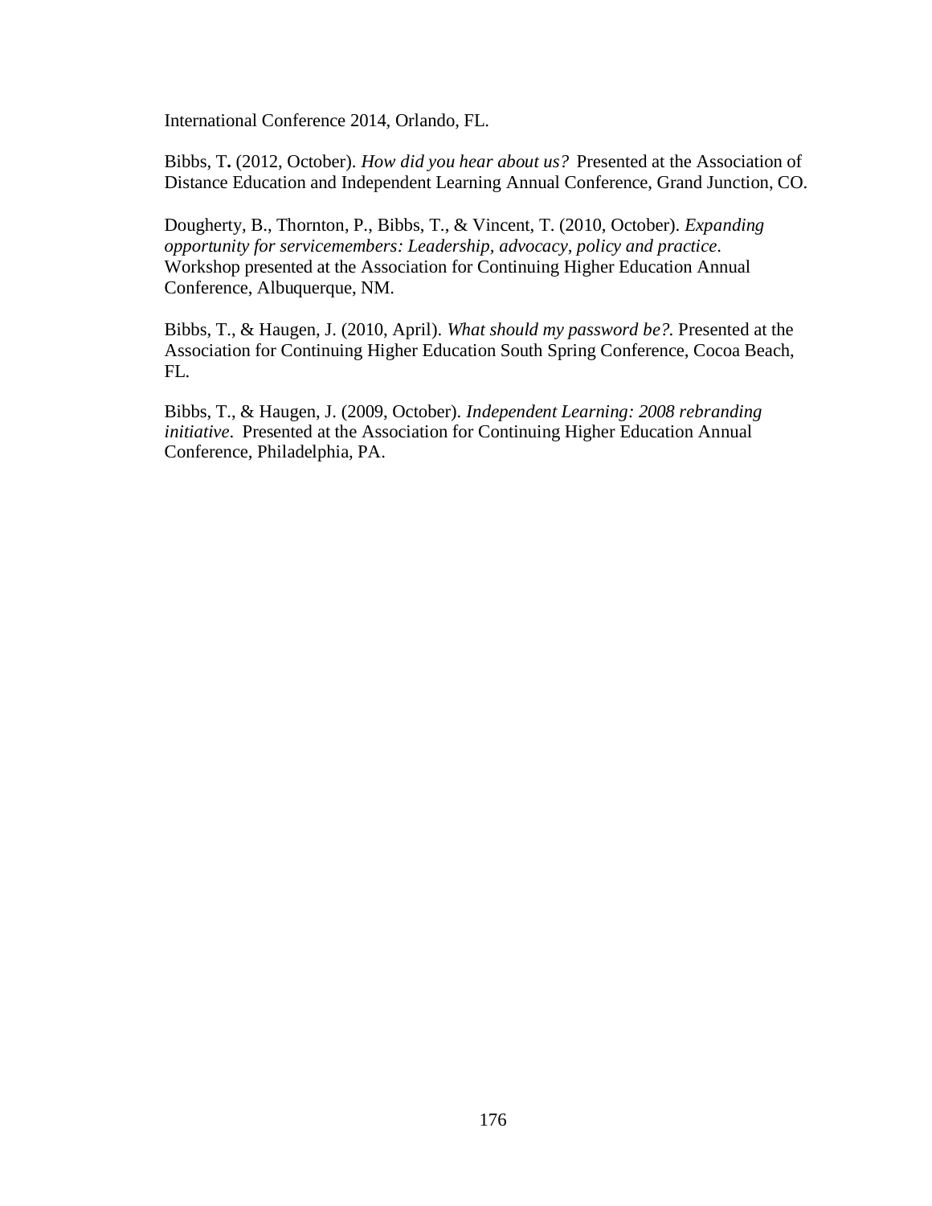International Conference 2014, Orlando, FL.

Bibbs, T**.** (2012, October). *How did you hear about us?* Presented at the Association of Distance Education and Independent Learning Annual Conference, Grand Junction, CO.

Dougherty, B., Thornton, P., Bibbs, T., & Vincent, T. (2010, October). *Expanding opportunity for servicemembers: Leadership, advocacy, policy and practice*. Workshop presented at the Association for Continuing Higher Education Annual Conference, Albuquerque, NM.

Bibbs, T., & Haugen, J. (2010, April). *What should my password be?.* Presented at the Association for Continuing Higher Education South Spring Conference, Cocoa Beach, FL.

Bibbs, T., & Haugen, J. (2009, October). *Independent Learning: 2008 rebranding initiative*. Presented at the Association for Continuing Higher Education Annual Conference, Philadelphia, PA.